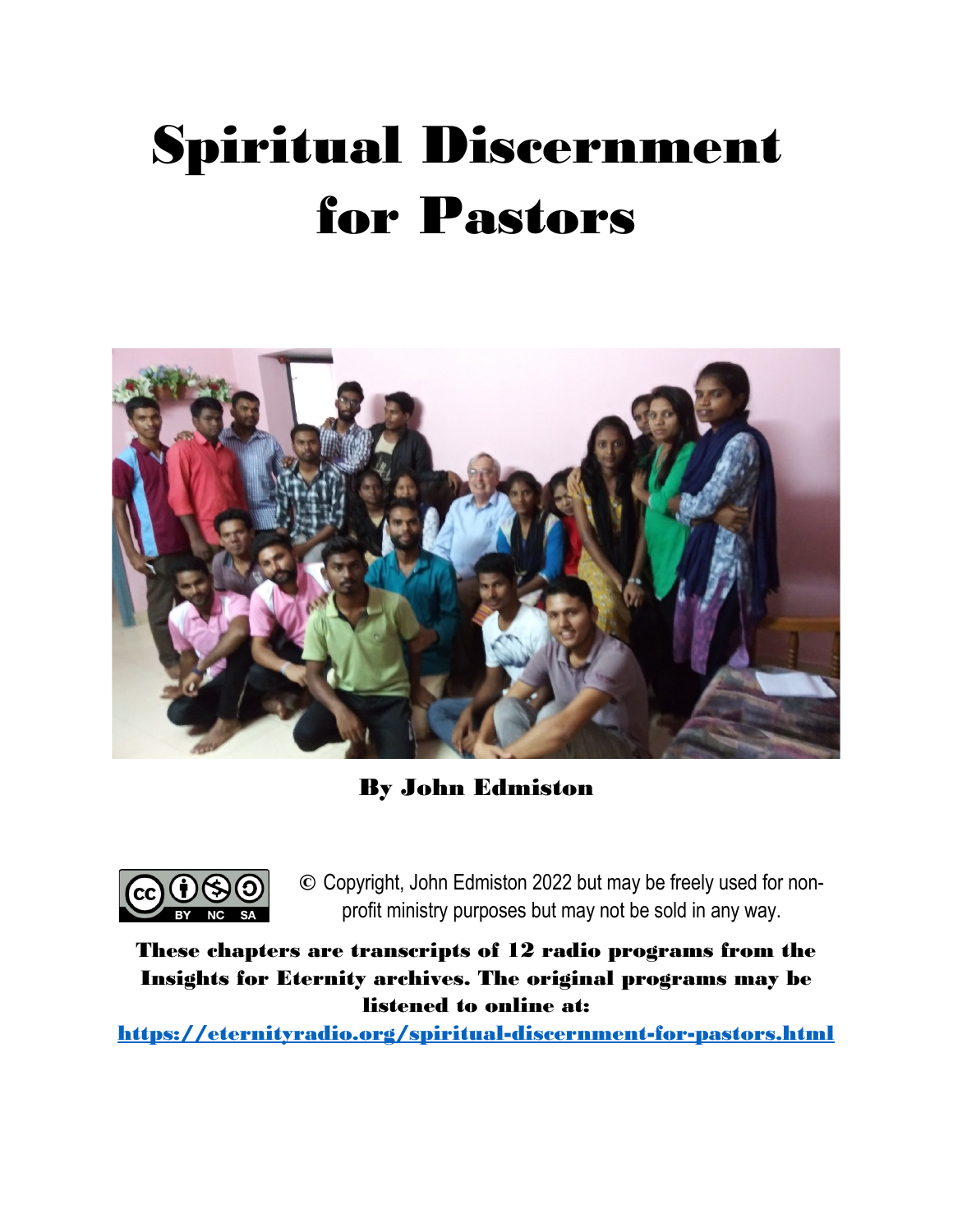# Spiritual Discernment for Pastors

**By John Edmiston**

© Copyright, John Edmiston 2022 but may be freely used for non-profit ministry purposes but may not be sold in any way.

**These chapters are transcripts of 12 radio programs from the Insights for Eternity archives. The original programs may be listened to online at:**

**https://eternityradio.org/spiritual-discernment-for-pastors.html**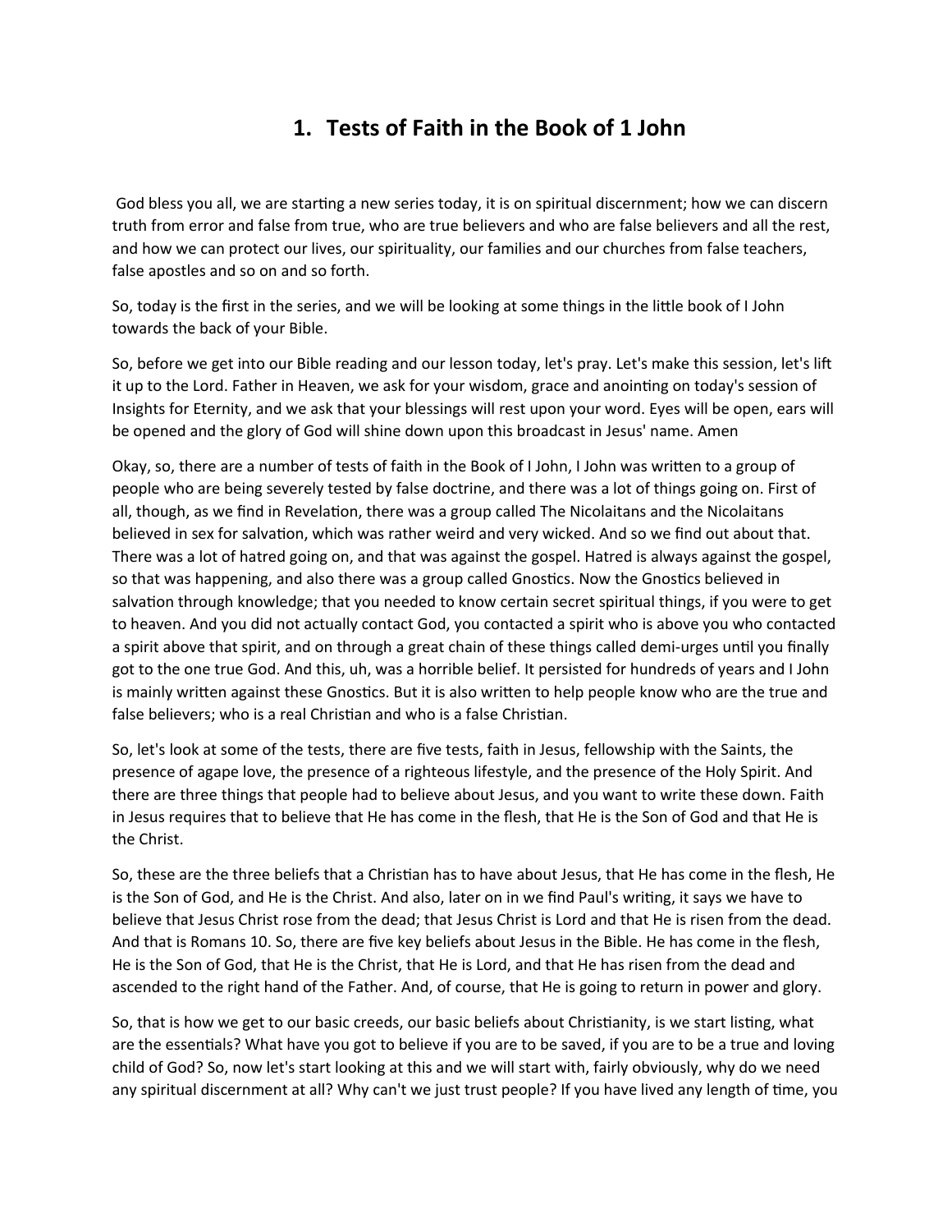# 1. Tests of Faith in the Book of 1 John

God bless you all, we are starting a new series today, it is on spiritual discernment; how we can discern truth from error and false from true, who are true believers and who are false believers and all the rest, and how we can protect our lives, our spirituality, our families and our churches from false teachers, false apostles and so on and so forth.

So, today is the first in the series, and we will be looking at some things in the little book of I John towards the back of your Bible.

So, before we get into our Bible reading and our lesson today, let's pray. Let's make this session, let's lift it up to the Lord. Father in Heaven, we ask for your wisdom, grace and anointing on today's session of Insights for Eternity, and we ask that your blessings will rest upon your word. Eyes will be open, ears will be opened and the glory of God will shine down upon this broadcast in Jesus' name. Amen

Okay, so, there are a number of tests of faith in the Book of I John, I John was written to a group of people who are being severely tested by false doctrine, and there was a lot of things going on. First of all, though, as we find in Revelation, there was a group called The Nicolaitans and the Nicolaitans believed in sex for salvation, which was rather weird and very wicked. And so we find out about that. There was a lot of hatred going on, and that was against the gospel. Hatred is always against the gospel, so that was happening, and also there was a group called Gnostics. Now the Gnostics believed in salvation through knowledge; that you needed to know certain secret spiritual things, if you were to get to heaven. And you did not actually contact God, you contacted a spirit who is above you who contacted a spirit above that spirit, and on through a great chain of these things called demi-urges until you finally got to the one true God. And this, uh, was a horrible belief. It persisted for hundreds of years and I John is mainly written against these Gnostics. But it is also written to help people know who are the true and false believers; who is a real Christian and who is a false Christian.

So, let's look at some of the tests, there are five tests, faith in Jesus, fellowship with the Saints, the presence of agape love, the presence of a righteous lifestyle, and the presence of the Holy Spirit. And there are three things that people had to believe about Jesus, and you want to write these down. Faith in Jesus requires that to believe that He has come in the flesh, that He is the Son of God and that He is the Christ.

So, these are the three beliefs that a Christian has to have about Jesus, that He has come in the flesh, He is the Son of God, and He is the Christ. And also, later on in we find Paul's writing, it says we have to believe that Jesus Christ rose from the dead; that Jesus Christ is Lord and that He is risen from the dead. And that is Romans 10. So, there are five key beliefs about Jesus in the Bible. He has come in the flesh, He is the Son of God, that He is the Christ, that He is Lord, and that He has risen from the dead and ascended to the right hand of the Father. And, of course, that He is going to return in power and glory.

So, that is how we get to our basic creeds, our basic beliefs about Christianity, is we start listing, what are the essentials? What have you got to believe if you are to be saved, if you are to be a true and loving child of God? So, now let's start looking at this and we will start with, fairly obviously, why do we need any spiritual discernment at all? Why can't we just trust people? If you have lived any length of time, you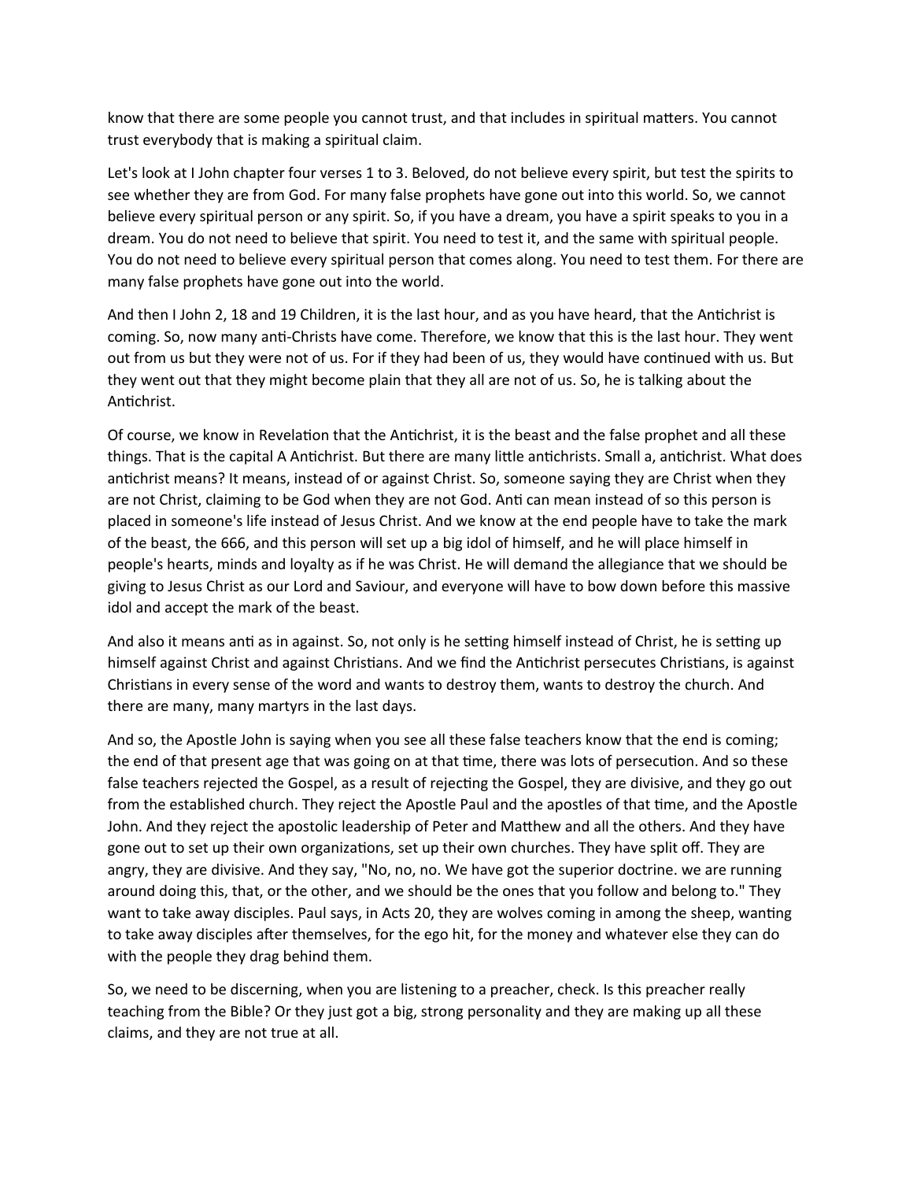know that there are some people you cannot trust, and that includes in spiritual matters. You cannot trust everybody that is making a spiritual claim.

Let's look at I John chapter four verses 1 to 3. Beloved, do not believe every spirit, but test the spirits to see whether they are from God. For many false prophets have gone out into this world. So, we cannot believe every spiritual person or any spirit. So, if you have a dream, you have a spirit speaks to you in a dream. You do not need to believe that spirit. You need to test it, and the same with spiritual people. You do not need to believe every spiritual person that comes along. You need to test them. For there are many false prophets have gone out into the world.

And then I John 2, 18 and 19 Children, it is the last hour, and as you have heard, that the Antichrist is coming. So, now many anti-Christs have come. Therefore, we know that this is the last hour. They went out from us but they were not of us. For if they had been of us, they would have continued with us. But they went out that they might become plain that they all are not of us. So, he is talking about the Antichrist.

Of course, we know in Revelation that the Antichrist, it is the beast and the false prophet and all these things. That is the capital A Antichrist. But there are many little antichrists. Small a, antichrist. What does antichrist means? It means, instead of or against Christ. So, someone saying they are Christ when they are not Christ, claiming to be God when they are not God. Anti can mean instead of so this person is placed in someone's life instead of Jesus Christ. And we know at the end people have to take the mark of the beast, the 666, and this person will set up a big idol of himself, and he will place himself in people's hearts, minds and loyalty as if he was Christ. He will demand the allegiance that we should be giving to Jesus Christ as our Lord and Saviour, and everyone will have to bow down before this massive idol and accept the mark of the beast.

And also it means anti as in against. So, not only is he setting himself instead of Christ, he is setting up himself against Christ and against Christians. And we find the Antichrist persecutes Christians, is against Christians in every sense of the word and wants to destroy them, wants to destroy the church. And there are many, many martyrs in the last days.

And so, the Apostle John is saying when you see all these false teachers know that the end is coming; the end of that present age that was going on at that time, there was lots of persecution. And so these false teachers rejected the Gospel, as a result of rejecting the Gospel, they are divisive, and they go out from the established church. They reject the Apostle Paul and the apostles of that time, and the Apostle John. And they reject the apostolic leadership of Peter and Matthew and all the others. And they have gone out to set up their own organizations, set up their own churches. They have split off. They are angry, they are divisive. And they say, "No, no, no. We have got the superior doctrine. we are running around doing this, that, or the other, and we should be the ones that you follow and belong to." They want to take away disciples. Paul says, in Acts 20, they are wolves coming in among the sheep, wanting to take away disciples after themselves, for the ego hit, for the money and whatever else they can do with the people they drag behind them.

So, we need to be discerning, when you are listening to a preacher, check. Is this preacher really teaching from the Bible? Or they just got a big, strong personality and they are making up all these claims, and they are not true at all.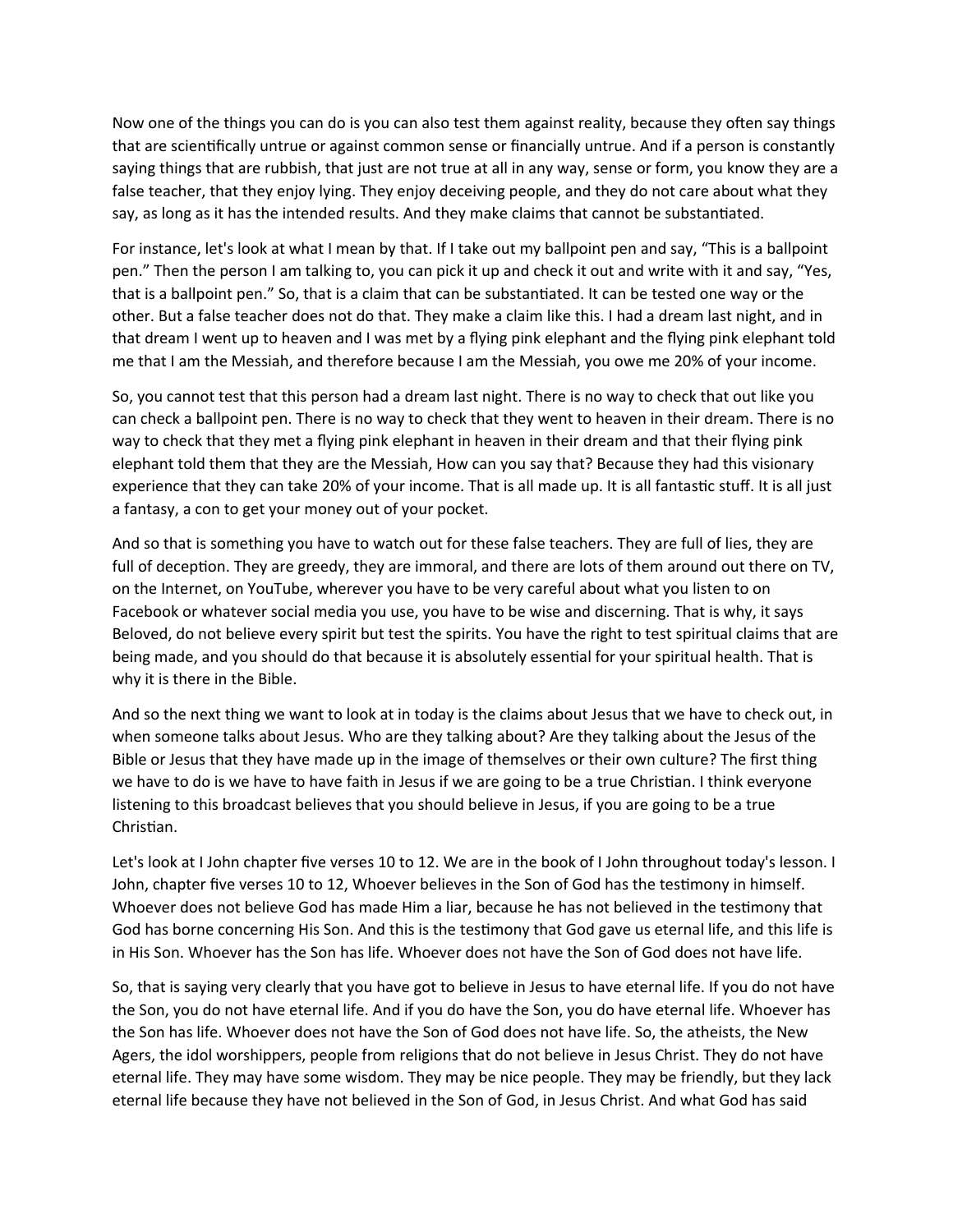Now one of the things you can do is you can also test them against reality, because they often say things that are scientifically untrue or against common sense or financially untrue. And if a person is constantly saying things that are rubbish, that just are not true at all in any way, sense or form, you know they are a false teacher, that they enjoy lying. They enjoy deceiving people, and they do not care about what they say, as long as it has the intended results. And they make claims that cannot be substantiated.

For instance, let's look at what I mean by that. If I take out my ballpoint pen and say, "This is a ballpoint pen." Then the person I am talking to, you can pick it up and check it out and write with it and say, "Yes, that is a ballpoint pen." So, that is a claim that can be substantiated. It can be tested one way or the other. But a false teacher does not do that. They make a claim like this. I had a dream last night, and in that dream I went up to heaven and I was met by a flying pink elephant and the flying pink elephant told me that I am the Messiah, and therefore because I am the Messiah, you owe me 20% of your income.

So, you cannot test that this person had a dream last night. There is no way to check that out like you can check a ballpoint pen. There is no way to check that they went to heaven in their dream. There is no way to check that they met a flying pink elephant in heaven in their dream and that their flying pink elephant told them that they are the Messiah, How can you say that? Because they had this visionary experience that they can take 20% of your income. That is all made up. It is all fantastic stuff. It is all just a fantasy, a con to get your money out of your pocket.

And so that is something you have to watch out for these false teachers. They are full of lies, they are full of deception. They are greedy, they are immoral, and there are lots of them around out there on TV, on the Internet, on YouTube, wherever you have to be very careful about what you listen to on Facebook or whatever social media you use, you have to be wise and discerning. That is why, it says Beloved, do not believe every spirit but test the spirits. You have the right to test spiritual claims that are being made, and you should do that because it is absolutely essential for your spiritual health. That is why it is there in the Bible.

And so the next thing we want to look at in today is the claims about Jesus that we have to check out, in when someone talks about Jesus. Who are they talking about? Are they talking about the Jesus of the Bible or Jesus that they have made up in the image of themselves or their own culture? The first thing we have to do is we have to have faith in Jesus if we are going to be a true Christian. I think everyone listening to this broadcast believes that you should believe in Jesus, if you are going to be a true Christian.

Let's look at I John chapter five verses 10 to 12. We are in the book of I John throughout today's lesson. I John, chapter five verses 10 to 12, Whoever believes in the Son of God has the testimony in himself. Whoever does not believe God has made Him a liar, because he has not believed in the testimony that God has borne concerning His Son. And this is the testimony that God gave us eternal life, and this life is in His Son. Whoever has the Son has life. Whoever does not have the Son of God does not have life.

So, that is saying very clearly that you have got to believe in Jesus to have eternal life. If you do not have the Son, you do not have eternal life. And if you do have the Son, you do have eternal life. Whoever has the Son has life. Whoever does not have the Son of God does not have life. So, the atheists, the New Agers, the idol worshippers, people from religions that do not believe in Jesus Christ. They do not have eternal life. They may have some wisdom. They may be nice people. They may be friendly, but they lack eternal life because they have not believed in the Son of God, in Jesus Christ. And what God has said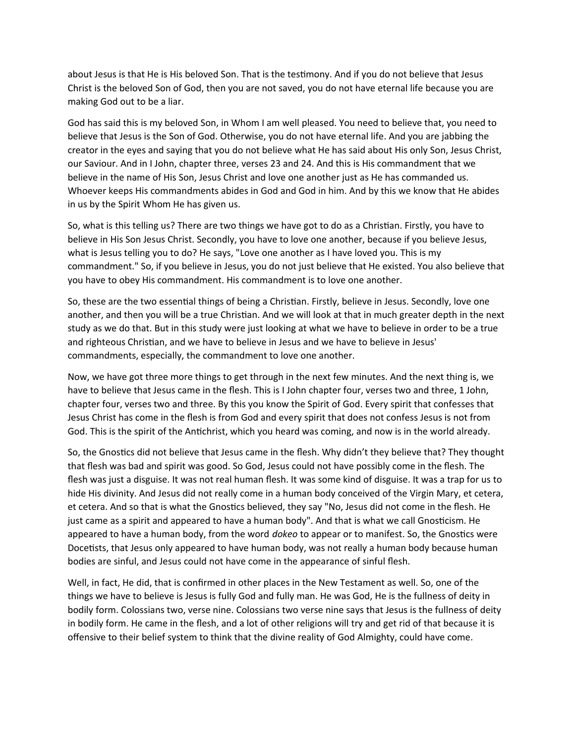about Jesus is that He is His beloved Son. That is the testimony. And if you do not believe that Jesus Christ is the beloved Son of God, then you are not saved, you do not have eternal life because you are making God out to be a liar.

God has said this is my beloved Son, in Whom I am well pleased. You need to believe that, you need to believe that Jesus is the Son of God. Otherwise, you do not have eternal life. And you are jabbing the creator in the eyes and saying that you do not believe what He has said about His only Son, Jesus Christ, our Saviour. And in I John, chapter three, verses 23 and 24. And this is His commandment that we believe in the name of His Son, Jesus Christ and love one another just as He has commanded us. Whoever keeps His commandments abides in God and God in him. And by this we know that He abides in us by the Spirit Whom He has given us.

So, what is this telling us? There are two things we have got to do as a Christian. Firstly, you have to believe in His Son Jesus Christ. Secondly, you have to love one another, because if you believe Jesus, what is Jesus telling you to do? He says, "Love one another as I have loved you. This is my commandment." So, if you believe in Jesus, you do not just believe that He existed. You also believe that you have to obey His commandment. His commandment is to love one another.

So, these are the two essential things of being a Christian. Firstly, believe in Jesus. Secondly, love one another, and then you will be a true Christian. And we will look at that in much greater depth in the next study as we do that. But in this study were just looking at what we have to believe in order to be a true and righteous Christian, and we have to believe in Jesus and we have to believe in Jesus' commandments, especially, the commandment to love one another.

Now, we have got three more things to get through in the next few minutes. And the next thing is, we have to believe that Jesus came in the flesh. This is I John chapter four, verses two and three, 1 John, chapter four, verses two and three. By this you know the Spirit of God. Every spirit that confesses that Jesus Christ has come in the flesh is from God and every spirit that does not confess Jesus is not from God. This is the spirit of the Antichrist, which you heard was coming, and now is in the world already.

So, the Gnostics did not believe that Jesus came in the flesh. Why didn't they believe that? They thought that flesh was bad and spirit was good. So God, Jesus could not have possibly come in the flesh. The flesh was just a disguise. It was not real human flesh. It was some kind of disguise. It was a trap for us to hide His divinity. And Jesus did not really come in a human body conceived of the Virgin Mary, et cetera, et cetera. And so that is what the Gnostics believed, they say "No, Jesus did not come in the flesh. He just came as a spirit and appeared to have a human body". And that is what we call Gnosticism. He appeared to have a human body, from the word *dokeo* to appear or to manifest. So, the Gnostics were Docetists, that Jesus only appeared to have human body, was not really a human body because human bodies are sinful, and Jesus could not have come in the appearance of sinful flesh.

Well, in fact, He did, that is confirmed in other places in the New Testament as well. So, one of the things we have to believe is Jesus is fully God and fully man. He was God, He is the fullness of deity in bodily form. Colossians two, verse nine. Colossians two verse nine says that Jesus is the fullness of deity in bodily form. He came in the flesh, and a lot of other religions will try and get rid of that because it is offensive to their belief system to think that the divine reality of God Almighty, could have come.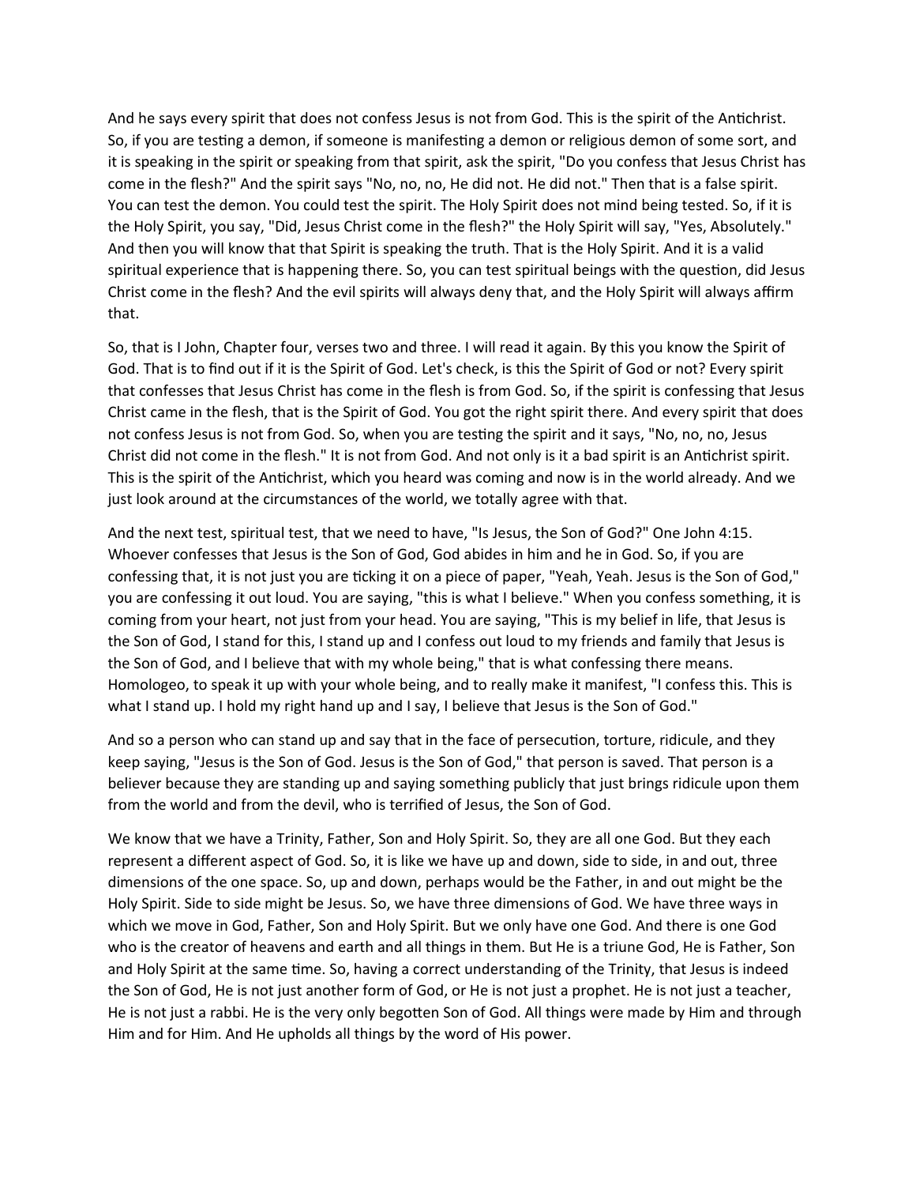And he says every spirit that does not confess Jesus is not from God. This is the spirit of the Antichrist. So, if you are testing a demon, if someone is manifesting a demon or religious demon of some sort, and it is speaking in the spirit or speaking from that spirit, ask the spirit, "Do you confess that Jesus Christ has come in the flesh?" And the spirit says "No, no, no, He did not. He did not." Then that is a false spirit. You can test the demon. You could test the spirit. The Holy Spirit does not mind being tested. So, if it is the Holy Spirit, you say, "Did, Jesus Christ come in the flesh?" the Holy Spirit will say, "Yes, Absolutely." And then you will know that that Spirit is speaking the truth. That is the Holy Spirit. And it is a valid spiritual experience that is happening there. So, you can test spiritual beings with the question, did Jesus Christ come in the flesh? And the evil spirits will always deny that, and the Holy Spirit will always affirm that.

So, that is I John, Chapter four, verses two and three. I will read it again. By this you know the Spirit of God. That is to find out if it is the Spirit of God. Let's check, is this the Spirit of God or not? Every spirit that confesses that Jesus Christ has come in the flesh is from God. So, if the spirit is confessing that Jesus Christ came in the flesh, that is the Spirit of God. You got the right spirit there. And every spirit that does not confess Jesus is not from God. So, when you are testing the spirit and it says, "No, no, no, Jesus Christ did not come in the flesh." It is not from God. And not only is it a bad spirit is an Antichrist spirit. This is the spirit of the Antichrist, which you heard was coming and now is in the world already. And we just look around at the circumstances of the world, we totally agree with that.

And the next test, spiritual test, that we need to have, "Is Jesus, the Son of God?" One John 4:15. Whoever confesses that Jesus is the Son of God, God abides in him and he in God. So, if you are confessing that, it is not just you are ticking it on a piece of paper, "Yeah, Yeah. Jesus is the Son of God," you are confessing it out loud. You are saying, "this is what I believe." When you confess something, it is coming from your heart, not just from your head. You are saying, "This is my belief in life, that Jesus is the Son of God, I stand for this, I stand up and I confess out loud to my friends and family that Jesus is the Son of God, and I believe that with my whole being," that is what confessing there means. Homologeo, to speak it up with your whole being, and to really make it manifest, "I confess this. This is what I stand up. I hold my right hand up and I say, I believe that Jesus is the Son of God."

And so a person who can stand up and say that in the face of persecution, torture, ridicule, and they keep saying, "Jesus is the Son of God. Jesus is the Son of God," that person is saved. That person is a believer because they are standing up and saying something publicly that just brings ridicule upon them from the world and from the devil, who is terrified of Jesus, the Son of God.

We know that we have a Trinity, Father, Son and Holy Spirit. So, they are all one God. But they each represent a different aspect of God. So, it is like we have up and down, side to side, in and out, three dimensions of the one space. So, up and down, perhaps would be the Father, in and out might be the Holy Spirit. Side to side might be Jesus. So, we have three dimensions of God. We have three ways in which we move in God, Father, Son and Holy Spirit. But we only have one God. And there is one God who is the creator of heavens and earth and all things in them. But He is a triune God, He is Father, Son and Holy Spirit at the same time. So, having a correct understanding of the Trinity, that Jesus is indeed the Son of God, He is not just another form of God, or He is not just a prophet. He is not just a teacher, He is not just a rabbi. He is the very only begotten Son of God. All things were made by Him and through Him and for Him. And He upholds all things by the word of His power.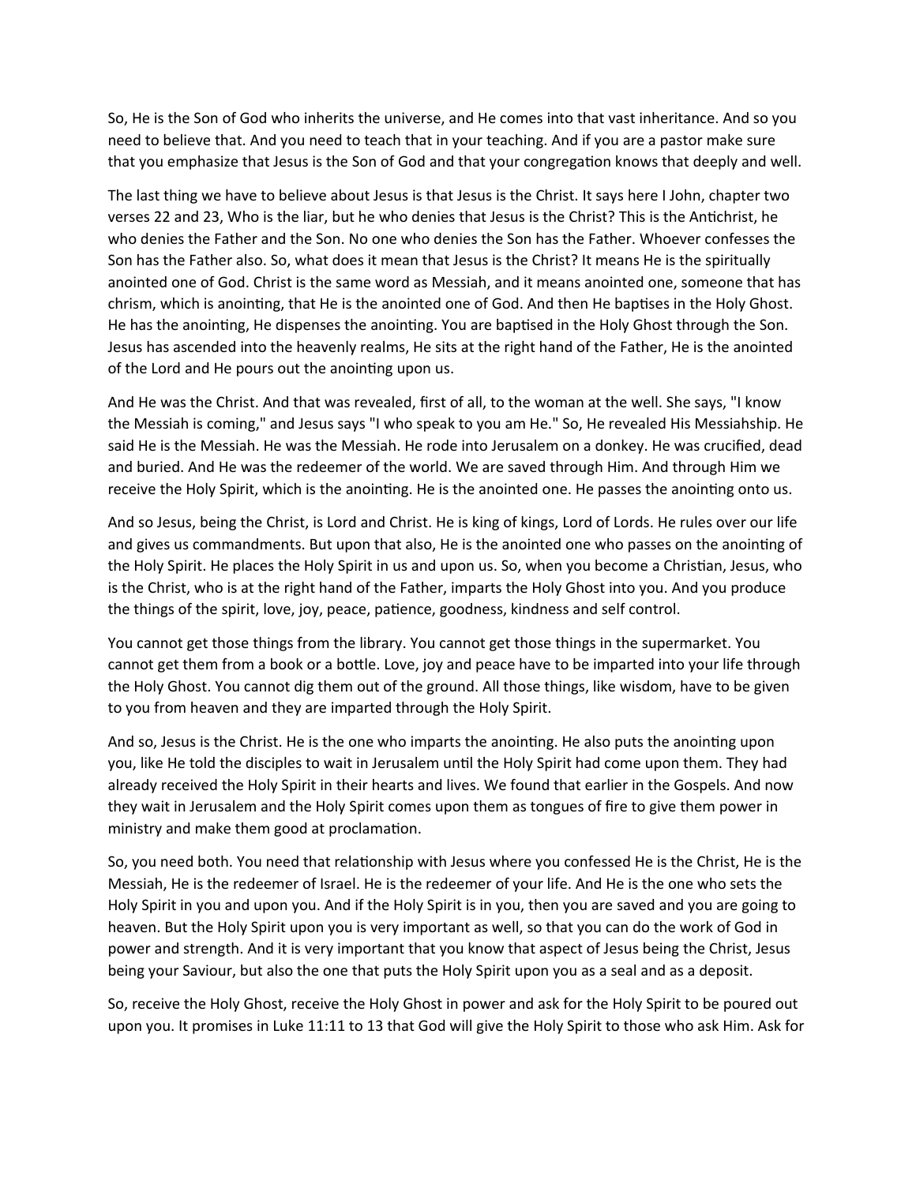So, He is the Son of God who inherits the universe, and He comes into that vast inheritance. And so you need to believe that. And you need to teach that in your teaching. And if you are a pastor make sure that you emphasize that Jesus is the Son of God and that your congregation knows that deeply and well.

The last thing we have to believe about Jesus is that Jesus is the Christ. It says here I John, chapter two verses 22 and 23, Who is the liar, but he who denies that Jesus is the Christ? This is the Antichrist, he who denies the Father and the Son. No one who denies the Son has the Father. Whoever confesses the Son has the Father also. So, what does it mean that Jesus is the Christ? It means He is the spiritually anointed one of God. Christ is the same word as Messiah, and it means anointed one, someone that has chrism, which is anointing, that He is the anointed one of God. And then He baptises in the Holy Ghost. He has the anointing, He dispenses the anointing. You are baptised in the Holy Ghost through the Son. Jesus has ascended into the heavenly realms, He sits at the right hand of the Father, He is the anointed of the Lord and He pours out the anointing upon us.

And He was the Christ. And that was revealed, first of all, to the woman at the well. She says, "I know the Messiah is coming," and Jesus says "I who speak to you am He." So, He revealed His Messiahship. He said He is the Messiah. He was the Messiah. He rode into Jerusalem on a donkey. He was crucified, dead and buried. And He was the redeemer of the world. We are saved through Him. And through Him we receive the Holy Spirit, which is the anointing. He is the anointed one. He passes the anointing onto us.

And so Jesus, being the Christ, is Lord and Christ. He is king of kings, Lord of Lords. He rules over our life and gives us commandments. But upon that also, He is the anointed one who passes on the anointing of the Holy Spirit. He places the Holy Spirit in us and upon us. So, when you become a Christian, Jesus, who is the Christ, who is at the right hand of the Father, imparts the Holy Ghost into you. And you produce the things of the spirit, love, joy, peace, patience, goodness, kindness and self control.

You cannot get those things from the library. You cannot get those things in the supermarket. You cannot get them from a book or a bottle. Love, joy and peace have to be imparted into your life through the Holy Ghost. You cannot dig them out of the ground. All those things, like wisdom, have to be given to you from heaven and they are imparted through the Holy Spirit.

And so, Jesus is the Christ. He is the one who imparts the anointing. He also puts the anointing upon you, like He told the disciples to wait in Jerusalem until the Holy Spirit had come upon them. They had already received the Holy Spirit in their hearts and lives. We found that earlier in the Gospels. And now they wait in Jerusalem and the Holy Spirit comes upon them as tongues of fire to give them power in ministry and make them good at proclamation.

So, you need both. You need that relationship with Jesus where you confessed He is the Christ, He is the Messiah, He is the redeemer of Israel. He is the redeemer of your life. And He is the one who sets the Holy Spirit in you and upon you. And if the Holy Spirit is in you, then you are saved and you are going to heaven. But the Holy Spirit upon you is very important as well, so that you can do the work of God in power and strength. And it is very important that you know that aspect of Jesus being the Christ, Jesus being your Saviour, but also the one that puts the Holy Spirit upon you as a seal and as a deposit.

So, receive the Holy Ghost, receive the Holy Ghost in power and ask for the Holy Spirit to be poured out upon you. It promises in Luke 11:11 to 13 that God will give the Holy Spirit to those who ask Him. Ask for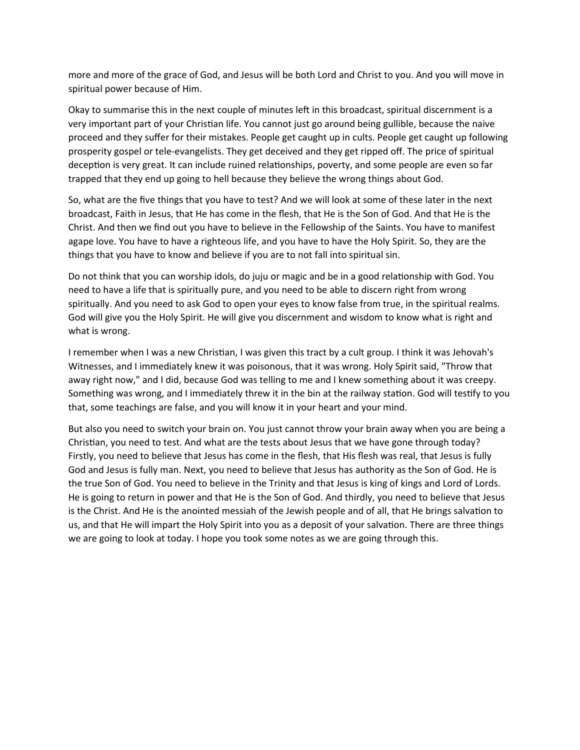more and more of the grace of God, and Jesus will be both Lord and Christ to you. And you will move in spiritual power because of Him.

Okay to summarise this in the next couple of minutes left in this broadcast, spiritual discernment is a very important part of your Christian life. You cannot just go around being gullible, because the naive proceed and they suffer for their mistakes. People get caught up in cults. People get caught up following prosperity gospel or tele-evangelists. They get deceived and they get ripped off. The price of spiritual deception is very great. It can include ruined relationships, poverty, and some people are even so far trapped that they end up going to hell because they believe the wrong things about God.

So, what are the five things that you have to test? And we will look at some of these later in the next broadcast, Faith in Jesus, that He has come in the flesh, that He is the Son of God. And that He is the Christ. And then we find out you have to believe in the Fellowship of the Saints. You have to manifest agape love. You have to have a righteous life, and you have to have the Holy Spirit. So, they are the things that you have to know and believe if you are to not fall into spiritual sin.

Do not think that you can worship idols, do juju or magic and be in a good relationship with God. You need to have a life that is spiritually pure, and you need to be able to discern right from wrong spiritually. And you need to ask God to open your eyes to know false from true, in the spiritual realms. God will give you the Holy Spirit. He will give you discernment and wisdom to know what is right and what is wrong.

I remember when I was a new Christian, I was given this tract by a cult group. I think it was Jehovah's Witnesses, and I immediately knew it was poisonous, that it was wrong. Holy Spirit said, "Throw that away right now," and I did, because God was telling to me and I knew something about it was creepy. Something was wrong, and I immediately threw it in the bin at the railway station. God will testify to you that, some teachings are false, and you will know it in your heart and your mind.

But also you need to switch your brain on. You just cannot throw your brain away when you are being a Christian, you need to test. And what are the tests about Jesus that we have gone through today? Firstly, you need to believe that Jesus has come in the flesh, that His flesh was real, that Jesus is fully God and Jesus is fully man. Next, you need to believe that Jesus has authority as the Son of God. He is the true Son of God. You need to believe in the Trinity and that Jesus is king of kings and Lord of Lords. He is going to return in power and that He is the Son of God. And thirdly, you need to believe that Jesus is the Christ. And He is the anointed messiah of the Jewish people and of all, that He brings salvation to us, and that He will impart the Holy Spirit into you as a deposit of your salvation. There are three things we are going to look at today. I hope you took some notes as we are going through this.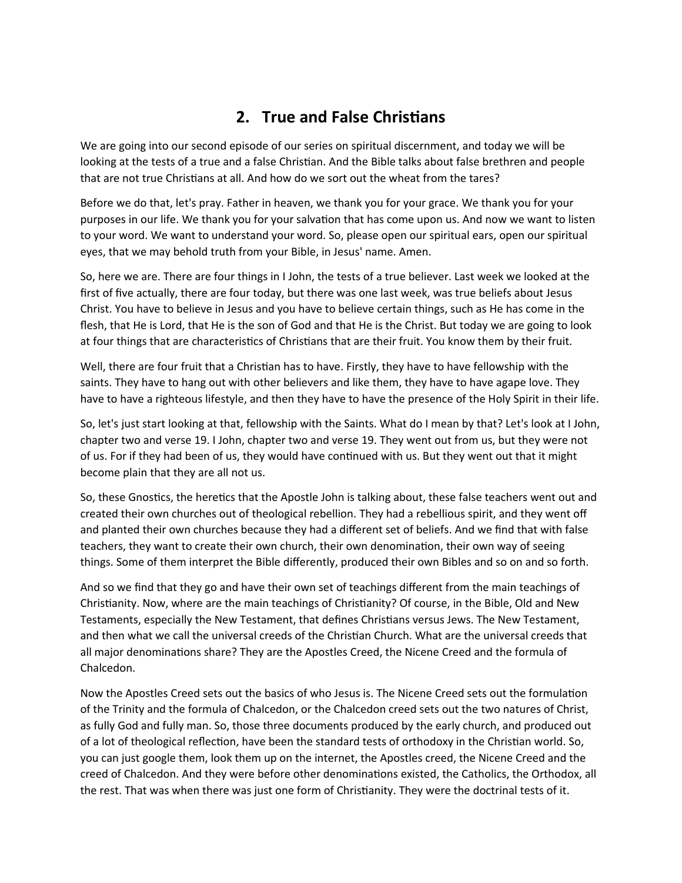## 2. True and False Christians

We are going into our second episode of our series on spiritual discernment, and today we will be looking at the tests of a true and a false Christian. And the Bible talks about false brethren and people that are not true Christians at all. And how do we sort out the wheat from the tares?

Before we do that, let's pray. Father in heaven, we thank you for your grace. We thank you for your purposes in our life. We thank you for your salvation that has come upon us. And now we want to listen to your word. We want to understand your word. So, please open our spiritual ears, open our spiritual eyes, that we may behold truth from your Bible, in Jesus' name. Amen.

So, here we are. There are four things in I John, the tests of a true believer. Last week we looked at the first of five actually, there are four today, but there was one last week, was true beliefs about Jesus Christ. You have to believe in Jesus and you have to believe certain things, such as He has come in the flesh, that He is Lord, that He is the son of God and that He is the Christ. But today we are going to look at four things that are characteristics of Christians that are their fruit. You know them by their fruit.

Well, there are four fruit that a Christian has to have. Firstly, they have to have fellowship with the saints. They have to hang out with other believers and like them, they have to have agape love. They have to have a righteous lifestyle, and then they have to have the presence of the Holy Spirit in their life.

So, let's just start looking at that, fellowship with the Saints. What do I mean by that? Let's look at I John, chapter two and verse 19. I John, chapter two and verse 19. They went out from us, but they were not of us. For if they had been of us, they would have continued with us. But they went out that it might become plain that they are all not us.

So, these Gnostics, the heretics that the Apostle John is talking about, these false teachers went out and created their own churches out of theological rebellion. They had a rebellious spirit, and they went off and planted their own churches because they had a different set of beliefs. And we find that with false teachers, they want to create their own church, their own denomination, their own way of seeing things. Some of them interpret the Bible differently, produced their own Bibles and so on and so forth.

And so we find that they go and have their own set of teachings different from the main teachings of Christianity. Now, where are the main teachings of Christianity? Of course, in the Bible, Old and New Testaments, especially the New Testament, that defines Christians versus Jews. The New Testament, and then what we call the universal creeds of the Christian Church. What are the universal creeds that all major denominations share? They are the Apostles Creed, the Nicene Creed and the formula of Chalcedon.

Now the Apostles Creed sets out the basics of who Jesus is. The Nicene Creed sets out the formulation of the Trinity and the formula of Chalcedon, or the Chalcedon creed sets out the two natures of Christ, as fully God and fully man. So, those three documents produced by the early church, and produced out of a lot of theological reflection, have been the standard tests of orthodoxy in the Christian world. So, you can just google them, look them up on the internet, the Apostles creed, the Nicene Creed and the creed of Chalcedon. And they were before other denominations existed, the Catholics, the Orthodox, all the rest. That was when there was just one form of Christianity. They were the doctrinal tests of it.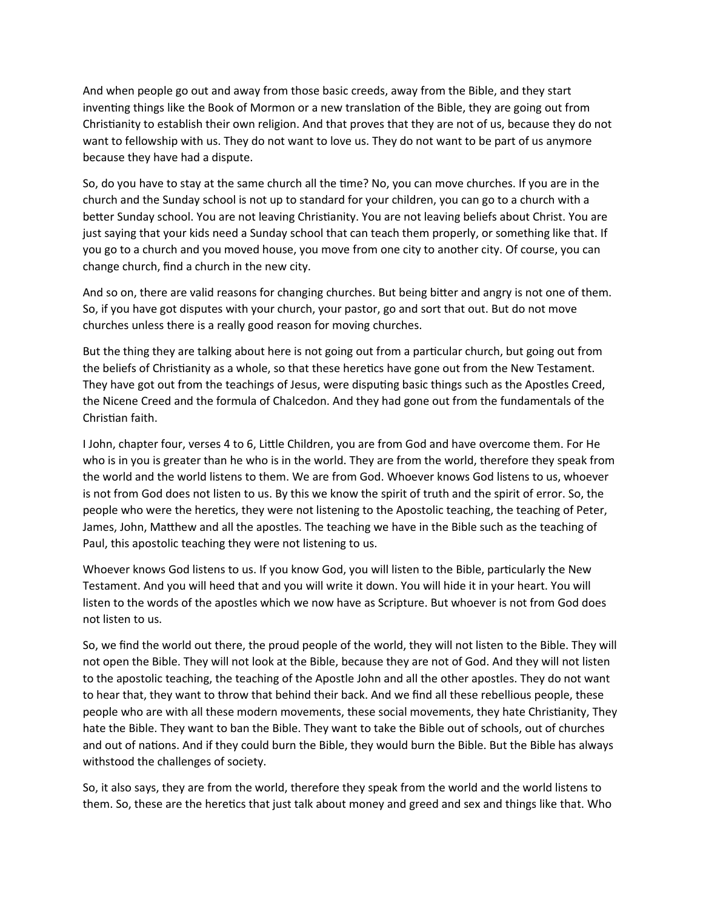And when people go out and away from those basic creeds, away from the Bible, and they start inventing things like the Book of Mormon or a new translation of the Bible, they are going out from Christianity to establish their own religion. And that proves that they are not of us, because they do not want to fellowship with us. They do not want to love us. They do not want to be part of us anymore because they have had a dispute.

So, do you have to stay at the same church all the time? No, you can move churches. If you are in the church and the Sunday school is not up to standard for your children, you can go to a church with a better Sunday school. You are not leaving Christianity. You are not leaving beliefs about Christ. You are just saying that your kids need a Sunday school that can teach them properly, or something like that. If you go to a church and you moved house, you move from one city to another city. Of course, you can change church, find a church in the new city.

And so on, there are valid reasons for changing churches. But being bitter and angry is not one of them. So, if you have got disputes with your church, your pastor, go and sort that out. But do not move churches unless there is a really good reason for moving churches.

But the thing they are talking about here is not going out from a particular church, but going out from the beliefs of Christianity as a whole, so that these heretics have gone out from the New Testament. They have got out from the teachings of Jesus, were disputing basic things such as the Apostles Creed, the Nicene Creed and the formula of Chalcedon. And they had gone out from the fundamentals of the Christian faith.

I John, chapter four, verses 4 to 6, Little Children, you are from God and have overcome them. For He who is in you is greater than he who is in the world. They are from the world, therefore they speak from the world and the world listens to them. We are from God. Whoever knows God listens to us, whoever is not from God does not listen to us. By this we know the spirit of truth and the spirit of error. So, the people who were the heretics, they were not listening to the Apostolic teaching, the teaching of Peter, James, John, Matthew and all the apostles. The teaching we have in the Bible such as the teaching of Paul, this apostolic teaching they were not listening to us.

Whoever knows God listens to us. If you know God, you will listen to the Bible, particularly the New Testament. And you will heed that and you will write it down. You will hide it in your heart. You will listen to the words of the apostles which we now have as Scripture. But whoever is not from God does not listen to us.

So, we find the world out there, the proud people of the world, they will not listen to the Bible. They will not open the Bible. They will not look at the Bible, because they are not of God. And they will not listen to the apostolic teaching, the teaching of the Apostle John and all the other apostles. They do not want to hear that, they want to throw that behind their back. And we find all these rebellious people, these people who are with all these modern movements, these social movements, they hate Christianity, They hate the Bible. They want to ban the Bible. They want to take the Bible out of schools, out of churches and out of nations. And if they could burn the Bible, they would burn the Bible. But the Bible has always withstood the challenges of society.

So, it also says, they are from the world, therefore they speak from the world and the world listens to them. So, these are the heretics that just talk about money and greed and sex and things like that. Who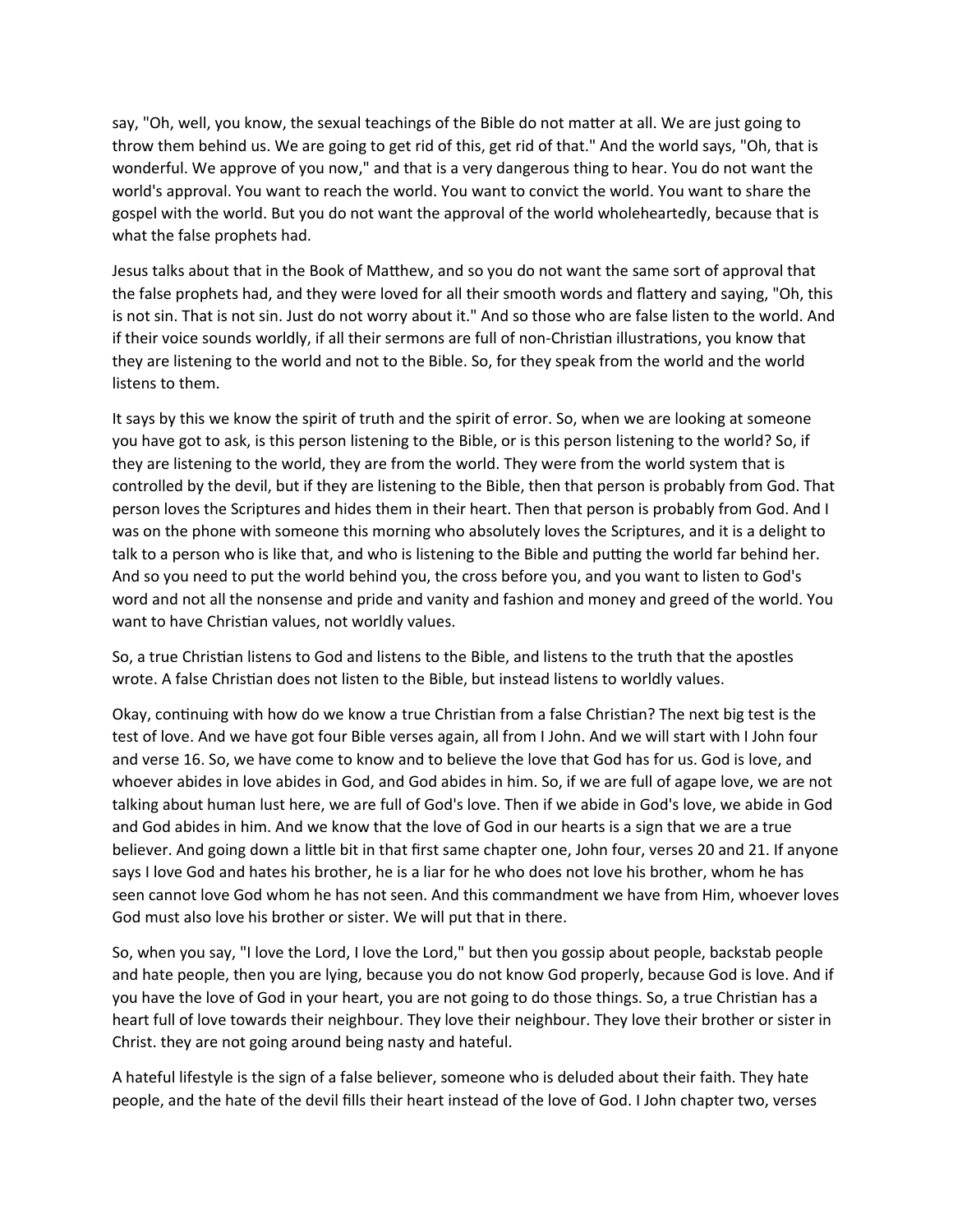say, "Oh, well, you know, the sexual teachings of the Bible do not matter at all. We are just going to throw them behind us. We are going to get rid of this, get rid of that." And the world says, "Oh, that is wonderful. We approve of you now," and that is a very dangerous thing to hear. You do not want the world's approval. You want to reach the world. You want to convict the world. You want to share the gospel with the world. But you do not want the approval of the world wholeheartedly, because that is what the false prophets had.

Jesus talks about that in the Book of Matthew, and so you do not want the same sort of approval that the false prophets had, and they were loved for all their smooth words and flattery and saying, "Oh, this is not sin. That is not sin. Just do not worry about it." And so those who are false listen to the world. And if their voice sounds worldly, if all their sermons are full of non-Christian illustrations, you know that they are listening to the world and not to the Bible. So, for they speak from the world and the world listens to them.

It says by this we know the spirit of truth and the spirit of error. So, when we are looking at someone you have got to ask, is this person listening to the Bible, or is this person listening to the world? So, if they are listening to the world, they are from the world. They were from the world system that is controlled by the devil, but if they are listening to the Bible, then that person is probably from God. That person loves the Scriptures and hides them in their heart. Then that person is probably from God. And I was on the phone with someone this morning who absolutely loves the Scriptures, and it is a delight to talk to a person who is like that, and who is listening to the Bible and putting the world far behind her. And so you need to put the world behind you, the cross before you, and you want to listen to God's word and not all the nonsense and pride and vanity and fashion and money and greed of the world. You want to have Christian values, not worldly values.

So, a true Christian listens to God and listens to the Bible, and listens to the truth that the apostles wrote. A false Christian does not listen to the Bible, but instead listens to worldly values.

Okay, continuing with how do we know a true Christian from a false Christian? The next big test is the test of love. And we have got four Bible verses again, all from I John. And we will start with I John four and verse 16. So, we have come to know and to believe the love that God has for us. God is love, and whoever abides in love abides in God, and God abides in him. So, if we are full of agape love, we are not talking about human lust here, we are full of God's love. Then if we abide in God's love, we abide in God and God abides in him. And we know that the love of God in our hearts is a sign that we are a true believer. And going down a little bit in that first same chapter one, John four, verses 20 and 21. If anyone says I love God and hates his brother, he is a liar for he who does not love his brother, whom he has seen cannot love God whom he has not seen. And this commandment we have from Him, whoever loves God must also love his brother or sister. We will put that in there.

So, when you say, "I love the Lord, I love the Lord," but then you gossip about people, backstab people and hate people, then you are lying, because you do not know God properly, because God is love. And if you have the love of God in your heart, you are not going to do those things. So, a true Christian has a heart full of love towards their neighbour. They love their neighbour. They love their brother or sister in Christ. they are not going around being nasty and hateful.

A hateful lifestyle is the sign of a false believer, someone who is deluded about their faith. They hate people, and the hate of the devil fills their heart instead of the love of God. I John chapter two, verses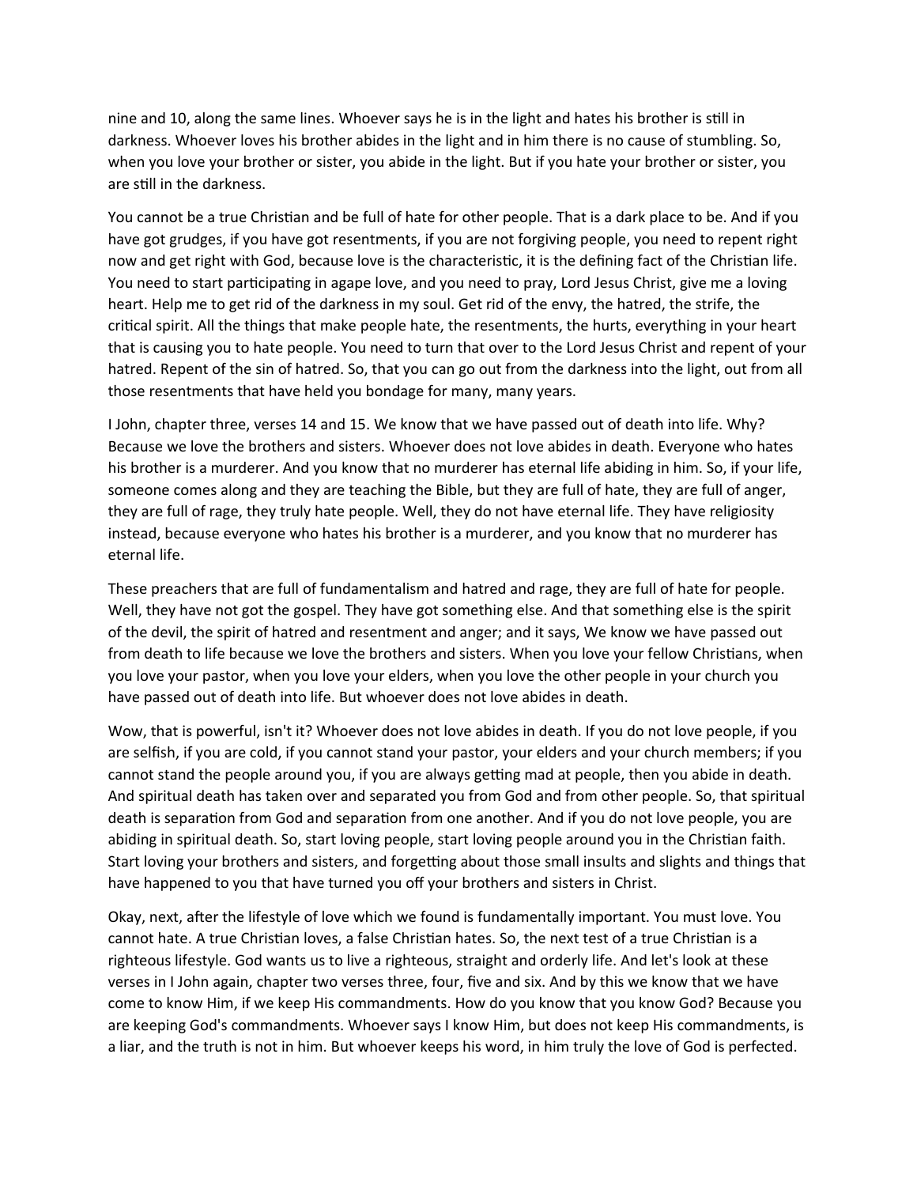nine and 10, along the same lines. Whoever says he is in the light and hates his brother is still in darkness. Whoever loves his brother abides in the light and in him there is no cause of stumbling. So, when you love your brother or sister, you abide in the light. But if you hate your brother or sister, you are still in the darkness.

You cannot be a true Christian and be full of hate for other people. That is a dark place to be. And if you have got grudges, if you have got resentments, if you are not forgiving people, you need to repent right now and get right with God, because love is the characteristic, it is the defining fact of the Christian life. You need to start participating in agape love, and you need to pray, Lord Jesus Christ, give me a loving heart. Help me to get rid of the darkness in my soul. Get rid of the envy, the hatred, the strife, the critical spirit. All the things that make people hate, the resentments, the hurts, everything in your heart that is causing you to hate people. You need to turn that over to the Lord Jesus Christ and repent of your hatred. Repent of the sin of hatred. So, that you can go out from the darkness into the light, out from all those resentments that have held you bondage for many, many years.

I John, chapter three, verses 14 and 15. We know that we have passed out of death into life. Why? Because we love the brothers and sisters. Whoever does not love abides in death. Everyone who hates his brother is a murderer. And you know that no murderer has eternal life abiding in him. So, if your life, someone comes along and they are teaching the Bible, but they are full of hate, they are full of anger, they are full of rage, they truly hate people. Well, they do not have eternal life. They have religiosity instead, because everyone who hates his brother is a murderer, and you know that no murderer has eternal life.

These preachers that are full of fundamentalism and hatred and rage, they are full of hate for people. Well, they have not got the gospel. They have got something else. And that something else is the spirit of the devil, the spirit of hatred and resentment and anger; and it says, We know we have passed out from death to life because we love the brothers and sisters. When you love your fellow Christians, when you love your pastor, when you love your elders, when you love the other people in your church you have passed out of death into life. But whoever does not love abides in death.

Wow, that is powerful, isn't it? Whoever does not love abides in death. If you do not love people, if you are selfish, if you are cold, if you cannot stand your pastor, your elders and your church members; if you cannot stand the people around you, if you are always getting mad at people, then you abide in death. And spiritual death has taken over and separated you from God and from other people. So, that spiritual death is separation from God and separation from one another. And if you do not love people, you are abiding in spiritual death. So, start loving people, start loving people around you in the Christian faith. Start loving your brothers and sisters, and forgetting about those small insults and slights and things that have happened to you that have turned you off your brothers and sisters in Christ.

Okay, next, after the lifestyle of love which we found is fundamentally important. You must love. You cannot hate. A true Christian loves, a false Christian hates. So, the next test of a true Christian is a righteous lifestyle. God wants us to live a righteous, straight and orderly life. And let's look at these verses in I John again, chapter two verses three, four, five and six. And by this we know that we have come to know Him, if we keep His commandments. How do you know that you know God? Because you are keeping God's commandments. Whoever says I know Him, but does not keep His commandments, is a liar, and the truth is not in him. But whoever keeps his word, in him truly the love of God is perfected.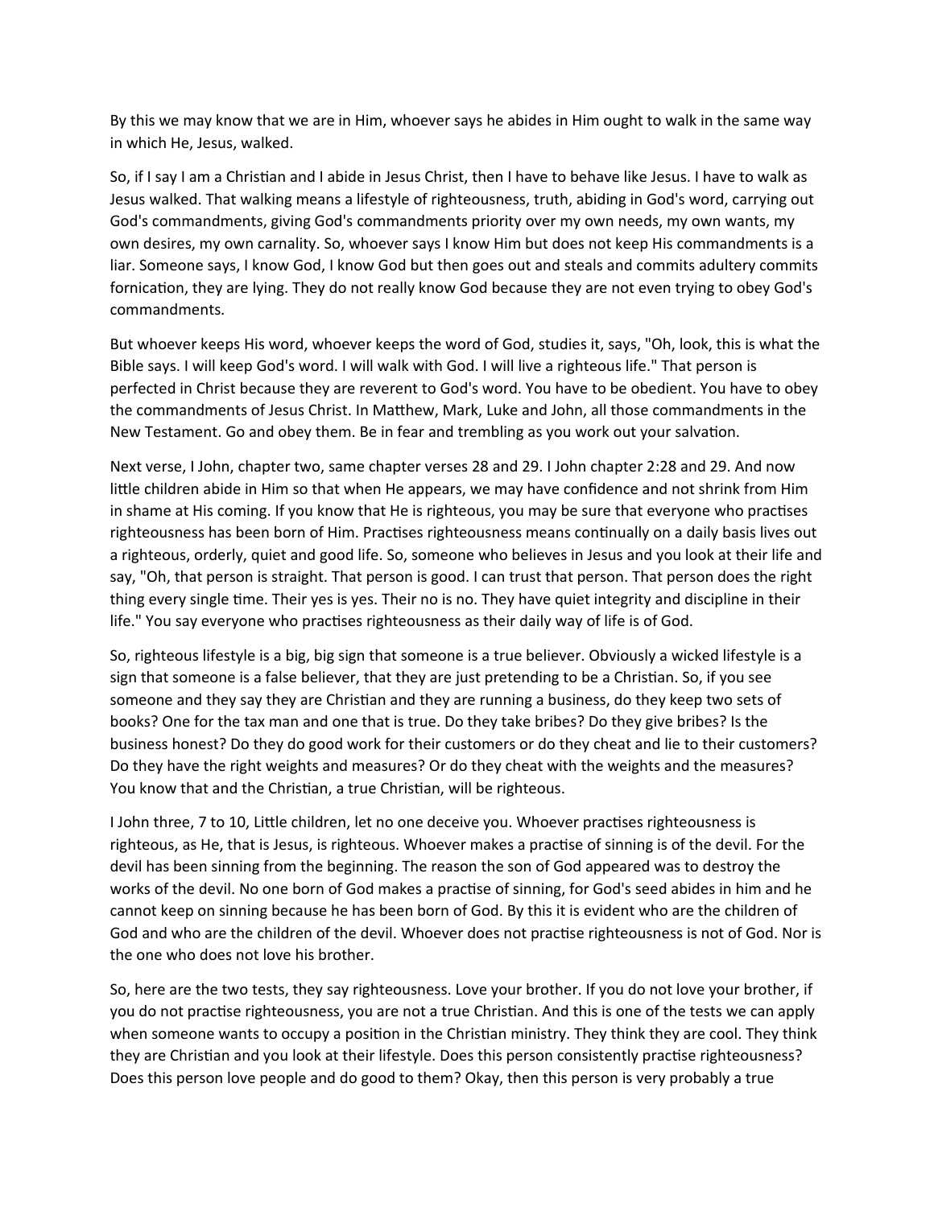By this we may know that we are in Him, whoever says he abides in Him ought to walk in the same way in which He, Jesus, walked.

So, if I say I am a Christian and I abide in Jesus Christ, then I have to behave like Jesus. I have to walk as Jesus walked. That walking means a lifestyle of righteousness, truth, abiding in God's word, carrying out God's commandments, giving God's commandments priority over my own needs, my own wants, my own desires, my own carnality. So, whoever says I know Him but does not keep His commandments is a liar. Someone says, I know God, I know God but then goes out and steals and commits adultery commits fornication, they are lying. They do not really know God because they are not even trying to obey God's commandments.

But whoever keeps His word, whoever keeps the word of God, studies it, says, "Oh, look, this is what the Bible says. I will keep God's word. I will walk with God. I will live a righteous life." That person is perfected in Christ because they are reverent to God's word. You have to be obedient. You have to obey the commandments of Jesus Christ. In Matthew, Mark, Luke and John, all those commandments in the New Testament. Go and obey them. Be in fear and trembling as you work out your salvation.

Next verse, I John, chapter two, same chapter verses 28 and 29. I John chapter 2:28 and 29. And now little children abide in Him so that when He appears, we may have confidence and not shrink from Him in shame at His coming. If you know that He is righteous, you may be sure that everyone who practises righteousness has been born of Him. Practises righteousness means continually on a daily basis lives out a righteous, orderly, quiet and good life. So, someone who believes in Jesus and you look at their life and say, "Oh, that person is straight. That person is good. I can trust that person. That person does the right thing every single time. Their yes is yes. Their no is no. They have quiet integrity and discipline in their life." You say everyone who practises righteousness as their daily way of life is of God.

So, righteous lifestyle is a big, big sign that someone is a true believer. Obviously a wicked lifestyle is a sign that someone is a false believer, that they are just pretending to be a Christian. So, if you see someone and they say they are Christian and they are running a business, do they keep two sets of books? One for the tax man and one that is true. Do they take bribes? Do they give bribes? Is the business honest? Do they do good work for their customers or do they cheat and lie to their customers? Do they have the right weights and measures? Or do they cheat with the weights and the measures? You know that and the Christian, a true Christian, will be righteous.

I John three, 7 to 10, Little children, let no one deceive you. Whoever practises righteousness is righteous, as He, that is Jesus, is righteous. Whoever makes a practise of sinning is of the devil. For the devil has been sinning from the beginning. The reason the son of God appeared was to destroy the works of the devil. No one born of God makes a practise of sinning, for God's seed abides in him and he cannot keep on sinning because he has been born of God. By this it is evident who are the children of God and who are the children of the devil. Whoever does not practise righteousness is not of God. Nor is the one who does not love his brother.

So, here are the two tests, they say righteousness. Love your brother. If you do not love your brother, if you do not practise righteousness, you are not a true Christian. And this is one of the tests we can apply when someone wants to occupy a position in the Christian ministry. They think they are cool. They think they are Christian and you look at their lifestyle. Does this person consistently practise righteousness? Does this person love people and do good to them? Okay, then this person is very probably a true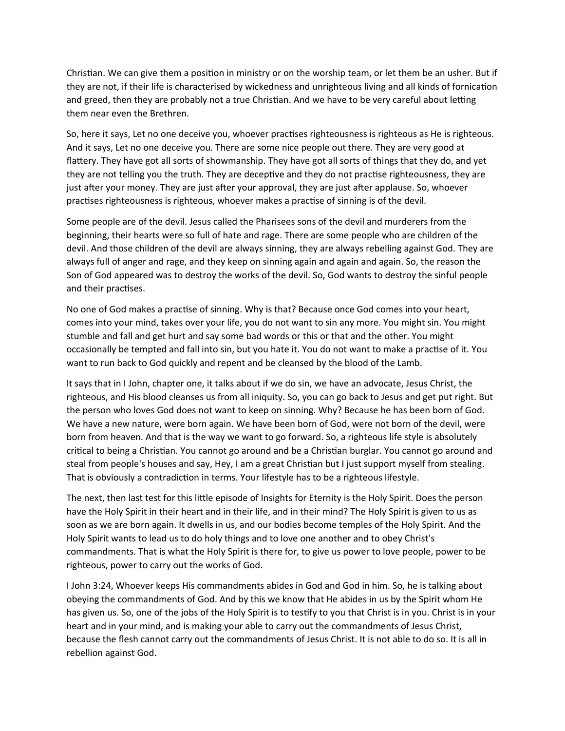Christian. We can give them a position in ministry or on the worship team, or let them be an usher. But if they are not, if their life is characterised by wickedness and unrighteous living and all kinds of fornication and greed, then they are probably not a true Christian. And we have to be very careful about letting them near even the Brethren.

So, here it says, Let no one deceive you, whoever practises righteousness is righteous as He is righteous. And it says, Let no one deceive you. There are some nice people out there. They are very good at flattery. They have got all sorts of showmanship. They have got all sorts of things that they do, and yet they are not telling you the truth. They are deceptive and they do not practise righteousness, they are just after your money. They are just after your approval, they are just after applause. So, whoever practises righteousness is righteous, whoever makes a practise of sinning is of the devil.

Some people are of the devil. Jesus called the Pharisees sons of the devil and murderers from the beginning, their hearts were so full of hate and rage. There are some people who are children of the devil. And those children of the devil are always sinning, they are always rebelling against God. They are always full of anger and rage, and they keep on sinning again and again and again. So, the reason the Son of God appeared was to destroy the works of the devil. So, God wants to destroy the sinful people and their practises.

No one of God makes a practise of sinning. Why is that? Because once God comes into your heart, comes into your mind, takes over your life, you do not want to sin any more. You might sin. You might stumble and fall and get hurt and say some bad words or this or that and the other. You might occasionally be tempted and fall into sin, but you hate it. You do not want to make a practise of it. You want to run back to God quickly and repent and be cleansed by the blood of the Lamb.

It says that in I John, chapter one, it talks about if we do sin, we have an advocate, Jesus Christ, the righteous, and His blood cleanses us from all iniquity. So, you can go back to Jesus and get put right. But the person who loves God does not want to keep on sinning. Why? Because he has been born of God. We have a new nature, were born again. We have been born of God, were not born of the devil, were born from heaven. And that is the way we want to go forward. So, a righteous life style is absolutely critical to being a Christian. You cannot go around and be a Christian burglar. You cannot go around and steal from people's houses and say, Hey, I am a great Christian but I just support myself from stealing. That is obviously a contradiction in terms. Your lifestyle has to be a righteous lifestyle.

The next, then last test for this little episode of Insights for Eternity is the Holy Spirit. Does the person have the Holy Spirit in their heart and in their life, and in their mind? The Holy Spirit is given to us as soon as we are born again. It dwells in us, and our bodies become temples of the Holy Spirit. And the Holy Spirit wants to lead us to do holy things and to love one another and to obey Christ's commandments. That is what the Holy Spirit is there for, to give us power to love people, power to be righteous, power to carry out the works of God.

I John 3:24, Whoever keeps His commandments abides in God and God in him. So, he is talking about obeying the commandments of God. And by this we know that He abides in us by the Spirit whom He has given us. So, one of the jobs of the Holy Spirit is to testify to you that Christ is in you. Christ is in your heart and in your mind, and is making your able to carry out the commandments of Jesus Christ, because the flesh cannot carry out the commandments of Jesus Christ. It is not able to do so. It is all in rebellion against God.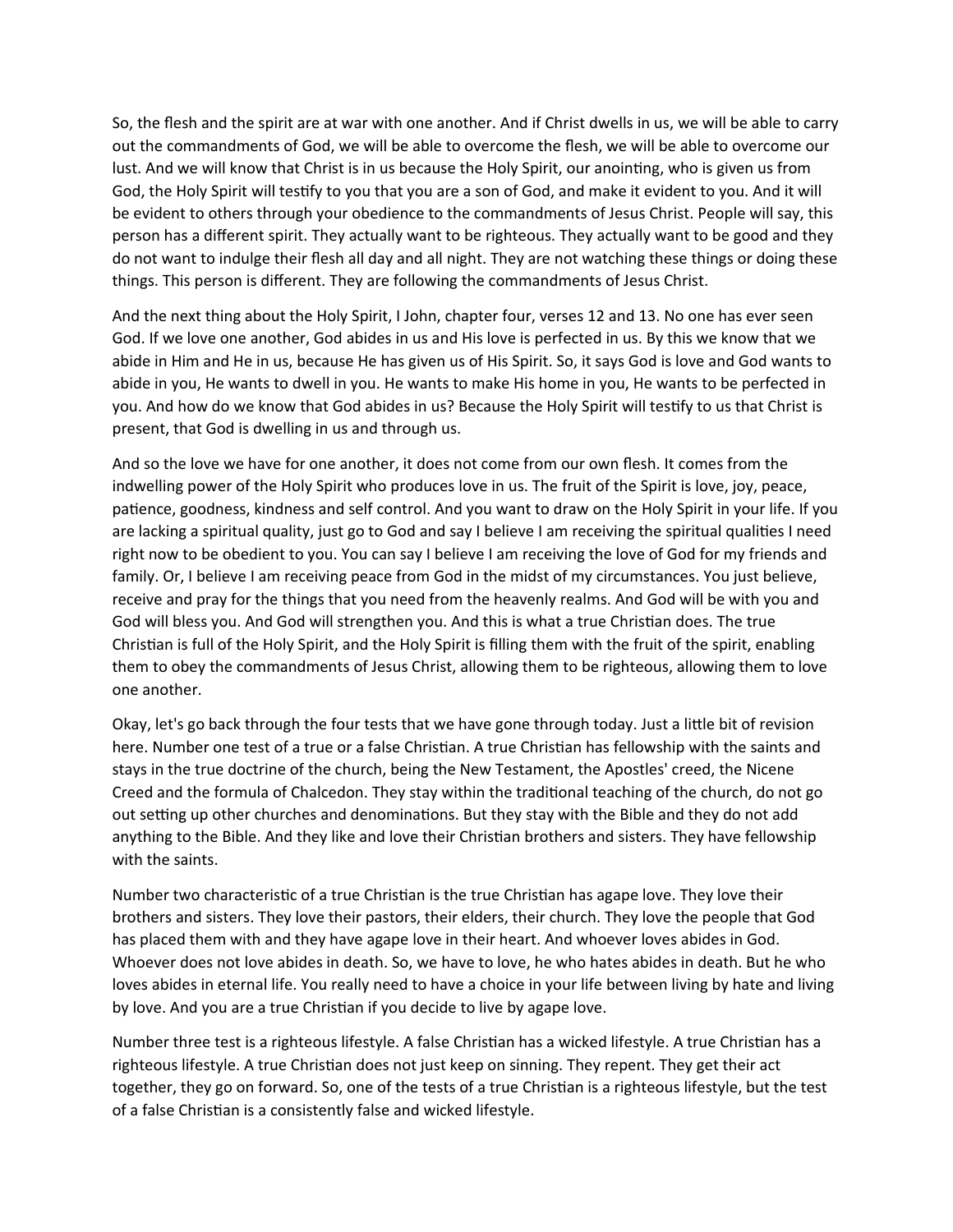So, the flesh and the spirit are at war with one another. And if Christ dwells in us, we will be able to carry out the commandments of God, we will be able to overcome the flesh, we will be able to overcome our lust. And we will know that Christ is in us because the Holy Spirit, our anointing, who is given us from God, the Holy Spirit will testify to you that you are a son of God, and make it evident to you. And it will be evident to others through your obedience to the commandments of Jesus Christ. People will say, this person has a different spirit. They actually want to be righteous. They actually want to be good and they do not want to indulge their flesh all day and all night. They are not watching these things or doing these things. This person is different. They are following the commandments of Jesus Christ.

And the next thing about the Holy Spirit, I John, chapter four, verses 12 and 13. No one has ever seen God. If we love one another, God abides in us and His love is perfected in us. By this we know that we abide in Him and He in us, because He has given us of His Spirit. So, it says God is love and God wants to abide in you, He wants to dwell in you. He wants to make His home in you, He wants to be perfected in you. And how do we know that God abides in us? Because the Holy Spirit will testify to us that Christ is present, that God is dwelling in us and through us.

And so the love we have for one another, it does not come from our own flesh. It comes from the indwelling power of the Holy Spirit who produces love in us. The fruit of the Spirit is love, joy, peace, patience, goodness, kindness and self control. And you want to draw on the Holy Spirit in your life. If you are lacking a spiritual quality, just go to God and say I believe I am receiving the spiritual qualities I need right now to be obedient to you. You can say I believe I am receiving the love of God for my friends and family. Or, I believe I am receiving peace from God in the midst of my circumstances. You just believe, receive and pray for the things that you need from the heavenly realms. And God will be with you and God will bless you. And God will strengthen you. And this is what a true Christian does. The true Christian is full of the Holy Spirit, and the Holy Spirit is filling them with the fruit of the spirit, enabling them to obey the commandments of Jesus Christ, allowing them to be righteous, allowing them to love one another.

Okay, let's go back through the four tests that we have gone through today. Just a little bit of revision here. Number one test of a true or a false Christian. A true Christian has fellowship with the saints and stays in the true doctrine of the church, being the New Testament, the Apostles' creed, the Nicene Creed and the formula of Chalcedon. They stay within the traditional teaching of the church, do not go out setting up other churches and denominations. But they stay with the Bible and they do not add anything to the Bible. And they like and love their Christian brothers and sisters. They have fellowship with the saints.

Number two characteristic of a true Christian is the true Christian has agape love. They love their brothers and sisters. They love their pastors, their elders, their church. They love the people that God has placed them with and they have agape love in their heart. And whoever loves abides in God. Whoever does not love abides in death. So, we have to love, he who hates abides in death. But he who loves abides in eternal life. You really need to have a choice in your life between living by hate and living by love. And you are a true Christian if you decide to live by agape love.

Number three test is a righteous lifestyle. A false Christian has a wicked lifestyle. A true Christian has a righteous lifestyle. A true Christian does not just keep on sinning. They repent. They get their act together, they go on forward. So, one of the tests of a true Christian is a righteous lifestyle, but the test of a false Christian is a consistently false and wicked lifestyle.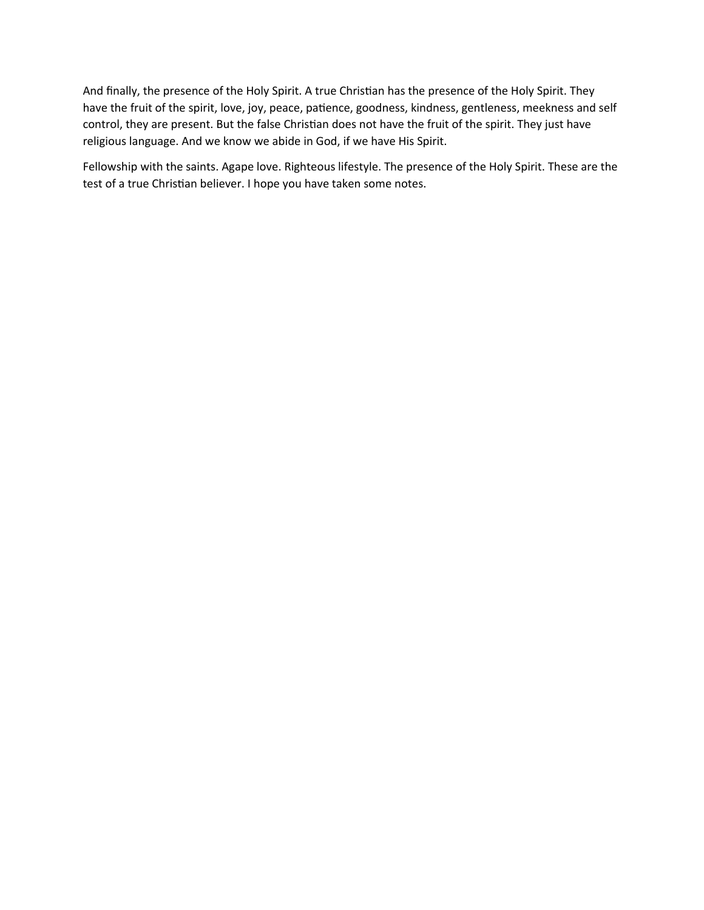And finally, the presence of the Holy Spirit. A true Christian has the presence of the Holy Spirit. They have the fruit of the spirit, love, joy, peace, patience, goodness, kindness, gentleness, meekness and self control, they are present. But the false Christian does not have the fruit of the spirit. They just have religious language. And we know we abide in God, if we have His Spirit.

Fellowship with the saints. Agape love. Righteous lifestyle. The presence of the Holy Spirit. These are the test of a true Christian believer. I hope you have taken some notes.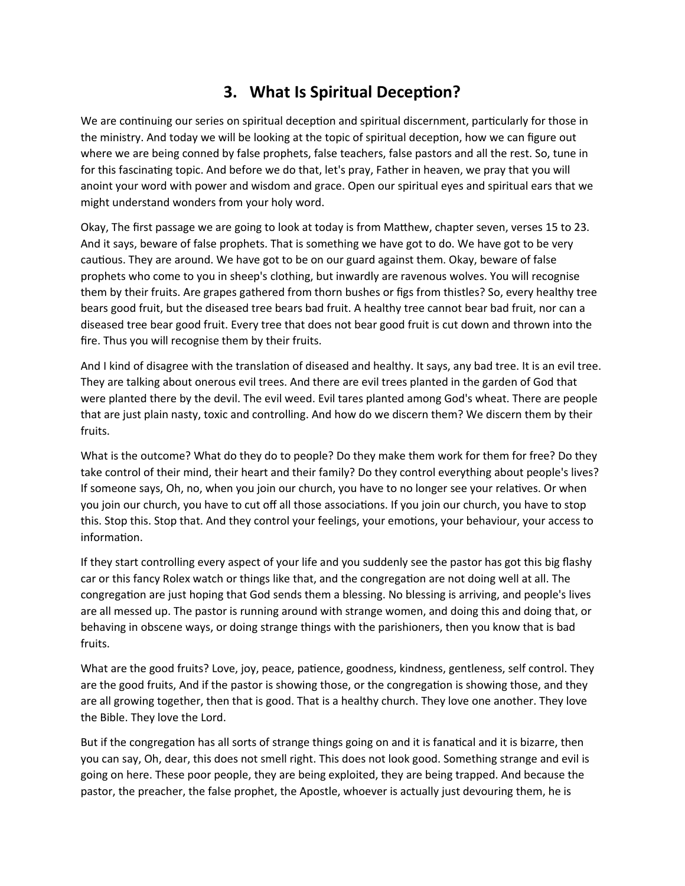# 3. What Is Spiritual Deception?

We are continuing our series on spiritual deception and spiritual discernment, particularly for those in the ministry. And today we will be looking at the topic of spiritual deception, how we can figure out where we are being conned by false prophets, false teachers, false pastors and all the rest. So, tune in for this fascinating topic. And before we do that, let's pray, Father in heaven, we pray that you will anoint your word with power and wisdom and grace. Open our spiritual eyes and spiritual ears that we might understand wonders from your holy word.

Okay, The first passage we are going to look at today is from Matthew, chapter seven, verses 15 to 23. And it says, beware of false prophets. That is something we have got to do. We have got to be very cautious. They are around. We have got to be on our guard against them. Okay, beware of false prophets who come to you in sheep's clothing, but inwardly are ravenous wolves. You will recognise them by their fruits. Are grapes gathered from thorn bushes or figs from thistles? So, every healthy tree bears good fruit, but the diseased tree bears bad fruit. A healthy tree cannot bear bad fruit, nor can a diseased tree bear good fruit. Every tree that does not bear good fruit is cut down and thrown into the fire. Thus you will recognise them by their fruits.

And I kind of disagree with the translation of diseased and healthy. It says, any bad tree. It is an evil tree. They are talking about onerous evil trees. And there are evil trees planted in the garden of God that were planted there by the devil. The evil weed. Evil tares planted among God's wheat. There are people that are just plain nasty, toxic and controlling. And how do we discern them? We discern them by their fruits.

What is the outcome? What do they do to people? Do they make them work for them for free? Do they take control of their mind, their heart and their family? Do they control everything about people's lives? If someone says, Oh, no, when you join our church, you have to no longer see your relatives. Or when you join our church, you have to cut off all those associations. If you join our church, you have to stop this. Stop this. Stop that. And they control your feelings, your emotions, your behaviour, your access to information.

If they start controlling every aspect of your life and you suddenly see the pastor has got this big flashy car or this fancy Rolex watch or things like that, and the congregation are not doing well at all. The congregation are just hoping that God sends them a blessing. No blessing is arriving, and people's lives are all messed up. The pastor is running around with strange women, and doing this and doing that, or behaving in obscene ways, or doing strange things with the parishioners, then you know that is bad fruits.

What are the good fruits? Love, joy, peace, patience, goodness, kindness, gentleness, self control. They are the good fruits, And if the pastor is showing those, or the congregation is showing those, and they are all growing together, then that is good. That is a healthy church. They love one another. They love the Bible. They love the Lord.

But if the congregation has all sorts of strange things going on and it is fanatical and it is bizarre, then you can say, Oh, dear, this does not smell right. This does not look good. Something strange and evil is going on here. These poor people, they are being exploited, they are being trapped. And because the pastor, the preacher, the false prophet, the Apostle, whoever is actually just devouring them, he is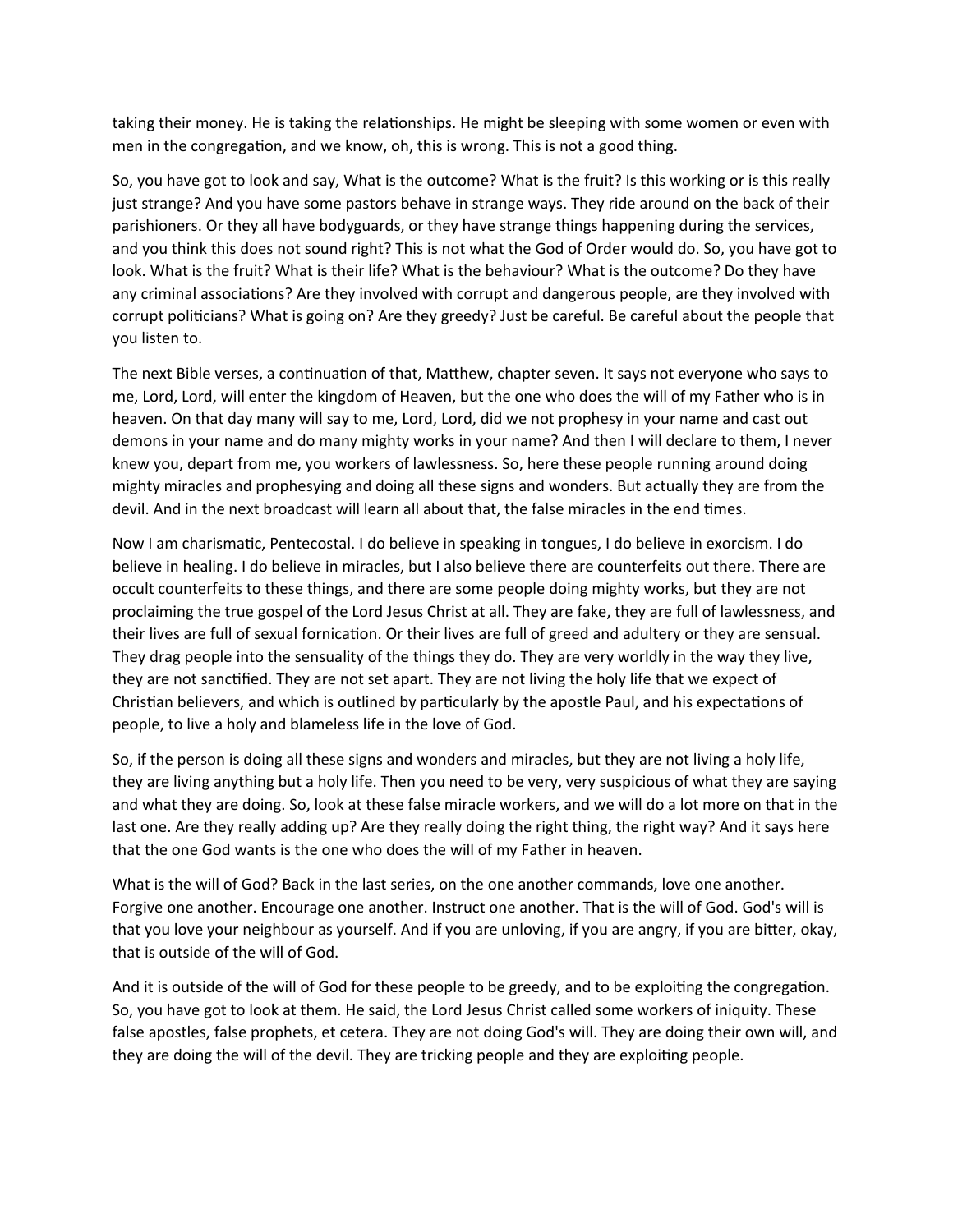taking their money. He is taking the relationships. He might be sleeping with some women or even with men in the congregation, and we know, oh, this is wrong. This is not a good thing.

So, you have got to look and say, What is the outcome? What is the fruit? Is this working or is this really just strange? And you have some pastors behave in strange ways. They ride around on the back of their parishioners. Or they all have bodyguards, or they have strange things happening during the services, and you think this does not sound right? This is not what the God of Order would do. So, you have got to look. What is the fruit? What is their life? What is the behaviour? What is the outcome? Do they have any criminal associations? Are they involved with corrupt and dangerous people, are they involved with corrupt politicians? What is going on? Are they greedy? Just be careful. Be careful about the people that you listen to.

The next Bible verses, a continuation of that, Matthew, chapter seven. It says not everyone who says to me, Lord, Lord, will enter the kingdom of Heaven, but the one who does the will of my Father who is in heaven. On that day many will say to me, Lord, Lord, did we not prophesy in your name and cast out demons in your name and do many mighty works in your name? And then I will declare to them, I never knew you, depart from me, you workers of lawlessness. So, here these people running around doing mighty miracles and prophesying and doing all these signs and wonders. But actually they are from the devil. And in the next broadcast will learn all about that, the false miracles in the end times.

Now I am charismatic, Pentecostal. I do believe in speaking in tongues, I do believe in exorcism. I do believe in healing. I do believe in miracles, but I also believe there are counterfeits out there. There are occult counterfeits to these things, and there are some people doing mighty works, but they are not proclaiming the true gospel of the Lord Jesus Christ at all. They are fake, they are full of lawlessness, and their lives are full of sexual fornication. Or their lives are full of greed and adultery or they are sensual. They drag people into the sensuality of the things they do. They are very worldly in the way they live, they are not sanctified. They are not set apart. They are not living the holy life that we expect of Christian believers, and which is outlined by particularly by the apostle Paul, and his expectations of people, to live a holy and blameless life in the love of God.

So, if the person is doing all these signs and wonders and miracles, but they are not living a holy life, they are living anything but a holy life. Then you need to be very, very suspicious of what they are saying and what they are doing. So, look at these false miracle workers, and we will do a lot more on that in the last one. Are they really adding up? Are they really doing the right thing, the right way? And it says here that the one God wants is the one who does the will of my Father in heaven.

What is the will of God? Back in the last series, on the one another commands, love one another. Forgive one another. Encourage one another. Instruct one another. That is the will of God. God's will is that you love your neighbour as yourself. And if you are unloving, if you are angry, if you are bitter, okay, that is outside of the will of God.

And it is outside of the will of God for these people to be greedy, and to be exploiting the congregation. So, you have got to look at them. He said, the Lord Jesus Christ called some workers of iniquity. These false apostles, false prophets, et cetera. They are not doing God's will. They are doing their own will, and they are doing the will of the devil. They are tricking people and they are exploiting people.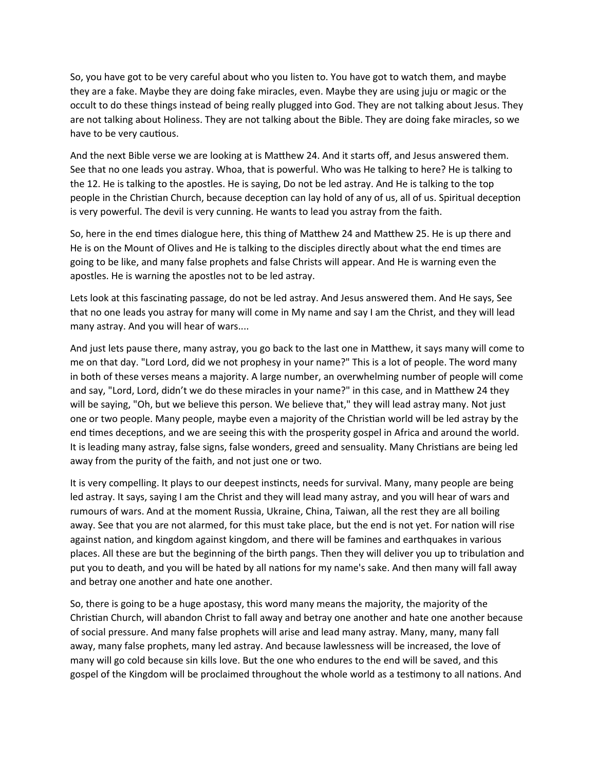So, you have got to be very careful about who you listen to. You have got to watch them, and maybe they are a fake. Maybe they are doing fake miracles, even. Maybe they are using juju or magic or the occult to do these things instead of being really plugged into God. They are not talking about Jesus. They are not talking about Holiness. They are not talking about the Bible. They are doing fake miracles, so we have to be very cautious.

And the next Bible verse we are looking at is Matthew 24. And it starts off, and Jesus answered them. See that no one leads you astray. Whoa, that is powerful. Who was He talking to here? He is talking to the 12. He is talking to the apostles. He is saying, Do not be led astray. And He is talking to the top people in the Christian Church, because deception can lay hold of any of us, all of us. Spiritual deception is very powerful. The devil is very cunning. He wants to lead you astray from the faith.

So, here in the end times dialogue here, this thing of Matthew 24 and Matthew 25. He is up there and He is on the Mount of Olives and He is talking to the disciples directly about what the end times are going to be like, and many false prophets and false Christs will appear. And He is warning even the apostles. He is warning the apostles not to be led astray.

Lets look at this fascinating passage, do not be led astray. And Jesus answered them. And He says, See that no one leads you astray for many will come in My name and say I am the Christ, and they will lead many astray. And you will hear of wars....

And just lets pause there, many astray, you go back to the last one in Matthew, it says many will come to me on that day. "Lord Lord, did we not prophesy in your name?" This is a lot of people. The word many in both of these verses means a majority. A large number, an overwhelming number of people will come and say, "Lord, Lord, didn't we do these miracles in your name?" in this case, and in Matthew 24 they will be saying, "Oh, but we believe this person. We believe that," they will lead astray many. Not just one or two people. Many people, maybe even a majority of the Christian world will be led astray by the end times deceptions, and we are seeing this with the prosperity gospel in Africa and around the world. It is leading many astray, false signs, false wonders, greed and sensuality. Many Christians are being led away from the purity of the faith, and not just one or two.

It is very compelling. It plays to our deepest instincts, needs for survival. Many, many people are being led astray. It says, saying I am the Christ and they will lead many astray, and you will hear of wars and rumours of wars. And at the moment Russia, Ukraine, China, Taiwan, all the rest they are all boiling away. See that you are not alarmed, for this must take place, but the end is not yet. For nation will rise against nation, and kingdom against kingdom, and there will be famines and earthquakes in various places. All these are but the beginning of the birth pangs. Then they will deliver you up to tribulation and put you to death, and you will be hated by all nations for my name's sake. And then many will fall away and betray one another and hate one another.

So, there is going to be a huge apostasy, this word many means the majority, the majority of the Christian Church, will abandon Christ to fall away and betray one another and hate one another because of social pressure. And many false prophets will arise and lead many astray. Many, many, many fall away, many false prophets, many led astray. And because lawlessness will be increased, the love of many will go cold because sin kills love. But the one who endures to the end will be saved, and this gospel of the Kingdom will be proclaimed throughout the whole world as a testimony to all nations. And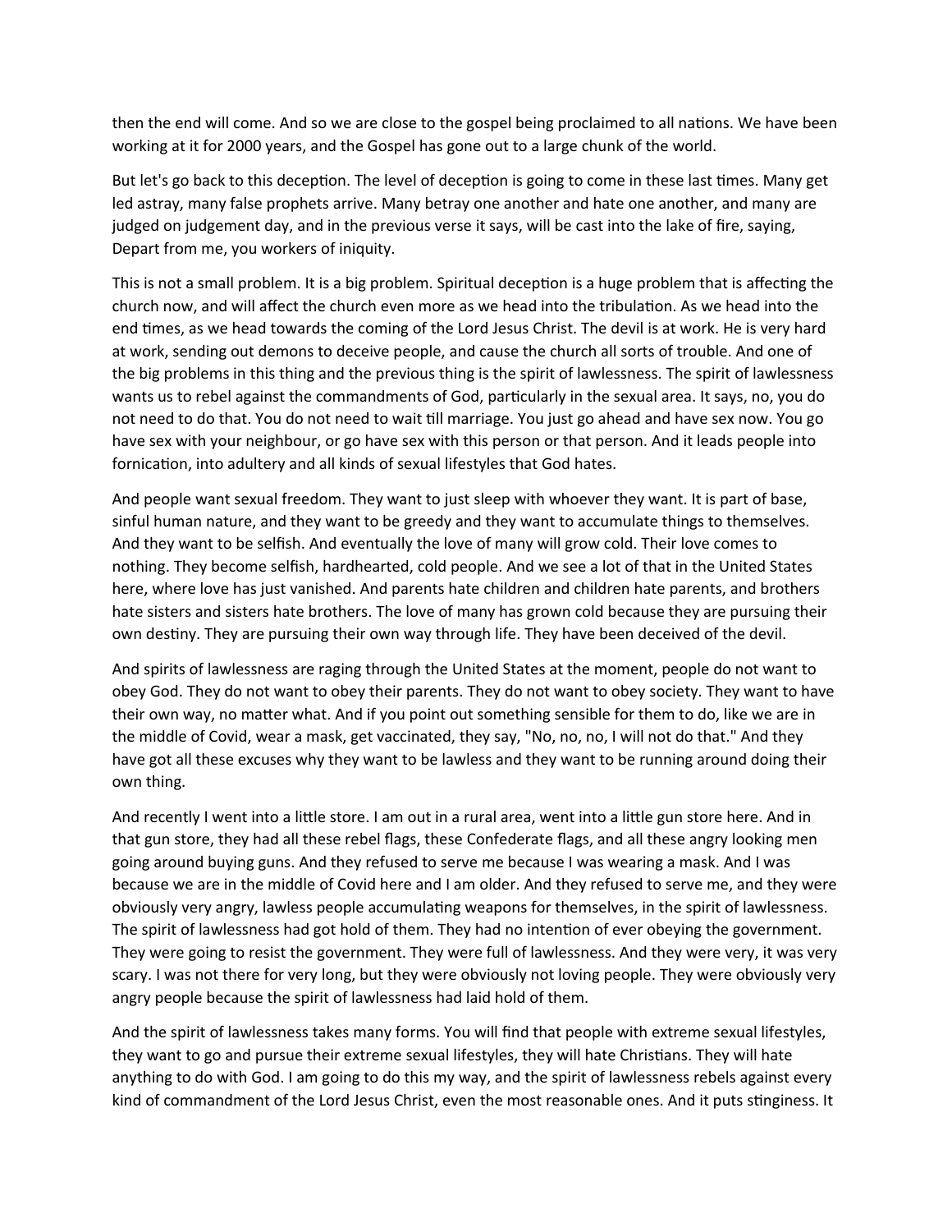then the end will come. And so we are close to the gospel being proclaimed to all nations. We have been working at it for 2000 years, and the Gospel has gone out to a large chunk of the world.

But let's go back to this deception. The level of deception is going to come in these last times. Many get led astray, many false prophets arrive. Many betray one another and hate one another, and many are judged on judgement day, and in the previous verse it says, will be cast into the lake of fire, saying, Depart from me, you workers of iniquity.

This is not a small problem. It is a big problem. Spiritual deception is a huge problem that is affecting the church now, and will affect the church even more as we head into the tribulation. As we head into the end times, as we head towards the coming of the Lord Jesus Christ. The devil is at work. He is very hard at work, sending out demons to deceive people, and cause the church all sorts of trouble. And one of the big problems in this thing and the previous thing is the spirit of lawlessness. The spirit of lawlessness wants us to rebel against the commandments of God, particularly in the sexual area. It says, no, you do not need to do that. You do not need to wait till marriage. You just go ahead and have sex now. You go have sex with your neighbour, or go have sex with this person or that person. And it leads people into fornication, into adultery and all kinds of sexual lifestyles that God hates.

And people want sexual freedom. They want to just sleep with whoever they want. It is part of base, sinful human nature, and they want to be greedy and they want to accumulate things to themselves. And they want to be selfish. And eventually the love of many will grow cold. Their love comes to nothing. They become selfish, hardhearted, cold people. And we see a lot of that in the United States here, where love has just vanished. And parents hate children and children hate parents, and brothers hate sisters and sisters hate brothers. The love of many has grown cold because they are pursuing their own destiny. They are pursuing their own way through life. They have been deceived of the devil.

And spirits of lawlessness are raging through the United States at the moment, people do not want to obey God. They do not want to obey their parents. They do not want to obey society. They want to have their own way, no matter what. And if you point out something sensible for them to do, like we are in the middle of Covid, wear a mask, get vaccinated, they say, "No, no, no, I will not do that." And they have got all these excuses why they want to be lawless and they want to be running around doing their own thing.

And recently I went into a little store. I am out in a rural area, went into a little gun store here. And in that gun store, they had all these rebel flags, these Confederate flags, and all these angry looking men going around buying guns. And they refused to serve me because I was wearing a mask. And I was because we are in the middle of Covid here and I am older. And they refused to serve me, and they were obviously very angry, lawless people accumulating weapons for themselves, in the spirit of lawlessness. The spirit of lawlessness had got hold of them. They had no intention of ever obeying the government. They were going to resist the government. They were full of lawlessness. And they were very, it was very scary. I was not there for very long, but they were obviously not loving people. They were obviously very angry people because the spirit of lawlessness had laid hold of them.

And the spirit of lawlessness takes many forms. You will find that people with extreme sexual lifestyles, they want to go and pursue their extreme sexual lifestyles, they will hate Christians. They will hate anything to do with God. I am going to do this my way, and the spirit of lawlessness rebels against every kind of commandment of the Lord Jesus Christ, even the most reasonable ones. And it puts stinginess. It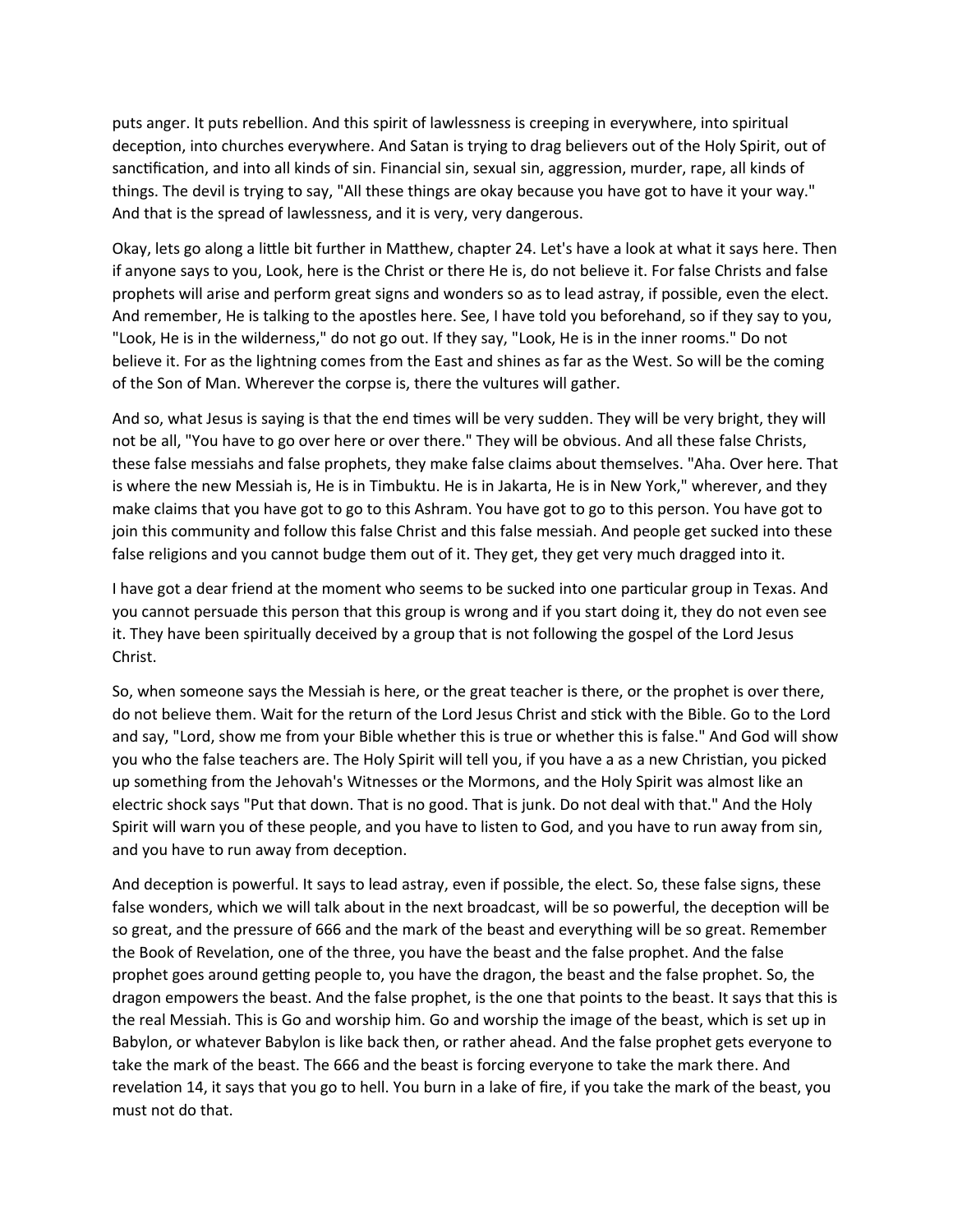puts anger. It puts rebellion. And this spirit of lawlessness is creeping in everywhere, into spiritual deception, into churches everywhere. And Satan is trying to drag believers out of the Holy Spirit, out of sanctification, and into all kinds of sin. Financial sin, sexual sin, aggression, murder, rape, all kinds of things. The devil is trying to say, "All these things are okay because you have got to have it your way." And that is the spread of lawlessness, and it is very, very dangerous.

Okay, lets go along a little bit further in Matthew, chapter 24. Let's have a look at what it says here. Then if anyone says to you, Look, here is the Christ or there He is, do not believe it. For false Christs and false prophets will arise and perform great signs and wonders so as to lead astray, if possible, even the elect. And remember, He is talking to the apostles here. See, I have told you beforehand, so if they say to you, "Look, He is in the wilderness," do not go out. If they say, "Look, He is in the inner rooms." Do not believe it. For as the lightning comes from the East and shines as far as the West. So will be the coming of the Son of Man. Wherever the corpse is, there the vultures will gather.

And so, what Jesus is saying is that the end times will be very sudden. They will be very bright, they will not be all, "You have to go over here or over there." They will be obvious. And all these false Christs, these false messiahs and false prophets, they make false claims about themselves. "Aha. Over here. That is where the new Messiah is, He is in Timbuktu. He is in Jakarta, He is in New York," wherever, and they make claims that you have got to go to this Ashram. You have got to go to this person. You have got to join this community and follow this false Christ and this false messiah. And people get sucked into these false religions and you cannot budge them out of it. They get, they get very much dragged into it.

I have got a dear friend at the moment who seems to be sucked into one particular group in Texas. And you cannot persuade this person that this group is wrong and if you start doing it, they do not even see it. They have been spiritually deceived by a group that is not following the gospel of the Lord Jesus Christ.

So, when someone says the Messiah is here, or the great teacher is there, or the prophet is over there, do not believe them. Wait for the return of the Lord Jesus Christ and stick with the Bible. Go to the Lord and say, "Lord, show me from your Bible whether this is true or whether this is false." And God will show you who the false teachers are. The Holy Spirit will tell you, if you have a as a new Christian, you picked up something from the Jehovah's Witnesses or the Mormons, and the Holy Spirit was almost like an electric shock says "Put that down. That is no good. That is junk. Do not deal with that." And the Holy Spirit will warn you of these people, and you have to listen to God, and you have to run away from sin, and you have to run away from deception.

And deception is powerful. It says to lead astray, even if possible, the elect. So, these false signs, these false wonders, which we will talk about in the next broadcast, will be so powerful, the deception will be so great, and the pressure of 666 and the mark of the beast and everything will be so great. Remember the Book of Revelation, one of the three, you have the beast and the false prophet. And the false prophet goes around getting people to, you have the dragon, the beast and the false prophet. So, the dragon empowers the beast. And the false prophet, is the one that points to the beast. It says that this is the real Messiah. This is Go and worship him. Go and worship the image of the beast, which is set up in Babylon, or whatever Babylon is like back then, or rather ahead. And the false prophet gets everyone to take the mark of the beast. The 666 and the beast is forcing everyone to take the mark there. And revelation 14, it says that you go to hell. You burn in a lake of fire, if you take the mark of the beast, you must not do that.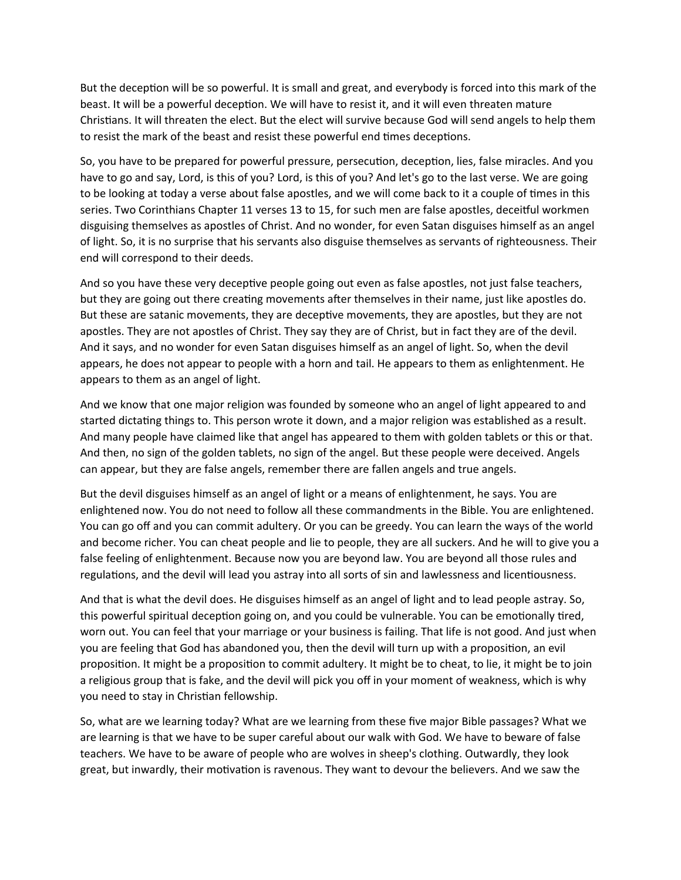But the deception will be so powerful. It is small and great, and everybody is forced into this mark of the beast. It will be a powerful deception. We will have to resist it, and it will even threaten mature Christians. It will threaten the elect. But the elect will survive because God will send angels to help them to resist the mark of the beast and resist these powerful end times deceptions.

So, you have to be prepared for powerful pressure, persecution, deception, lies, false miracles. And you have to go and say, Lord, is this of you? Lord, is this of you? And let's go to the last verse. We are going to be looking at today a verse about false apostles, and we will come back to it a couple of times in this series. Two Corinthians Chapter 11 verses 13 to 15, for such men are false apostles, deceitful workmen disguising themselves as apostles of Christ. And no wonder, for even Satan disguises himself as an angel of light. So, it is no surprise that his servants also disguise themselves as servants of righteousness. Their end will correspond to their deeds.

And so you have these very deceptive people going out even as false apostles, not just false teachers, but they are going out there creating movements after themselves in their name, just like apostles do. But these are satanic movements, they are deceptive movements, they are apostles, but they are not apostles. They are not apostles of Christ. They say they are of Christ, but in fact they are of the devil. And it says, and no wonder for even Satan disguises himself as an angel of light. So, when the devil appears, he does not appear to people with a horn and tail. He appears to them as enlightenment. He appears to them as an angel of light.

And we know that one major religion was founded by someone who an angel of light appeared to and started dictating things to. This person wrote it down, and a major religion was established as a result. And many people have claimed like that angel has appeared to them with golden tablets or this or that. And then, no sign of the golden tablets, no sign of the angel. But these people were deceived. Angels can appear, but they are false angels, remember there are fallen angels and true angels.

But the devil disguises himself as an angel of light or a means of enlightenment, he says. You are enlightened now. You do not need to follow all these commandments in the Bible. You are enlightened. You can go off and you can commit adultery. Or you can be greedy. You can learn the ways of the world and become richer. You can cheat people and lie to people, they are all suckers. And he will to give you a false feeling of enlightenment. Because now you are beyond law. You are beyond all those rules and regulations, and the devil will lead you astray into all sorts of sin and lawlessness and licentiousness.

And that is what the devil does. He disguises himself as an angel of light and to lead people astray. So, this powerful spiritual deception going on, and you could be vulnerable. You can be emotionally tired, worn out. You can feel that your marriage or your business is failing. That life is not good. And just when you are feeling that God has abandoned you, then the devil will turn up with a proposition, an evil proposition. It might be a proposition to commit adultery. It might be to cheat, to lie, it might be to join a religious group that is fake, and the devil will pick you off in your moment of weakness, which is why you need to stay in Christian fellowship.

So, what are we learning today? What are we learning from these five major Bible passages? What we are learning is that we have to be super careful about our walk with God. We have to beware of false teachers. We have to be aware of people who are wolves in sheep's clothing. Outwardly, they look great, but inwardly, their motivation is ravenous. They want to devour the believers. And we saw the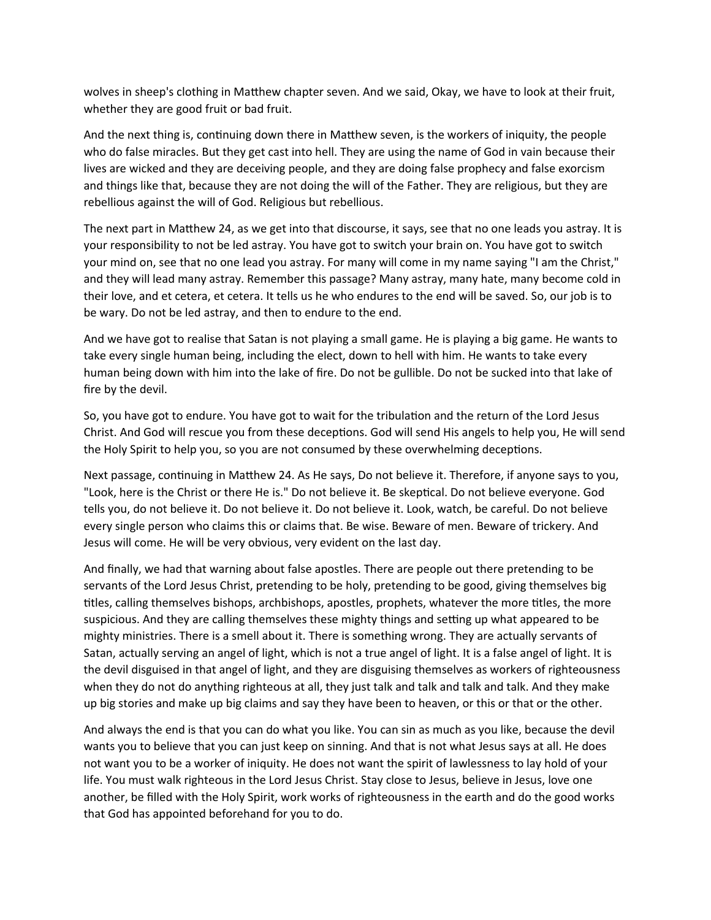wolves in sheep's clothing in Matthew chapter seven. And we said, Okay, we have to look at their fruit, whether they are good fruit or bad fruit.

And the next thing is, continuing down there in Matthew seven, is the workers of iniquity, the people who do false miracles. But they get cast into hell. They are using the name of God in vain because their lives are wicked and they are deceiving people, and they are doing false prophecy and false exorcism and things like that, because they are not doing the will of the Father. They are religious, but they are rebellious against the will of God. Religious but rebellious.

The next part in Matthew 24, as we get into that discourse, it says, see that no one leads you astray. It is your responsibility to not be led astray. You have got to switch your brain on. You have got to switch your mind on, see that no one lead you astray. For many will come in my name saying "I am the Christ," and they will lead many astray. Remember this passage? Many astray, many hate, many become cold in their love, and et cetera, et cetera. It tells us he who endures to the end will be saved. So, our job is to be wary. Do not be led astray, and then to endure to the end.

And we have got to realise that Satan is not playing a small game. He is playing a big game. He wants to take every single human being, including the elect, down to hell with him. He wants to take every human being down with him into the lake of fire. Do not be gullible. Do not be sucked into that lake of fire by the devil.

So, you have got to endure. You have got to wait for the tribulation and the return of the Lord Jesus Christ. And God will rescue you from these deceptions. God will send His angels to help you, He will send the Holy Spirit to help you, so you are not consumed by these overwhelming deceptions.

Next passage, continuing in Matthew 24. As He says, Do not believe it. Therefore, if anyone says to you, "Look, here is the Christ or there He is." Do not believe it. Be skeptical. Do not believe everyone. God tells you, do not believe it. Do not believe it. Do not believe it. Look, watch, be careful. Do not believe every single person who claims this or claims that. Be wise. Beware of men. Beware of trickery. And Jesus will come. He will be very obvious, very evident on the last day.

And finally, we had that warning about false apostles. There are people out there pretending to be servants of the Lord Jesus Christ, pretending to be holy, pretending to be good, giving themselves big titles, calling themselves bishops, archbishops, apostles, prophets, whatever the more titles, the more suspicious. And they are calling themselves these mighty things and setting up what appeared to be mighty ministries. There is a smell about it. There is something wrong. They are actually servants of Satan, actually serving an angel of light, which is not a true angel of light. It is a false angel of light. It is the devil disguised in that angel of light, and they are disguising themselves as workers of righteousness when they do not do anything righteous at all, they just talk and talk and talk and talk. And they make up big stories and make up big claims and say they have been to heaven, or this or that or the other.

And always the end is that you can do what you like. You can sin as much as you like, because the devil wants you to believe that you can just keep on sinning. And that is not what Jesus says at all. He does not want you to be a worker of iniquity. He does not want the spirit of lawlessness to lay hold of your life. You must walk righteous in the Lord Jesus Christ. Stay close to Jesus, believe in Jesus, love one another, be filled with the Holy Spirit, work works of righteousness in the earth and do the good works that God has appointed beforehand for you to do.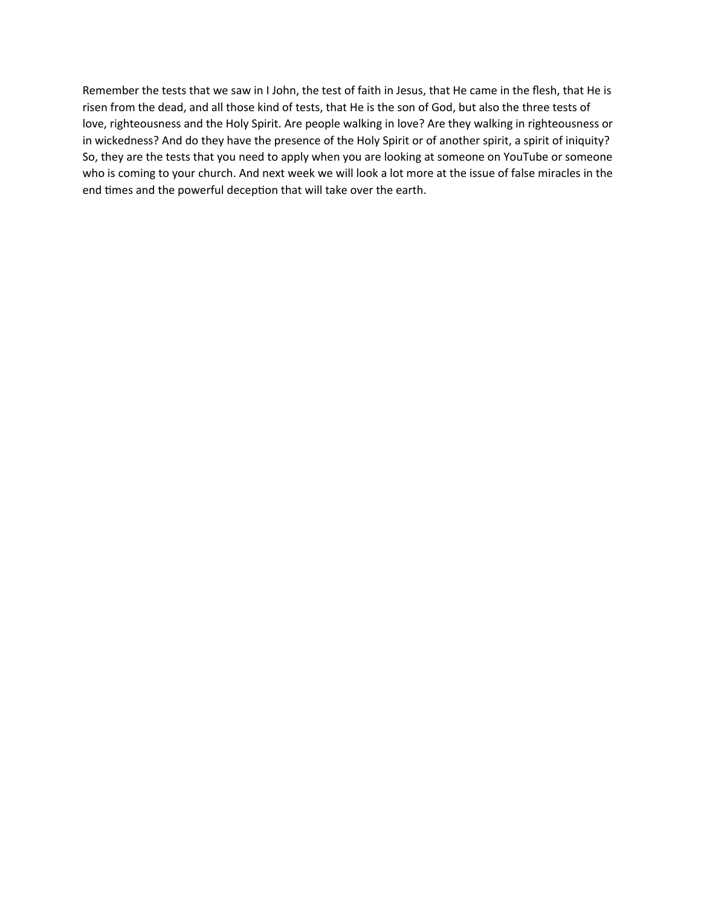Remember the tests that we saw in I John, the test of faith in Jesus, that He came in the flesh, that He is risen from the dead, and all those kind of tests, that He is the son of God, but also the three tests of love, righteousness and the Holy Spirit. Are people walking in love? Are they walking in righteousness or in wickedness? And do they have the presence of the Holy Spirit or of another spirit, a spirit of iniquity? So, they are the tests that you need to apply when you are looking at someone on YouTube or someone who is coming to your church. And next week we will look a lot more at the issue of false miracles in the end times and the powerful deception that will take over the earth.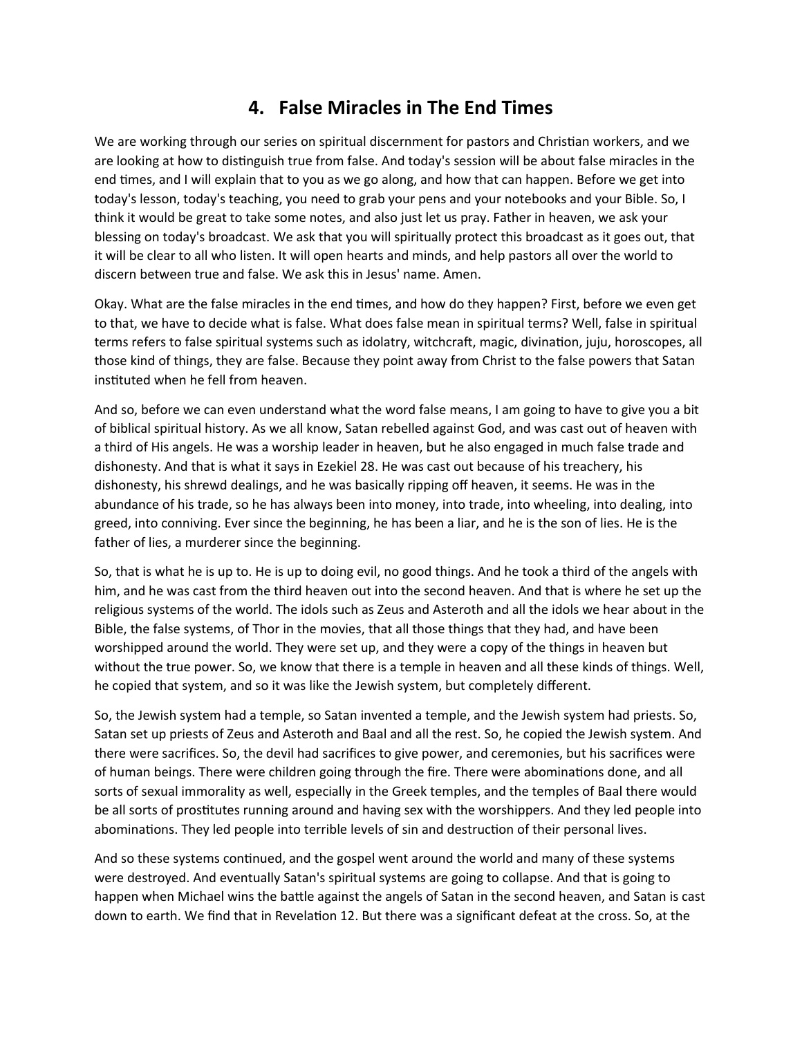# 4. False Miracles in The End Times

We are working through our series on spiritual discernment for pastors and Christian workers, and we are looking at how to distinguish true from false. And today's session will be about false miracles in the end times, and I will explain that to you as we go along, and how that can happen. Before we get into today's lesson, today's teaching, you need to grab your pens and your notebooks and your Bible. So, I think it would be great to take some notes, and also just let us pray. Father in heaven, we ask your blessing on today's broadcast. We ask that you will spiritually protect this broadcast as it goes out, that it will be clear to all who listen. It will open hearts and minds, and help pastors all over the world to discern between true and false. We ask this in Jesus' name. Amen.

Okay. What are the false miracles in the end times, and how do they happen? First, before we even get to that, we have to decide what is false. What does false mean in spiritual terms? Well, false in spiritual terms refers to false spiritual systems such as idolatry, witchcraft, magic, divination, juju, horoscopes, all those kind of things, they are false. Because they point away from Christ to the false powers that Satan instituted when he fell from heaven.

And so, before we can even understand what the word false means, I am going to have to give you a bit of biblical spiritual history. As we all know, Satan rebelled against God, and was cast out of heaven with a third of His angels. He was a worship leader in heaven, but he also engaged in much false trade and dishonesty. And that is what it says in Ezekiel 28. He was cast out because of his treachery, his dishonesty, his shrewd dealings, and he was basically ripping off heaven, it seems. He was in the abundance of his trade, so he has always been into money, into trade, into wheeling, into dealing, into greed, into conniving. Ever since the beginning, he has been a liar, and he is the son of lies. He is the father of lies, a murderer since the beginning.

So, that is what he is up to. He is up to doing evil, no good things. And he took a third of the angels with him, and he was cast from the third heaven out into the second heaven. And that is where he set up the religious systems of the world. The idols such as Zeus and Asteroth and all the idols we hear about in the Bible, the false systems, of Thor in the movies, that all those things that they had, and have been worshipped around the world. They were set up, and they were a copy of the things in heaven but without the true power. So, we know that there is a temple in heaven and all these kinds of things. Well, he copied that system, and so it was like the Jewish system, but completely different.

So, the Jewish system had a temple, so Satan invented a temple, and the Jewish system had priests. So, Satan set up priests of Zeus and Asteroth and Baal and all the rest. So, he copied the Jewish system. And there were sacrifices. So, the devil had sacrifices to give power, and ceremonies, but his sacrifices were of human beings. There were children going through the fire. There were abominations done, and all sorts of sexual immorality as well, especially in the Greek temples, and the temples of Baal there would be all sorts of prostitutes running around and having sex with the worshippers. And they led people into abominations. They led people into terrible levels of sin and destruction of their personal lives.

And so these systems continued, and the gospel went around the world and many of these systems were destroyed. And eventually Satan's spiritual systems are going to collapse. And that is going to happen when Michael wins the battle against the angels of Satan in the second heaven, and Satan is cast down to earth. We find that in Revelation 12. But there was a significant defeat at the cross. So, at the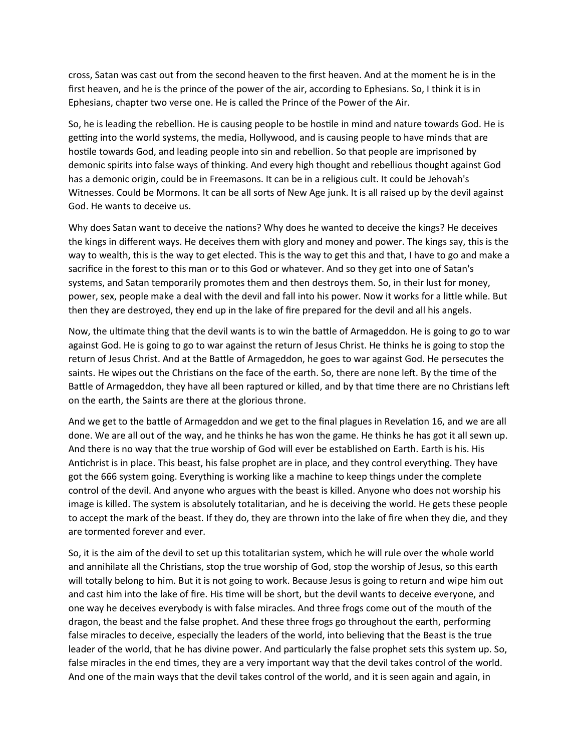cross, Satan was cast out from the second heaven to the first heaven. And at the moment he is in the first heaven, and he is the prince of the power of the air, according to Ephesians. So, I think it is in Ephesians, chapter two verse one. He is called the Prince of the Power of the Air.

So, he is leading the rebellion. He is causing people to be hostile in mind and nature towards God. He is getting into the world systems, the media, Hollywood, and is causing people to have minds that are hostile towards God, and leading people into sin and rebellion. So that people are imprisoned by demonic spirits into false ways of thinking. And every high thought and rebellious thought against God has a demonic origin, could be in Freemasons. It can be in a religious cult. It could be Jehovah's Witnesses. Could be Mormons. It can be all sorts of New Age junk. It is all raised up by the devil against God. He wants to deceive us.

Why does Satan want to deceive the nations? Why does he wanted to deceive the kings? He deceives the kings in different ways. He deceives them with glory and money and power. The kings say, this is the way to wealth, this is the way to get elected. This is the way to get this and that, I have to go and make a sacrifice in the forest to this man or to this God or whatever. And so they get into one of Satan's systems, and Satan temporarily promotes them and then destroys them. So, in their lust for money, power, sex, people make a deal with the devil and fall into his power. Now it works for a little while. But then they are destroyed, they end up in the lake of fire prepared for the devil and all his angels.

Now, the ultimate thing that the devil wants is to win the battle of Armageddon. He is going to go to war against God. He is going to go to war against the return of Jesus Christ. He thinks he is going to stop the return of Jesus Christ. And at the Battle of Armageddon, he goes to war against God. He persecutes the saints. He wipes out the Christians on the face of the earth. So, there are none left. By the time of the Battle of Armageddon, they have all been raptured or killed, and by that time there are no Christians left on the earth, the Saints are there at the glorious throne.

And we get to the battle of Armageddon and we get to the final plagues in Revelation 16, and we are all done. We are all out of the way, and he thinks he has won the game. He thinks he has got it all sewn up. And there is no way that the true worship of God will ever be established on Earth. Earth is his. His Antichrist is in place. This beast, his false prophet are in place, and they control everything. They have got the 666 system going. Everything is working like a machine to keep things under the complete control of the devil. And anyone who argues with the beast is killed. Anyone who does not worship his image is killed. The system is absolutely totalitarian, and he is deceiving the world. He gets these people to accept the mark of the beast. If they do, they are thrown into the lake of fire when they die, and they are tormented forever and ever.

So, it is the aim of the devil to set up this totalitarian system, which he will rule over the whole world and annihilate all the Christians, stop the true worship of God, stop the worship of Jesus, so this earth will totally belong to him. But it is not going to work. Because Jesus is going to return and wipe him out and cast him into the lake of fire. His time will be short, but the devil wants to deceive everyone, and one way he deceives everybody is with false miracles. And three frogs come out of the mouth of the dragon, the beast and the false prophet. And these three frogs go throughout the earth, performing false miracles to deceive, especially the leaders of the world, into believing that the Beast is the true leader of the world, that he has divine power. And particularly the false prophet sets this system up. So, false miracles in the end times, they are a very important way that the devil takes control of the world. And one of the main ways that the devil takes control of the world, and it is seen again and again, in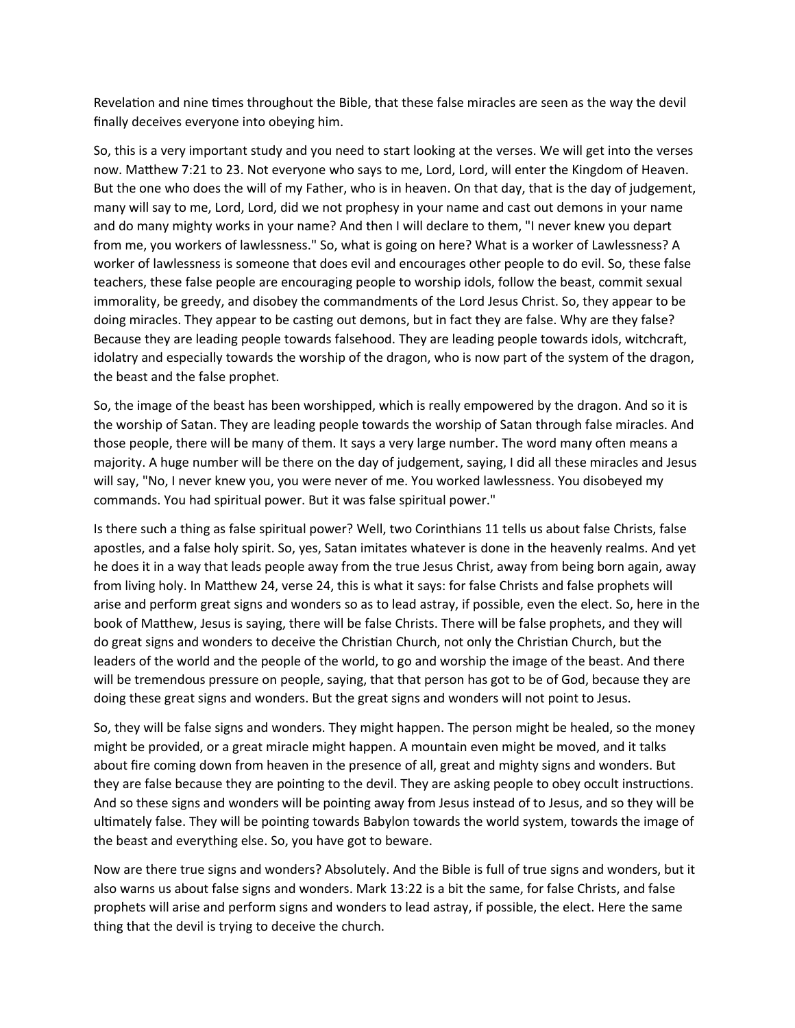Revelation and nine times throughout the Bible, that these false miracles are seen as the way the devil finally deceives everyone into obeying him.

So, this is a very important study and you need to start looking at the verses. We will get into the verses now. Matthew 7:21 to 23. Not everyone who says to me, Lord, Lord, will enter the Kingdom of Heaven. But the one who does the will of my Father, who is in heaven. On that day, that is the day of judgement, many will say to me, Lord, Lord, did we not prophesy in your name and cast out demons in your name and do many mighty works in your name? And then I will declare to them, "I never knew you depart from me, you workers of lawlessness." So, what is going on here? What is a worker of Lawlessness? A worker of lawlessness is someone that does evil and encourages other people to do evil. So, these false teachers, these false people are encouraging people to worship idols, follow the beast, commit sexual immorality, be greedy, and disobey the commandments of the Lord Jesus Christ. So, they appear to be doing miracles. They appear to be casting out demons, but in fact they are false. Why are they false? Because they are leading people towards falsehood. They are leading people towards idols, witchcraft, idolatry and especially towards the worship of the dragon, who is now part of the system of the dragon, the beast and the false prophet.

So, the image of the beast has been worshipped, which is really empowered by the dragon. And so it is the worship of Satan. They are leading people towards the worship of Satan through false miracles. And those people, there will be many of them. It says a very large number. The word many often means a majority. A huge number will be there on the day of judgement, saying, I did all these miracles and Jesus will say, "No, I never knew you, you were never of me. You worked lawlessness. You disobeyed my commands. You had spiritual power. But it was false spiritual power."

Is there such a thing as false spiritual power? Well, two Corinthians 11 tells us about false Christs, false apostles, and a false holy spirit. So, yes, Satan imitates whatever is done in the heavenly realms. And yet he does it in a way that leads people away from the true Jesus Christ, away from being born again, away from living holy. In Matthew 24, verse 24, this is what it says: for false Christs and false prophets will arise and perform great signs and wonders so as to lead astray, if possible, even the elect. So, here in the book of Matthew, Jesus is saying, there will be false Christs. There will be false prophets, and they will do great signs and wonders to deceive the Christian Church, not only the Christian Church, but the leaders of the world and the people of the world, to go and worship the image of the beast. And there will be tremendous pressure on people, saying, that that person has got to be of God, because they are doing these great signs and wonders. But the great signs and wonders will not point to Jesus.

So, they will be false signs and wonders. They might happen. The person might be healed, so the money might be provided, or a great miracle might happen. A mountain even might be moved, and it talks about fire coming down from heaven in the presence of all, great and mighty signs and wonders. But they are false because they are pointing to the devil. They are asking people to obey occult instructions. And so these signs and wonders will be pointing away from Jesus instead of to Jesus, and so they will be ultimately false. They will be pointing towards Babylon towards the world system, towards the image of the beast and everything else. So, you have got to beware.

Now are there true signs and wonders? Absolutely. And the Bible is full of true signs and wonders, but it also warns us about false signs and wonders. Mark 13:22 is a bit the same, for false Christs, and false prophets will arise and perform signs and wonders to lead astray, if possible, the elect. Here the same thing that the devil is trying to deceive the church.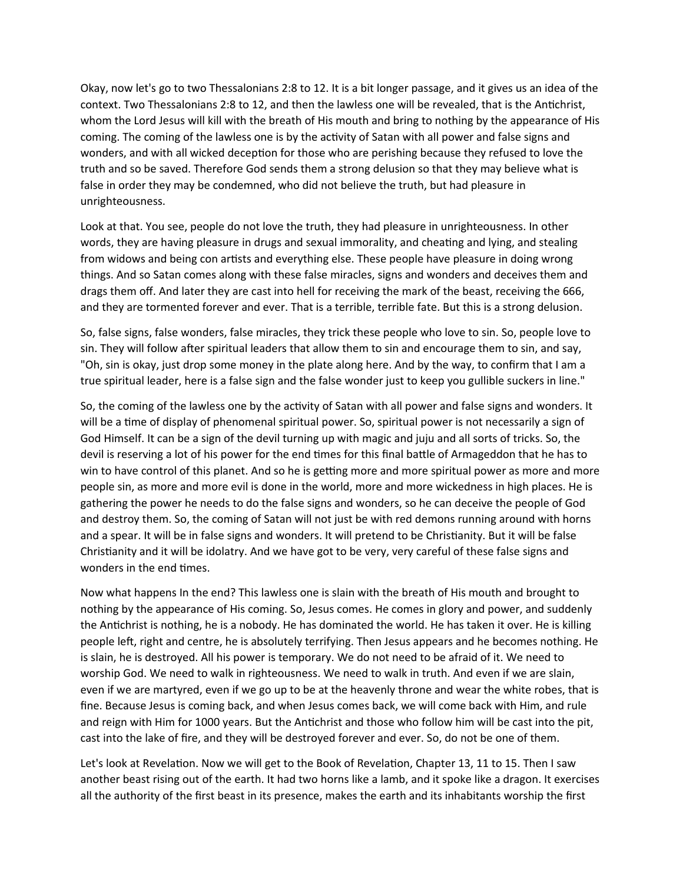Okay, now let's go to two Thessalonians 2:8 to 12. It is a bit longer passage, and it gives us an idea of the context. Two Thessalonians 2:8 to 12, and then the lawless one will be revealed, that is the Antichrist, whom the Lord Jesus will kill with the breath of His mouth and bring to nothing by the appearance of His coming. The coming of the lawless one is by the activity of Satan with all power and false signs and wonders, and with all wicked deception for those who are perishing because they refused to love the truth and so be saved. Therefore God sends them a strong delusion so that they may believe what is false in order they may be condemned, who did not believe the truth, but had pleasure in unrighteousness.

Look at that. You see, people do not love the truth, they had pleasure in unrighteousness. In other words, they are having pleasure in drugs and sexual immorality, and cheating and lying, and stealing from widows and being con artists and everything else. These people have pleasure in doing wrong things. And so Satan comes along with these false miracles, signs and wonders and deceives them and drags them off. And later they are cast into hell for receiving the mark of the beast, receiving the 666, and they are tormented forever and ever. That is a terrible, terrible fate. But this is a strong delusion.

So, false signs, false wonders, false miracles, they trick these people who love to sin. So, people love to sin. They will follow after spiritual leaders that allow them to sin and encourage them to sin, and say, "Oh, sin is okay, just drop some money in the plate along here. And by the way, to confirm that I am a true spiritual leader, here is a false sign and the false wonder just to keep you gullible suckers in line."

So, the coming of the lawless one by the activity of Satan with all power and false signs and wonders. It will be a time of display of phenomenal spiritual power. So, spiritual power is not necessarily a sign of God Himself. It can be a sign of the devil turning up with magic and juju and all sorts of tricks. So, the devil is reserving a lot of his power for the end times for this final battle of Armageddon that he has to win to have control of this planet. And so he is getting more and more spiritual power as more and more people sin, as more and more evil is done in the world, more and more wickedness in high places. He is gathering the power he needs to do the false signs and wonders, so he can deceive the people of God and destroy them. So, the coming of Satan will not just be with red demons running around with horns and a spear. It will be in false signs and wonders. It will pretend to be Christianity. But it will be false Christianity and it will be idolatry. And we have got to be very, very careful of these false signs and wonders in the end times.

Now what happens In the end? This lawless one is slain with the breath of His mouth and brought to nothing by the appearance of His coming. So, Jesus comes. He comes in glory and power, and suddenly the Antichrist is nothing, he is a nobody. He has dominated the world. He has taken it over. He is killing people left, right and centre, he is absolutely terrifying. Then Jesus appears and he becomes nothing. He is slain, he is destroyed. All his power is temporary. We do not need to be afraid of it. We need to worship God. We need to walk in righteousness. We need to walk in truth. And even if we are slain, even if we are martyred, even if we go up to be at the heavenly throne and wear the white robes, that is fine. Because Jesus is coming back, and when Jesus comes back, we will come back with Him, and rule and reign with Him for 1000 years. But the Antichrist and those who follow him will be cast into the pit, cast into the lake of fire, and they will be destroyed forever and ever. So, do not be one of them.

Let's look at Revelation. Now we will get to the Book of Revelation, Chapter 13, 11 to 15. Then I saw another beast rising out of the earth. It had two horns like a lamb, and it spoke like a dragon. It exercises all the authority of the first beast in its presence, makes the earth and its inhabitants worship the first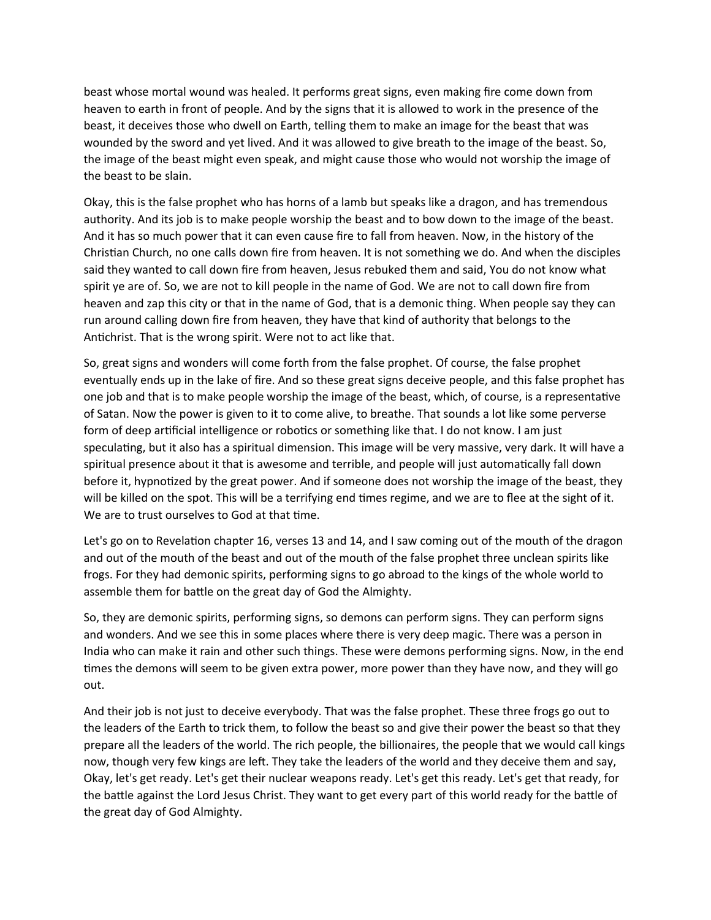beast whose mortal wound was healed. It performs great signs, even making fire come down from heaven to earth in front of people. And by the signs that it is allowed to work in the presence of the beast, it deceives those who dwell on Earth, telling them to make an image for the beast that was wounded by the sword and yet lived. And it was allowed to give breath to the image of the beast. So, the image of the beast might even speak, and might cause those who would not worship the image of the beast to be slain.

Okay, this is the false prophet who has horns of a lamb but speaks like a dragon, and has tremendous authority. And its job is to make people worship the beast and to bow down to the image of the beast. And it has so much power that it can even cause fire to fall from heaven. Now, in the history of the Christian Church, no one calls down fire from heaven. It is not something we do. And when the disciples said they wanted to call down fire from heaven, Jesus rebuked them and said, You do not know what spirit ye are of. So, we are not to kill people in the name of God. We are not to call down fire from heaven and zap this city or that in the name of God, that is a demonic thing. When people say they can run around calling down fire from heaven, they have that kind of authority that belongs to the Antichrist. That is the wrong spirit. Were not to act like that.

So, great signs and wonders will come forth from the false prophet. Of course, the false prophet eventually ends up in the lake of fire. And so these great signs deceive people, and this false prophet has one job and that is to make people worship the image of the beast, which, of course, is a representative of Satan. Now the power is given to it to come alive, to breathe. That sounds a lot like some perverse form of deep artificial intelligence or robotics or something like that. I do not know. I am just speculating, but it also has a spiritual dimension. This image will be very massive, very dark. It will have a spiritual presence about it that is awesome and terrible, and people will just automatically fall down before it, hypnotized by the great power. And if someone does not worship the image of the beast, they will be killed on the spot. This will be a terrifying end times regime, and we are to flee at the sight of it. We are to trust ourselves to God at that time.

Let's go on to Revelation chapter 16, verses 13 and 14, and I saw coming out of the mouth of the dragon and out of the mouth of the beast and out of the mouth of the false prophet three unclean spirits like frogs. For they had demonic spirits, performing signs to go abroad to the kings of the whole world to assemble them for battle on the great day of God the Almighty.

So, they are demonic spirits, performing signs, so demons can perform signs. They can perform signs and wonders. And we see this in some places where there is very deep magic. There was a person in India who can make it rain and other such things. These were demons performing signs. Now, in the end times the demons will seem to be given extra power, more power than they have now, and they will go out.

And their job is not just to deceive everybody. That was the false prophet. These three frogs go out to the leaders of the Earth to trick them, to follow the beast so and give their power the beast so that they prepare all the leaders of the world. The rich people, the billionaires, the people that we would call kings now, though very few kings are left. They take the leaders of the world and they deceive them and say, Okay, let's get ready. Let's get their nuclear weapons ready. Let's get this ready. Let's get that ready, for the battle against the Lord Jesus Christ. They want to get every part of this world ready for the battle of the great day of God Almighty.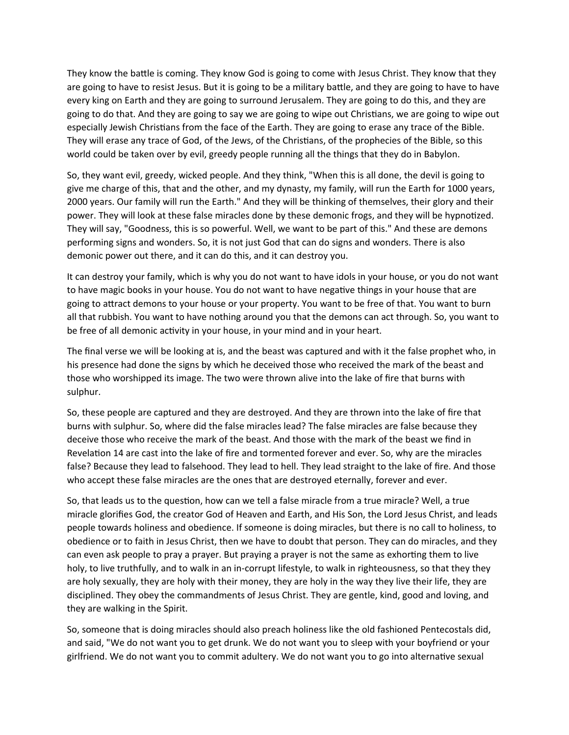They know the battle is coming. They know God is going to come with Jesus Christ. They know that they are going to have to resist Jesus. But it is going to be a military battle, and they are going to have to have every king on Earth and they are going to surround Jerusalem. They are going to do this, and they are going to do that. And they are going to say we are going to wipe out Christians, we are going to wipe out especially Jewish Christians from the face of the Earth. They are going to erase any trace of the Bible. They will erase any trace of God, of the Jews, of the Christians, of the prophecies of the Bible, so this world could be taken over by evil, greedy people running all the things that they do in Babylon.

So, they want evil, greedy, wicked people. And they think, "When this is all done, the devil is going to give me charge of this, that and the other, and my dynasty, my family, will run the Earth for 1000 years, 2000 years. Our family will run the Earth." And they will be thinking of themselves, their glory and their power. They will look at these false miracles done by these demonic frogs, and they will be hypnotized. They will say, "Goodness, this is so powerful. Well, we want to be part of this." And these are demons performing signs and wonders. So, it is not just God that can do signs and wonders. There is also demonic power out there, and it can do this, and it can destroy you.

It can destroy your family, which is why you do not want to have idols in your house, or you do not want to have magic books in your house. You do not want to have negative things in your house that are going to attract demons to your house or your property. You want to be free of that. You want to burn all that rubbish. You want to have nothing around you that the demons can act through. So, you want to be free of all demonic activity in your house, in your mind and in your heart.

The final verse we will be looking at is, and the beast was captured and with it the false prophet who, in his presence had done the signs by which he deceived those who received the mark of the beast and those who worshipped its image. The two were thrown alive into the lake of fire that burns with sulphur.

So, these people are captured and they are destroyed. And they are thrown into the lake of fire that burns with sulphur. So, where did the false miracles lead? The false miracles are false because they deceive those who receive the mark of the beast. And those with the mark of the beast we find in Revelation 14 are cast into the lake of fire and tormented forever and ever. So, why are the miracles false? Because they lead to falsehood. They lead to hell. They lead straight to the lake of fire. And those who accept these false miracles are the ones that are destroyed eternally, forever and ever.

So, that leads us to the question, how can we tell a false miracle from a true miracle? Well, a true miracle glorifies God, the creator God of Heaven and Earth, and His Son, the Lord Jesus Christ, and leads people towards holiness and obedience. If someone is doing miracles, but there is no call to holiness, to obedience or to faith in Jesus Christ, then we have to doubt that person. They can do miracles, and they can even ask people to pray a prayer. But praying a prayer is not the same as exhorting them to live holy, to live truthfully, and to walk in an in-corrupt lifestyle, to walk in righteousness, so that they they are holy sexually, they are holy with their money, they are holy in the way they live their life, they are disciplined. They obey the commandments of Jesus Christ. They are gentle, kind, good and loving, and they are walking in the Spirit.

So, someone that is doing miracles should also preach holiness like the old fashioned Pentecostals did, and said, "We do not want you to get drunk. We do not want you to sleep with your boyfriend or your girlfriend. We do not want you to commit adultery. We do not want you to go into alternative sexual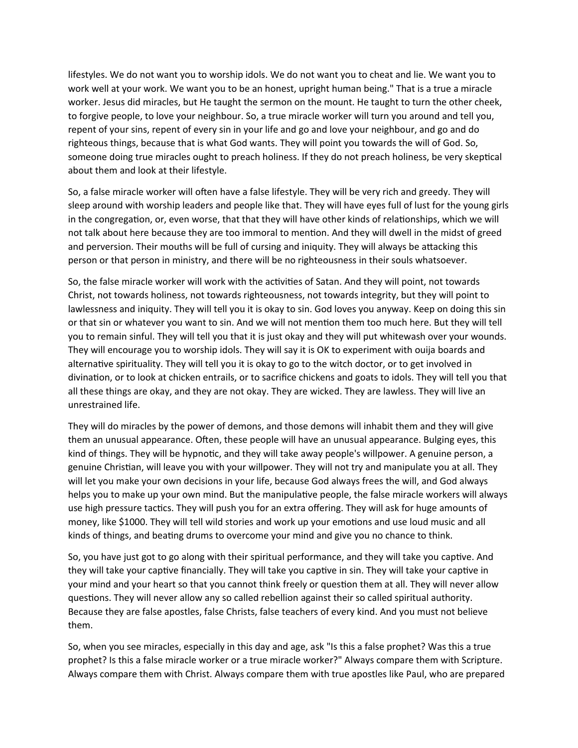lifestyles. We do not want you to worship idols. We do not want you to cheat and lie. We want you to work well at your work. We want you to be an honest, upright human being." That is a true a miracle worker. Jesus did miracles, but He taught the sermon on the mount. He taught to turn the other cheek, to forgive people, to love your neighbour. So, a true miracle worker will turn you around and tell you, repent of your sins, repent of every sin in your life and go and love your neighbour, and go and do righteous things, because that is what God wants. They will point you towards the will of God. So, someone doing true miracles ought to preach holiness. If they do not preach holiness, be very skeptical about them and look at their lifestyle.

So, a false miracle worker will often have a false lifestyle. They will be very rich and greedy. They will sleep around with worship leaders and people like that. They will have eyes full of lust for the young girls in the congregation, or, even worse, that that they will have other kinds of relationships, which we will not talk about here because they are too immoral to mention. And they will dwell in the midst of greed and perversion. Their mouths will be full of cursing and iniquity. They will always be attacking this person or that person in ministry, and there will be no righteousness in their souls whatsoever.

So, the false miracle worker will work with the activities of Satan. And they will point, not towards Christ, not towards holiness, not towards righteousness, not towards integrity, but they will point to lawlessness and iniquity. They will tell you it is okay to sin. God loves you anyway. Keep on doing this sin or that sin or whatever you want to sin. And we will not mention them too much here. But they will tell you to remain sinful. They will tell you that it is just okay and they will put whitewash over your wounds. They will encourage you to worship idols. They will say it is OK to experiment with ouija boards and alternative spirituality. They will tell you it is okay to go to the witch doctor, or to get involved in divination, or to look at chicken entrails, or to sacrifice chickens and goats to idols. They will tell you that all these things are okay, and they are not okay. They are wicked. They are lawless. They will live an unrestrained life.

They will do miracles by the power of demons, and those demons will inhabit them and they will give them an unusual appearance. Often, these people will have an unusual appearance. Bulging eyes, this kind of things. They will be hypnotic, and they will take away people's willpower. A genuine person, a genuine Christian, will leave you with your willpower. They will not try and manipulate you at all. They will let you make your own decisions in your life, because God always frees the will, and God always helps you to make up your own mind. But the manipulative people, the false miracle workers will always use high pressure tactics. They will push you for an extra offering. They will ask for huge amounts of money, like $1000. They will tell wild stories and work up your emotions and use loud music and all kinds of things, and beating drums to overcome your mind and give you no chance to think.

So, you have just got to go along with their spiritual performance, and they will take you captive. And they will take your captive financially. They will take you captive in sin. They will take your captive in your mind and your heart so that you cannot think freely or question them at all. They will never allow questions. They will never allow any so called rebellion against their so called spiritual authority. Because they are false apostles, false Christs, false teachers of every kind. And you must not believe them.

So, when you see miracles, especially in this day and age, ask "Is this a false prophet? Was this a true prophet? Is this a false miracle worker or a true miracle worker?" Always compare them with Scripture. Always compare them with Christ. Always compare them with true apostles like Paul, who are prepared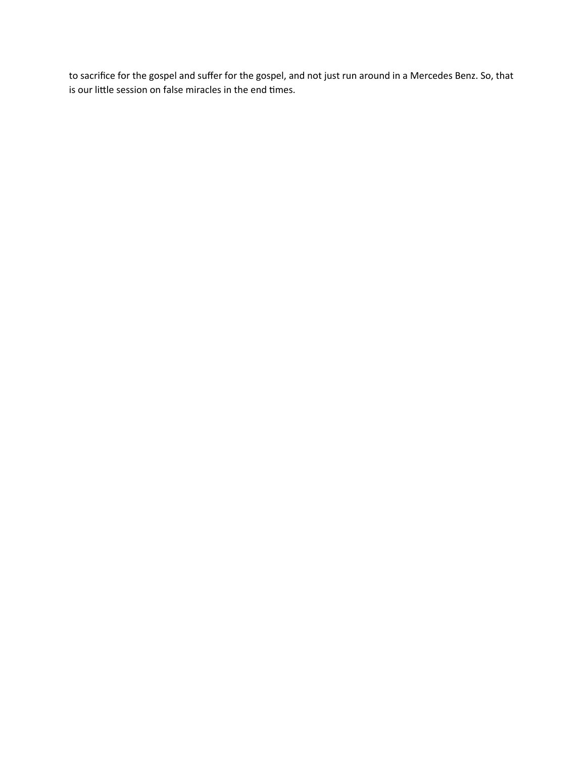to sacrifice for the gospel and suffer for the gospel, and not just run around in a Mercedes Benz. So, that is our little session on false miracles in the end times.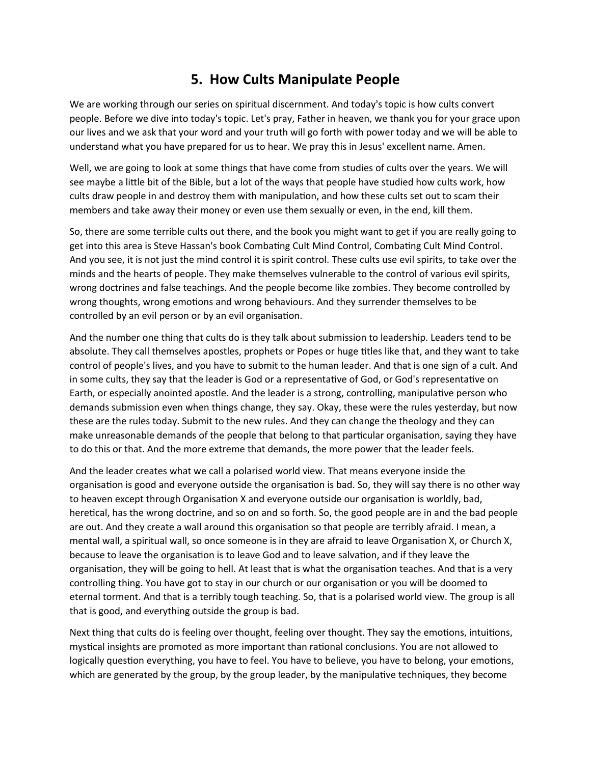# 5. How Cults Manipulate People

We are working through our series on spiritual discernment. And today's topic is how cults convert people. Before we dive into today's topic. Let's pray, Father in heaven, we thank you for your grace upon our lives and we ask that your word and your truth will go forth with power today and we will be able to understand what you have prepared for us to hear. We pray this in Jesus' excellent name. Amen.

Well, we are going to look at some things that have come from studies of cults over the years. We will see maybe a little bit of the Bible, but a lot of the ways that people have studied how cults work, how cults draw people in and destroy them with manipulation, and how these cults set out to scam their members and take away their money or even use them sexually or even, in the end, kill them.

So, there are some terrible cults out there, and the book you might want to get if you are really going to get into this area is Steve Hassan's book Combating Cult Mind Control, Combating Cult Mind Control. And you see, it is not just the mind control it is spirit control. These cults use evil spirits, to take over the minds and the hearts of people. They make themselves vulnerable to the control of various evil spirits, wrong doctrines and false teachings. And the people become like zombies. They become controlled by wrong thoughts, wrong emotions and wrong behaviours. And they surrender themselves to be controlled by an evil person or by an evil organisation.

And the number one thing that cults do is they talk about submission to leadership. Leaders tend to be absolute. They call themselves apostles, prophets or Popes or huge titles like that, and they want to take control of people's lives, and you have to submit to the human leader. And that is one sign of a cult. And in some cults, they say that the leader is God or a representative of God, or God's representative on Earth, or especially anointed apostle. And the leader is a strong, controlling, manipulative person who demands submission even when things change, they say. Okay, these were the rules yesterday, but now these are the rules today. Submit to the new rules. And they can change the theology and they can make unreasonable demands of the people that belong to that particular organisation, saying they have to do this or that. And the more extreme that demands, the more power that the leader feels.

And the leader creates what we call a polarised world view. That means everyone inside the organisation is good and everyone outside the organisation is bad. So, they will say there is no other way to heaven except through Organisation X and everyone outside our organisation is worldly, bad, heretical, has the wrong doctrine, and so on and so forth. So, the good people are in and the bad people are out. And they create a wall around this organisation so that people are terribly afraid. I mean, a mental wall, a spiritual wall, so once someone is in they are afraid to leave Organisation X, or Church X, because to leave the organisation is to leave God and to leave salvation, and if they leave the organisation, they will be going to hell. At least that is what the organisation teaches. And that is a very controlling thing. You have got to stay in our church or our organisation or you will be doomed to eternal torment. And that is a terribly tough teaching. So, that is a polarised world view. The group is all that is good, and everything outside the group is bad.

Next thing that cults do is feeling over thought, feeling over thought. They say the emotions, intuitions, mystical insights are promoted as more important than rational conclusions. You are not allowed to logically question everything, you have to feel. You have to believe, you have to belong, your emotions, which are generated by the group, by the group leader, by the manipulative techniques, they become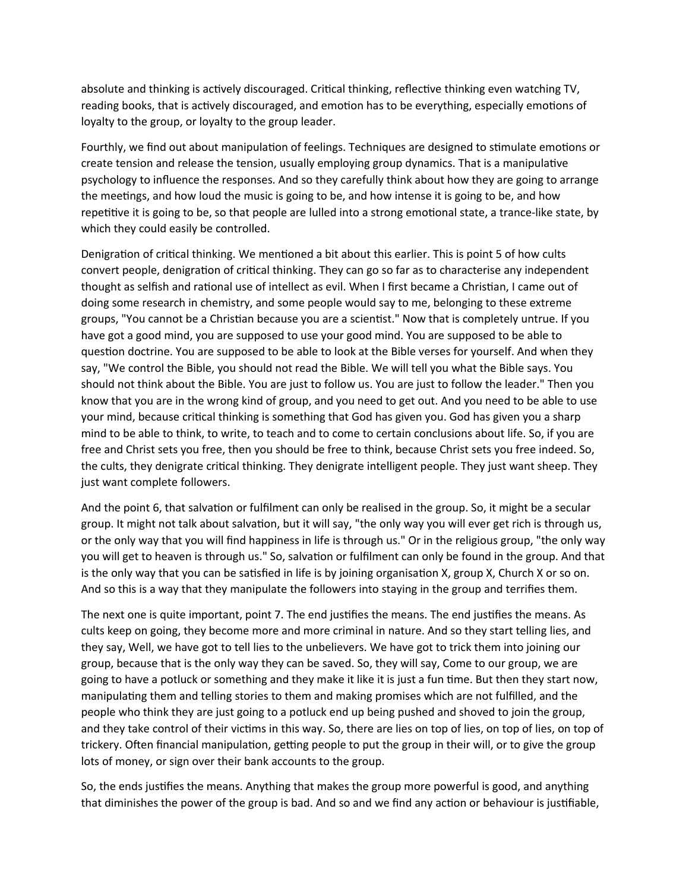absolute and thinking is actively discouraged. Critical thinking, reflective thinking even watching TV, reading books, that is actively discouraged, and emotion has to be everything, especially emotions of loyalty to the group, or loyalty to the group leader.

Fourthly, we find out about manipulation of feelings. Techniques are designed to stimulate emotions or create tension and release the tension, usually employing group dynamics. That is a manipulative psychology to influence the responses. And so they carefully think about how they are going to arrange the meetings, and how loud the music is going to be, and how intense it is going to be, and how repetitive it is going to be, so that people are lulled into a strong emotional state, a trance-like state, by which they could easily be controlled.

Denigration of critical thinking. We mentioned a bit about this earlier. This is point 5 of how cults convert people, denigration of critical thinking. They can go so far as to characterise any independent thought as selfish and rational use of intellect as evil. When I first became a Christian, I came out of doing some research in chemistry, and some people would say to me, belonging to these extreme groups, "You cannot be a Christian because you are a scientist." Now that is completely untrue. If you have got a good mind, you are supposed to use your good mind. You are supposed to be able to question doctrine. You are supposed to be able to look at the Bible verses for yourself. And when they say, "We control the Bible, you should not read the Bible. We will tell you what the Bible says. You should not think about the Bible. You are just to follow us. You are just to follow the leader." Then you know that you are in the wrong kind of group, and you need to get out. And you need to be able to use your mind, because critical thinking is something that God has given you. God has given you a sharp mind to be able to think, to write, to teach and to come to certain conclusions about life. So, if you are free and Christ sets you free, then you should be free to think, because Christ sets you free indeed. So, the cults, they denigrate critical thinking. They denigrate intelligent people. They just want sheep. They just want complete followers.

And the point 6, that salvation or fulfilment can only be realised in the group. So, it might be a secular group. It might not talk about salvation, but it will say, "the only way you will ever get rich is through us, or the only way that you will find happiness in life is through us." Or in the religious group, "the only way you will get to heaven is through us." So, salvation or fulfilment can only be found in the group. And that is the only way that you can be satisfied in life is by joining organisation X, group X, Church X or so on. And so this is a way that they manipulate the followers into staying in the group and terrifies them.

The next one is quite important, point 7. The end justifies the means. The end justifies the means. As cults keep on going, they become more and more criminal in nature. And so they start telling lies, and they say, Well, we have got to tell lies to the unbelievers. We have got to trick them into joining our group, because that is the only way they can be saved. So, they will say, Come to our group, we are going to have a potluck or something and they make it like it is just a fun time. But then they start now, manipulating them and telling stories to them and making promises which are not fulfilled, and the people who think they are just going to a potluck end up being pushed and shoved to join the group, and they take control of their victims in this way. So, there are lies on top of lies, on top of lies, on top of trickery. Often financial manipulation, getting people to put the group in their will, or to give the group lots of money, or sign over their bank accounts to the group.

So, the ends justifies the means. Anything that makes the group more powerful is good, and anything that diminishes the power of the group is bad. And so and we find any action or behaviour is justifiable,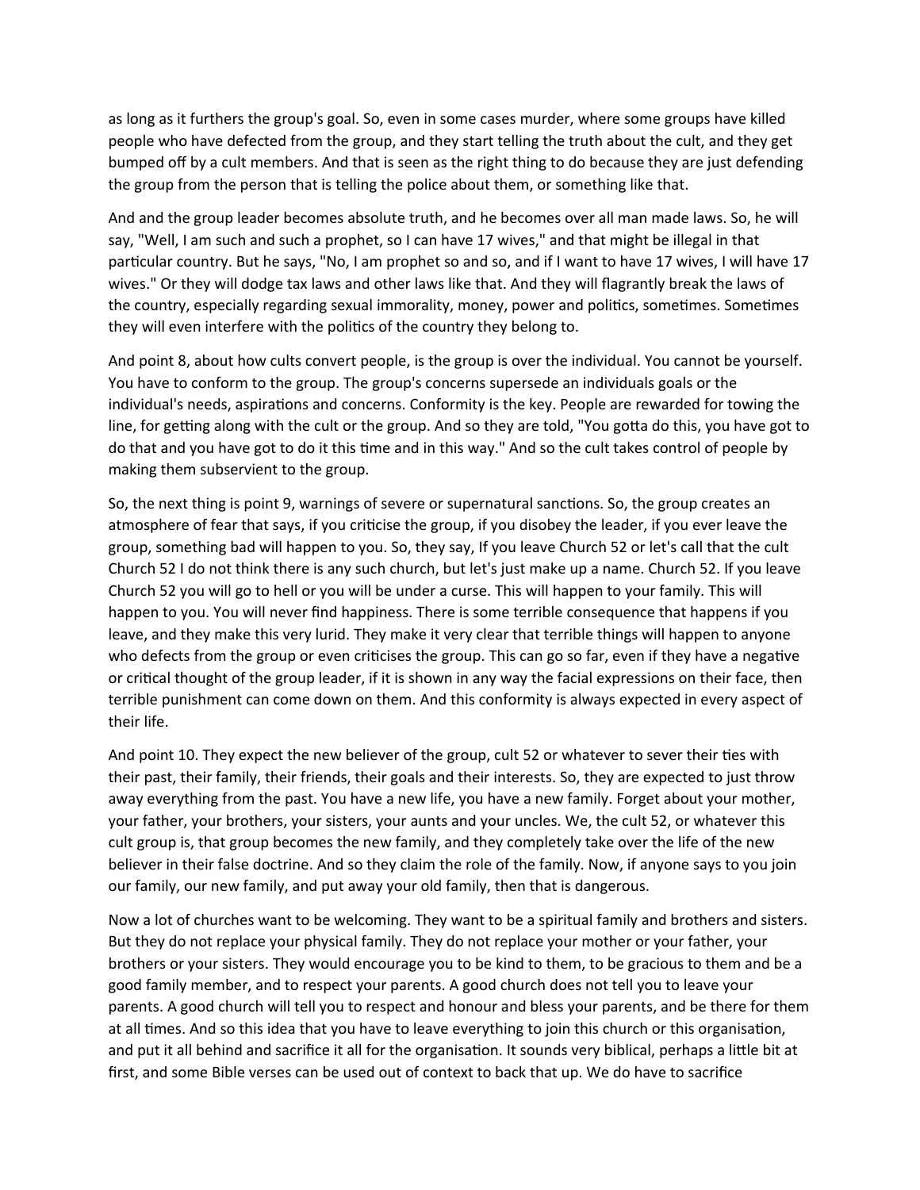as long as it furthers the group's goal. So, even in some cases murder, where some groups have killed people who have defected from the group, and they start telling the truth about the cult, and they get bumped off by a cult members. And that is seen as the right thing to do because they are just defending the group from the person that is telling the police about them, or something like that.

And and the group leader becomes absolute truth, and he becomes over all man made laws. So, he will say, "Well, I am such and such a prophet, so I can have 17 wives," and that might be illegal in that particular country. But he says, "No, I am prophet so and so, and if I want to have 17 wives, I will have 17 wives." Or they will dodge tax laws and other laws like that. And they will flagrantly break the laws of the country, especially regarding sexual immorality, money, power and politics, sometimes. Sometimes they will even interfere with the politics of the country they belong to.

And point 8, about how cults convert people, is the group is over the individual. You cannot be yourself. You have to conform to the group. The group's concerns supersede an individuals goals or the individual's needs, aspirations and concerns. Conformity is the key. People are rewarded for towing the line, for getting along with the cult or the group. And so they are told, "You gotta do this, you have got to do that and you have got to do it this time and in this way." And so the cult takes control of people by making them subservient to the group.

So, the next thing is point 9, warnings of severe or supernatural sanctions. So, the group creates an atmosphere of fear that says, if you criticise the group, if you disobey the leader, if you ever leave the group, something bad will happen to you. So, they say, If you leave Church 52 or let's call that the cult Church 52 I do not think there is any such church, but let's just make up a name. Church 52. If you leave Church 52 you will go to hell or you will be under a curse. This will happen to your family. This will happen to you. You will never find happiness. There is some terrible consequence that happens if you leave, and they make this very lurid. They make it very clear that terrible things will happen to anyone who defects from the group or even criticises the group. This can go so far, even if they have a negative or critical thought of the group leader, if it is shown in any way the facial expressions on their face, then terrible punishment can come down on them. And this conformity is always expected in every aspect of their life.

And point 10. They expect the new believer of the group, cult 52 or whatever to sever their ties with their past, their family, their friends, their goals and their interests. So, they are expected to just throw away everything from the past. You have a new life, you have a new family. Forget about your mother, your father, your brothers, your sisters, your aunts and your uncles. We, the cult 52, or whatever this cult group is, that group becomes the new family, and they completely take over the life of the new believer in their false doctrine. And so they claim the role of the family. Now, if anyone says to you join our family, our new family, and put away your old family, then that is dangerous.

Now a lot of churches want to be welcoming. They want to be a spiritual family and brothers and sisters. But they do not replace your physical family. They do not replace your mother or your father, your brothers or your sisters. They would encourage you to be kind to them, to be gracious to them and be a good family member, and to respect your parents. A good church does not tell you to leave your parents. A good church will tell you to respect and honour and bless your parents, and be there for them at all times. And so this idea that you have to leave everything to join this church or this organisation, and put it all behind and sacrifice it all for the organisation. It sounds very biblical, perhaps a little bit at first, and some Bible verses can be used out of context to back that up. We do have to sacrifice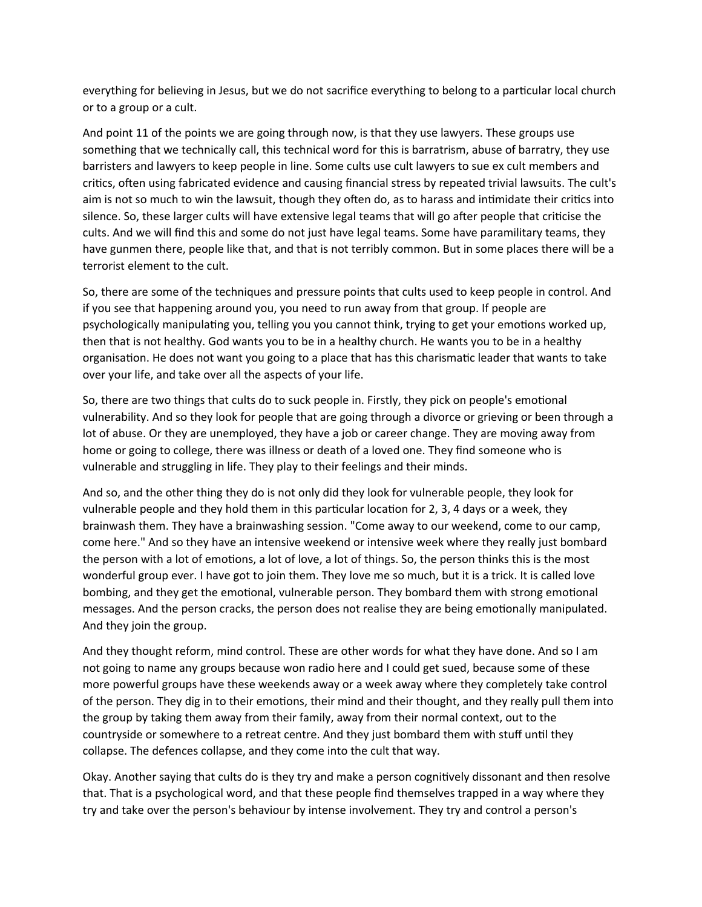everything for believing in Jesus, but we do not sacrifice everything to belong to a particular local church or to a group or a cult.

And point 11 of the points we are going through now, is that they use lawyers. These groups use something that we technically call, this technical word for this is barratrism, abuse of barratry, they use barristers and lawyers to keep people in line. Some cults use cult lawyers to sue ex cult members and critics, often using fabricated evidence and causing financial stress by repeated trivial lawsuits. The cult's aim is not so much to win the lawsuit, though they often do, as to harass and intimidate their critics into silence. So, these larger cults will have extensive legal teams that will go after people that criticise the cults. And we will find this and some do not just have legal teams. Some have paramilitary teams, they have gunmen there, people like that, and that is not terribly common. But in some places there will be a terrorist element to the cult.

So, there are some of the techniques and pressure points that cults used to keep people in control. And if you see that happening around you, you need to run away from that group. If people are psychologically manipulating you, telling you you cannot think, trying to get your emotions worked up, then that is not healthy. God wants you to be in a healthy church. He wants you to be in a healthy organisation. He does not want you going to a place that has this charismatic leader that wants to take over your life, and take over all the aspects of your life.

So, there are two things that cults do to suck people in. Firstly, they pick on people's emotional vulnerability. And so they look for people that are going through a divorce or grieving or been through a lot of abuse. Or they are unemployed, they have a job or career change. They are moving away from home or going to college, there was illness or death of a loved one. They find someone who is vulnerable and struggling in life. They play to their feelings and their minds.

And so, and the other thing they do is not only did they look for vulnerable people, they look for vulnerable people and they hold them in this particular location for 2, 3, 4 days or a week, they brainwash them. They have a brainwashing session. "Come away to our weekend, come to our camp, come here." And so they have an intensive weekend or intensive week where they really just bombard the person with a lot of emotions, a lot of love, a lot of things. So, the person thinks this is the most wonderful group ever. I have got to join them. They love me so much, but it is a trick. It is called love bombing, and they get the emotional, vulnerable person. They bombard them with strong emotional messages. And the person cracks, the person does not realise they are being emotionally manipulated. And they join the group.

And they thought reform, mind control. These are other words for what they have done. And so I am not going to name any groups because won radio here and I could get sued, because some of these more powerful groups have these weekends away or a week away where they completely take control of the person. They dig in to their emotions, their mind and their thought, and they really pull them into the group by taking them away from their family, away from their normal context, out to the countryside or somewhere to a retreat centre. And they just bombard them with stuff until they collapse. The defences collapse, and they come into the cult that way.

Okay. Another saying that cults do is they try and make a person cognitively dissonant and then resolve that. That is a psychological word, and that these people find themselves trapped in a way where they try and take over the person's behaviour by intense involvement. They try and control a person's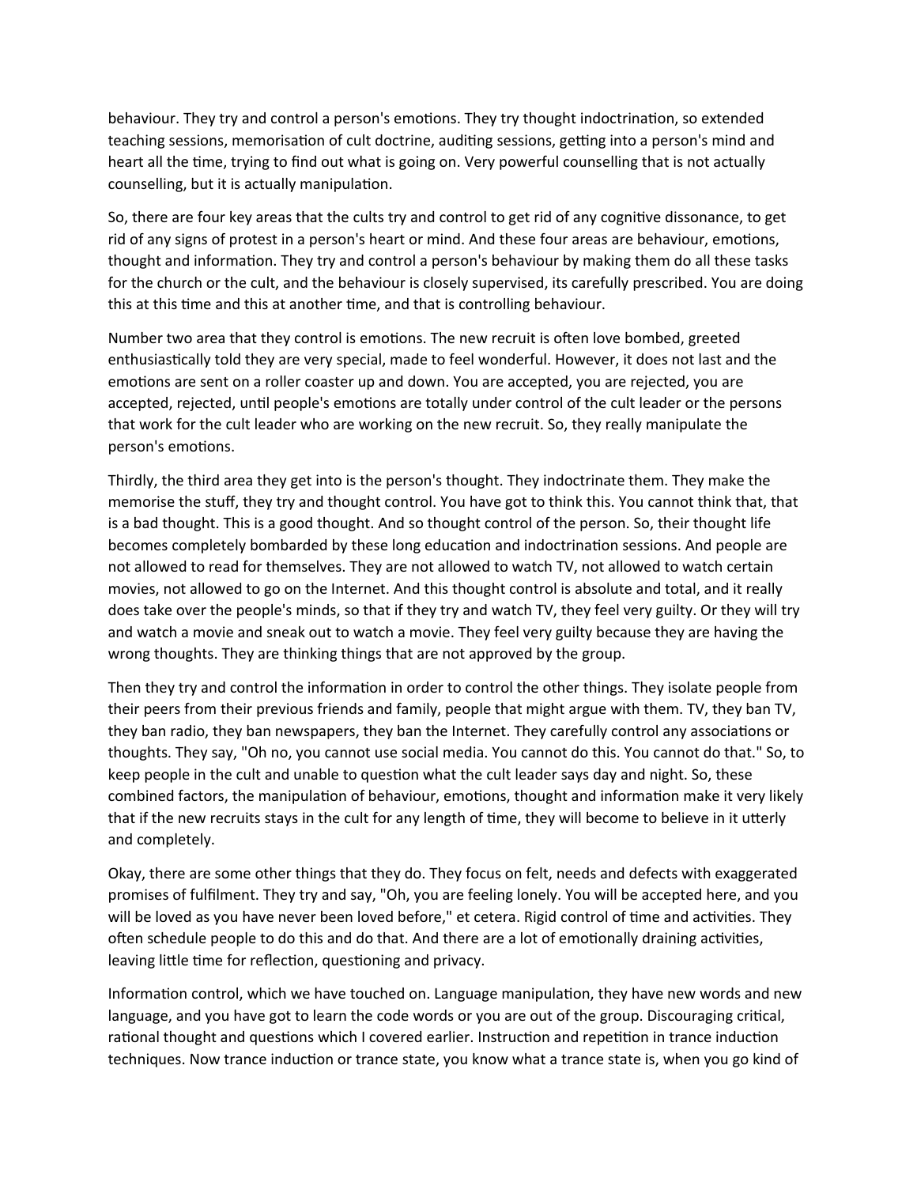behaviour. They try and control a person's emotions. They try thought indoctrination, so extended teaching sessions, memorisation of cult doctrine, auditing sessions, getting into a person's mind and heart all the time, trying to find out what is going on. Very powerful counselling that is not actually counselling, but it is actually manipulation.

So, there are four key areas that the cults try and control to get rid of any cognitive dissonance, to get rid of any signs of protest in a person's heart or mind. And these four areas are behaviour, emotions, thought and information. They try and control a person's behaviour by making them do all these tasks for the church or the cult, and the behaviour is closely supervised, its carefully prescribed. You are doing this at this time and this at another time, and that is controlling behaviour.

Number two area that they control is emotions. The new recruit is often love bombed, greeted enthusiastically told they are very special, made to feel wonderful. However, it does not last and the emotions are sent on a roller coaster up and down. You are accepted, you are rejected, you are accepted, rejected, until people's emotions are totally under control of the cult leader or the persons that work for the cult leader who are working on the new recruit. So, they really manipulate the person's emotions.

Thirdly, the third area they get into is the person's thought. They indoctrinate them. They make the memorise the stuff, they try and thought control. You have got to think this. You cannot think that, that is a bad thought. This is a good thought. And so thought control of the person. So, their thought life becomes completely bombarded by these long education and indoctrination sessions. And people are not allowed to read for themselves. They are not allowed to watch TV, not allowed to watch certain movies, not allowed to go on the Internet. And this thought control is absolute and total, and it really does take over the people's minds, so that if they try and watch TV, they feel very guilty. Or they will try and watch a movie and sneak out to watch a movie. They feel very guilty because they are having the wrong thoughts. They are thinking things that are not approved by the group.

Then they try and control the information in order to control the other things. They isolate people from their peers from their previous friends and family, people that might argue with them. TV, they ban TV, they ban radio, they ban newspapers, they ban the Internet. They carefully control any associations or thoughts. They say, "Oh no, you cannot use social media. You cannot do this. You cannot do that." So, to keep people in the cult and unable to question what the cult leader says day and night. So, these combined factors, the manipulation of behaviour, emotions, thought and information make it very likely that if the new recruits stays in the cult for any length of time, they will become to believe in it utterly and completely.

Okay, there are some other things that they do. They focus on felt, needs and defects with exaggerated promises of fulfilment. They try and say, "Oh, you are feeling lonely. You will be accepted here, and you will be loved as you have never been loved before," et cetera. Rigid control of time and activities. They often schedule people to do this and do that. And there are a lot of emotionally draining activities, leaving little time for reflection, questioning and privacy.

Information control, which we have touched on. Language manipulation, they have new words and new language, and you have got to learn the code words or you are out of the group. Discouraging critical, rational thought and questions which I covered earlier. Instruction and repetition in trance induction techniques. Now trance induction or trance state, you know what a trance state is, when you go kind of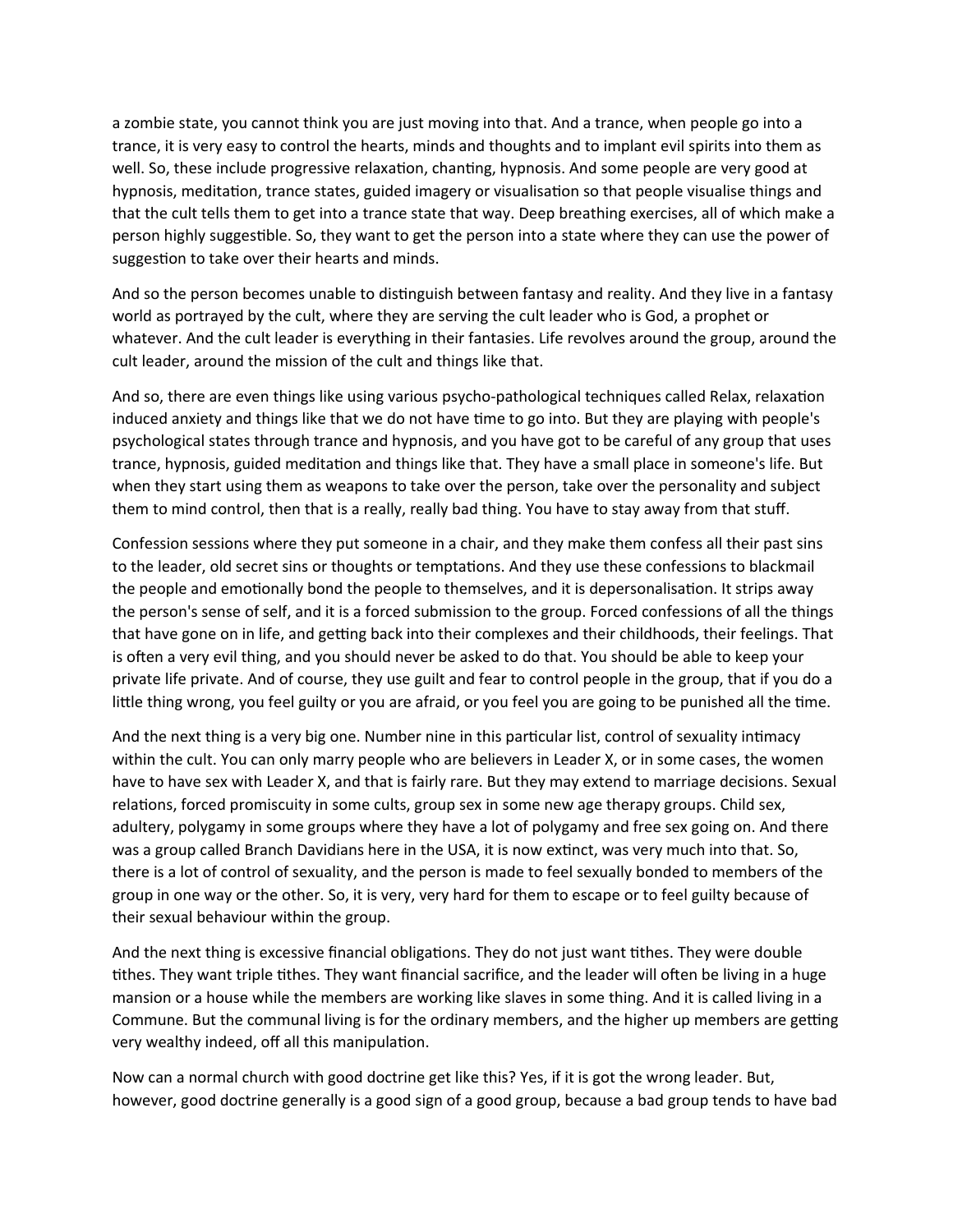a zombie state, you cannot think you are just moving into that. And a trance, when people go into a trance, it is very easy to control the hearts, minds and thoughts and to implant evil spirits into them as well. So, these include progressive relaxation, chanting, hypnosis. And some people are very good at hypnosis, meditation, trance states, guided imagery or visualisation so that people visualise things and that the cult tells them to get into a trance state that way. Deep breathing exercises, all of which make a person highly suggestible. So, they want to get the person into a state where they can use the power of suggestion to take over their hearts and minds.

And so the person becomes unable to distinguish between fantasy and reality. And they live in a fantasy world as portrayed by the cult, where they are serving the cult leader who is God, a prophet or whatever. And the cult leader is everything in their fantasies. Life revolves around the group, around the cult leader, around the mission of the cult and things like that.

And so, there are even things like using various psycho-pathological techniques called Relax, relaxation induced anxiety and things like that we do not have time to go into. But they are playing with people's psychological states through trance and hypnosis, and you have got to be careful of any group that uses trance, hypnosis, guided meditation and things like that. They have a small place in someone's life. But when they start using them as weapons to take over the person, take over the personality and subject them to mind control, then that is a really, really bad thing. You have to stay away from that stuff.

Confession sessions where they put someone in a chair, and they make them confess all their past sins to the leader, old secret sins or thoughts or temptations. And they use these confessions to blackmail the people and emotionally bond the people to themselves, and it is depersonalisation. It strips away the person's sense of self, and it is a forced submission to the group. Forced confessions of all the things that have gone on in life, and getting back into their complexes and their childhoods, their feelings. That is often a very evil thing, and you should never be asked to do that. You should be able to keep your private life private. And of course, they use guilt and fear to control people in the group, that if you do a little thing wrong, you feel guilty or you are afraid, or you feel you are going to be punished all the time.

And the next thing is a very big one. Number nine in this particular list, control of sexuality intimacy within the cult. You can only marry people who are believers in Leader X, or in some cases, the women have to have sex with Leader X, and that is fairly rare. But they may extend to marriage decisions. Sexual relations, forced promiscuity in some cults, group sex in some new age therapy groups. Child sex, adultery, polygamy in some groups where they have a lot of polygamy and free sex going on. And there was a group called Branch Davidians here in the USA, it is now extinct, was very much into that. So, there is a lot of control of sexuality, and the person is made to feel sexually bonded to members of the group in one way or the other. So, it is very, very hard for them to escape or to feel guilty because of their sexual behaviour within the group.

And the next thing is excessive financial obligations. They do not just want tithes. They were double tithes. They want triple tithes. They want financial sacrifice, and the leader will often be living in a huge mansion or a house while the members are working like slaves in some thing. And it is called living in a Commune. But the communal living is for the ordinary members, and the higher up members are getting very wealthy indeed, off all this manipulation.

Now can a normal church with good doctrine get like this? Yes, if it is got the wrong leader. But, however, good doctrine generally is a good sign of a good group, because a bad group tends to have bad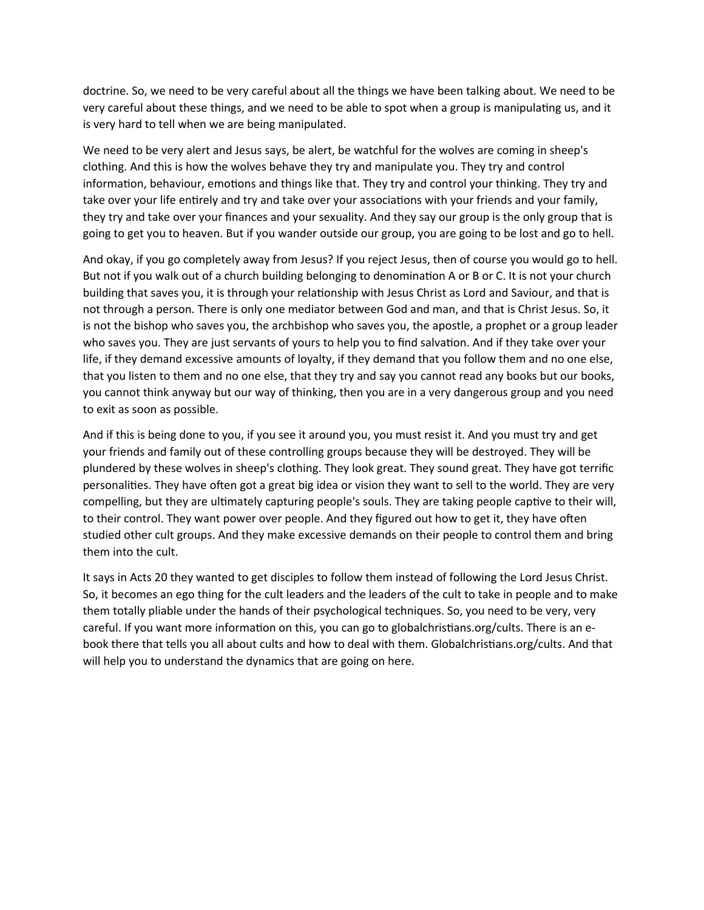doctrine. So, we need to be very careful about all the things we have been talking about. We need to be very careful about these things, and we need to be able to spot when a group is manipulating us, and it is very hard to tell when we are being manipulated.

We need to be very alert and Jesus says, be alert, be watchful for the wolves are coming in sheep's clothing. And this is how the wolves behave they try and manipulate you. They try and control information, behaviour, emotions and things like that. They try and control your thinking. They try and take over your life entirely and try and take over your associations with your friends and your family, they try and take over your finances and your sexuality. And they say our group is the only group that is going to get you to heaven. But if you wander outside our group, you are going to be lost and go to hell.

And okay, if you go completely away from Jesus? If you reject Jesus, then of course you would go to hell. But not if you walk out of a church building belonging to denomination A or B or C. It is not your church building that saves you, it is through your relationship with Jesus Christ as Lord and Saviour, and that is not through a person. There is only one mediator between God and man, and that is Christ Jesus. So, it is not the bishop who saves you, the archbishop who saves you, the apostle, a prophet or a group leader who saves you. They are just servants of yours to help you to find salvation. And if they take over your life, if they demand excessive amounts of loyalty, if they demand that you follow them and no one else, that you listen to them and no one else, that they try and say you cannot read any books but our books, you cannot think anyway but our way of thinking, then you are in a very dangerous group and you need to exit as soon as possible.

And if this is being done to you, if you see it around you, you must resist it. And you must try and get your friends and family out of these controlling groups because they will be destroyed. They will be plundered by these wolves in sheep's clothing. They look great. They sound great. They have got terrific personalities. They have often got a great big idea or vision they want to sell to the world. They are very compelling, but they are ultimately capturing people's souls. They are taking people captive to their will, to their control. They want power over people. And they figured out how to get it, they have often studied other cult groups. And they make excessive demands on their people to control them and bring them into the cult.

It says in Acts 20 they wanted to get disciples to follow them instead of following the Lord Jesus Christ. So, it becomes an ego thing for the cult leaders and the leaders of the cult to take in people and to make them totally pliable under the hands of their psychological techniques. So, you need to be very, very careful. If you want more information on this, you can go to globalchristians.org/cults. There is an e-book there that tells you all about cults and how to deal with them. Globalchristians.org/cults. And that will help you to understand the dynamics that are going on here.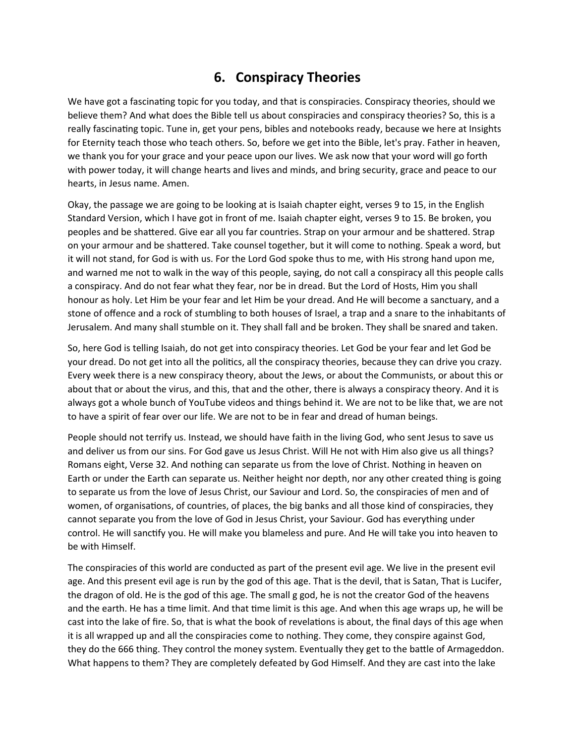# 6. Conspiracy Theories

We have got a fascinating topic for you today, and that is conspiracies. Conspiracy theories, should we believe them? And what does the Bible tell us about conspiracies and conspiracy theories? So, this is a really fascinating topic. Tune in, get your pens, bibles and notebooks ready, because we here at Insights for Eternity teach those who teach others. So, before we get into the Bible, let's pray. Father in heaven, we thank you for your grace and your peace upon our lives. We ask now that your word will go forth with power today, it will change hearts and lives and minds, and bring security, grace and peace to our hearts, in Jesus name. Amen.

Okay, the passage we are going to be looking at is Isaiah chapter eight, verses 9 to 15, in the English Standard Version, which I have got in front of me. Isaiah chapter eight, verses 9 to 15. Be broken, you peoples and be shattered. Give ear all you far countries. Strap on your armour and be shattered. Strap on your armour and be shattered. Take counsel together, but it will come to nothing. Speak a word, but it will not stand, for God is with us. For the Lord God spoke thus to me, with His strong hand upon me, and warned me not to walk in the way of this people, saying, do not call a conspiracy all this people calls a conspiracy. And do not fear what they fear, nor be in dread. But the Lord of Hosts, Him you shall honour as holy. Let Him be your fear and let Him be your dread. And He will become a sanctuary, and a stone of offence and a rock of stumbling to both houses of Israel, a trap and a snare to the inhabitants of Jerusalem. And many shall stumble on it. They shall fall and be broken. They shall be snared and taken.

So, here God is telling Isaiah, do not get into conspiracy theories. Let God be your fear and let God be your dread. Do not get into all the politics, all the conspiracy theories, because they can drive you crazy. Every week there is a new conspiracy theory, about the Jews, or about the Communists, or about this or about that or about the virus, and this, that and the other, there is always a conspiracy theory. And it is always got a whole bunch of YouTube videos and things behind it. We are not to be like that, we are not to have a spirit of fear over our life. We are not to be in fear and dread of human beings.

People should not terrify us. Instead, we should have faith in the living God, who sent Jesus to save us and deliver us from our sins. For God gave us Jesus Christ. Will He not with Him also give us all things? Romans eight, Verse 32. And nothing can separate us from the love of Christ. Nothing in heaven on Earth or under the Earth can separate us. Neither height nor depth, nor any other created thing is going to separate us from the love of Jesus Christ, our Saviour and Lord. So, the conspiracies of men and of women, of organisations, of countries, of places, the big banks and all those kind of conspiracies, they cannot separate you from the love of God in Jesus Christ, your Saviour. God has everything under control. He will sanctify you. He will make you blameless and pure. And He will take you into heaven to be with Himself.

The conspiracies of this world are conducted as part of the present evil age. We live in the present evil age. And this present evil age is run by the god of this age. That is the devil, that is Satan, That is Lucifer, the dragon of old. He is the god of this age. The small g god, he is not the creator God of the heavens and the earth. He has a time limit. And that time limit is this age. And when this age wraps up, he will be cast into the lake of fire. So, that is what the book of revelations is about, the final days of this age when it is all wrapped up and all the conspiracies come to nothing. They come, they conspire against God, they do the 666 thing. They control the money system. Eventually they get to the battle of Armageddon. What happens to them? They are completely defeated by God Himself. And they are cast into the lake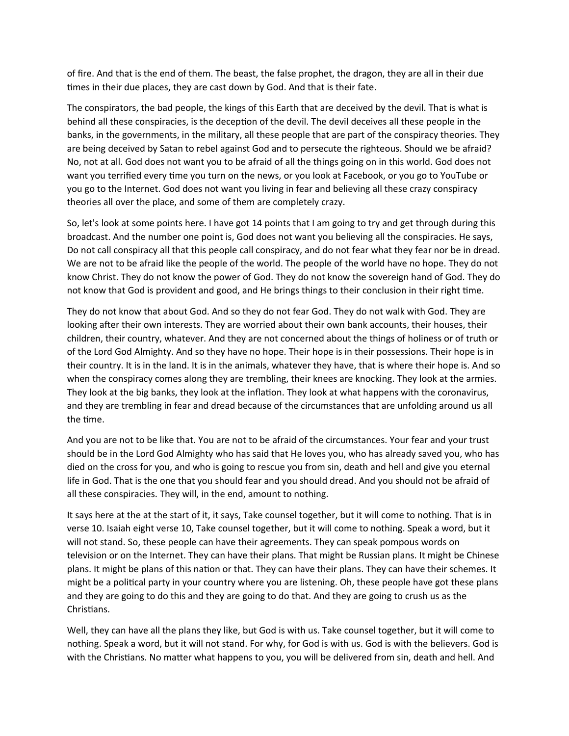of fire. And that is the end of them. The beast, the false prophet, the dragon, they are all in their due times in their due places, they are cast down by God. And that is their fate.

The conspirators, the bad people, the kings of this Earth that are deceived by the devil. That is what is behind all these conspiracies, is the deception of the devil. The devil deceives all these people in the banks, in the governments, in the military, all these people that are part of the conspiracy theories. They are being deceived by Satan to rebel against God and to persecute the righteous. Should we be afraid? No, not at all. God does not want you to be afraid of all the things going on in this world. God does not want you terrified every time you turn on the news, or you look at Facebook, or you go to YouTube or you go to the Internet. God does not want you living in fear and believing all these crazy conspiracy theories all over the place, and some of them are completely crazy.

So, let's look at some points here. I have got 14 points that I am going to try and get through during this broadcast. And the number one point is, God does not want you believing all the conspiracies. He says, Do not call conspiracy all that this people call conspiracy, and do not fear what they fear nor be in dread. We are not to be afraid like the people of the world. The people of the world have no hope. They do not know Christ. They do not know the power of God. They do not know the sovereign hand of God. They do not know that God is provident and good, and He brings things to their conclusion in their right time.

They do not know that about God. And so they do not fear God. They do not walk with God. They are looking after their own interests. They are worried about their own bank accounts, their houses, their children, their country, whatever. And they are not concerned about the things of holiness or of truth or of the Lord God Almighty. And so they have no hope. Their hope is in their possessions. Their hope is in their country. It is in the land. It is in the animals, whatever they have, that is where their hope is. And so when the conspiracy comes along they are trembling, their knees are knocking. They look at the armies. They look at the big banks, they look at the inflation. They look at what happens with the coronavirus, and they are trembling in fear and dread because of the circumstances that are unfolding around us all the time.

And you are not to be like that. You are not to be afraid of the circumstances. Your fear and your trust should be in the Lord God Almighty who has said that He loves you, who has already saved you, who has died on the cross for you, and who is going to rescue you from sin, death and hell and give you eternal life in God. That is the one that you should fear and you should dread. And you should not be afraid of all these conspiracies. They will, in the end, amount to nothing.

It says here at the at the start of it, it says, Take counsel together, but it will come to nothing. That is in verse 10. Isaiah eight verse 10, Take counsel together, but it will come to nothing. Speak a word, but it will not stand. So, these people can have their agreements. They can speak pompous words on television or on the Internet. They can have their plans. That might be Russian plans. It might be Chinese plans. It might be plans of this nation or that. They can have their plans. They can have their schemes. It might be a political party in your country where you are listening. Oh, these people have got these plans and they are going to do this and they are going to do that. And they are going to crush us as the Christians.

Well, they can have all the plans they like, but God is with us. Take counsel together, but it will come to nothing. Speak a word, but it will not stand. For why, for God is with us. God is with the believers. God is with the Christians. No matter what happens to you, you will be delivered from sin, death and hell. And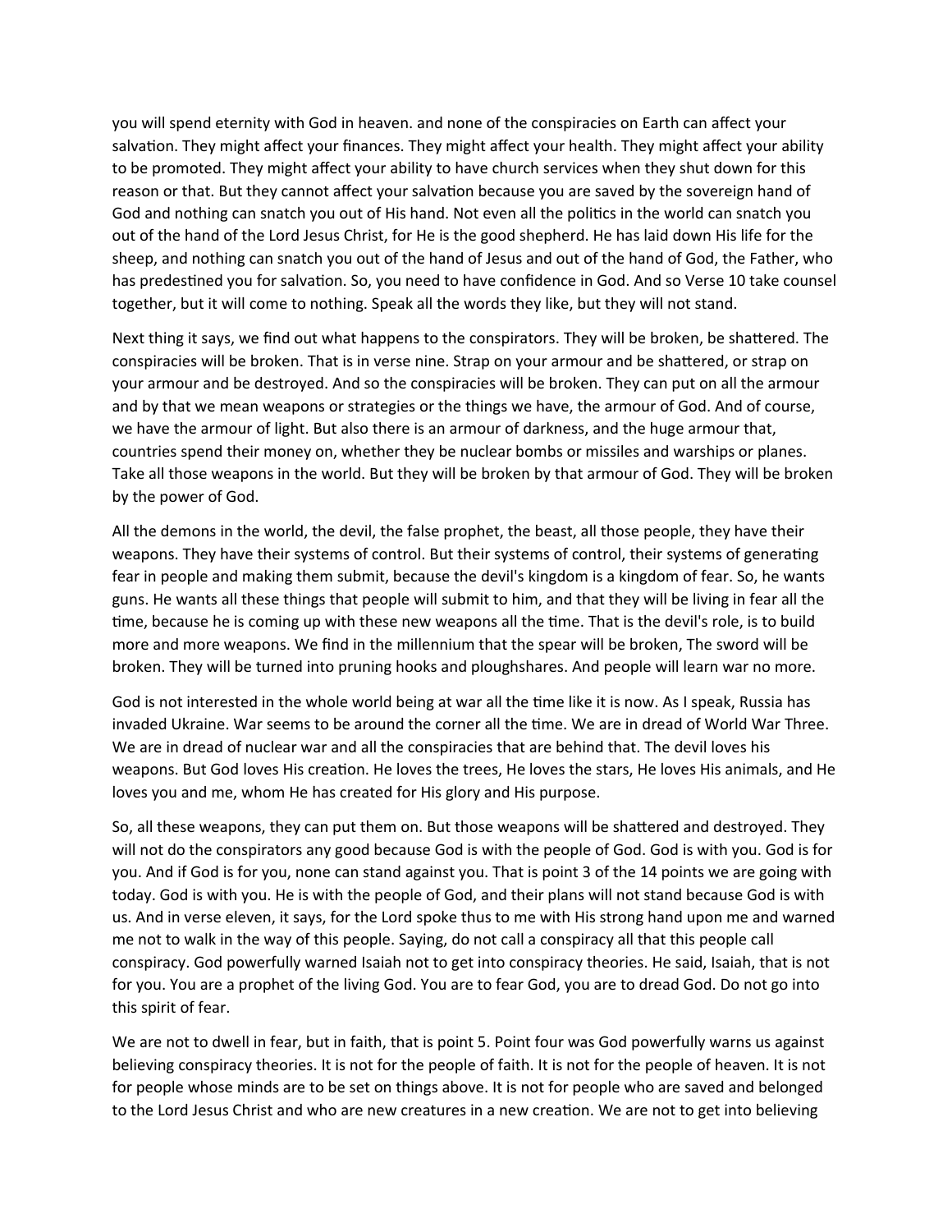you will spend eternity with God in heaven. and none of the conspiracies on Earth can affect your salvation. They might affect your finances. They might affect your health. They might affect your ability to be promoted. They might affect your ability to have church services when they shut down for this reason or that. But they cannot affect your salvation because you are saved by the sovereign hand of God and nothing can snatch you out of His hand. Not even all the politics in the world can snatch you out of the hand of the Lord Jesus Christ, for He is the good shepherd. He has laid down His life for the sheep, and nothing can snatch you out of the hand of Jesus and out of the hand of God, the Father, who has predestined you for salvation. So, you need to have confidence in God. And so Verse 10 take counsel together, but it will come to nothing. Speak all the words they like, but they will not stand.

Next thing it says, we find out what happens to the conspirators. They will be broken, be shattered. The conspiracies will be broken. That is in verse nine. Strap on your armour and be shattered, or strap on your armour and be destroyed. And so the conspiracies will be broken. They can put on all the armour and by that we mean weapons or strategies or the things we have, the armour of God. And of course, we have the armour of light. But also there is an armour of darkness, and the huge armour that, countries spend their money on, whether they be nuclear bombs or missiles and warships or planes. Take all those weapons in the world. But they will be broken by that armour of God. They will be broken by the power of God.

All the demons in the world, the devil, the false prophet, the beast, all those people, they have their weapons. They have their systems of control. But their systems of control, their systems of generating fear in people and making them submit, because the devil's kingdom is a kingdom of fear. So, he wants guns. He wants all these things that people will submit to him, and that they will be living in fear all the time, because he is coming up with these new weapons all the time. That is the devil's role, is to build more and more weapons. We find in the millennium that the spear will be broken, The sword will be broken. They will be turned into pruning hooks and ploughshares. And people will learn war no more.

God is not interested in the whole world being at war all the time like it is now. As I speak, Russia has invaded Ukraine. War seems to be around the corner all the time. We are in dread of World War Three. We are in dread of nuclear war and all the conspiracies that are behind that. The devil loves his weapons. But God loves His creation. He loves the trees, He loves the stars, He loves His animals, and He loves you and me, whom He has created for His glory and His purpose.

So, all these weapons, they can put them on. But those weapons will be shattered and destroyed. They will not do the conspirators any good because God is with the people of God. God is with you. God is for you. And if God is for you, none can stand against you. That is point 3 of the 14 points we are going with today. God is with you. He is with the people of God, and their plans will not stand because God is with us. And in verse eleven, it says, for the Lord spoke thus to me with His strong hand upon me and warned me not to walk in the way of this people. Saying, do not call a conspiracy all that this people call conspiracy. God powerfully warned Isaiah not to get into conspiracy theories. He said, Isaiah, that is not for you. You are a prophet of the living God. You are to fear God, you are to dread God. Do not go into this spirit of fear.

We are not to dwell in fear, but in faith, that is point 5. Point four was God powerfully warns us against believing conspiracy theories. It is not for the people of faith. It is not for the people of heaven. It is not for people whose minds are to be set on things above. It is not for people who are saved and belonged to the Lord Jesus Christ and who are new creatures in a new creation. We are not to get into believing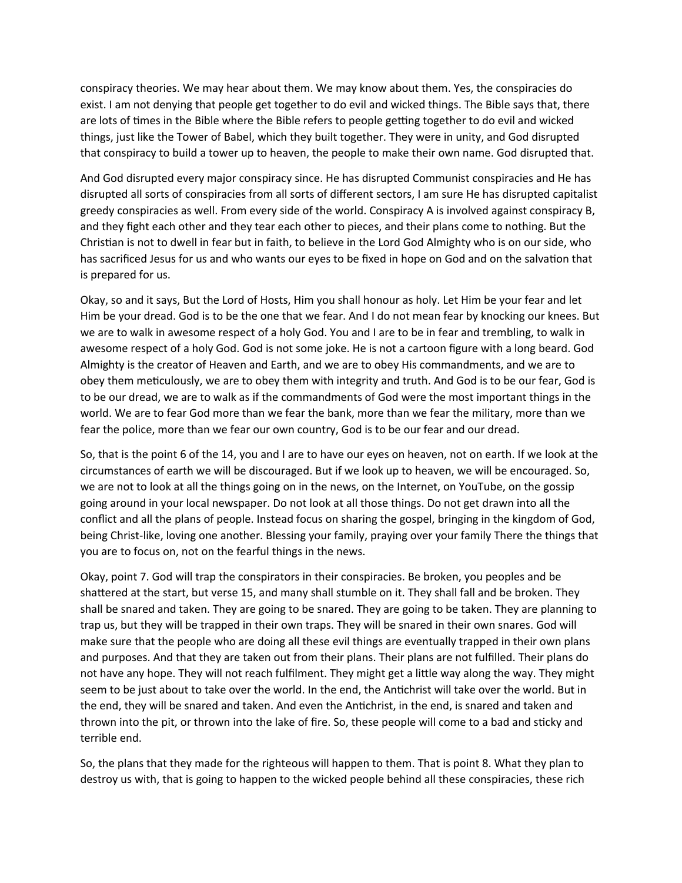conspiracy theories. We may hear about them. We may know about them. Yes, the conspiracies do exist. I am not denying that people get together to do evil and wicked things. The Bible says that, there are lots of times in the Bible where the Bible refers to people getting together to do evil and wicked things, just like the Tower of Babel, which they built together. They were in unity, and God disrupted that conspiracy to build a tower up to heaven, the people to make their own name. God disrupted that.

And God disrupted every major conspiracy since. He has disrupted Communist conspiracies and He has disrupted all sorts of conspiracies from all sorts of different sectors, I am sure He has disrupted capitalist greedy conspiracies as well. From every side of the world. Conspiracy A is involved against conspiracy B, and they fight each other and they tear each other to pieces, and their plans come to nothing. But the Christian is not to dwell in fear but in faith, to believe in the Lord God Almighty who is on our side, who has sacrificed Jesus for us and who wants our eyes to be fixed in hope on God and on the salvation that is prepared for us.

Okay, so and it says, But the Lord of Hosts, Him you shall honour as holy. Let Him be your fear and let Him be your dread. God is to be the one that we fear. And I do not mean fear by knocking our knees. But we are to walk in awesome respect of a holy God. You and I are to be in fear and trembling, to walk in awesome respect of a holy God. God is not some joke. He is not a cartoon figure with a long beard. God Almighty is the creator of Heaven and Earth, and we are to obey His commandments, and we are to obey them meticulously, we are to obey them with integrity and truth. And God is to be our fear, God is to be our dread, we are to walk as if the commandments of God were the most important things in the world. We are to fear God more than we fear the bank, more than we fear the military, more than we fear the police, more than we fear our own country, God is to be our fear and our dread.

So, that is the point 6 of the 14, you and I are to have our eyes on heaven, not on earth. If we look at the circumstances of earth we will be discouraged. But if we look up to heaven, we will be encouraged. So, we are not to look at all the things going on in the news, on the Internet, on YouTube, on the gossip going around in your local newspaper. Do not look at all those things. Do not get drawn into all the conflict and all the plans of people. Instead focus on sharing the gospel, bringing in the kingdom of God, being Christ-like, loving one another. Blessing your family, praying over your family There the things that you are to focus on, not on the fearful things in the news.

Okay, point 7. God will trap the conspirators in their conspiracies. Be broken, you peoples and be shattered at the start, but verse 15, and many shall stumble on it. They shall fall and be broken. They shall be snared and taken. They are going to be snared. They are going to be taken. They are planning to trap us, but they will be trapped in their own traps. They will be snared in their own snares. God will make sure that the people who are doing all these evil things are eventually trapped in their own plans and purposes. And that they are taken out from their plans. Their plans are not fulfilled. Their plans do not have any hope. They will not reach fulfilment. They might get a little way along the way. They might seem to be just about to take over the world. In the end, the Antichrist will take over the world. But in the end, they will be snared and taken. And even the Antichrist, in the end, is snared and taken and thrown into the pit, or thrown into the lake of fire. So, these people will come to a bad and sticky and terrible end.

So, the plans that they made for the righteous will happen to them. That is point 8. What they plan to destroy us with, that is going to happen to the wicked people behind all these conspiracies, these rich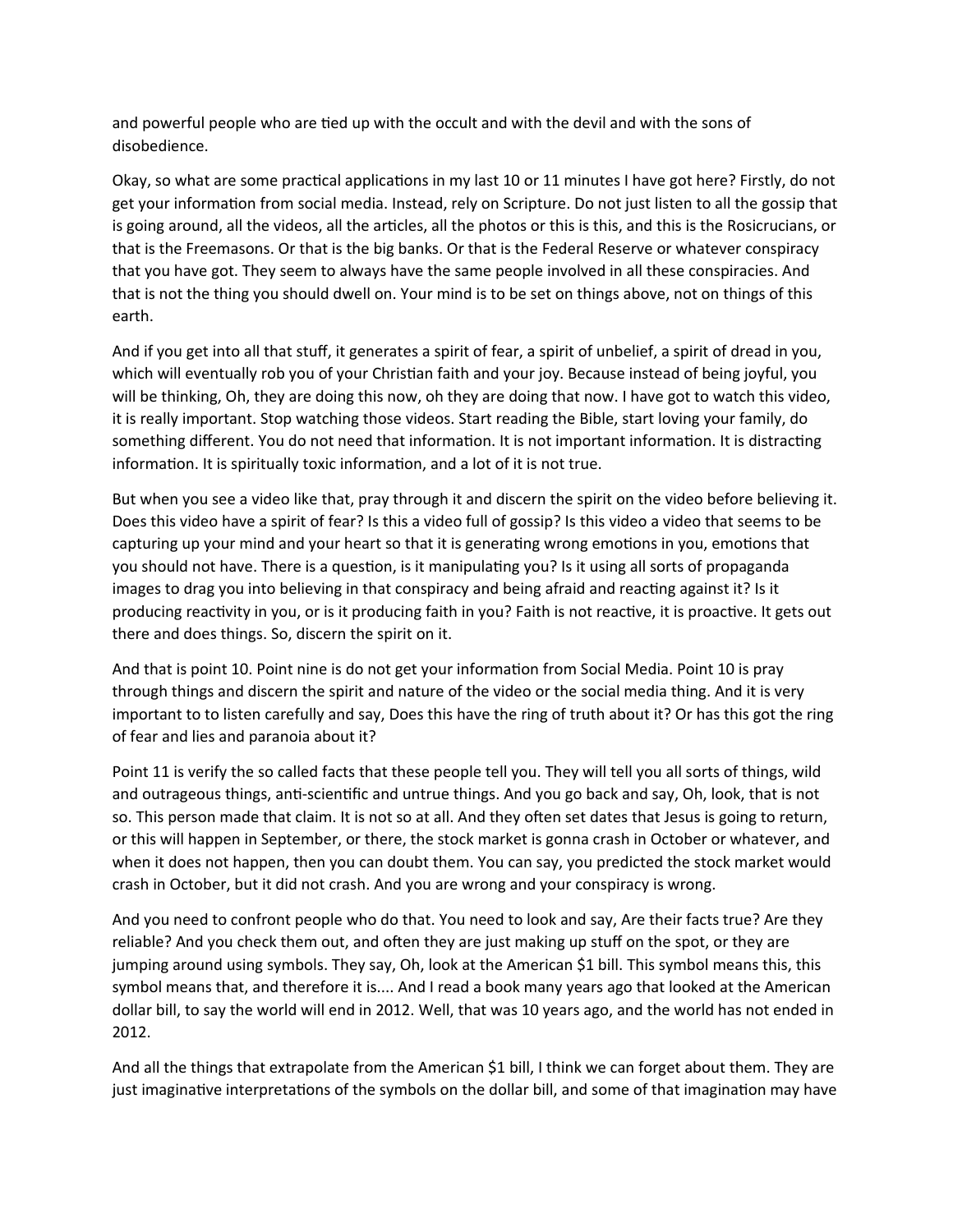and powerful people who are tied up with the occult and with the devil and with the sons of disobedience.

Okay, so what are some practical applications in my last 10 or 11 minutes I have got here? Firstly, do not get your information from social media. Instead, rely on Scripture. Do not just listen to all the gossip that is going around, all the videos, all the articles, all the photos or this is this, and this is the Rosicrucians, or that is the Freemasons. Or that is the big banks. Or that is the Federal Reserve or whatever conspiracy that you have got. They seem to always have the same people involved in all these conspiracies. And that is not the thing you should dwell on. Your mind is to be set on things above, not on things of this earth.

And if you get into all that stuff, it generates a spirit of fear, a spirit of unbelief, a spirit of dread in you, which will eventually rob you of your Christian faith and your joy. Because instead of being joyful, you will be thinking, Oh, they are doing this now, oh they are doing that now. I have got to watch this video, it is really important. Stop watching those videos. Start reading the Bible, start loving your family, do something different. You do not need that information. It is not important information. It is distracting information. It is spiritually toxic information, and a lot of it is not true.

But when you see a video like that, pray through it and discern the spirit on the video before believing it. Does this video have a spirit of fear? Is this a video full of gossip? Is this video a video that seems to be capturing up your mind and your heart so that it is generating wrong emotions in you, emotions that you should not have. There is a question, is it manipulating you? Is it using all sorts of propaganda images to drag you into believing in that conspiracy and being afraid and reacting against it? Is it producing reactivity in you, or is it producing faith in you? Faith is not reactive, it is proactive. It gets out there and does things. So, discern the spirit on it.

And that is point 10. Point nine is do not get your information from Social Media. Point 10 is pray through things and discern the spirit and nature of the video or the social media thing. And it is very important to to listen carefully and say, Does this have the ring of truth about it? Or has this got the ring of fear and lies and paranoia about it?

Point 11 is verify the so called facts that these people tell you. They will tell you all sorts of things, wild and outrageous things, anti-scientific and untrue things. And you go back and say, Oh, look, that is not so. This person made that claim. It is not so at all. And they often set dates that Jesus is going to return, or this will happen in September, or there, the stock market is gonna crash in October or whatever, and when it does not happen, then you can doubt them. You can say, you predicted the stock market would crash in October, but it did not crash. And you are wrong and your conspiracy is wrong.

And you need to confront people who do that. You need to look and say, Are their facts true? Are they reliable? And you check them out, and often they are just making up stuff on the spot, or they are jumping around using symbols. They say, Oh, look at the American $1 bill. This symbol means this, this symbol means that, and therefore it is.... And I read a book many years ago that looked at the American dollar bill, to say the world will end in 2012. Well, that was 10 years ago, and the world has not ended in 2012.

And all the things that extrapolate from the American $1 bill, I think we can forget about them. They are just imaginative interpretations of the symbols on the dollar bill, and some of that imagination may have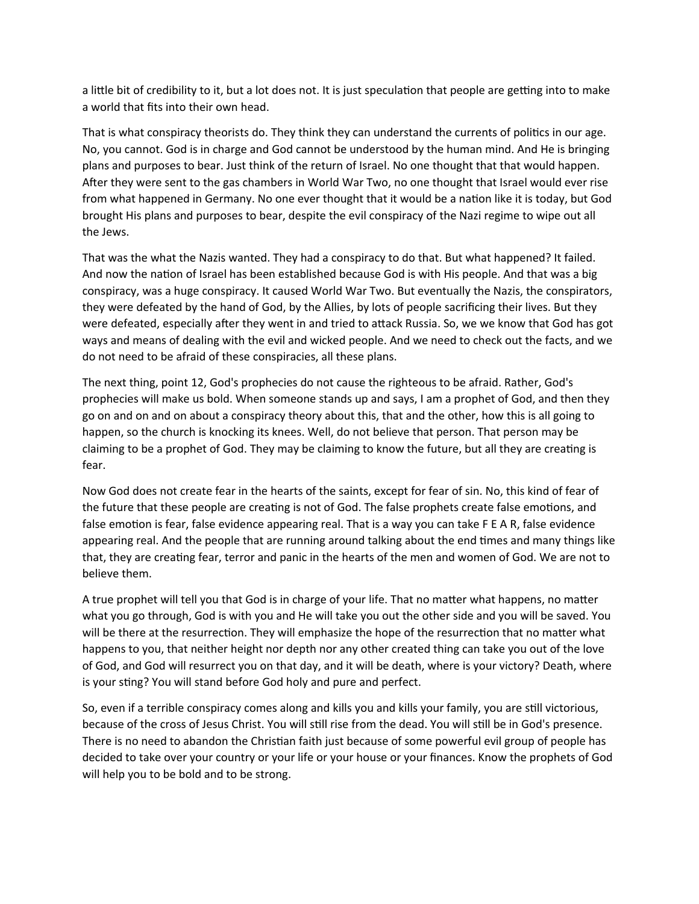a little bit of credibility to it, but a lot does not. It is just speculation that people are getting into to make a world that fits into their own head.

That is what conspiracy theorists do. They think they can understand the currents of politics in our age. No, you cannot. God is in charge and God cannot be understood by the human mind. And He is bringing plans and purposes to bear. Just think of the return of Israel. No one thought that that would happen. After they were sent to the gas chambers in World War Two, no one thought that Israel would ever rise from what happened in Germany. No one ever thought that it would be a nation like it is today, but God brought His plans and purposes to bear, despite the evil conspiracy of the Nazi regime to wipe out all the Jews.

That was the what the Nazis wanted. They had a conspiracy to do that. But what happened? It failed. And now the nation of Israel has been established because God is with His people. And that was a big conspiracy, was a huge conspiracy. It caused World War Two. But eventually the Nazis, the conspirators, they were defeated by the hand of God, by the Allies, by lots of people sacrificing their lives. But they were defeated, especially after they went in and tried to attack Russia. So, we we know that God has got ways and means of dealing with the evil and wicked people. And we need to check out the facts, and we do not need to be afraid of these conspiracies, all these plans.

The next thing, point 12, God's prophecies do not cause the righteous to be afraid. Rather, God's prophecies will make us bold. When someone stands up and says, I am a prophet of God, and then they go on and on and on about a conspiracy theory about this, that and the other, how this is all going to happen, so the church is knocking its knees. Well, do not believe that person. That person may be claiming to be a prophet of God. They may be claiming to know the future, but all they are creating is fear.

Now God does not create fear in the hearts of the saints, except for fear of sin. No, this kind of fear of the future that these people are creating is not of God. The false prophets create false emotions, and false emotion is fear, false evidence appearing real. That is a way you can take F E A R, false evidence appearing real. And the people that are running around talking about the end times and many things like that, they are creating fear, terror and panic in the hearts of the men and women of God. We are not to believe them.

A true prophet will tell you that God is in charge of your life. That no matter what happens, no matter what you go through, God is with you and He will take you out the other side and you will be saved. You will be there at the resurrection. They will emphasize the hope of the resurrection that no matter what happens to you, that neither height nor depth nor any other created thing can take you out of the love of God, and God will resurrect you on that day, and it will be death, where is your victory? Death, where is your sting? You will stand before God holy and pure and perfect.

So, even if a terrible conspiracy comes along and kills you and kills your family, you are still victorious, because of the cross of Jesus Christ. You will still rise from the dead. You will still be in God's presence. There is no need to abandon the Christian faith just because of some powerful evil group of people has decided to take over your country or your life or your house or your finances. Know the prophets of God will help you to be bold and to be strong.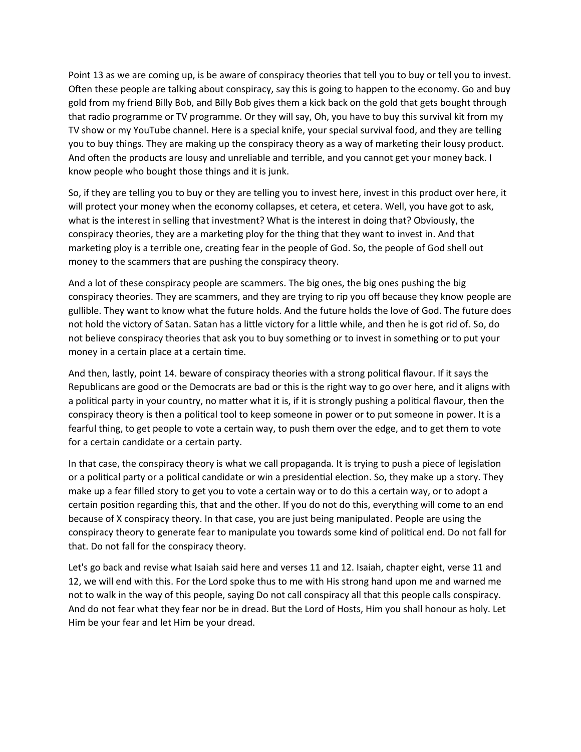Point 13 as we are coming up, is be aware of conspiracy theories that tell you to buy or tell you to invest. Often these people are talking about conspiracy, say this is going to happen to the economy. Go and buy gold from my friend Billy Bob, and Billy Bob gives them a kick back on the gold that gets bought through that radio programme or TV programme. Or they will say, Oh, you have to buy this survival kit from my TV show or my YouTube channel. Here is a special knife, your special survival food, and they are telling you to buy things. They are making up the conspiracy theory as a way of marketing their lousy product. And often the products are lousy and unreliable and terrible, and you cannot get your money back. I know people who bought those things and it is junk.

So, if they are telling you to buy or they are telling you to invest here, invest in this product over here, it will protect your money when the economy collapses, et cetera, et cetera. Well, you have got to ask, what is the interest in selling that investment? What is the interest in doing that? Obviously, the conspiracy theories, they are a marketing ploy for the thing that they want to invest in. And that marketing ploy is a terrible one, creating fear in the people of God. So, the people of God shell out money to the scammers that are pushing the conspiracy theory.

And a lot of these conspiracy people are scammers. The big ones, the big ones pushing the big conspiracy theories. They are scammers, and they are trying to rip you off because they know people are gullible. They want to know what the future holds. And the future holds the love of God. The future does not hold the victory of Satan. Satan has a little victory for a little while, and then he is got rid of. So, do not believe conspiracy theories that ask you to buy something or to invest in something or to put your money in a certain place at a certain time.

And then, lastly, point 14. beware of conspiracy theories with a strong political flavour. If it says the Republicans are good or the Democrats are bad or this is the right way to go over here, and it aligns with a political party in your country, no matter what it is, if it is strongly pushing a political flavour, then the conspiracy theory is then a political tool to keep someone in power or to put someone in power. It is a fearful thing, to get people to vote a certain way, to push them over the edge, and to get them to vote for a certain candidate or a certain party.

In that case, the conspiracy theory is what we call propaganda. It is trying to push a piece of legislation or a political party or a political candidate or win a presidential election. So, they make up a story. They make up a fear filled story to get you to vote a certain way or to do this a certain way, or to adopt a certain position regarding this, that and the other. If you do not do this, everything will come to an end because of X conspiracy theory. In that case, you are just being manipulated. People are using the conspiracy theory to generate fear to manipulate you towards some kind of political end. Do not fall for that. Do not fall for the conspiracy theory.

Let's go back and revise what Isaiah said here and verses 11 and 12. Isaiah, chapter eight, verse 11 and 12, we will end with this. For the Lord spoke thus to me with His strong hand upon me and warned me not to walk in the way of this people, saying Do not call conspiracy all that this people calls conspiracy. And do not fear what they fear nor be in dread. But the Lord of Hosts, Him you shall honour as holy. Let Him be your fear and let Him be your dread.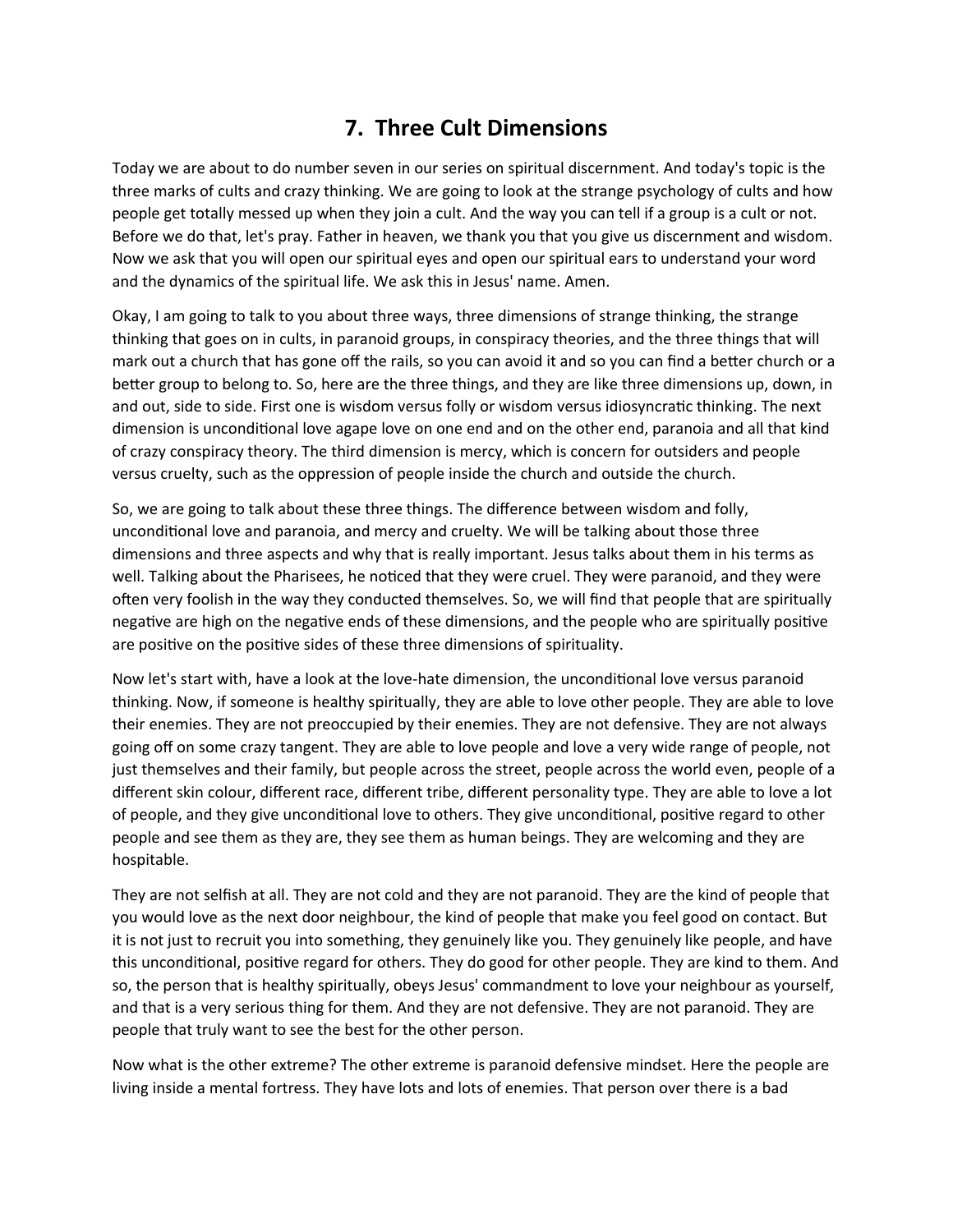# 7. Three Cult Dimensions

Today we are about to do number seven in our series on spiritual discernment. And today's topic is the three marks of cults and crazy thinking. We are going to look at the strange psychology of cults and how people get totally messed up when they join a cult. And the way you can tell if a group is a cult or not. Before we do that, let's pray. Father in heaven, we thank you that you give us discernment and wisdom. Now we ask that you will open our spiritual eyes and open our spiritual ears to understand your word and the dynamics of the spiritual life. We ask this in Jesus' name. Amen.

Okay, I am going to talk to you about three ways, three dimensions of strange thinking, the strange thinking that goes on in cults, in paranoid groups, in conspiracy theories, and the three things that will mark out a church that has gone off the rails, so you can avoid it and so you can find a better church or a better group to belong to. So, here are the three things, and they are like three dimensions up, down, in and out, side to side. First one is wisdom versus folly or wisdom versus idiosyncratic thinking. The next dimension is unconditional love agape love on one end and on the other end, paranoia and all that kind of crazy conspiracy theory. The third dimension is mercy, which is concern for outsiders and people versus cruelty, such as the oppression of people inside the church and outside the church.

So, we are going to talk about these three things. The difference between wisdom and folly, unconditional love and paranoia, and mercy and cruelty. We will be talking about those three dimensions and three aspects and why that is really important. Jesus talks about them in his terms as well. Talking about the Pharisees, he noticed that they were cruel. They were paranoid, and they were often very foolish in the way they conducted themselves. So, we will find that people that are spiritually negative are high on the negative ends of these dimensions, and the people who are spiritually positive are positive on the positive sides of these three dimensions of spirituality.

Now let's start with, have a look at the love-hate dimension, the unconditional love versus paranoid thinking. Now, if someone is healthy spiritually, they are able to love other people. They are able to love their enemies. They are not preoccupied by their enemies. They are not defensive. They are not always going off on some crazy tangent. They are able to love people and love a very wide range of people, not just themselves and their family, but people across the street, people across the world even, people of a different skin colour, different race, different tribe, different personality type. They are able to love a lot of people, and they give unconditional love to others. They give unconditional, positive regard to other people and see them as they are, they see them as human beings. They are welcoming and they are hospitable.

They are not selfish at all. They are not cold and they are not paranoid. They are the kind of people that you would love as the next door neighbour, the kind of people that make you feel good on contact. But it is not just to recruit you into something, they genuinely like you. They genuinely like people, and have this unconditional, positive regard for others. They do good for other people. They are kind to them. And so, the person that is healthy spiritually, obeys Jesus' commandment to love your neighbour as yourself, and that is a very serious thing for them. And they are not defensive. They are not paranoid. They are people that truly want to see the best for the other person.

Now what is the other extreme? The other extreme is paranoid defensive mindset. Here the people are living inside a mental fortress. They have lots and lots of enemies. That person over there is a bad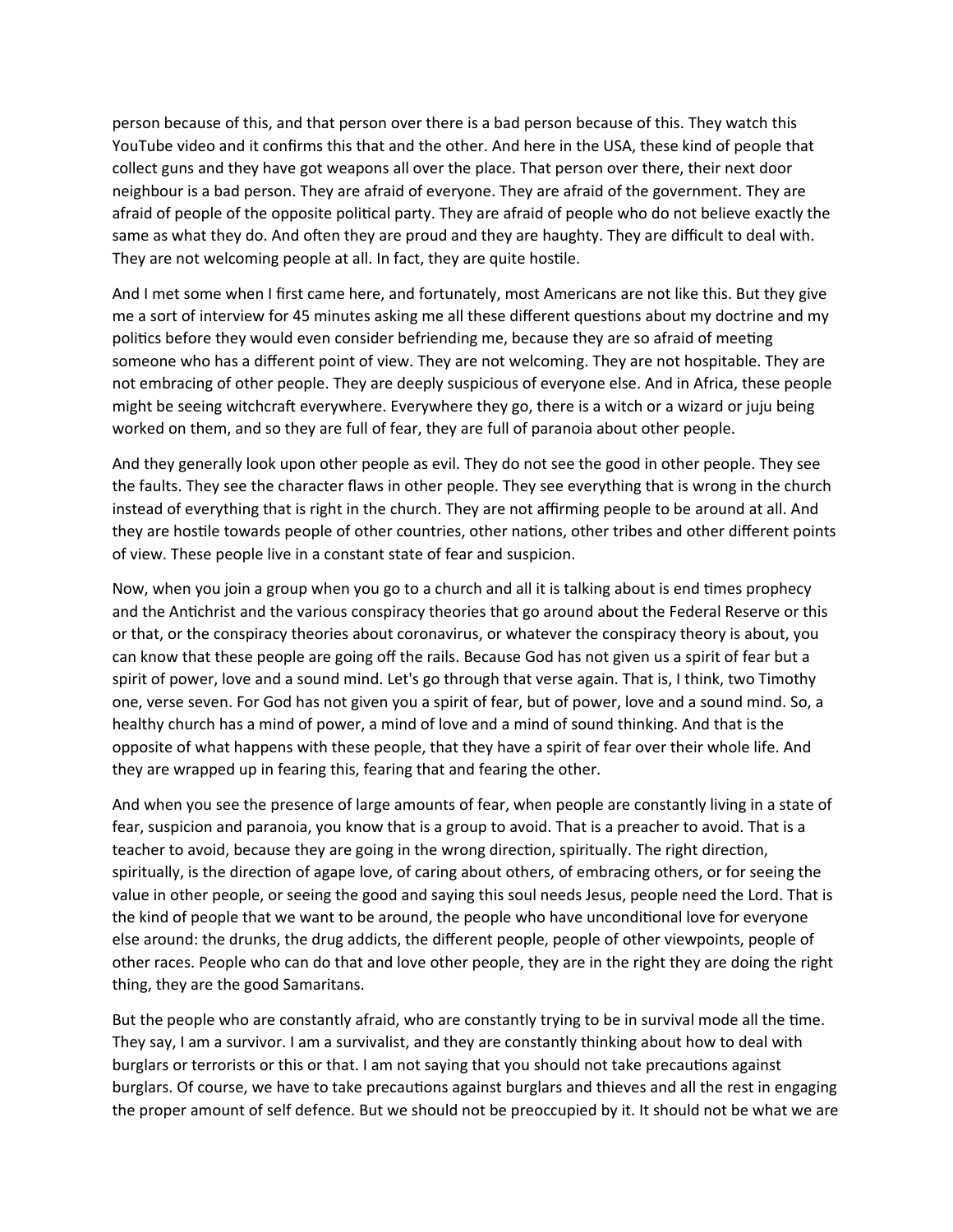person because of this, and that person over there is a bad person because of this. They watch this YouTube video and it confirms this that and the other. And here in the USA, these kind of people that collect guns and they have got weapons all over the place. That person over there, their next door neighbour is a bad person. They are afraid of everyone. They are afraid of the government. They are afraid of people of the opposite political party. They are afraid of people who do not believe exactly the same as what they do. And often they are proud and they are haughty. They are difficult to deal with. They are not welcoming people at all. In fact, they are quite hostile.

And I met some when I first came here, and fortunately, most Americans are not like this. But they give me a sort of interview for 45 minutes asking me all these different questions about my doctrine and my politics before they would even consider befriending me, because they are so afraid of meeting someone who has a different point of view. They are not welcoming. They are not hospitable. They are not embracing of other people. They are deeply suspicious of everyone else. And in Africa, these people might be seeing witchcraft everywhere. Everywhere they go, there is a witch or a wizard or juju being worked on them, and so they are full of fear, they are full of paranoia about other people.

And they generally look upon other people as evil. They do not see the good in other people. They see the faults. They see the character flaws in other people. They see everything that is wrong in the church instead of everything that is right in the church. They are not affirming people to be around at all. And they are hostile towards people of other countries, other nations, other tribes and other different points of view. These people live in a constant state of fear and suspicion.

Now, when you join a group when you go to a church and all it is talking about is end times prophecy and the Antichrist and the various conspiracy theories that go around about the Federal Reserve or this or that, or the conspiracy theories about coronavirus, or whatever the conspiracy theory is about, you can know that these people are going off the rails. Because God has not given us a spirit of fear but a spirit of power, love and a sound mind. Let's go through that verse again. That is, I think, two Timothy one, verse seven. For God has not given you a spirit of fear, but of power, love and a sound mind. So, a healthy church has a mind of power, a mind of love and a mind of sound thinking. And that is the opposite of what happens with these people, that they have a spirit of fear over their whole life. And they are wrapped up in fearing this, fearing that and fearing the other.

And when you see the presence of large amounts of fear, when people are constantly living in a state of fear, suspicion and paranoia, you know that is a group to avoid. That is a preacher to avoid. That is a teacher to avoid, because they are going in the wrong direction, spiritually. The right direction, spiritually, is the direction of agape love, of caring about others, of embracing others, or for seeing the value in other people, or seeing the good and saying this soul needs Jesus, people need the Lord. That is the kind of people that we want to be around, the people who have unconditional love for everyone else around: the drunks, the drug addicts, the different people, people of other viewpoints, people of other races. People who can do that and love other people, they are in the right they are doing the right thing, they are the good Samaritans.

But the people who are constantly afraid, who are constantly trying to be in survival mode all the time. They say, I am a survivor. I am a survivalist, and they are constantly thinking about how to deal with burglars or terrorists or this or that. I am not saying that you should not take precautions against burglars. Of course, we have to take precautions against burglars and thieves and all the rest in engaging the proper amount of self defence. But we should not be preoccupied by it. It should not be what we are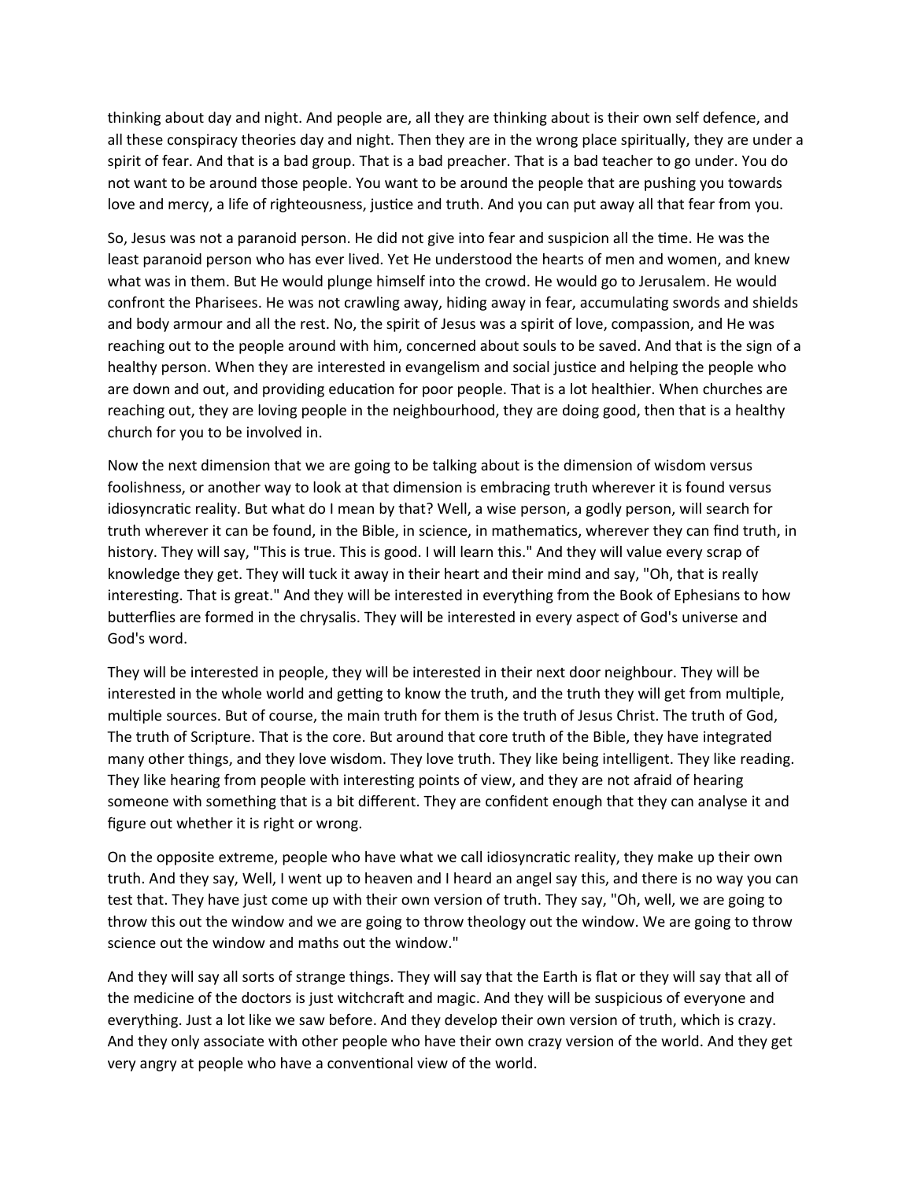thinking about day and night. And people are, all they are thinking about is their own self defence, and all these conspiracy theories day and night. Then they are in the wrong place spiritually, they are under a spirit of fear. And that is a bad group. That is a bad preacher. That is a bad teacher to go under. You do not want to be around those people. You want to be around the people that are pushing you towards love and mercy, a life of righteousness, justice and truth. And you can put away all that fear from you.

So, Jesus was not a paranoid person. He did not give into fear and suspicion all the time. He was the least paranoid person who has ever lived. Yet He understood the hearts of men and women, and knew what was in them. But He would plunge himself into the crowd. He would go to Jerusalem. He would confront the Pharisees. He was not crawling away, hiding away in fear, accumulating swords and shields and body armour and all the rest. No, the spirit of Jesus was a spirit of love, compassion, and He was reaching out to the people around with him, concerned about souls to be saved. And that is the sign of a healthy person. When they are interested in evangelism and social justice and helping the people who are down and out, and providing education for poor people. That is a lot healthier. When churches are reaching out, they are loving people in the neighbourhood, they are doing good, then that is a healthy church for you to be involved in.

Now the next dimension that we are going to be talking about is the dimension of wisdom versus foolishness, or another way to look at that dimension is embracing truth wherever it is found versus idiosyncratic reality. But what do I mean by that? Well, a wise person, a godly person, will search for truth wherever it can be found, in the Bible, in science, in mathematics, wherever they can find truth, in history. They will say, "This is true. This is good. I will learn this." And they will value every scrap of knowledge they get. They will tuck it away in their heart and their mind and say, "Oh, that is really interesting. That is great." And they will be interested in everything from the Book of Ephesians to how butterflies are formed in the chrysalis. They will be interested in every aspect of God's universe and God's word.

They will be interested in people, they will be interested in their next door neighbour. They will be interested in the whole world and getting to know the truth, and the truth they will get from multiple, multiple sources. But of course, the main truth for them is the truth of Jesus Christ. The truth of God, The truth of Scripture. That is the core. But around that core truth of the Bible, they have integrated many other things, and they love wisdom. They love truth. They like being intelligent. They like reading. They like hearing from people with interesting points of view, and they are not afraid of hearing someone with something that is a bit different. They are confident enough that they can analyse it and figure out whether it is right or wrong.

On the opposite extreme, people who have what we call idiosyncratic reality, they make up their own truth. And they say, Well, I went up to heaven and I heard an angel say this, and there is no way you can test that. They have just come up with their own version of truth. They say, "Oh, well, we are going to throw this out the window and we are going to throw theology out the window. We are going to throw science out the window and maths out the window."

And they will say all sorts of strange things. They will say that the Earth is flat or they will say that all of the medicine of the doctors is just witchcraft and magic. And they will be suspicious of everyone and everything. Just a lot like we saw before. And they develop their own version of truth, which is crazy. And they only associate with other people who have their own crazy version of the world. And they get very angry at people who have a conventional view of the world.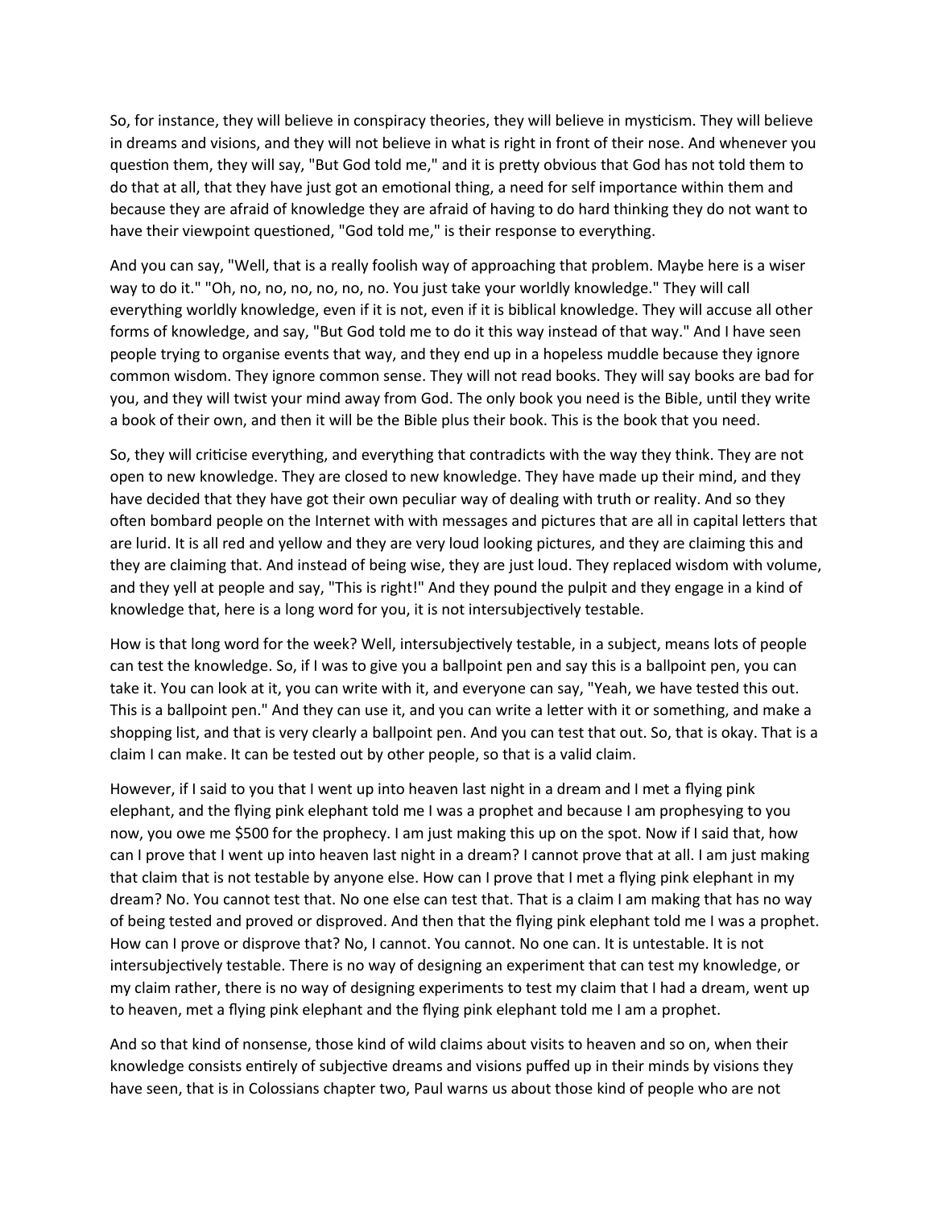So, for instance, they will believe in conspiracy theories, they will believe in mysticism. They will believe in dreams and visions, and they will not believe in what is right in front of their nose. And whenever you question them, they will say, "But God told me," and it is pretty obvious that God has not told them to do that at all, that they have just got an emotional thing, a need for self importance within them and because they are afraid of knowledge they are afraid of having to do hard thinking they do not want to have their viewpoint questioned, "God told me," is their response to everything.

And you can say, "Well, that is a really foolish way of approaching that problem. Maybe here is a wiser way to do it." "Oh, no, no, no, no, no, no. You just take your worldly knowledge." They will call everything worldly knowledge, even if it is not, even if it is biblical knowledge. They will accuse all other forms of knowledge, and say, "But God told me to do it this way instead of that way." And I have seen people trying to organise events that way, and they end up in a hopeless muddle because they ignore common wisdom. They ignore common sense. They will not read books. They will say books are bad for you, and they will twist your mind away from God. The only book you need is the Bible, until they write a book of their own, and then it will be the Bible plus their book. This is the book that you need.

So, they will criticise everything, and everything that contradicts with the way they think. They are not open to new knowledge. They are closed to new knowledge. They have made up their mind, and they have decided that they have got their own peculiar way of dealing with truth or reality. And so they often bombard people on the Internet with with messages and pictures that are all in capital letters that are lurid. It is all red and yellow and they are very loud looking pictures, and they are claiming this and they are claiming that. And instead of being wise, they are just loud. They replaced wisdom with volume, and they yell at people and say, "This is right!" And they pound the pulpit and they engage in a kind of knowledge that, here is a long word for you, it is not intersubjectively testable.

How is that long word for the week? Well, intersubjectively testable, in a subject, means lots of people can test the knowledge. So, if I was to give you a ballpoint pen and say this is a ballpoint pen, you can take it. You can look at it, you can write with it, and everyone can say, "Yeah, we have tested this out. This is a ballpoint pen." And they can use it, and you can write a letter with it or something, and make a shopping list, and that is very clearly a ballpoint pen. And you can test that out. So, that is okay. That is a claim I can make. It can be tested out by other people, so that is a valid claim.

However, if I said to you that I went up into heaven last night in a dream and I met a flying pink elephant, and the flying pink elephant told me I was a prophet and because I am prophesying to you now, you owe me $500 for the prophecy. I am just making this up on the spot. Now if I said that, how can I prove that I went up into heaven last night in a dream? I cannot prove that at all. I am just making that claim that is not testable by anyone else. How can I prove that I met a flying pink elephant in my dream? No. You cannot test that. No one else can test that. That is a claim I am making that has no way of being tested and proved or disproved. And then that the flying pink elephant told me I was a prophet. How can I prove or disprove that? No, I cannot. You cannot. No one can. It is untestable. It is not intersubjectively testable. There is no way of designing an experiment that can test my knowledge, or my claim rather, there is no way of designing experiments to test my claim that I had a dream, went up to heaven, met a flying pink elephant and the flying pink elephant told me I am a prophet.

And so that kind of nonsense, those kind of wild claims about visits to heaven and so on, when their knowledge consists entirely of subjective dreams and visions puffed up in their minds by visions they have seen, that is in Colossians chapter two, Paul warns us about those kind of people who are not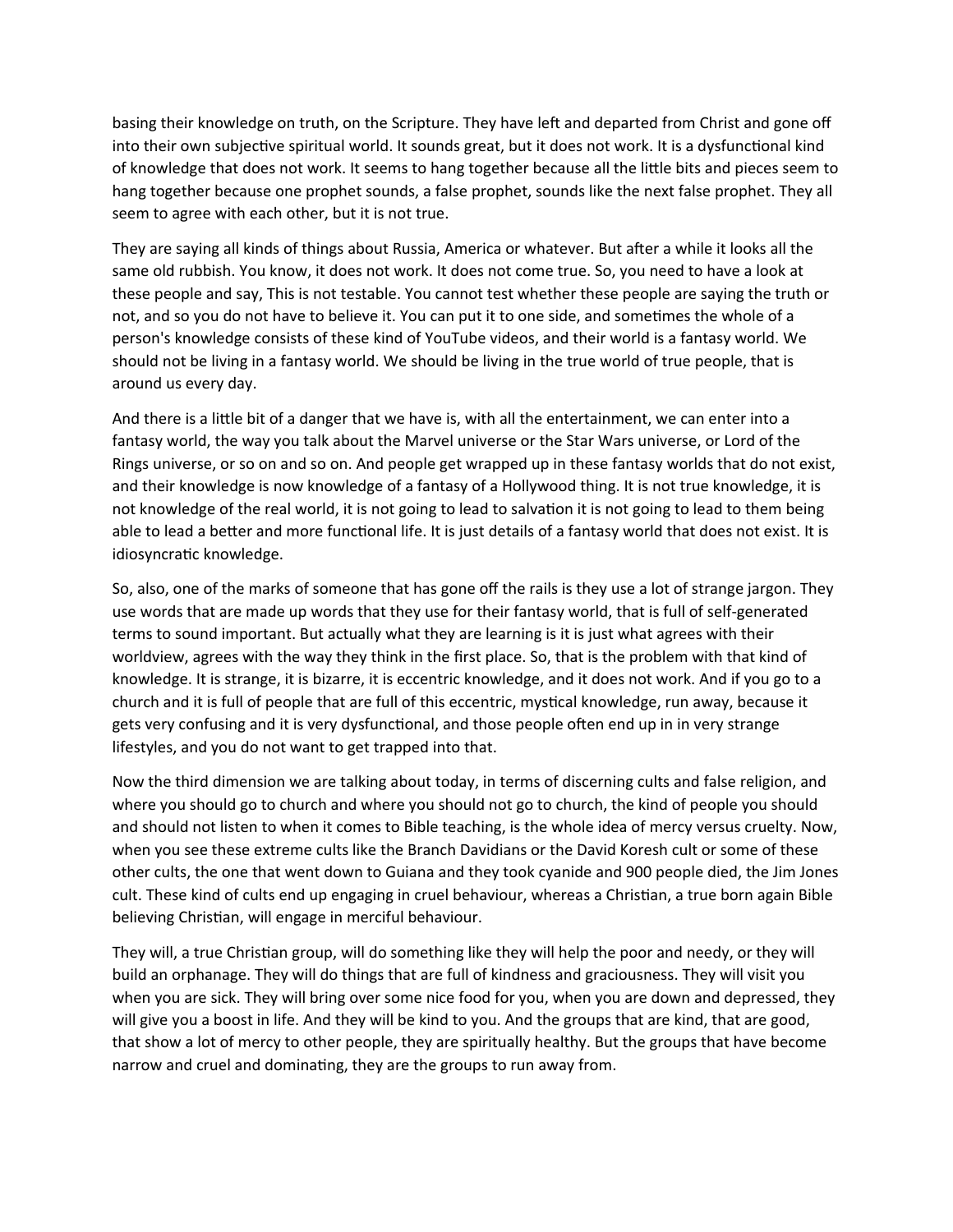basing their knowledge on truth, on the Scripture. They have left and departed from Christ and gone off into their own subjective spiritual world. It sounds great, but it does not work. It is a dysfunctional kind of knowledge that does not work. It seems to hang together because all the little bits and pieces seem to hang together because one prophet sounds, a false prophet, sounds like the next false prophet. They all seem to agree with each other, but it is not true.

They are saying all kinds of things about Russia, America or whatever. But after a while it looks all the same old rubbish. You know, it does not work. It does not come true. So, you need to have a look at these people and say, This is not testable. You cannot test whether these people are saying the truth or not, and so you do not have to believe it. You can put it to one side, and sometimes the whole of a person's knowledge consists of these kind of YouTube videos, and their world is a fantasy world. We should not be living in a fantasy world. We should be living in the true world of true people, that is around us every day.

And there is a little bit of a danger that we have is, with all the entertainment, we can enter into a fantasy world, the way you talk about the Marvel universe or the Star Wars universe, or Lord of the Rings universe, or so on and so on. And people get wrapped up in these fantasy worlds that do not exist, and their knowledge is now knowledge of a fantasy of a Hollywood thing. It is not true knowledge, it is not knowledge of the real world, it is not going to lead to salvation it is not going to lead to them being able to lead a better and more functional life. It is just details of a fantasy world that does not exist. It is idiosyncratic knowledge.

So, also, one of the marks of someone that has gone off the rails is they use a lot of strange jargon. They use words that are made up words that they use for their fantasy world, that is full of self-generated terms to sound important. But actually what they are learning is it is just what agrees with their worldview, agrees with the way they think in the first place. So, that is the problem with that kind of knowledge. It is strange, it is bizarre, it is eccentric knowledge, and it does not work. And if you go to a church and it is full of people that are full of this eccentric, mystical knowledge, run away, because it gets very confusing and it is very dysfunctional, and those people often end up in in very strange lifestyles, and you do not want to get trapped into that.

Now the third dimension we are talking about today, in terms of discerning cults and false religion, and where you should go to church and where you should not go to church, the kind of people you should and should not listen to when it comes to Bible teaching, is the whole idea of mercy versus cruelty. Now, when you see these extreme cults like the Branch Davidians or the David Koresh cult or some of these other cults, the one that went down to Guiana and they took cyanide and 900 people died, the Jim Jones cult. These kind of cults end up engaging in cruel behaviour, whereas a Christian, a true born again Bible believing Christian, will engage in merciful behaviour.

They will, a true Christian group, will do something like they will help the poor and needy, or they will build an orphanage. They will do things that are full of kindness and graciousness. They will visit you when you are sick. They will bring over some nice food for you, when you are down and depressed, they will give you a boost in life. And they will be kind to you. And the groups that are kind, that are good, that show a lot of mercy to other people, they are spiritually healthy. But the groups that have become narrow and cruel and dominating, they are the groups to run away from.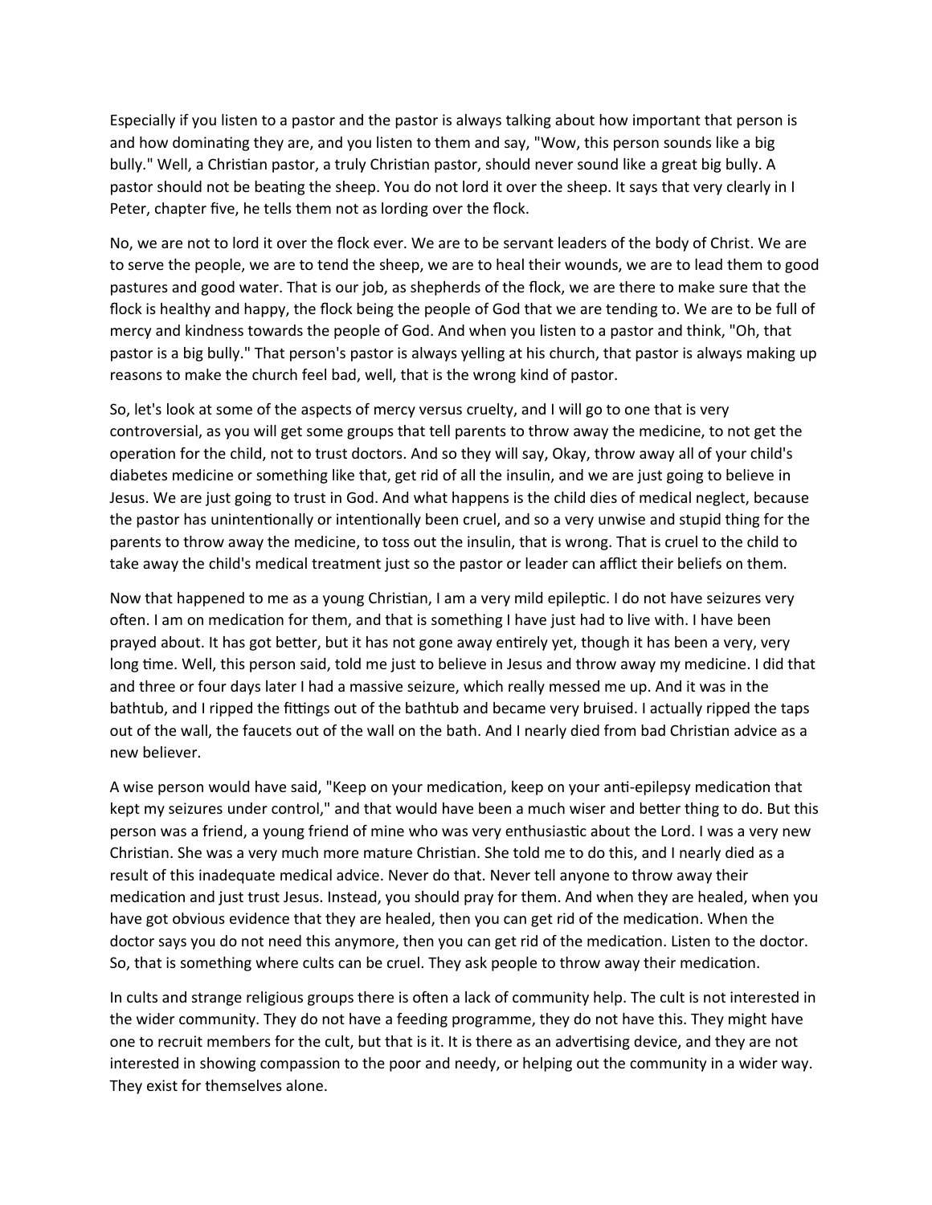Especially if you listen to a pastor and the pastor is always talking about how important that person is and how dominating they are, and you listen to them and say, "Wow, this person sounds like a big bully." Well, a Christian pastor, a truly Christian pastor, should never sound like a great big bully. A pastor should not be beating the sheep. You do not lord it over the sheep. It says that very clearly in I Peter, chapter five, he tells them not as lording over the flock.

No, we are not to lord it over the flock ever. We are to be servant leaders of the body of Christ. We are to serve the people, we are to tend the sheep, we are to heal their wounds, we are to lead them to good pastures and good water. That is our job, as shepherds of the flock, we are there to make sure that the flock is healthy and happy, the flock being the people of God that we are tending to. We are to be full of mercy and kindness towards the people of God. And when you listen to a pastor and think, "Oh, that pastor is a big bully." That person's pastor is always yelling at his church, that pastor is always making up reasons to make the church feel bad, well, that is the wrong kind of pastor.

So, let's look at some of the aspects of mercy versus cruelty, and I will go to one that is very controversial, as you will get some groups that tell parents to throw away the medicine, to not get the operation for the child, not to trust doctors. And so they will say, Okay, throw away all of your child's diabetes medicine or something like that, get rid of all the insulin, and we are just going to believe in Jesus. We are just going to trust in God. And what happens is the child dies of medical neglect, because the pastor has unintentionally or intentionally been cruel, and so a very unwise and stupid thing for the parents to throw away the medicine, to toss out the insulin, that is wrong. That is cruel to the child to take away the child's medical treatment just so the pastor or leader can afflict their beliefs on them.

Now that happened to me as a young Christian, I am a very mild epileptic. I do not have seizures very often. I am on medication for them, and that is something I have just had to live with. I have been prayed about. It has got better, but it has not gone away entirely yet, though it has been a very, very long time. Well, this person said, told me just to believe in Jesus and throw away my medicine. I did that and three or four days later I had a massive seizure, which really messed me up. And it was in the bathtub, and I ripped the fittings out of the bathtub and became very bruised. I actually ripped the taps out of the wall, the faucets out of the wall on the bath. And I nearly died from bad Christian advice as a new believer.

A wise person would have said, "Keep on your medication, keep on your anti-epilepsy medication that kept my seizures under control," and that would have been a much wiser and better thing to do. But this person was a friend, a young friend of mine who was very enthusiastic about the Lord. I was a very new Christian. She was a very much more mature Christian. She told me to do this, and I nearly died as a result of this inadequate medical advice. Never do that. Never tell anyone to throw away their medication and just trust Jesus. Instead, you should pray for them. And when they are healed, when you have got obvious evidence that they are healed, then you can get rid of the medication. When the doctor says you do not need this anymore, then you can get rid of the medication. Listen to the doctor. So, that is something where cults can be cruel. They ask people to throw away their medication.

In cults and strange religious groups there is often a lack of community help. The cult is not interested in the wider community. They do not have a feeding programme, they do not have this. They might have one to recruit members for the cult, but that is it. It is there as an advertising device, and they are not interested in showing compassion to the poor and needy, or helping out the community in a wider way. They exist for themselves alone.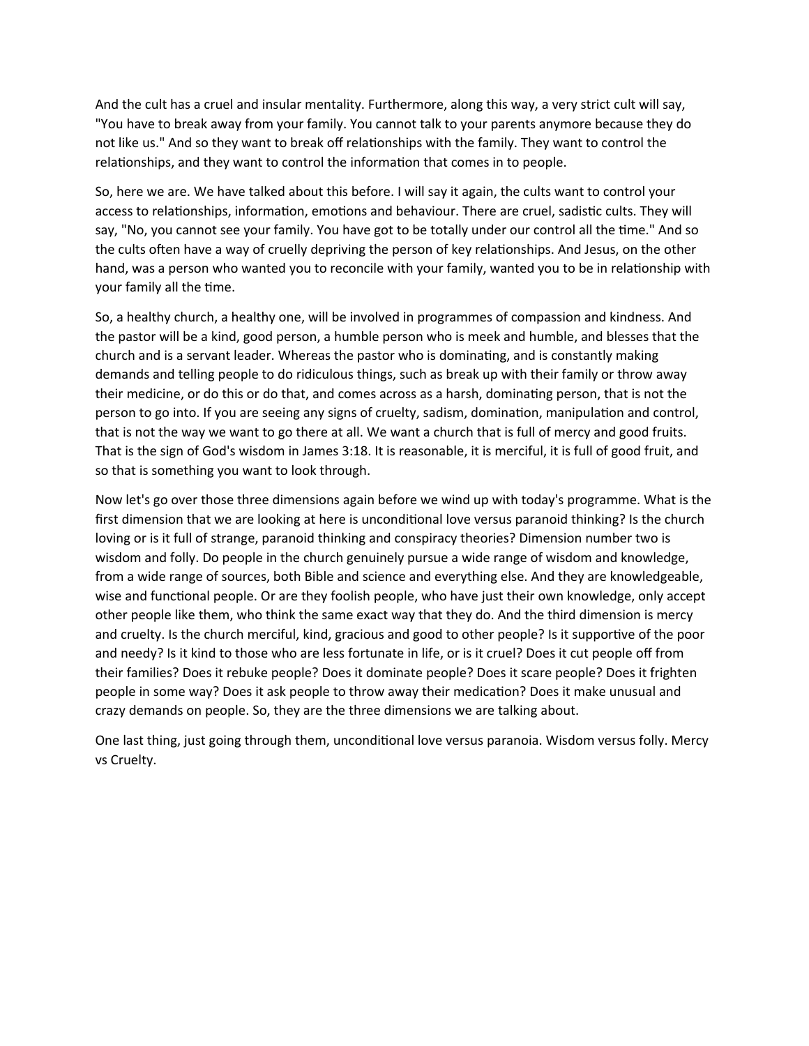And the cult has a cruel and insular mentality. Furthermore, along this way, a very strict cult will say, "You have to break away from your family. You cannot talk to your parents anymore because they do not like us." And so they want to break off relationships with the family. They want to control the relationships, and they want to control the information that comes in to people.

So, here we are. We have talked about this before. I will say it again, the cults want to control your access to relationships, information, emotions and behaviour. There are cruel, sadistic cults. They will say, "No, you cannot see your family. You have got to be totally under our control all the time." And so the cults often have a way of cruelly depriving the person of key relationships. And Jesus, on the other hand, was a person who wanted you to reconcile with your family, wanted you to be in relationship with your family all the time.

So, a healthy church, a healthy one, will be involved in programmes of compassion and kindness. And the pastor will be a kind, good person, a humble person who is meek and humble, and blesses that the church and is a servant leader. Whereas the pastor who is dominating, and is constantly making demands and telling people to do ridiculous things, such as break up with their family or throw away their medicine, or do this or do that, and comes across as a harsh, dominating person, that is not the person to go into. If you are seeing any signs of cruelty, sadism, domination, manipulation and control, that is not the way we want to go there at all. We want a church that is full of mercy and good fruits. That is the sign of God's wisdom in James 3:18. It is reasonable, it is merciful, it is full of good fruit, and so that is something you want to look through.

Now let's go over those three dimensions again before we wind up with today's programme. What is the first dimension that we are looking at here is unconditional love versus paranoid thinking? Is the church loving or is it full of strange, paranoid thinking and conspiracy theories? Dimension number two is wisdom and folly. Do people in the church genuinely pursue a wide range of wisdom and knowledge, from a wide range of sources, both Bible and science and everything else. And they are knowledgeable, wise and functional people. Or are they foolish people, who have just their own knowledge, only accept other people like them, who think the same exact way that they do. And the third dimension is mercy and cruelty. Is the church merciful, kind, gracious and good to other people? Is it supportive of the poor and needy? Is it kind to those who are less fortunate in life, or is it cruel? Does it cut people off from their families? Does it rebuke people? Does it dominate people? Does it scare people? Does it frighten people in some way? Does it ask people to throw away their medication? Does it make unusual and crazy demands on people. So, they are the three dimensions we are talking about.

One last thing, just going through them, unconditional love versus paranoia. Wisdom versus folly. Mercy vs Cruelty.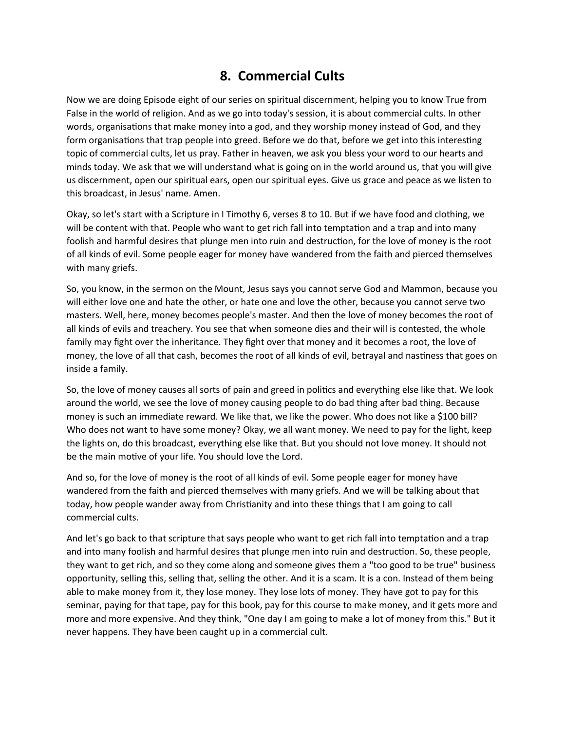# 8. Commercial Cults

Now we are doing Episode eight of our series on spiritual discernment, helping you to know True from False in the world of religion. And as we go into today's session, it is about commercial cults. In other words, organisations that make money into a god, and they worship money instead of God, and they form organisations that trap people into greed. Before we do that, before we get into this interesting topic of commercial cults, let us pray. Father in heaven, we ask you bless your word to our hearts and minds today. We ask that we will understand what is going on in the world around us, that you will give us discernment, open our spiritual ears, open our spiritual eyes. Give us grace and peace as we listen to this broadcast, in Jesus' name. Amen.

Okay, so let's start with a Scripture in I Timothy 6, verses 8 to 10. But if we have food and clothing, we will be content with that. People who want to get rich fall into temptation and a trap and into many foolish and harmful desires that plunge men into ruin and destruction, for the love of money is the root of all kinds of evil. Some people eager for money have wandered from the faith and pierced themselves with many griefs.

So, you know, in the sermon on the Mount, Jesus says you cannot serve God and Mammon, because you will either love one and hate the other, or hate one and love the other, because you cannot serve two masters. Well, here, money becomes people's master. And then the love of money becomes the root of all kinds of evils and treachery. You see that when someone dies and their will is contested, the whole family may fight over the inheritance. They fight over that money and it becomes a root, the love of money, the love of all that cash, becomes the root of all kinds of evil, betrayal and nastiness that goes on inside a family.

So, the love of money causes all sorts of pain and greed in politics and everything else like that. We look around the world, we see the love of money causing people to do bad thing after bad thing. Because money is such an immediate reward. We like that, we like the power. Who does not like a $100 bill? Who does not want to have some money? Okay, we all want money. We need to pay for the light, keep the lights on, do this broadcast, everything else like that. But you should not love money. It should not be the main motive of your life. You should love the Lord.

And so, for the love of money is the root of all kinds of evil. Some people eager for money have wandered from the faith and pierced themselves with many griefs. And we will be talking about that today, how people wander away from Christianity and into these things that I am going to call commercial cults.

And let's go back to that scripture that says people who want to get rich fall into temptation and a trap and into many foolish and harmful desires that plunge men into ruin and destruction. So, these people, they want to get rich, and so they come along and someone gives them a "too good to be true" business opportunity, selling this, selling that, selling the other. And it is a scam. It is a con. Instead of them being able to make money from it, they lose money. They lose lots of money. They have got to pay for this seminar, paying for that tape, pay for this book, pay for this course to make money, and it gets more and more and more expensive. And they think, "One day I am going to make a lot of money from this." But it never happens. They have been caught up in a commercial cult.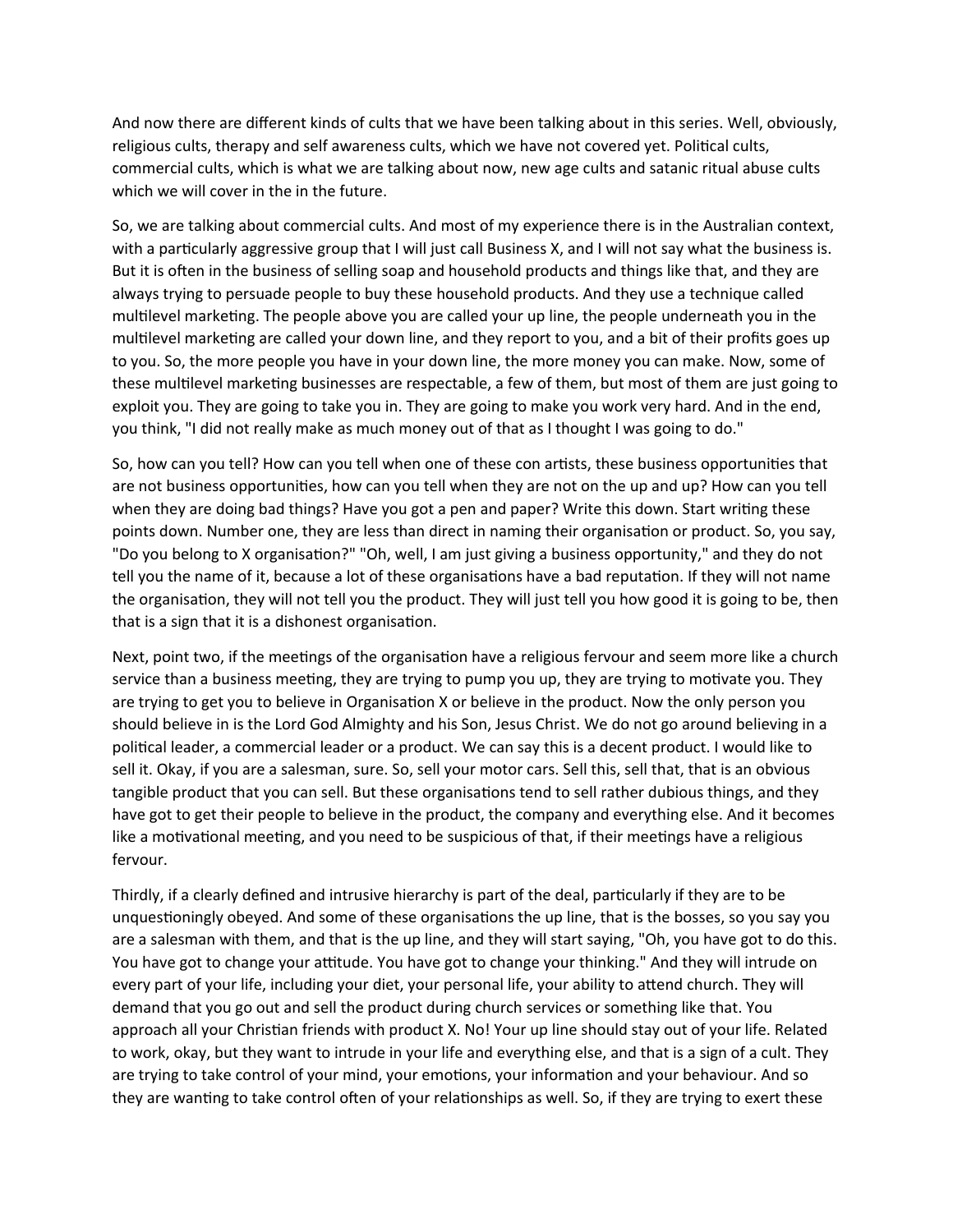And now there are different kinds of cults that we have been talking about in this series. Well, obviously, religious cults, therapy and self awareness cults, which we have not covered yet. Political cults, commercial cults, which is what we are talking about now, new age cults and satanic ritual abuse cults which we will cover in the in the future.

So, we are talking about commercial cults. And most of my experience there is in the Australian context, with a particularly aggressive group that I will just call Business X, and I will not say what the business is. But it is often in the business of selling soap and household products and things like that, and they are always trying to persuade people to buy these household products. And they use a technique called multilevel marketing. The people above you are called your up line, the people underneath you in the multilevel marketing are called your down line, and they report to you, and a bit of their profits goes up to you. So, the more people you have in your down line, the more money you can make. Now, some of these multilevel marketing businesses are respectable, a few of them, but most of them are just going to exploit you. They are going to take you in. They are going to make you work very hard. And in the end, you think, "I did not really make as much money out of that as I thought I was going to do."

So, how can you tell? How can you tell when one of these con artists, these business opportunities that are not business opportunities, how can you tell when they are not on the up and up? How can you tell when they are doing bad things? Have you got a pen and paper? Write this down. Start writing these points down. Number one, they are less than direct in naming their organisation or product. So, you say, "Do you belong to X organisation?" "Oh, well, I am just giving a business opportunity," and they do not tell you the name of it, because a lot of these organisations have a bad reputation. If they will not name the organisation, they will not tell you the product. They will just tell you how good it is going to be, then that is a sign that it is a dishonest organisation.

Next, point two, if the meetings of the organisation have a religious fervour and seem more like a church service than a business meeting, they are trying to pump you up, they are trying to motivate you. They are trying to get you to believe in Organisation X or believe in the product. Now the only person you should believe in is the Lord God Almighty and his Son, Jesus Christ. We do not go around believing in a political leader, a commercial leader or a product. We can say this is a decent product. I would like to sell it. Okay, if you are a salesman, sure. So, sell your motor cars. Sell this, sell that, that is an obvious tangible product that you can sell. But these organisations tend to sell rather dubious things, and they have got to get their people to believe in the product, the company and everything else. And it becomes like a motivational meeting, and you need to be suspicious of that, if their meetings have a religious fervour.

Thirdly, if a clearly defined and intrusive hierarchy is part of the deal, particularly if they are to be unquestioningly obeyed. And some of these organisations the up line, that is the bosses, so you say you are a salesman with them, and that is the up line, and they will start saying, "Oh, you have got to do this. You have got to change your attitude. You have got to change your thinking." And they will intrude on every part of your life, including your diet, your personal life, your ability to attend church. They will demand that you go out and sell the product during church services or something like that. You approach all your Christian friends with product X. No! Your up line should stay out of your life. Related to work, okay, but they want to intrude in your life and everything else, and that is a sign of a cult. They are trying to take control of your mind, your emotions, your information and your behaviour. And so they are wanting to take control often of your relationships as well. So, if they are trying to exert these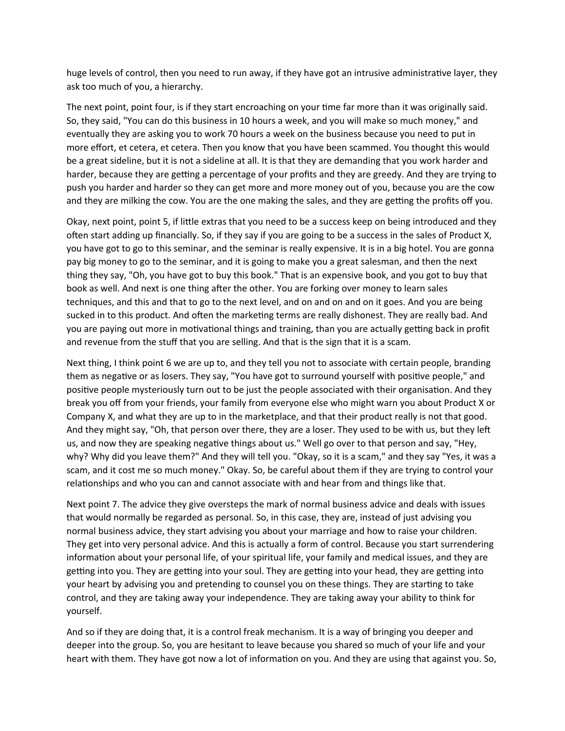huge levels of control, then you need to run away, if they have got an intrusive administrative layer, they ask too much of you, a hierarchy.

The next point, point four, is if they start encroaching on your time far more than it was originally said. So, they said, "You can do this business in 10 hours a week, and you will make so much money," and eventually they are asking you to work 70 hours a week on the business because you need to put in more effort, et cetera, et cetera. Then you know that you have been scammed. You thought this would be a great sideline, but it is not a sideline at all. It is that they are demanding that you work harder and harder, because they are getting a percentage of your profits and they are greedy. And they are trying to push you harder and harder so they can get more and more money out of you, because you are the cow and they are milking the cow. You are the one making the sales, and they are getting the profits off you.

Okay, next point, point 5, if little extras that you need to be a success keep on being introduced and they often start adding up financially. So, if they say if you are going to be a success in the sales of Product X, you have got to go to this seminar, and the seminar is really expensive. It is in a big hotel. You are gonna pay big money to go to the seminar, and it is going to make you a great salesman, and then the next thing they say, "Oh, you have got to buy this book." That is an expensive book, and you got to buy that book as well. And next is one thing after the other. You are forking over money to learn sales techniques, and this and that to go to the next level, and on and on and on it goes. And you are being sucked in to this product. And often the marketing terms are really dishonest. They are really bad. And you are paying out more in motivational things and training, than you are actually getting back in profit and revenue from the stuff that you are selling. And that is the sign that it is a scam.

Next thing, I think point 6 we are up to, and they tell you not to associate with certain people, branding them as negative or as losers. They say, "You have got to surround yourself with positive people," and positive people mysteriously turn out to be just the people associated with their organisation. And they break you off from your friends, your family from everyone else who might warn you about Product X or Company X, and what they are up to in the marketplace, and that their product really is not that good. And they might say, "Oh, that person over there, they are a loser. They used to be with us, but they left us, and now they are speaking negative things about us." Well go over to that person and say, "Hey, why? Why did you leave them?" And they will tell you. "Okay, so it is a scam," and they say "Yes, it was a scam, and it cost me so much money." Okay. So, be careful about them if they are trying to control your relationships and who you can and cannot associate with and hear from and things like that.

Next point 7. The advice they give oversteps the mark of normal business advice and deals with issues that would normally be regarded as personal. So, in this case, they are, instead of just advising you normal business advice, they start advising you about your marriage and how to raise your children. They get into very personal advice. And this is actually a form of control. Because you start surrendering information about your personal life, of your spiritual life, your family and medical issues, and they are getting into you. They are getting into your soul. They are getting into your head, they are getting into your heart by advising you and pretending to counsel you on these things. They are starting to take control, and they are taking away your independence. They are taking away your ability to think for yourself.

And so if they are doing that, it is a control freak mechanism. It is a way of bringing you deeper and deeper into the group. So, you are hesitant to leave because you shared so much of your life and your heart with them. They have got now a lot of information on you. And they are using that against you. So,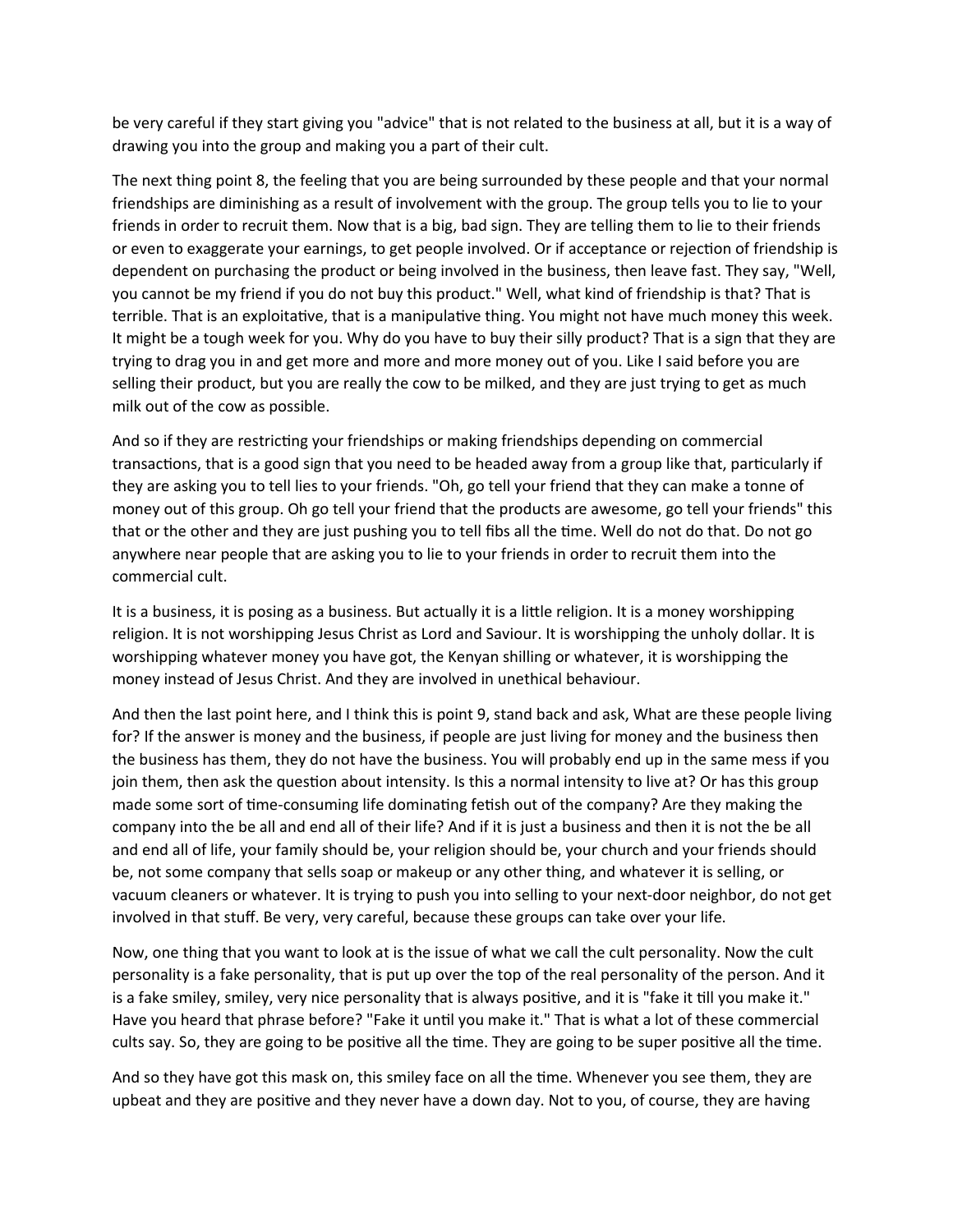be very careful if they start giving you "advice" that is not related to the business at all, but it is a way of drawing you into the group and making you a part of their cult.

The next thing point 8, the feeling that you are being surrounded by these people and that your normal friendships are diminishing as a result of involvement with the group. The group tells you to lie to your friends in order to recruit them. Now that is a big, bad sign. They are telling them to lie to their friends or even to exaggerate your earnings, to get people involved. Or if acceptance or rejection of friendship is dependent on purchasing the product or being involved in the business, then leave fast. They say, "Well, you cannot be my friend if you do not buy this product." Well, what kind of friendship is that? That is terrible. That is an exploitative, that is a manipulative thing. You might not have much money this week. It might be a tough week for you. Why do you have to buy their silly product? That is a sign that they are trying to drag you in and get more and more and more money out of you. Like I said before you are selling their product, but you are really the cow to be milked, and they are just trying to get as much milk out of the cow as possible.

And so if they are restricting your friendships or making friendships depending on commercial transactions, that is a good sign that you need to be headed away from a group like that, particularly if they are asking you to tell lies to your friends. "Oh, go tell your friend that they can make a tonne of money out of this group. Oh go tell your friend that the products are awesome, go tell your friends" this that or the other and they are just pushing you to tell fibs all the time. Well do not do that. Do not go anywhere near people that are asking you to lie to your friends in order to recruit them into the commercial cult.

It is a business, it is posing as a business. But actually it is a little religion. It is a money worshipping religion. It is not worshipping Jesus Christ as Lord and Saviour. It is worshipping the unholy dollar. It is worshipping whatever money you have got, the Kenyan shilling or whatever, it is worshipping the money instead of Jesus Christ. And they are involved in unethical behaviour.

And then the last point here, and I think this is point 9, stand back and ask, What are these people living for? If the answer is money and the business, if people are just living for money and the business then the business has them, they do not have the business. You will probably end up in the same mess if you join them, then ask the question about intensity. Is this a normal intensity to live at? Or has this group made some sort of time-consuming life dominating fetish out of the company? Are they making the company into the be all and end all of their life? And if it is just a business and then it is not the be all and end all of life, your family should be, your religion should be, your church and your friends should be, not some company that sells soap or makeup or any other thing, and whatever it is selling, or vacuum cleaners or whatever. It is trying to push you into selling to your next-door neighbor, do not get involved in that stuff. Be very, very careful, because these groups can take over your life.

Now, one thing that you want to look at is the issue of what we call the cult personality. Now the cult personality is a fake personality, that is put up over the top of the real personality of the person. And it is a fake smiley, smiley, very nice personality that is always positive, and it is "fake it till you make it." Have you heard that phrase before? "Fake it until you make it." That is what a lot of these commercial cults say. So, they are going to be positive all the time. They are going to be super positive all the time.

And so they have got this mask on, this smiley face on all the time. Whenever you see them, they are upbeat and they are positive and they never have a down day. Not to you, of course, they are having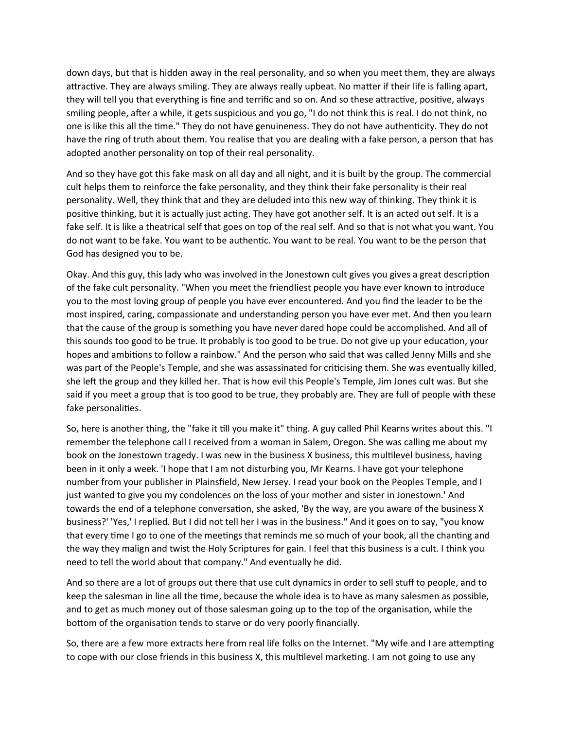down days, but that is hidden away in the real personality, and so when you meet them, they are always attractive. They are always smiling. They are always really upbeat. No matter if their life is falling apart, they will tell you that everything is fine and terrific and so on. And so these attractive, positive, always smiling people, after a while, it gets suspicious and you go, "I do not think this is real. I do not think, no one is like this all the time." They do not have genuineness. They do not have authenticity. They do not have the ring of truth about them. You realise that you are dealing with a fake person, a person that has adopted another personality on top of their real personality.

And so they have got this fake mask on all day and all night, and it is built by the group. The commercial cult helps them to reinforce the fake personality, and they think their fake personality is their real personality. Well, they think that and they are deluded into this new way of thinking. They think it is positive thinking, but it is actually just acting. They have got another self. It is an acted out self. It is a fake self. It is like a theatrical self that goes on top of the real self. And so that is not what you want. You do not want to be fake. You want to be authentic. You want to be real. You want to be the person that God has designed you to be.

Okay. And this guy, this lady who was involved in the Jonestown cult gives you gives a great description of the fake cult personality. "When you meet the friendliest people you have ever known to introduce you to the most loving group of people you have ever encountered. And you find the leader to be the most inspired, caring, compassionate and understanding person you have ever met. And then you learn that the cause of the group is something you have never dared hope could be accomplished. And all of this sounds too good to be true. It probably is too good to be true. Do not give up your education, your hopes and ambitions to follow a rainbow." And the person who said that was called Jenny Mills and she was part of the People's Temple, and she was assassinated for criticising them. She was eventually killed, she left the group and they killed her. That is how evil this People's Temple, Jim Jones cult was. But she said if you meet a group that is too good to be true, they probably are. They are full of people with these fake personalities.

So, here is another thing, the "fake it till you make it" thing. A guy called Phil Kearns writes about this. "I remember the telephone call I received from a woman in Salem, Oregon. She was calling me about my book on the Jonestown tragedy. I was new in the business X business, this multilevel business, having been in it only a week. 'I hope that I am not disturbing you, Mr Kearns. I have got your telephone number from your publisher in Plainsfield, New Jersey. I read your book on the Peoples Temple, and I just wanted to give you my condolences on the loss of your mother and sister in Jonestown.' And towards the end of a telephone conversation, she asked, 'By the way, are you aware of the business X business?' 'Yes,' I replied. But I did not tell her I was in the business." And it goes on to say, "you know that every time I go to one of the meetings that reminds me so much of your book, all the chanting and the way they malign and twist the Holy Scriptures for gain. I feel that this business is a cult. I think you need to tell the world about that company." And eventually he did.

And so there are a lot of groups out there that use cult dynamics in order to sell stuff to people, and to keep the salesman in line all the time, because the whole idea is to have as many salesmen as possible, and to get as much money out of those salesman going up to the top of the organisation, while the bottom of the organisation tends to starve or do very poorly financially.

So, there are a few more extracts here from real life folks on the Internet. "My wife and I are attempting to cope with our close friends in this business X, this multilevel marketing. I am not going to use any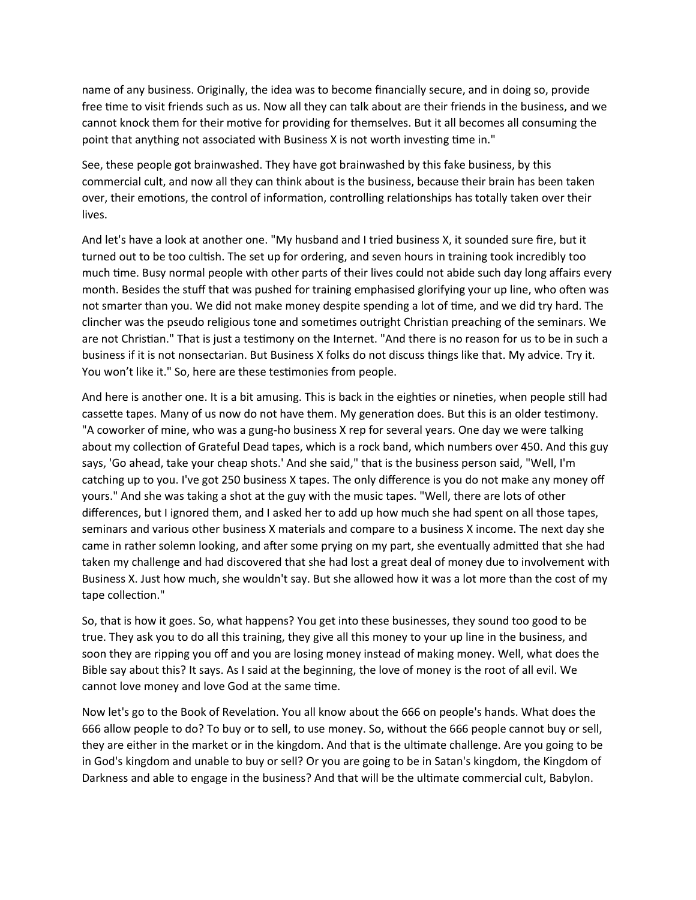name of any business. Originally, the idea was to become financially secure, and in doing so, provide free time to visit friends such as us. Now all they can talk about are their friends in the business, and we cannot knock them for their motive for providing for themselves. But it all becomes all consuming the point that anything not associated with Business X is not worth investing time in."

See, these people got brainwashed. They have got brainwashed by this fake business, by this commercial cult, and now all they can think about is the business, because their brain has been taken over, their emotions, the control of information, controlling relationships has totally taken over their lives.

And let's have a look at another one. "My husband and I tried business X, it sounded sure fire, but it turned out to be too cultish. The set up for ordering, and seven hours in training took incredibly too much time. Busy normal people with other parts of their lives could not abide such day long affairs every month. Besides the stuff that was pushed for training emphasised glorifying your up line, who often was not smarter than you. We did not make money despite spending a lot of time, and we did try hard. The clincher was the pseudo religious tone and sometimes outright Christian preaching of the seminars. We are not Christian." That is just a testimony on the Internet. "And there is no reason for us to be in such a business if it is not nonsectarian. But Business X folks do not discuss things like that. My advice. Try it. You won't like it." So, here are these testimonies from people.

And here is another one. It is a bit amusing. This is back in the eighties or nineties, when people still had cassette tapes. Many of us now do not have them. My generation does. But this is an older testimony. "A coworker of mine, who was a gung-ho business X rep for several years. One day we were talking about my collection of Grateful Dead tapes, which is a rock band, which numbers over 450. And this guy says, 'Go ahead, take your cheap shots.' And she said," that is the business person said, "Well, I'm catching up to you. I've got 250 business X tapes. The only difference is you do not make any money off yours." And she was taking a shot at the guy with the music tapes. "Well, there are lots of other differences, but I ignored them, and I asked her to add up how much she had spent on all those tapes, seminars and various other business X materials and compare to a business X income. The next day she came in rather solemn looking, and after some prying on my part, she eventually admitted that she had taken my challenge and had discovered that she had lost a great deal of money due to involvement with Business X. Just how much, she wouldn't say. But she allowed how it was a lot more than the cost of my tape collection."

So, that is how it goes. So, what happens? You get into these businesses, they sound too good to be true. They ask you to do all this training, they give all this money to your up line in the business, and soon they are ripping you off and you are losing money instead of making money. Well, what does the Bible say about this? It says. As I said at the beginning, the love of money is the root of all evil. We cannot love money and love God at the same time.

Now let's go to the Book of Revelation. You all know about the 666 on people's hands. What does the 666 allow people to do? To buy or to sell, to use money. So, without the 666 people cannot buy or sell, they are either in the market or in the kingdom. And that is the ultimate challenge. Are you going to be in God's kingdom and unable to buy or sell? Or you are going to be in Satan's kingdom, the Kingdom of Darkness and able to engage in the business? And that will be the ultimate commercial cult, Babylon.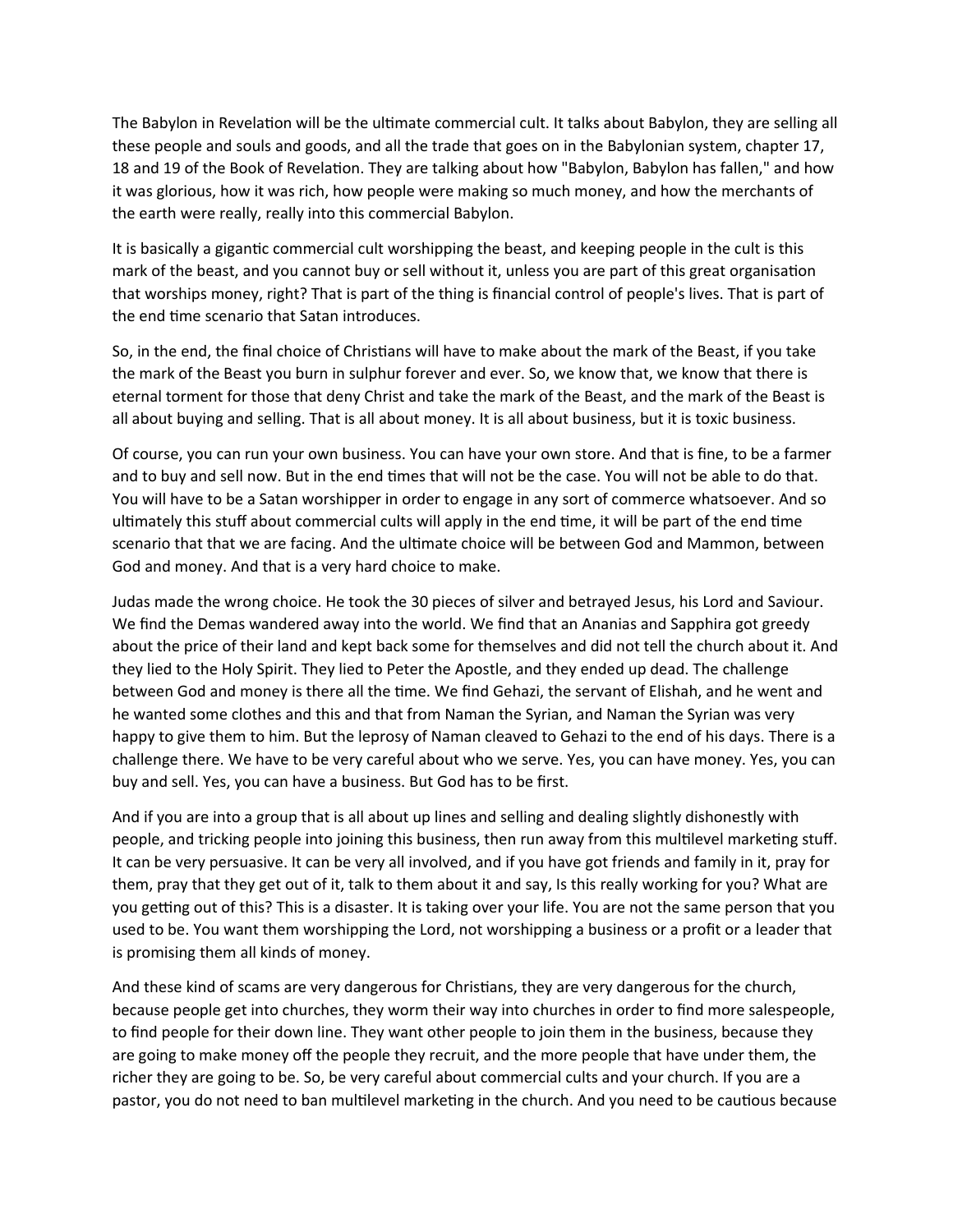The Babylon in Revelation will be the ultimate commercial cult. It talks about Babylon, they are selling all these people and souls and goods, and all the trade that goes on in the Babylonian system, chapter 17, 18 and 19 of the Book of Revelation. They are talking about how "Babylon, Babylon has fallen," and how it was glorious, how it was rich, how people were making so much money, and how the merchants of the earth were really, really into this commercial Babylon.

It is basically a gigantic commercial cult worshipping the beast, and keeping people in the cult is this mark of the beast, and you cannot buy or sell without it, unless you are part of this great organisation that worships money, right? That is part of the thing is financial control of people's lives. That is part of the end time scenario that Satan introduces.

So, in the end, the final choice of Christians will have to make about the mark of the Beast, if you take the mark of the Beast you burn in sulphur forever and ever. So, we know that, we know that there is eternal torment for those that deny Christ and take the mark of the Beast, and the mark of the Beast is all about buying and selling. That is all about money. It is all about business, but it is toxic business.

Of course, you can run your own business. You can have your own store. And that is fine, to be a farmer and to buy and sell now. But in the end times that will not be the case. You will not be able to do that. You will have to be a Satan worshipper in order to engage in any sort of commerce whatsoever. And so ultimately this stuff about commercial cults will apply in the end time, it will be part of the end time scenario that that we are facing. And the ultimate choice will be between God and Mammon, between God and money. And that is a very hard choice to make.

Judas made the wrong choice. He took the 30 pieces of silver and betrayed Jesus, his Lord and Saviour. We find the Demas wandered away into the world. We find that an Ananias and Sapphira got greedy about the price of their land and kept back some for themselves and did not tell the church about it. And they lied to the Holy Spirit. They lied to Peter the Apostle, and they ended up dead. The challenge between God and money is there all the time. We find Gehazi, the servant of Elishah, and he went and he wanted some clothes and this and that from Naman the Syrian, and Naman the Syrian was very happy to give them to him. But the leprosy of Naman cleaved to Gehazi to the end of his days. There is a challenge there. We have to be very careful about who we serve. Yes, you can have money. Yes, you can buy and sell. Yes, you can have a business. But God has to be first.

And if you are into a group that is all about up lines and selling and dealing slightly dishonestly with people, and tricking people into joining this business, then run away from this multilevel marketing stuff. It can be very persuasive. It can be very all involved, and if you have got friends and family in it, pray for them, pray that they get out of it, talk to them about it and say, Is this really working for you? What are you getting out of this? This is a disaster. It is taking over your life. You are not the same person that you used to be. You want them worshipping the Lord, not worshipping a business or a profit or a leader that is promising them all kinds of money.

And these kind of scams are very dangerous for Christians, they are very dangerous for the church, because people get into churches, they worm their way into churches in order to find more salespeople, to find people for their down line. They want other people to join them in the business, because they are going to make money off the people they recruit, and the more people that have under them, the richer they are going to be. So, be very careful about commercial cults and your church. If you are a pastor, you do not need to ban multilevel marketing in the church. And you need to be cautious because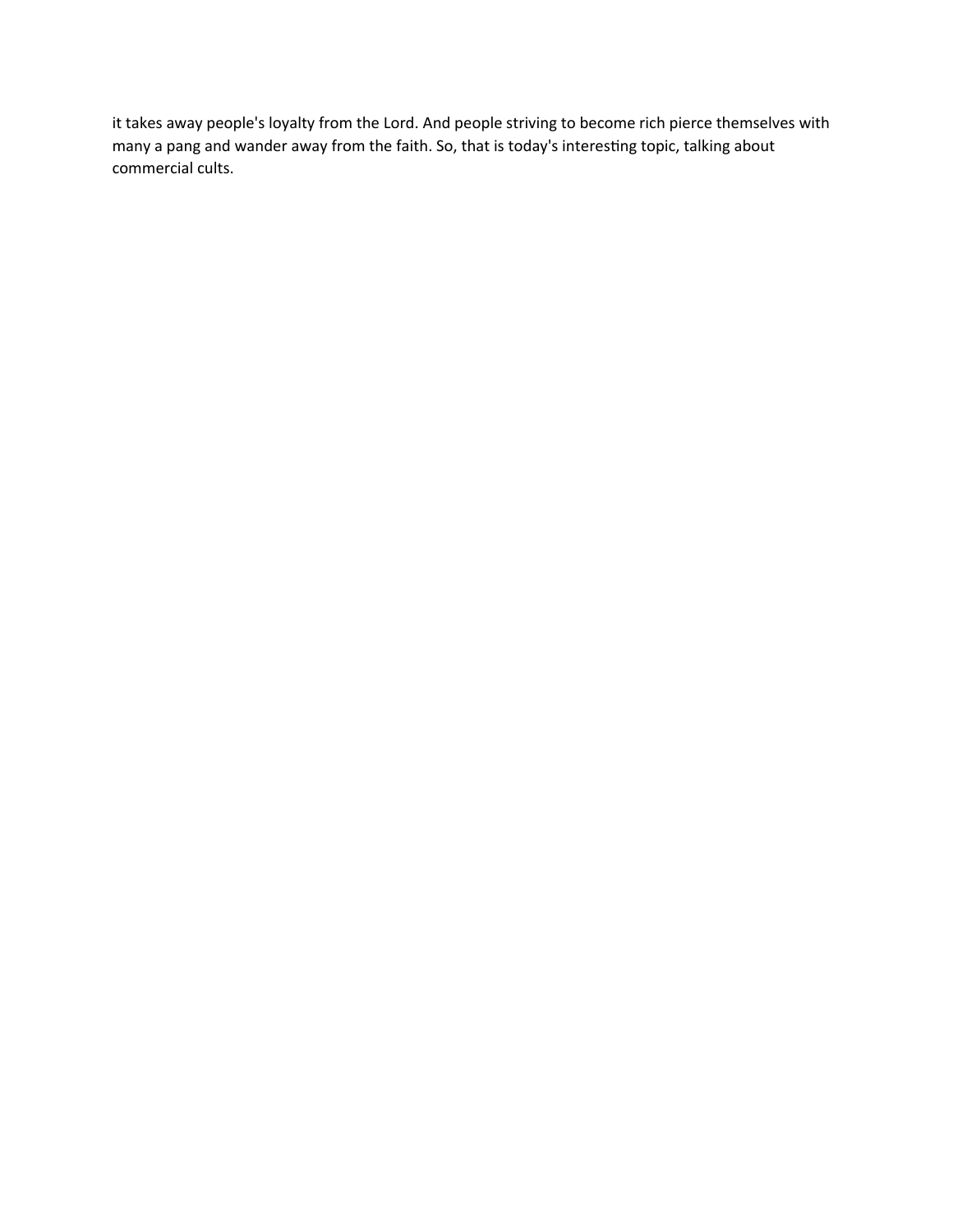it takes away people's loyalty from the Lord. And people striving to become rich pierce themselves with many a pang and wander away from the faith. So, that is today's interesting topic, talking about commercial cults.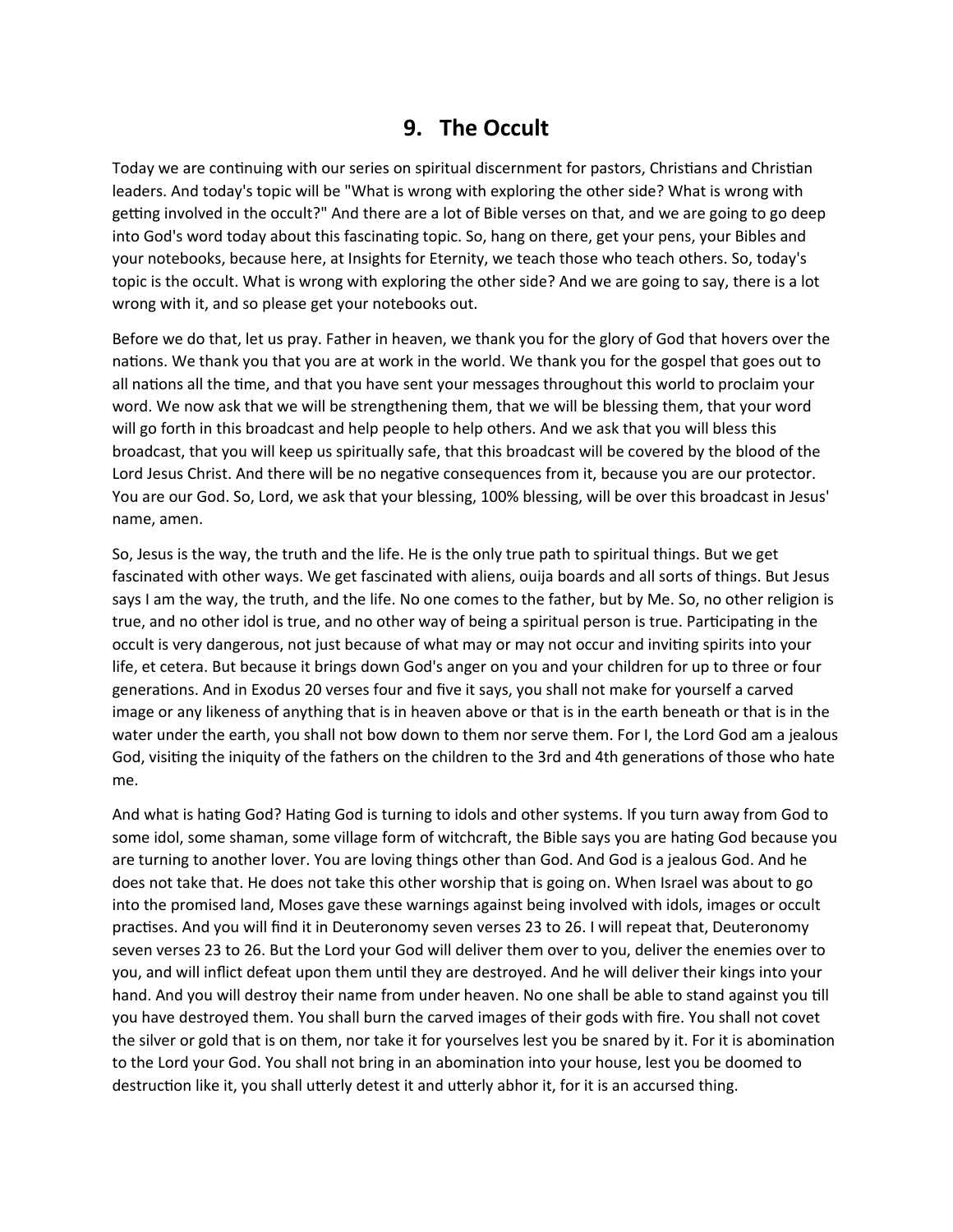# 9. The Occult

Today we are continuing with our series on spiritual discernment for pastors, Christians and Christian leaders. And today's topic will be "What is wrong with exploring the other side? What is wrong with getting involved in the occult?" And there are a lot of Bible verses on that, and we are going to go deep into God's word today about this fascinating topic. So, hang on there, get your pens, your Bibles and your notebooks, because here, at Insights for Eternity, we teach those who teach others. So, today's topic is the occult. What is wrong with exploring the other side? And we are going to say, there is a lot wrong with it, and so please get your notebooks out.

Before we do that, let us pray. Father in heaven, we thank you for the glory of God that hovers over the nations. We thank you that you are at work in the world. We thank you for the gospel that goes out to all nations all the time, and that you have sent your messages throughout this world to proclaim your word. We now ask that we will be strengthening them, that we will be blessing them, that your word will go forth in this broadcast and help people to help others. And we ask that you will bless this broadcast, that you will keep us spiritually safe, that this broadcast will be covered by the blood of the Lord Jesus Christ. And there will be no negative consequences from it, because you are our protector. You are our God. So, Lord, we ask that your blessing, 100% blessing, will be over this broadcast in Jesus' name, amen.

So, Jesus is the way, the truth and the life. He is the only true path to spiritual things. But we get fascinated with other ways. We get fascinated with aliens, ouija boards and all sorts of things. But Jesus says I am the way, the truth, and the life. No one comes to the father, but by Me. So, no other religion is true, and no other idol is true, and no other way of being a spiritual person is true. Participating in the occult is very dangerous, not just because of what may or may not occur and inviting spirits into your life, et cetera. But because it brings down God's anger on you and your children for up to three or four generations. And in Exodus 20 verses four and five it says, you shall not make for yourself a carved image or any likeness of anything that is in heaven above or that is in the earth beneath or that is in the water under the earth, you shall not bow down to them nor serve them. For I, the Lord God am a jealous God, visiting the iniquity of the fathers on the children to the 3rd and 4th generations of those who hate me.

And what is hating God? Hating God is turning to idols and other systems. If you turn away from God to some idol, some shaman, some village form of witchcraft, the Bible says you are hating God because you are turning to another lover. You are loving things other than God. And God is a jealous God. And he does not take that. He does not take this other worship that is going on. When Israel was about to go into the promised land, Moses gave these warnings against being involved with idols, images or occult practises. And you will find it in Deuteronomy seven verses 23 to 26. I will repeat that, Deuteronomy seven verses 23 to 26. But the Lord your God will deliver them over to you, deliver the enemies over to you, and will inflict defeat upon them until they are destroyed. And he will deliver their kings into your hand. And you will destroy their name from under heaven. No one shall be able to stand against you till you have destroyed them. You shall burn the carved images of their gods with fire. You shall not covet the silver or gold that is on them, nor take it for yourselves lest you be snared by it. For it is abomination to the Lord your God. You shall not bring in an abomination into your house, lest you be doomed to destruction like it, you shall utterly detest it and utterly abhor it, for it is an accursed thing.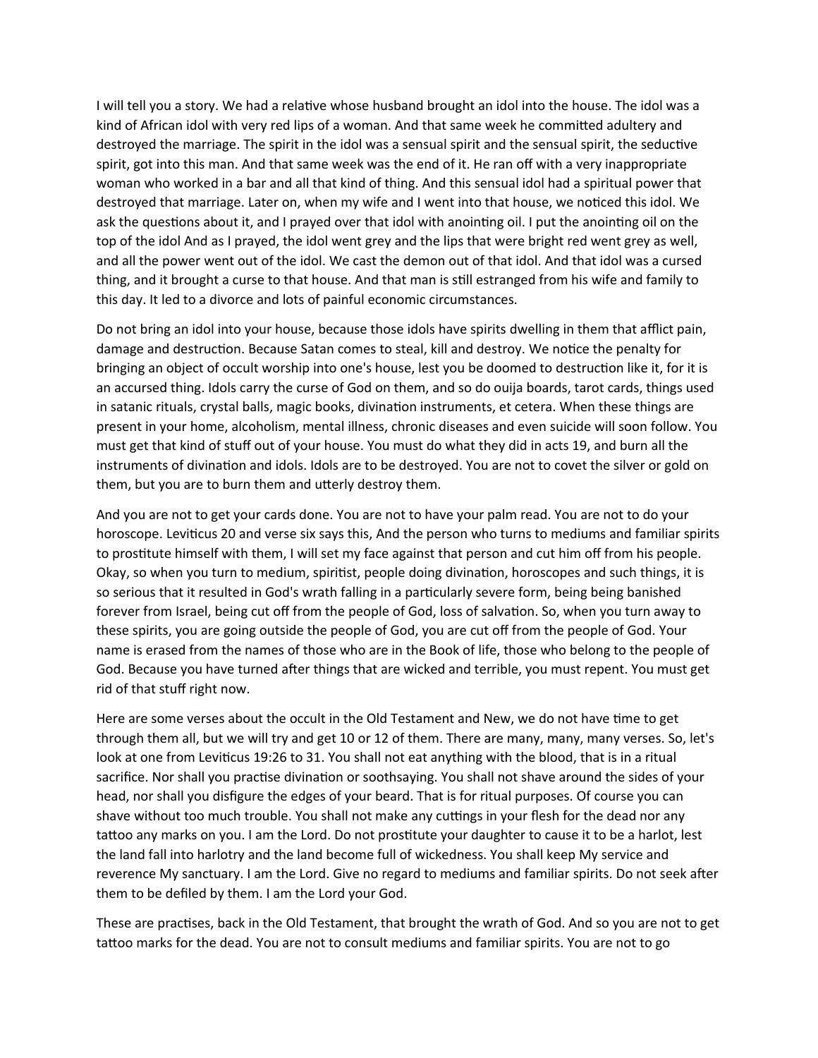I will tell you a story. We had a relative whose husband brought an idol into the house. The idol was a kind of African idol with very red lips of a woman. And that same week he committed adultery and destroyed the marriage. The spirit in the idol was a sensual spirit and the sensual spirit, the seductive spirit, got into this man. And that same week was the end of it. He ran off with a very inappropriate woman who worked in a bar and all that kind of thing. And this sensual idol had a spiritual power that destroyed that marriage. Later on, when my wife and I went into that house, we noticed this idol. We ask the questions about it, and I prayed over that idol with anointing oil. I put the anointing oil on the top of the idol And as I prayed, the idol went grey and the lips that were bright red went grey as well, and all the power went out of the idol. We cast the demon out of that idol. And that idol was a cursed thing, and it brought a curse to that house. And that man is still estranged from his wife and family to this day. It led to a divorce and lots of painful economic circumstances.

Do not bring an idol into your house, because those idols have spirits dwelling in them that afflict pain, damage and destruction. Because Satan comes to steal, kill and destroy. We notice the penalty for bringing an object of occult worship into one's house, lest you be doomed to destruction like it, for it is an accursed thing. Idols carry the curse of God on them, and so do ouija boards, tarot cards, things used in satanic rituals, crystal balls, magic books, divination instruments, et cetera. When these things are present in your home, alcoholism, mental illness, chronic diseases and even suicide will soon follow. You must get that kind of stuff out of your house. You must do what they did in acts 19, and burn all the instruments of divination and idols. Idols are to be destroyed. You are not to covet the silver or gold on them, but you are to burn them and utterly destroy them.

And you are not to get your cards done. You are not to have your palm read. You are not to do your horoscope. Leviticus 20 and verse six says this, And the person who turns to mediums and familiar spirits to prostitute himself with them, I will set my face against that person and cut him off from his people. Okay, so when you turn to medium, spiritist, people doing divination, horoscopes and such things, it is so serious that it resulted in God's wrath falling in a particularly severe form, being being banished forever from Israel, being cut off from the people of God, loss of salvation. So, when you turn away to these spirits, you are going outside the people of God, you are cut off from the people of God. Your name is erased from the names of those who are in the Book of life, those who belong to the people of God. Because you have turned after things that are wicked and terrible, you must repent. You must get rid of that stuff right now.

Here are some verses about the occult in the Old Testament and New, we do not have time to get through them all, but we will try and get 10 or 12 of them. There are many, many, many verses. So, let's look at one from Leviticus 19:26 to 31. You shall not eat anything with the blood, that is in a ritual sacrifice. Nor shall you practise divination or soothsaying. You shall not shave around the sides of your head, nor shall you disfigure the edges of your beard. That is for ritual purposes. Of course you can shave without too much trouble. You shall not make any cuttings in your flesh for the dead nor any tattoo any marks on you. I am the Lord. Do not prostitute your daughter to cause it to be a harlot, lest the land fall into harlotry and the land become full of wickedness. You shall keep My service and reverence My sanctuary. I am the Lord. Give no regard to mediums and familiar spirits. Do not seek after them to be defiled by them. I am the Lord your God.

These are practises, back in the Old Testament, that brought the wrath of God. And so you are not to get tattoo marks for the dead. You are not to consult mediums and familiar spirits. You are not to go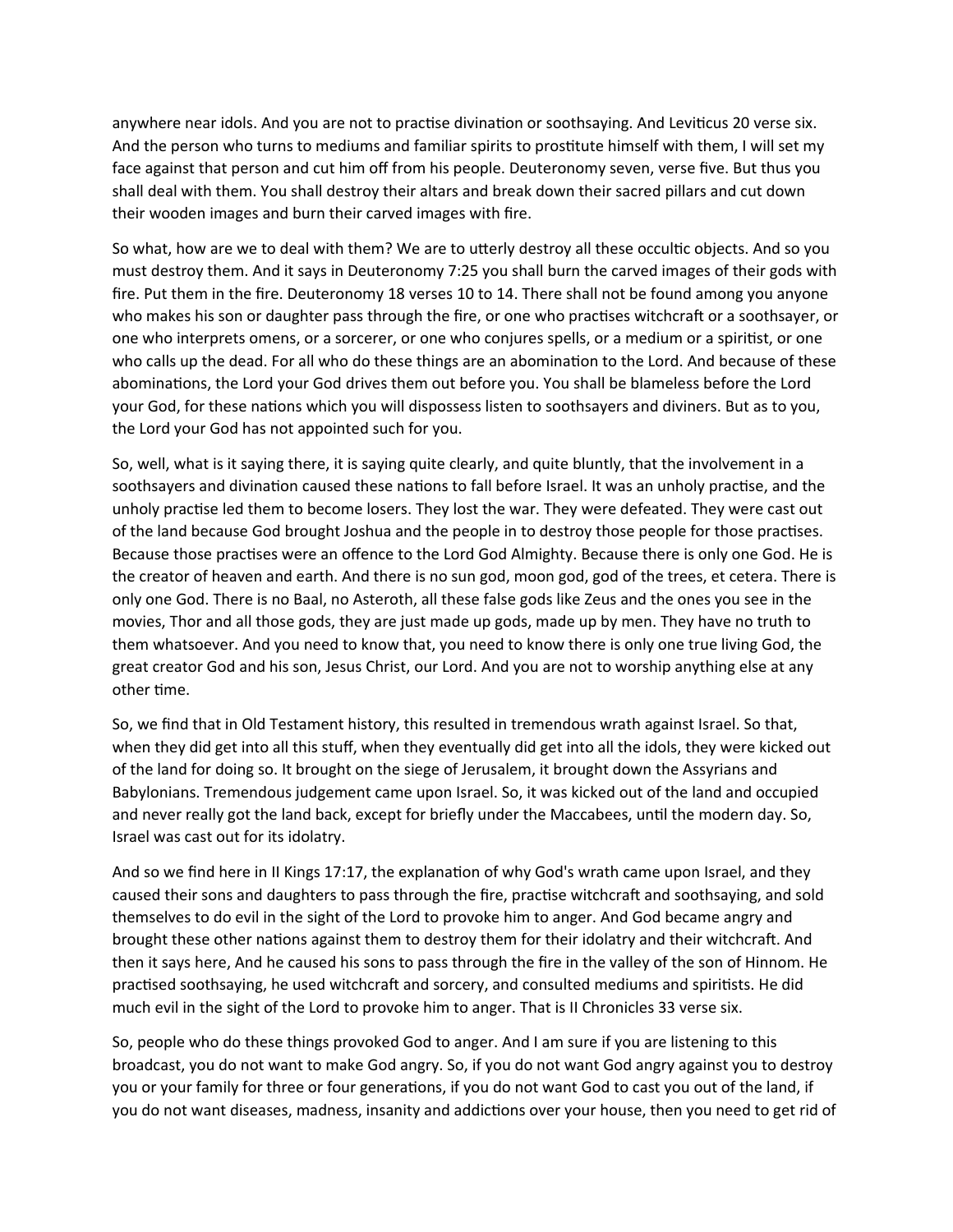anywhere near idols. And you are not to practise divination or soothsaying. And Leviticus 20 verse six. And the person who turns to mediums and familiar spirits to prostitute himself with them, I will set my face against that person and cut him off from his people. Deuteronomy seven, verse five. But thus you shall deal with them. You shall destroy their altars and break down their sacred pillars and cut down their wooden images and burn their carved images with fire.

So what, how are we to deal with them? We are to utterly destroy all these occultic objects. And so you must destroy them. And it says in Deuteronomy 7:25 you shall burn the carved images of their gods with fire. Put them in the fire. Deuteronomy 18 verses 10 to 14. There shall not be found among you anyone who makes his son or daughter pass through the fire, or one who practises witchcraft or a soothsayer, or one who interprets omens, or a sorcerer, or one who conjures spells, or a medium or a spiritist, or one who calls up the dead. For all who do these things are an abomination to the Lord. And because of these abominations, the Lord your God drives them out before you. You shall be blameless before the Lord your God, for these nations which you will dispossess listen to soothsayers and diviners. But as to you, the Lord your God has not appointed such for you.

So, well, what is it saying there, it is saying quite clearly, and quite bluntly, that the involvement in a soothsayers and divination caused these nations to fall before Israel. It was an unholy practise, and the unholy practise led them to become losers. They lost the war. They were defeated. They were cast out of the land because God brought Joshua and the people in to destroy those people for those practises. Because those practises were an offence to the Lord God Almighty. Because there is only one God. He is the creator of heaven and earth. And there is no sun god, moon god, god of the trees, et cetera. There is only one God. There is no Baal, no Asteroth, all these false gods like Zeus and the ones you see in the movies, Thor and all those gods, they are just made up gods, made up by men. They have no truth to them whatsoever. And you need to know that, you need to know there is only one true living God, the great creator God and his son, Jesus Christ, our Lord. And you are not to worship anything else at any other time.

So, we find that in Old Testament history, this resulted in tremendous wrath against Israel. So that, when they did get into all this stuff, when they eventually did get into all the idols, they were kicked out of the land for doing so. It brought on the siege of Jerusalem, it brought down the Assyrians and Babylonians. Tremendous judgement came upon Israel. So, it was kicked out of the land and occupied and never really got the land back, except for briefly under the Maccabees, until the modern day. So, Israel was cast out for its idolatry.

And so we find here in II Kings 17:17, the explanation of why God's wrath came upon Israel, and they caused their sons and daughters to pass through the fire, practise witchcraft and soothsaying, and sold themselves to do evil in the sight of the Lord to provoke him to anger. And God became angry and brought these other nations against them to destroy them for their idolatry and their witchcraft. And then it says here, And he caused his sons to pass through the fire in the valley of the son of Hinnom. He practised soothsaying, he used witchcraft and sorcery, and consulted mediums and spiritists. He did much evil in the sight of the Lord to provoke him to anger. That is II Chronicles 33 verse six.

So, people who do these things provoked God to anger. And I am sure if you are listening to this broadcast, you do not want to make God angry. So, if you do not want God angry against you to destroy you or your family for three or four generations, if you do not want God to cast you out of the land, if you do not want diseases, madness, insanity and addictions over your house, then you need to get rid of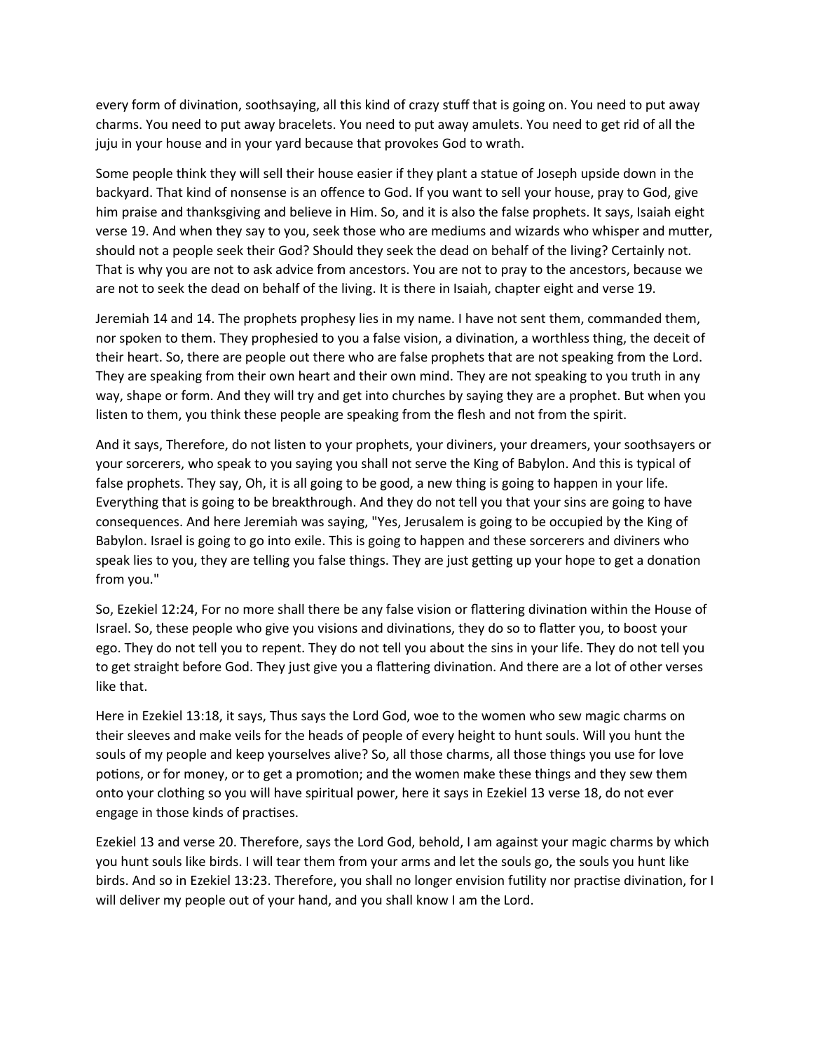every form of divination, soothsaying, all this kind of crazy stuff that is going on. You need to put away charms. You need to put away bracelets. You need to put away amulets. You need to get rid of all the juju in your house and in your yard because that provokes God to wrath.

Some people think they will sell their house easier if they plant a statue of Joseph upside down in the backyard. That kind of nonsense is an offence to God. If you want to sell your house, pray to God, give him praise and thanksgiving and believe in Him. So, and it is also the false prophets. It says, Isaiah eight verse 19. And when they say to you, seek those who are mediums and wizards who whisper and mutter, should not a people seek their God? Should they seek the dead on behalf of the living? Certainly not. That is why you are not to ask advice from ancestors. You are not to pray to the ancestors, because we are not to seek the dead on behalf of the living. It is there in Isaiah, chapter eight and verse 19.

Jeremiah 14 and 14. The prophets prophesy lies in my name. I have not sent them, commanded them, nor spoken to them. They prophesied to you a false vision, a divination, a worthless thing, the deceit of their heart. So, there are people out there who are false prophets that are not speaking from the Lord. They are speaking from their own heart and their own mind. They are not speaking to you truth in any way, shape or form. And they will try and get into churches by saying they are a prophet. But when you listen to them, you think these people are speaking from the flesh and not from the spirit.

And it says, Therefore, do not listen to your prophets, your diviners, your dreamers, your soothsayers or your sorcerers, who speak to you saying you shall not serve the King of Babylon. And this is typical of false prophets. They say, Oh, it is all going to be good, a new thing is going to happen in your life. Everything that is going to be breakthrough. And they do not tell you that your sins are going to have consequences. And here Jeremiah was saying, "Yes, Jerusalem is going to be occupied by the King of Babylon. Israel is going to go into exile. This is going to happen and these sorcerers and diviners who speak lies to you, they are telling you false things. They are just getting up your hope to get a donation from you."

So, Ezekiel 12:24, For no more shall there be any false vision or flattering divination within the House of Israel. So, these people who give you visions and divinations, they do so to flatter you, to boost your ego. They do not tell you to repent. They do not tell you about the sins in your life. They do not tell you to get straight before God. They just give you a flattering divination. And there are a lot of other verses like that.

Here in Ezekiel 13:18, it says, Thus says the Lord God, woe to the women who sew magic charms on their sleeves and make veils for the heads of people of every height to hunt souls. Will you hunt the souls of my people and keep yourselves alive? So, all those charms, all those things you use for love potions, or for money, or to get a promotion; and the women make these things and they sew them onto your clothing so you will have spiritual power, here it says in Ezekiel 13 verse 18, do not ever engage in those kinds of practises.

Ezekiel 13 and verse 20. Therefore, says the Lord God, behold, I am against your magic charms by which you hunt souls like birds. I will tear them from your arms and let the souls go, the souls you hunt like birds. And so in Ezekiel 13:23. Therefore, you shall no longer envision futility nor practise divination, for I will deliver my people out of your hand, and you shall know I am the Lord.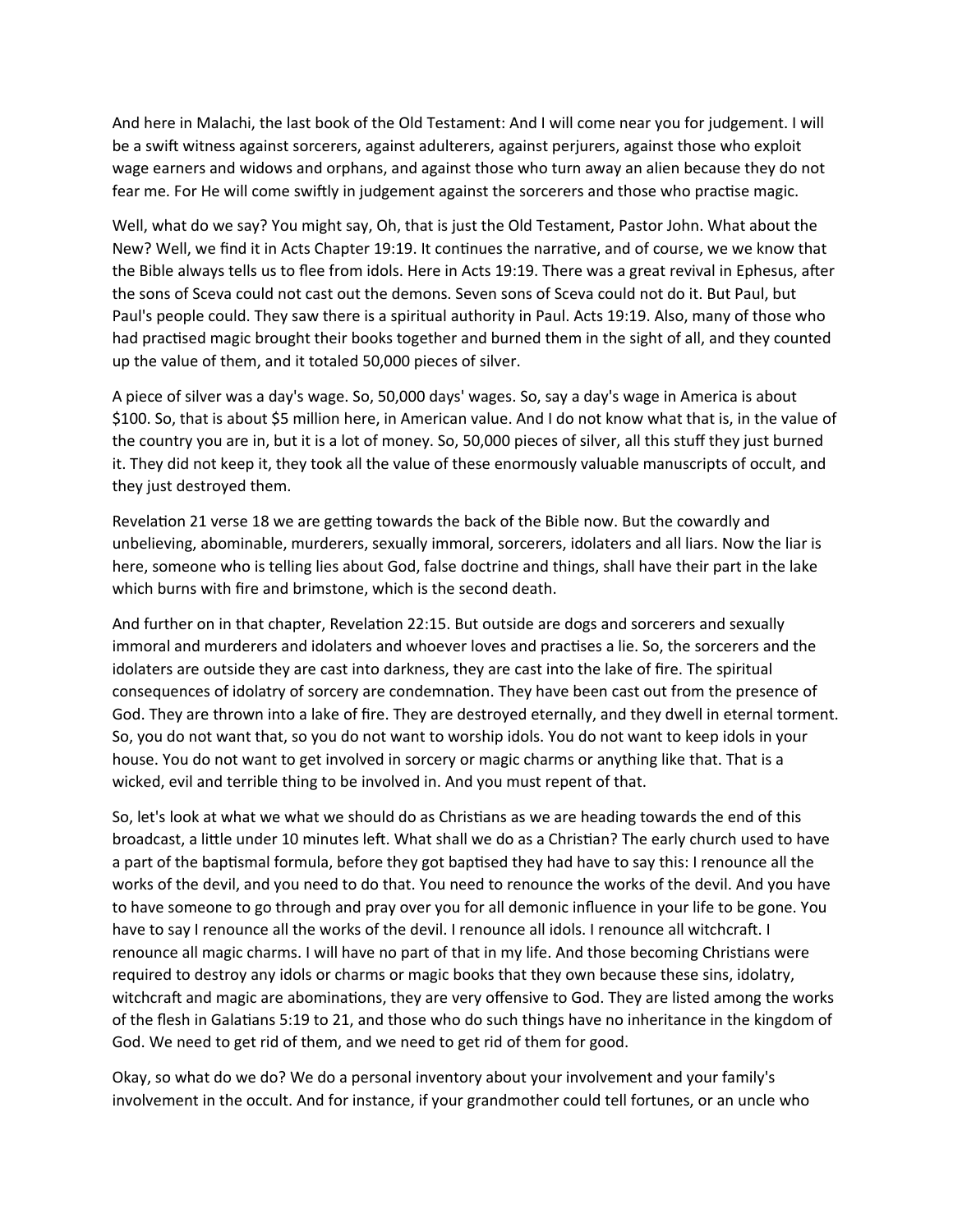And here in Malachi, the last book of the Old Testament: And I will come near you for judgement. I will be a swift witness against sorcerers, against adulterers, against perjurers, against those who exploit wage earners and widows and orphans, and against those who turn away an alien because they do not fear me. For He will come swiftly in judgement against the sorcerers and those who practise magic.

Well, what do we say? You might say, Oh, that is just the Old Testament, Pastor John. What about the New? Well, we find it in Acts Chapter 19:19. It continues the narrative, and of course, we we know that the Bible always tells us to flee from idols. Here in Acts 19:19. There was a great revival in Ephesus, after the sons of Sceva could not cast out the demons. Seven sons of Sceva could not do it. But Paul, but Paul's people could. They saw there is a spiritual authority in Paul. Acts 19:19. Also, many of those who had practised magic brought their books together and burned them in the sight of all, and they counted up the value of them, and it totaled 50,000 pieces of silver.

A piece of silver was a day's wage. So, 50,000 days' wages. So, say a day's wage in America is about $100. So, that is about $5 million here, in American value. And I do not know what that is, in the value of the country you are in, but it is a lot of money. So, 50,000 pieces of silver, all this stuff they just burned it. They did not keep it, they took all the value of these enormously valuable manuscripts of occult, and they just destroyed them.

Revelation 21 verse 18 we are getting towards the back of the Bible now. But the cowardly and unbelieving, abominable, murderers, sexually immoral, sorcerers, idolaters and all liars. Now the liar is here, someone who is telling lies about God, false doctrine and things, shall have their part in the lake which burns with fire and brimstone, which is the second death.

And further on in that chapter, Revelation 22:15. But outside are dogs and sorcerers and sexually immoral and murderers and idolaters and whoever loves and practises a lie. So, the sorcerers and the idolaters are outside they are cast into darkness, they are cast into the lake of fire. The spiritual consequences of idolatry of sorcery are condemnation. They have been cast out from the presence of God. They are thrown into a lake of fire. They are destroyed eternally, and they dwell in eternal torment. So, you do not want that, so you do not want to worship idols. You do not want to keep idols in your house. You do not want to get involved in sorcery or magic charms or anything like that. That is a wicked, evil and terrible thing to be involved in. And you must repent of that.

So, let's look at what we what we should do as Christians as we are heading towards the end of this broadcast, a little under 10 minutes left. What shall we do as a Christian? The early church used to have a part of the baptismal formula, before they got baptised they had have to say this: I renounce all the works of the devil, and you need to do that. You need to renounce the works of the devil. And you have to have someone to go through and pray over you for all demonic influence in your life to be gone. You have to say I renounce all the works of the devil. I renounce all idols. I renounce all witchcraft. I renounce all magic charms. I will have no part of that in my life. And those becoming Christians were required to destroy any idols or charms or magic books that they own because these sins, idolatry, witchcraft and magic are abominations, they are very offensive to God. They are listed among the works of the flesh in Galatians 5:19 to 21, and those who do such things have no inheritance in the kingdom of God. We need to get rid of them, and we need to get rid of them for good.

Okay, so what do we do? We do a personal inventory about your involvement and your family's involvement in the occult. And for instance, if your grandmother could tell fortunes, or an uncle who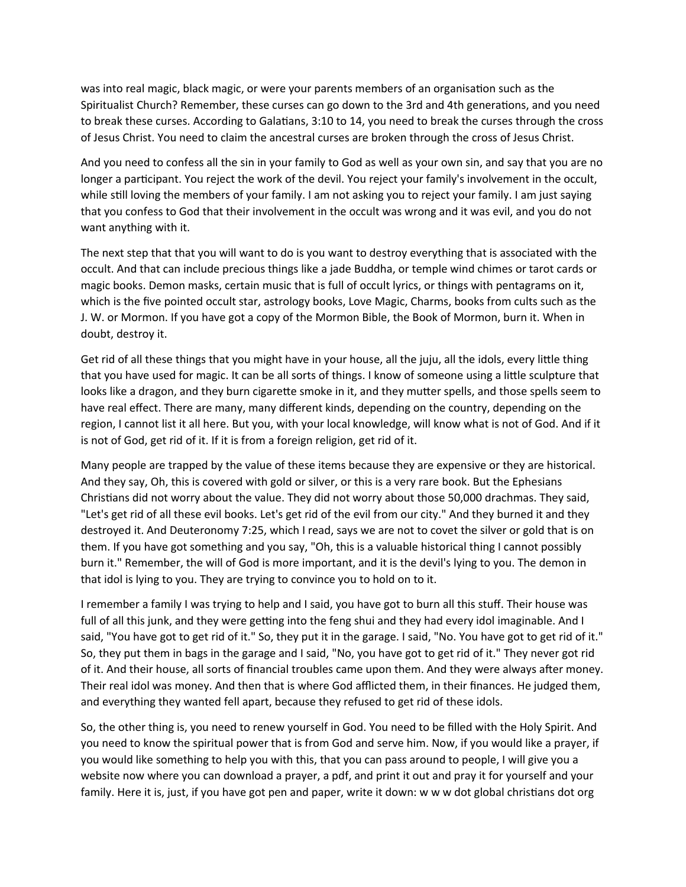was into real magic, black magic, or were your parents members of an organisation such as the Spiritualist Church? Remember, these curses can go down to the 3rd and 4th generations, and you need to break these curses. According to Galatians, 3:10 to 14, you need to break the curses through the cross of Jesus Christ. You need to claim the ancestral curses are broken through the cross of Jesus Christ.

And you need to confess all the sin in your family to God as well as your own sin, and say that you are no longer a participant. You reject the work of the devil. You reject your family's involvement in the occult, while still loving the members of your family. I am not asking you to reject your family. I am just saying that you confess to God that their involvement in the occult was wrong and it was evil, and you do not want anything with it.

The next step that that you will want to do is you want to destroy everything that is associated with the occult. And that can include precious things like a jade Buddha, or temple wind chimes or tarot cards or magic books. Demon masks, certain music that is full of occult lyrics, or things with pentagrams on it, which is the five pointed occult star, astrology books, Love Magic, Charms, books from cults such as the J. W. or Mormon. If you have got a copy of the Mormon Bible, the Book of Mormon, burn it. When in doubt, destroy it.

Get rid of all these things that you might have in your house, all the juju, all the idols, every little thing that you have used for magic. It can be all sorts of things. I know of someone using a little sculpture that looks like a dragon, and they burn cigarette smoke in it, and they mutter spells, and those spells seem to have real effect. There are many, many different kinds, depending on the country, depending on the region, I cannot list it all here. But you, with your local knowledge, will know what is not of God. And if it is not of God, get rid of it. If it is from a foreign religion, get rid of it.

Many people are trapped by the value of these items because they are expensive or they are historical. And they say, Oh, this is covered with gold or silver, or this is a very rare book. But the Ephesians Christians did not worry about the value. They did not worry about those 50,000 drachmas. They said, "Let's get rid of all these evil books. Let's get rid of the evil from our city." And they burned it and they destroyed it. And Deuteronomy 7:25, which I read, says we are not to covet the silver or gold that is on them. If you have got something and you say, "Oh, this is a valuable historical thing I cannot possibly burn it." Remember, the will of God is more important, and it is the devil's lying to you. The demon in that idol is lying to you. They are trying to convince you to hold on to it.

I remember a family I was trying to help and I said, you have got to burn all this stuff. Their house was full of all this junk, and they were getting into the feng shui and they had every idol imaginable. And I said, "You have got to get rid of it." So, they put it in the garage. I said, "No. You have got to get rid of it." So, they put them in bags in the garage and I said, "No, you have got to get rid of it." They never got rid of it. And their house, all sorts of financial troubles came upon them. And they were always after money. Their real idol was money. And then that is where God afflicted them, in their finances. He judged them, and everything they wanted fell apart, because they refused to get rid of these idols.

So, the other thing is, you need to renew yourself in God. You need to be filled with the Holy Spirit. And you need to know the spiritual power that is from God and serve him. Now, if you would like a prayer, if you would like something to help you with this, that you can pass around to people, I will give you a website now where you can download a prayer, a pdf, and print it out and pray it for yourself and your family. Here it is, just, if you have got pen and paper, write it down: w w w dot global christians dot org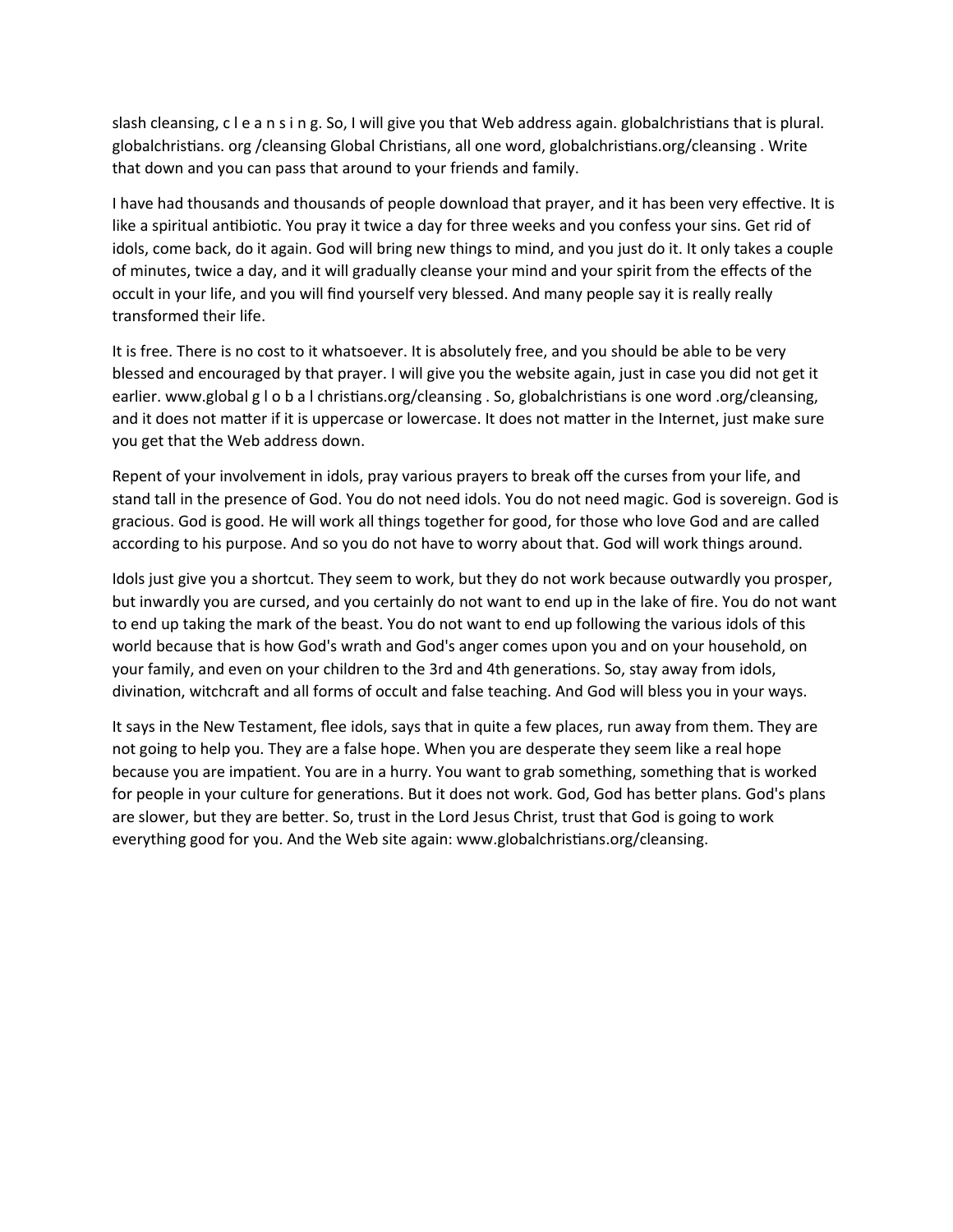slash cleansing, c l e a n s i n g. So, I will give you that Web address again. globalchristians that is plural. globalchristians. org /cleansing Global Christians, all one word, globalchristians.org/cleansing . Write that down and you can pass that around to your friends and family.

I have had thousands and thousands of people download that prayer, and it has been very effective. It is like a spiritual antibiotic. You pray it twice a day for three weeks and you confess your sins. Get rid of idols, come back, do it again. God will bring new things to mind, and you just do it. It only takes a couple of minutes, twice a day, and it will gradually cleanse your mind and your spirit from the effects of the occult in your life, and you will find yourself very blessed. And many people say it is really really transformed their life.

It is free. There is no cost to it whatsoever. It is absolutely free, and you should be able to be very blessed and encouraged by that prayer. I will give you the website again, just in case you did not get it earlier. www.global g l o b a l christians.org/cleansing . So, globalchristians is one word .org/cleansing, and it does not matter if it is uppercase or lowercase. It does not matter in the Internet, just make sure you get that the Web address down.

Repent of your involvement in idols, pray various prayers to break off the curses from your life, and stand tall in the presence of God. You do not need idols. You do not need magic. God is sovereign. God is gracious. God is good. He will work all things together for good, for those who love God and are called according to his purpose. And so you do not have to worry about that. God will work things around.

Idols just give you a shortcut. They seem to work, but they do not work because outwardly you prosper, but inwardly you are cursed, and you certainly do not want to end up in the lake of fire. You do not want to end up taking the mark of the beast. You do not want to end up following the various idols of this world because that is how God's wrath and God's anger comes upon you and on your household, on your family, and even on your children to the 3rd and 4th generations. So, stay away from idols, divination, witchcraft and all forms of occult and false teaching. And God will bless you in your ways.

It says in the New Testament, flee idols, says that in quite a few places, run away from them. They are not going to help you. They are a false hope. When you are desperate they seem like a real hope because you are impatient. You are in a hurry. You want to grab something, something that is worked for people in your culture for generations. But it does not work. God, God has better plans. God's plans are slower, but they are better. So, trust in the Lord Jesus Christ, trust that God is going to work everything good for you. And the Web site again: www.globalchristians.org/cleansing.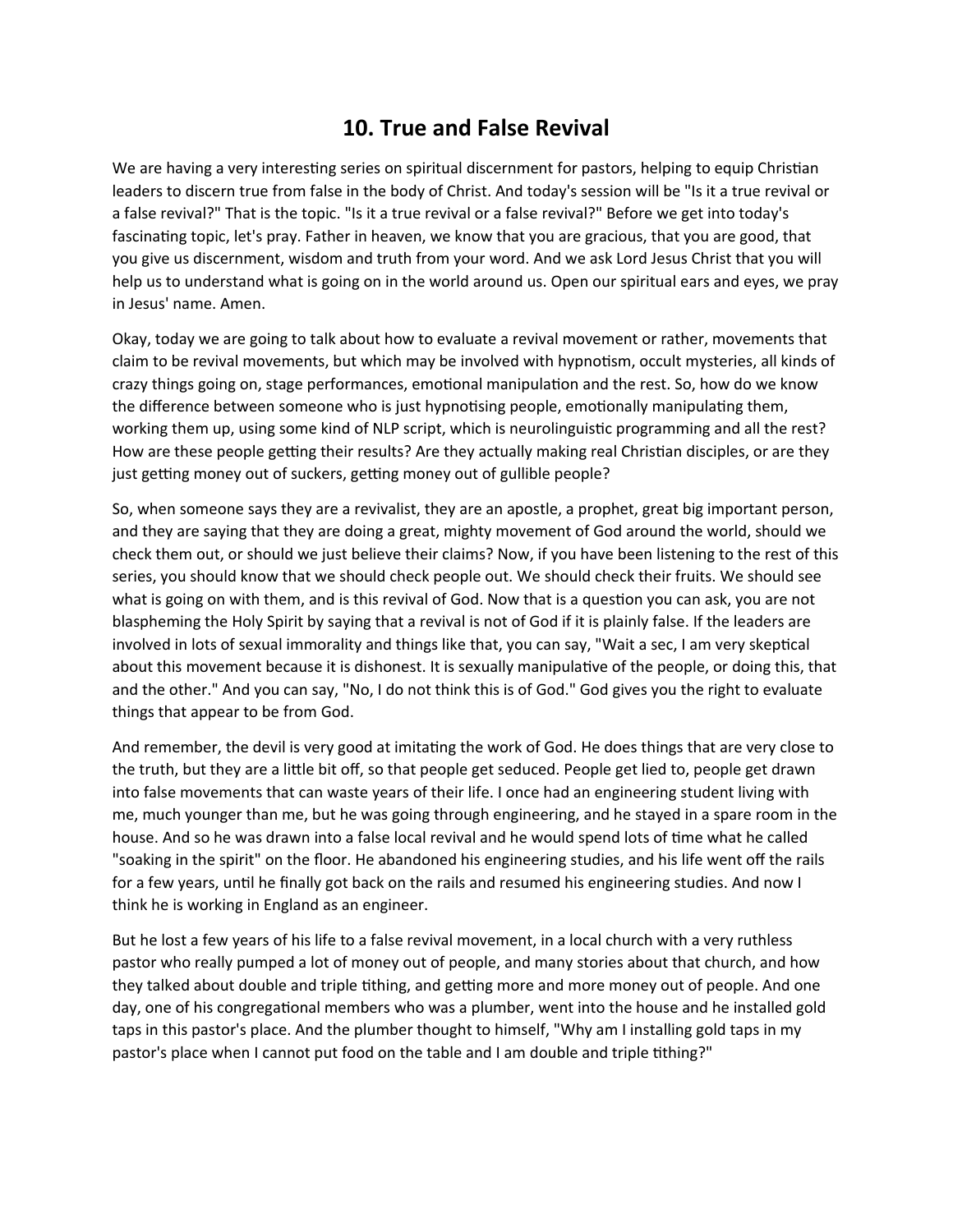# 10. True and False Revival

We are having a very interesting series on spiritual discernment for pastors, helping to equip Christian leaders to discern true from false in the body of Christ. And today's session will be "Is it a true revival or a false revival?" That is the topic. "Is it a true revival or a false revival?" Before we get into today's fascinating topic, let's pray. Father in heaven, we know that you are gracious, that you are good, that you give us discernment, wisdom and truth from your word. And we ask Lord Jesus Christ that you will help us to understand what is going on in the world around us. Open our spiritual ears and eyes, we pray in Jesus' name. Amen.

Okay, today we are going to talk about how to evaluate a revival movement or rather, movements that claim to be revival movements, but which may be involved with hypnotism, occult mysteries, all kinds of crazy things going on, stage performances, emotional manipulation and the rest. So, how do we know the difference between someone who is just hypnotising people, emotionally manipulating them, working them up, using some kind of NLP script, which is neurolinguistic programming and all the rest? How are these people getting their results? Are they actually making real Christian disciples, or are they just getting money out of suckers, getting money out of gullible people?

So, when someone says they are a revivalist, they are an apostle, a prophet, great big important person, and they are saying that they are doing a great, mighty movement of God around the world, should we check them out, or should we just believe their claims? Now, if you have been listening to the rest of this series, you should know that we should check people out. We should check their fruits. We should see what is going on with them, and is this revival of God. Now that is a question you can ask, you are not blaspheming the Holy Spirit by saying that a revival is not of God if it is plainly false. If the leaders are involved in lots of sexual immorality and things like that, you can say, "Wait a sec, I am very skeptical about this movement because it is dishonest. It is sexually manipulative of the people, or doing this, that and the other." And you can say, "No, I do not think this is of God." God gives you the right to evaluate things that appear to be from God.

And remember, the devil is very good at imitating the work of God. He does things that are very close to the truth, but they are a little bit off, so that people get seduced. People get lied to, people get drawn into false movements that can waste years of their life. I once had an engineering student living with me, much younger than me, but he was going through engineering, and he stayed in a spare room in the house. And so he was drawn into a false local revival and he would spend lots of time what he called "soaking in the spirit" on the floor. He abandoned his engineering studies, and his life went off the rails for a few years, until he finally got back on the rails and resumed his engineering studies. And now I think he is working in England as an engineer.

But he lost a few years of his life to a false revival movement, in a local church with a very ruthless pastor who really pumped a lot of money out of people, and many stories about that church, and how they talked about double and triple tithing, and getting more and more money out of people. And one day, one of his congregational members who was a plumber, went into the house and he installed gold taps in this pastor's place. And the plumber thought to himself, "Why am I installing gold taps in my pastor's place when I cannot put food on the table and I am double and triple tithing?"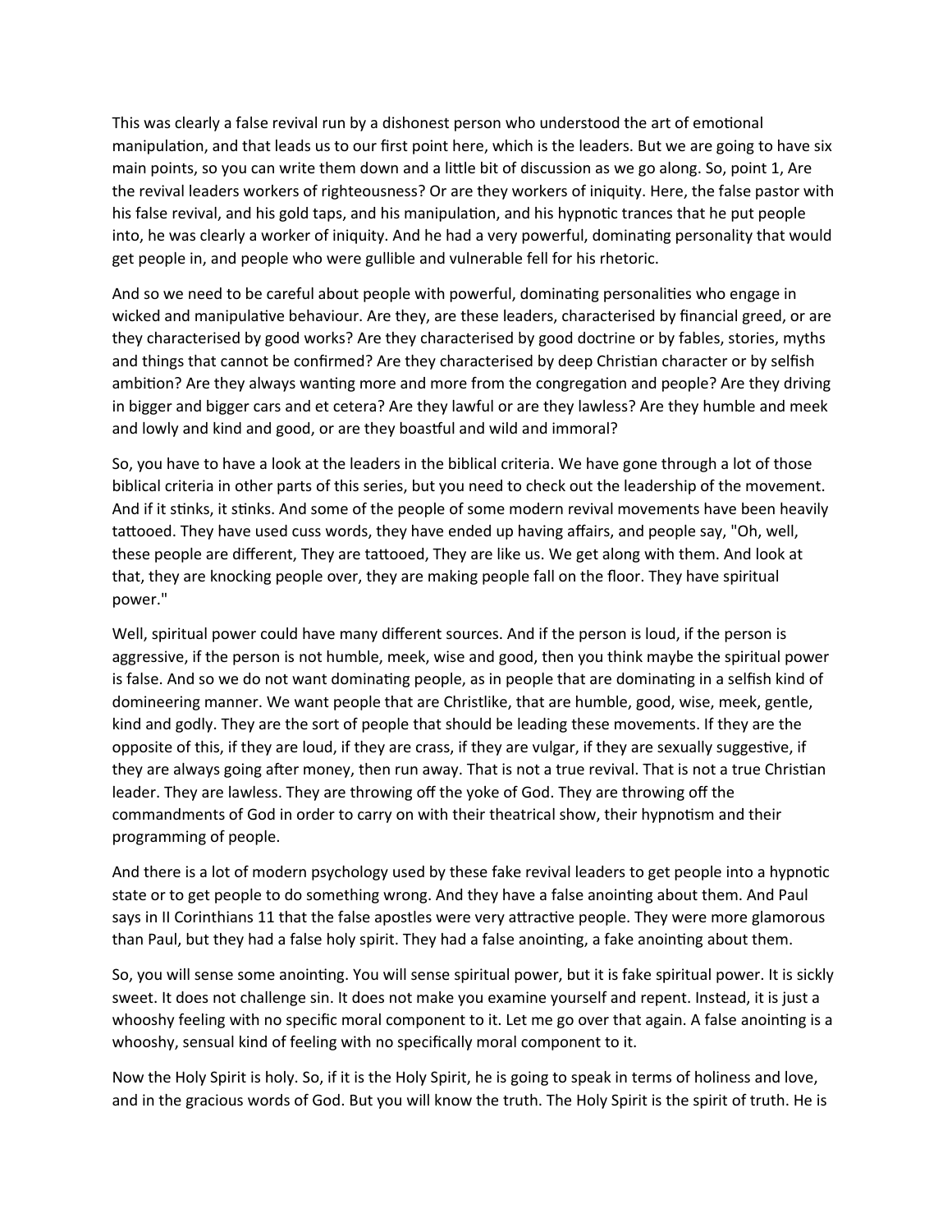This was clearly a false revival run by a dishonest person who understood the art of emotional manipulation, and that leads us to our first point here, which is the leaders. But we are going to have six main points, so you can write them down and a little bit of discussion as we go along. So, point 1, Are the revival leaders workers of righteousness? Or are they workers of iniquity. Here, the false pastor with his false revival, and his gold taps, and his manipulation, and his hypnotic trances that he put people into, he was clearly a worker of iniquity. And he had a very powerful, dominating personality that would get people in, and people who were gullible and vulnerable fell for his rhetoric.

And so we need to be careful about people with powerful, dominating personalities who engage in wicked and manipulative behaviour. Are they, are these leaders, characterised by financial greed, or are they characterised by good works? Are they characterised by good doctrine or by fables, stories, myths and things that cannot be confirmed? Are they characterised by deep Christian character or by selfish ambition? Are they always wanting more and more from the congregation and people? Are they driving in bigger and bigger cars and et cetera? Are they lawful or are they lawless? Are they humble and meek and lowly and kind and good, or are they boastful and wild and immoral?

So, you have to have a look at the leaders in the biblical criteria. We have gone through a lot of those biblical criteria in other parts of this series, but you need to check out the leadership of the movement. And if it stinks, it stinks. And some of the people of some modern revival movements have been heavily tattooed. They have used cuss words, they have ended up having affairs, and people say, "Oh, well, these people are different, They are tattooed, They are like us. We get along with them. And look at that, they are knocking people over, they are making people fall on the floor. They have spiritual power."

Well, spiritual power could have many different sources. And if the person is loud, if the person is aggressive, if the person is not humble, meek, wise and good, then you think maybe the spiritual power is false. And so we do not want dominating people, as in people that are dominating in a selfish kind of domineering manner. We want people that are Christlike, that are humble, good, wise, meek, gentle, kind and godly. They are the sort of people that should be leading these movements. If they are the opposite of this, if they are loud, if they are crass, if they are vulgar, if they are sexually suggestive, if they are always going after money, then run away. That is not a true revival. That is not a true Christian leader. They are lawless. They are throwing off the yoke of God. They are throwing off the commandments of God in order to carry on with their theatrical show, their hypnotism and their programming of people.

And there is a lot of modern psychology used by these fake revival leaders to get people into a hypnotic state or to get people to do something wrong. And they have a false anointing about them. And Paul says in II Corinthians 11 that the false apostles were very attractive people. They were more glamorous than Paul, but they had a false holy spirit. They had a false anointing, a fake anointing about them.

So, you will sense some anointing. You will sense spiritual power, but it is fake spiritual power. It is sickly sweet. It does not challenge sin. It does not make you examine yourself and repent. Instead, it is just a whooshy feeling with no specific moral component to it. Let me go over that again. A false anointing is a whooshy, sensual kind of feeling with no specifically moral component to it.

Now the Holy Spirit is holy. So, if it is the Holy Spirit, he is going to speak in terms of holiness and love, and in the gracious words of God. But you will know the truth. The Holy Spirit is the spirit of truth. He is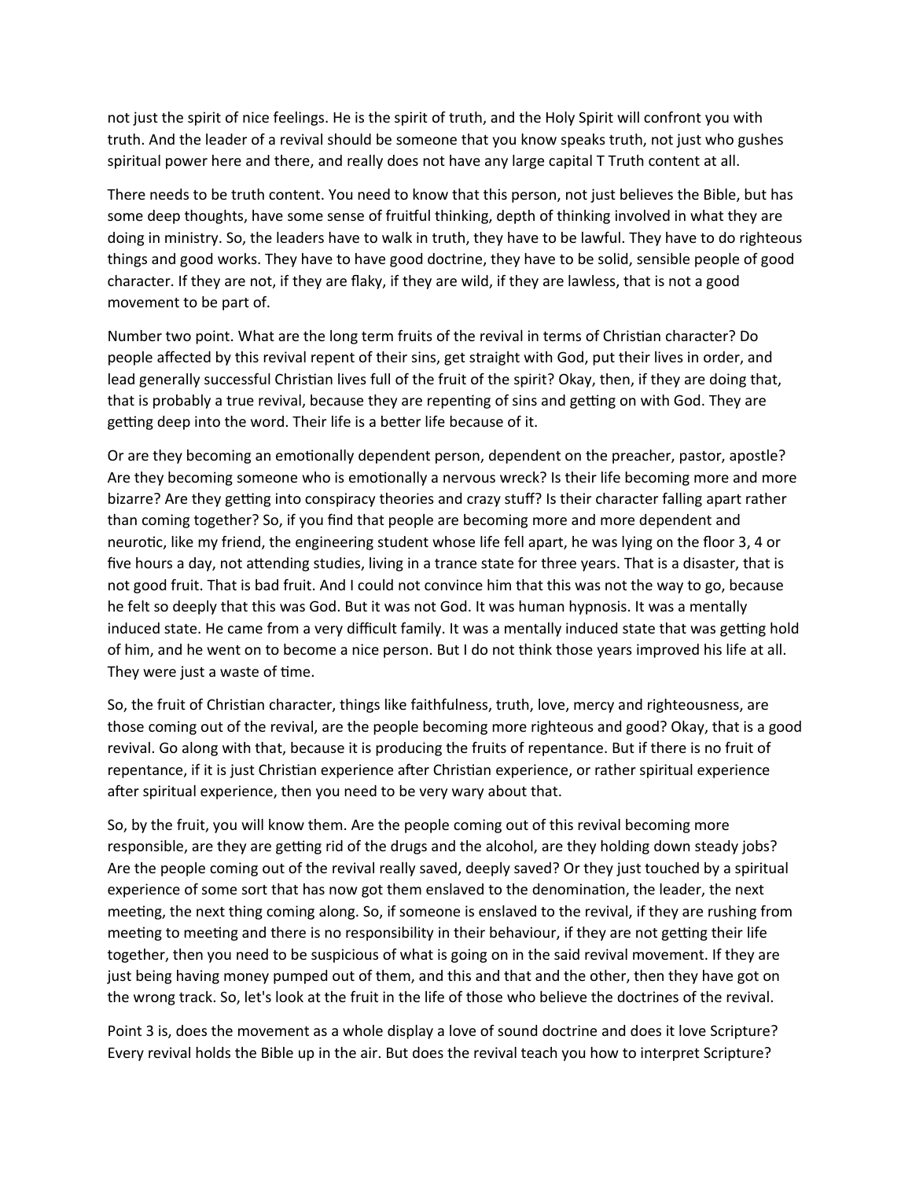not just the spirit of nice feelings. He is the spirit of truth, and the Holy Spirit will confront you with truth. And the leader of a revival should be someone that you know speaks truth, not just who gushes spiritual power here and there, and really does not have any large capital T Truth content at all.

There needs to be truth content. You need to know that this person, not just believes the Bible, but has some deep thoughts, have some sense of fruitful thinking, depth of thinking involved in what they are doing in ministry. So, the leaders have to walk in truth, they have to be lawful. They have to do righteous things and good works. They have to have good doctrine, they have to be solid, sensible people of good character. If they are not, if they are flaky, if they are wild, if they are lawless, that is not a good movement to be part of.

Number two point. What are the long term fruits of the revival in terms of Christian character? Do people affected by this revival repent of their sins, get straight with God, put their lives in order, and lead generally successful Christian lives full of the fruit of the spirit? Okay, then, if they are doing that, that is probably a true revival, because they are repenting of sins and getting on with God. They are getting deep into the word. Their life is a better life because of it.

Or are they becoming an emotionally dependent person, dependent on the preacher, pastor, apostle? Are they becoming someone who is emotionally a nervous wreck? Is their life becoming more and more bizarre? Are they getting into conspiracy theories and crazy stuff? Is their character falling apart rather than coming together? So, if you find that people are becoming more and more dependent and neurotic, like my friend, the engineering student whose life fell apart, he was lying on the floor 3, 4 or five hours a day, not attending studies, living in a trance state for three years. That is a disaster, that is not good fruit. That is bad fruit. And I could not convince him that this was not the way to go, because he felt so deeply that this was God. But it was not God. It was human hypnosis. It was a mentally induced state. He came from a very difficult family. It was a mentally induced state that was getting hold of him, and he went on to become a nice person. But I do not think those years improved his life at all. They were just a waste of time.

So, the fruit of Christian character, things like faithfulness, truth, love, mercy and righteousness, are those coming out of the revival, are the people becoming more righteous and good? Okay, that is a good revival. Go along with that, because it is producing the fruits of repentance. But if there is no fruit of repentance, if it is just Christian experience after Christian experience, or rather spiritual experience after spiritual experience, then you need to be very wary about that.

So, by the fruit, you will know them. Are the people coming out of this revival becoming more responsible, are they are getting rid of the drugs and the alcohol, are they holding down steady jobs? Are the people coming out of the revival really saved, deeply saved? Or they just touched by a spiritual experience of some sort that has now got them enslaved to the denomination, the leader, the next meeting, the next thing coming along. So, if someone is enslaved to the revival, if they are rushing from meeting to meeting and there is no responsibility in their behaviour, if they are not getting their life together, then you need to be suspicious of what is going on in the said revival movement. If they are just being having money pumped out of them, and this and that and the other, then they have got on the wrong track. So, let's look at the fruit in the life of those who believe the doctrines of the revival.

Point 3 is, does the movement as a whole display a love of sound doctrine and does it love Scripture? Every revival holds the Bible up in the air. But does the revival teach you how to interpret Scripture?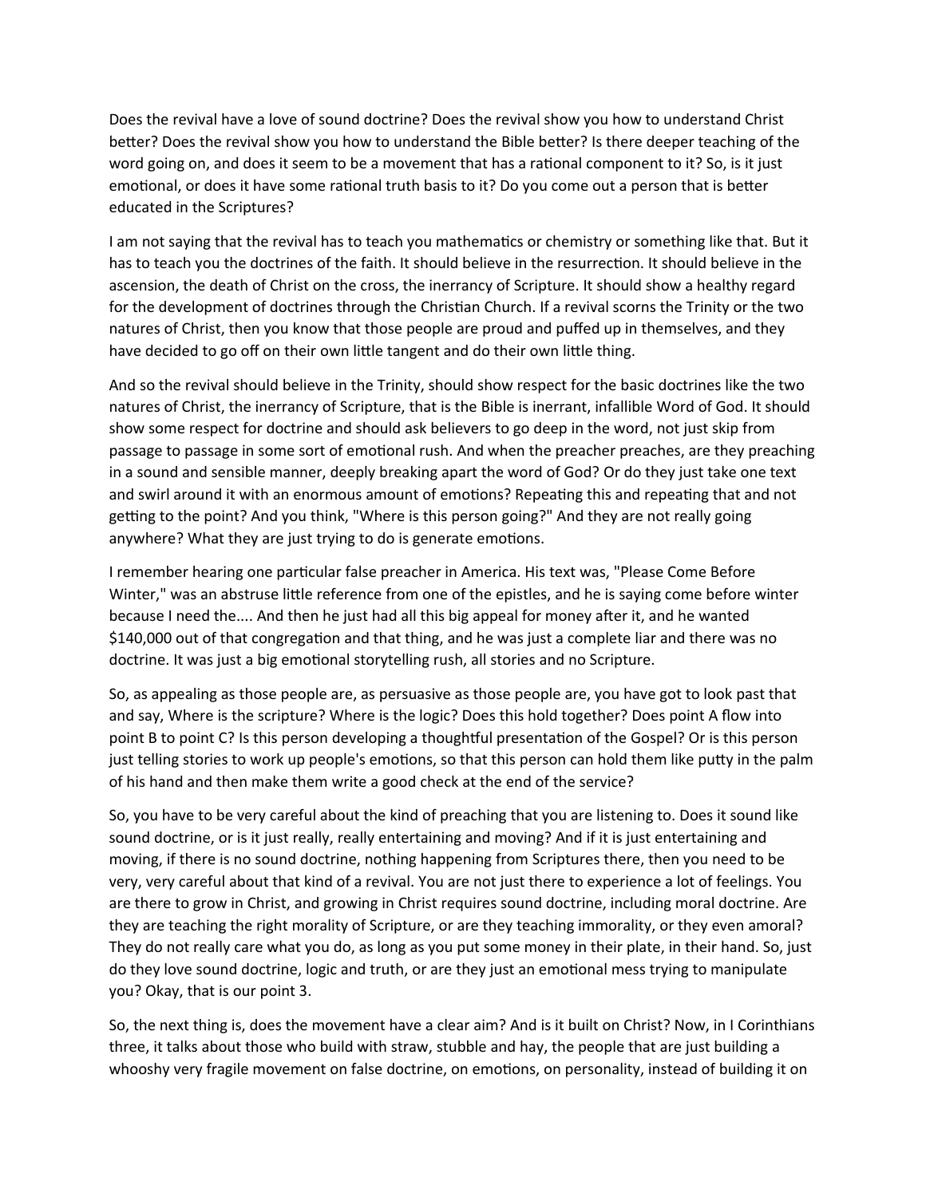Does the revival have a love of sound doctrine? Does the revival show you how to understand Christ better? Does the revival show you how to understand the Bible better? Is there deeper teaching of the word going on, and does it seem to be a movement that has a rational component to it? So, is it just emotional, or does it have some rational truth basis to it? Do you come out a person that is better educated in the Scriptures?

I am not saying that the revival has to teach you mathematics or chemistry or something like that. But it has to teach you the doctrines of the faith. It should believe in the resurrection. It should believe in the ascension, the death of Christ on the cross, the inerrancy of Scripture. It should show a healthy regard for the development of doctrines through the Christian Church. If a revival scorns the Trinity or the two natures of Christ, then you know that those people are proud and puffed up in themselves, and they have decided to go off on their own little tangent and do their own little thing.

And so the revival should believe in the Trinity, should show respect for the basic doctrines like the two natures of Christ, the inerrancy of Scripture, that is the Bible is inerrant, infallible Word of God. It should show some respect for doctrine and should ask believers to go deep in the word, not just skip from passage to passage in some sort of emotional rush. And when the preacher preaches, are they preaching in a sound and sensible manner, deeply breaking apart the word of God? Or do they just take one text and swirl around it with an enormous amount of emotions? Repeating this and repeating that and not getting to the point? And you think, "Where is this person going?" And they are not really going anywhere? What they are just trying to do is generate emotions.

I remember hearing one particular false preacher in America. His text was, "Please Come Before Winter," was an abstruse little reference from one of the epistles, and he is saying come before winter because I need the.... And then he just had all this big appeal for money after it, and he wanted $140,000 out of that congregation and that thing, and he was just a complete liar and there was no doctrine. It was just a big emotional storytelling rush, all stories and no Scripture.

So, as appealing as those people are, as persuasive as those people are, you have got to look past that and say, Where is the scripture? Where is the logic? Does this hold together? Does point A flow into point B to point C? Is this person developing a thoughtful presentation of the Gospel? Or is this person just telling stories to work up people's emotions, so that this person can hold them like putty in the palm of his hand and then make them write a good check at the end of the service?

So, you have to be very careful about the kind of preaching that you are listening to. Does it sound like sound doctrine, or is it just really, really entertaining and moving? And if it is just entertaining and moving, if there is no sound doctrine, nothing happening from Scriptures there, then you need to be very, very careful about that kind of a revival. You are not just there to experience a lot of feelings. You are there to grow in Christ, and growing in Christ requires sound doctrine, including moral doctrine. Are they are teaching the right morality of Scripture, or are they teaching immorality, or they even amoral? They do not really care what you do, as long as you put some money in their plate, in their hand. So, just do they love sound doctrine, logic and truth, or are they just an emotional mess trying to manipulate you? Okay, that is our point 3.

So, the next thing is, does the movement have a clear aim? And is it built on Christ? Now, in I Corinthians three, it talks about those who build with straw, stubble and hay, the people that are just building a whooshy very fragile movement on false doctrine, on emotions, on personality, instead of building it on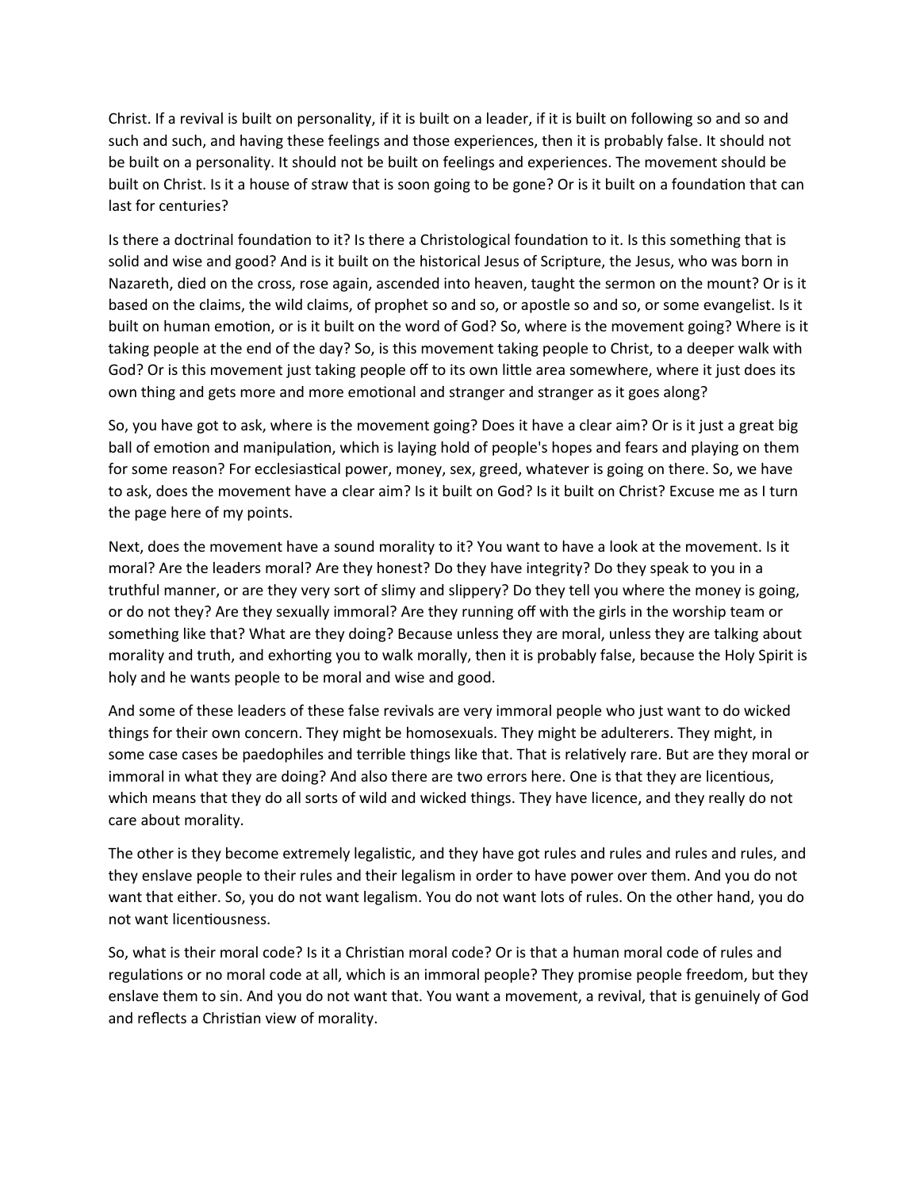Christ. If a revival is built on personality, if it is built on a leader, if it is built on following so and so and such and such, and having these feelings and those experiences, then it is probably false. It should not be built on a personality. It should not be built on feelings and experiences. The movement should be built on Christ. Is it a house of straw that is soon going to be gone? Or is it built on a foundation that can last for centuries?

Is there a doctrinal foundation to it? Is there a Christological foundation to it. Is this something that is solid and wise and good? And is it built on the historical Jesus of Scripture, the Jesus, who was born in Nazareth, died on the cross, rose again, ascended into heaven, taught the sermon on the mount? Or is it based on the claims, the wild claims, of prophet so and so, or apostle so and so, or some evangelist. Is it built on human emotion, or is it built on the word of God? So, where is the movement going? Where is it taking people at the end of the day? So, is this movement taking people to Christ, to a deeper walk with God? Or is this movement just taking people off to its own little area somewhere, where it just does its own thing and gets more and more emotional and stranger and stranger as it goes along?

So, you have got to ask, where is the movement going? Does it have a clear aim? Or is it just a great big ball of emotion and manipulation, which is laying hold of people's hopes and fears and playing on them for some reason? For ecclesiastical power, money, sex, greed, whatever is going on there. So, we have to ask, does the movement have a clear aim? Is it built on God? Is it built on Christ? Excuse me as I turn the page here of my points.

Next, does the movement have a sound morality to it? You want to have a look at the movement. Is it moral? Are the leaders moral? Are they honest? Do they have integrity? Do they speak to you in a truthful manner, or are they very sort of slimy and slippery? Do they tell you where the money is going, or do not they? Are they sexually immoral? Are they running off with the girls in the worship team or something like that? What are they doing? Because unless they are moral, unless they are talking about morality and truth, and exhorting you to walk morally, then it is probably false, because the Holy Spirit is holy and he wants people to be moral and wise and good.

And some of these leaders of these false revivals are very immoral people who just want to do wicked things for their own concern. They might be homosexuals. They might be adulterers. They might, in some case cases be paedophiles and terrible things like that. That is relatively rare. But are they moral or immoral in what they are doing? And also there are two errors here. One is that they are licentious, which means that they do all sorts of wild and wicked things. They have licence, and they really do not care about morality.

The other is they become extremely legalistic, and they have got rules and rules and rules and rules, and they enslave people to their rules and their legalism in order to have power over them. And you do not want that either. So, you do not want legalism. You do not want lots of rules. On the other hand, you do not want licentiousness.

So, what is their moral code? Is it a Christian moral code? Or is that a human moral code of rules and regulations or no moral code at all, which is an immoral people? They promise people freedom, but they enslave them to sin. And you do not want that. You want a movement, a revival, that is genuinely of God and reflects a Christian view of morality.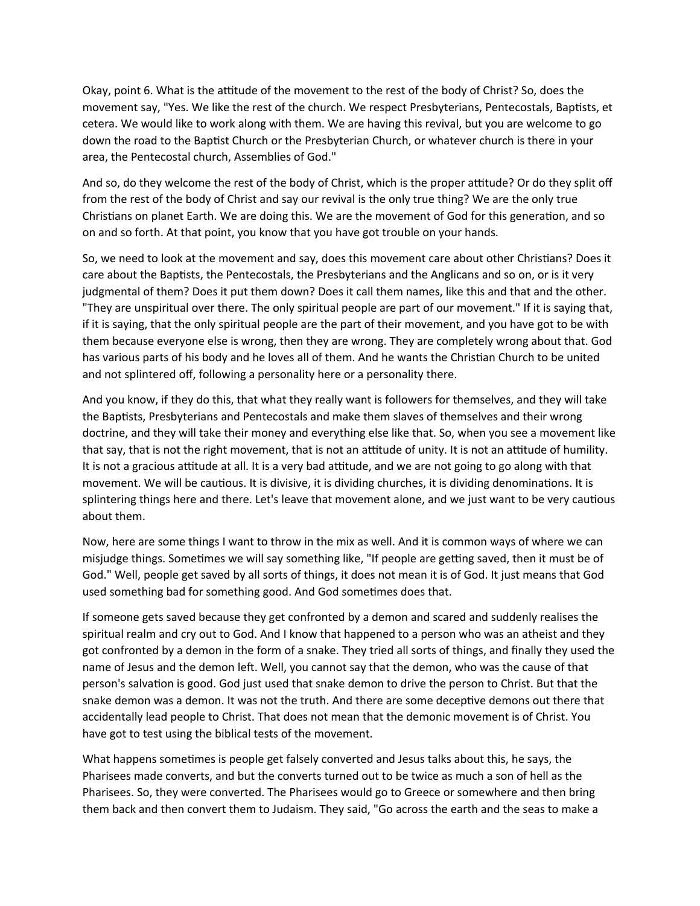Okay, point 6. What is the attitude of the movement to the rest of the body of Christ? So, does the movement say, "Yes. We like the rest of the church. We respect Presbyterians, Pentecostals, Baptists, et cetera. We would like to work along with them. We are having this revival, but you are welcome to go down the road to the Baptist Church or the Presbyterian Church, or whatever church is there in your area, the Pentecostal church, Assemblies of God."

And so, do they welcome the rest of the body of Christ, which is the proper attitude? Or do they split off from the rest of the body of Christ and say our revival is the only true thing? We are the only true Christians on planet Earth. We are doing this. We are the movement of God for this generation, and so on and so forth. At that point, you know that you have got trouble on your hands.

So, we need to look at the movement and say, does this movement care about other Christians? Does it care about the Baptists, the Pentecostals, the Presbyterians and the Anglicans and so on, or is it very judgmental of them? Does it put them down? Does it call them names, like this and that and the other. "They are unspiritual over there. The only spiritual people are part of our movement." If it is saying that, if it is saying, that the only spiritual people are the part of their movement, and you have got to be with them because everyone else is wrong, then they are wrong. They are completely wrong about that. God has various parts of his body and he loves all of them. And he wants the Christian Church to be united and not splintered off, following a personality here or a personality there.

And you know, if they do this, that what they really want is followers for themselves, and they will take the Baptists, Presbyterians and Pentecostals and make them slaves of themselves and their wrong doctrine, and they will take their money and everything else like that. So, when you see a movement like that say, that is not the right movement, that is not an attitude of unity. It is not an attitude of humility. It is not a gracious attitude at all. It is a very bad attitude, and we are not going to go along with that movement. We will be cautious. It is divisive, it is dividing churches, it is dividing denominations. It is splintering things here and there. Let's leave that movement alone, and we just want to be very cautious about them.

Now, here are some things I want to throw in the mix as well. And it is common ways of where we can misjudge things. Sometimes we will say something like, "If people are getting saved, then it must be of God." Well, people get saved by all sorts of things, it does not mean it is of God. It just means that God used something bad for something good. And God sometimes does that.

If someone gets saved because they get confronted by a demon and scared and suddenly realises the spiritual realm and cry out to God. And I know that happened to a person who was an atheist and they got confronted by a demon in the form of a snake. They tried all sorts of things, and finally they used the name of Jesus and the demon left. Well, you cannot say that the demon, who was the cause of that person's salvation is good. God just used that snake demon to drive the person to Christ. But that the snake demon was a demon. It was not the truth. And there are some deceptive demons out there that accidentally lead people to Christ. That does not mean that the demonic movement is of Christ. You have got to test using the biblical tests of the movement.

What happens sometimes is people get falsely converted and Jesus talks about this, he says, the Pharisees made converts, and but the converts turned out to be twice as much a son of hell as the Pharisees. So, they were converted. The Pharisees would go to Greece or somewhere and then bring them back and then convert them to Judaism. They said, "Go across the earth and the seas to make a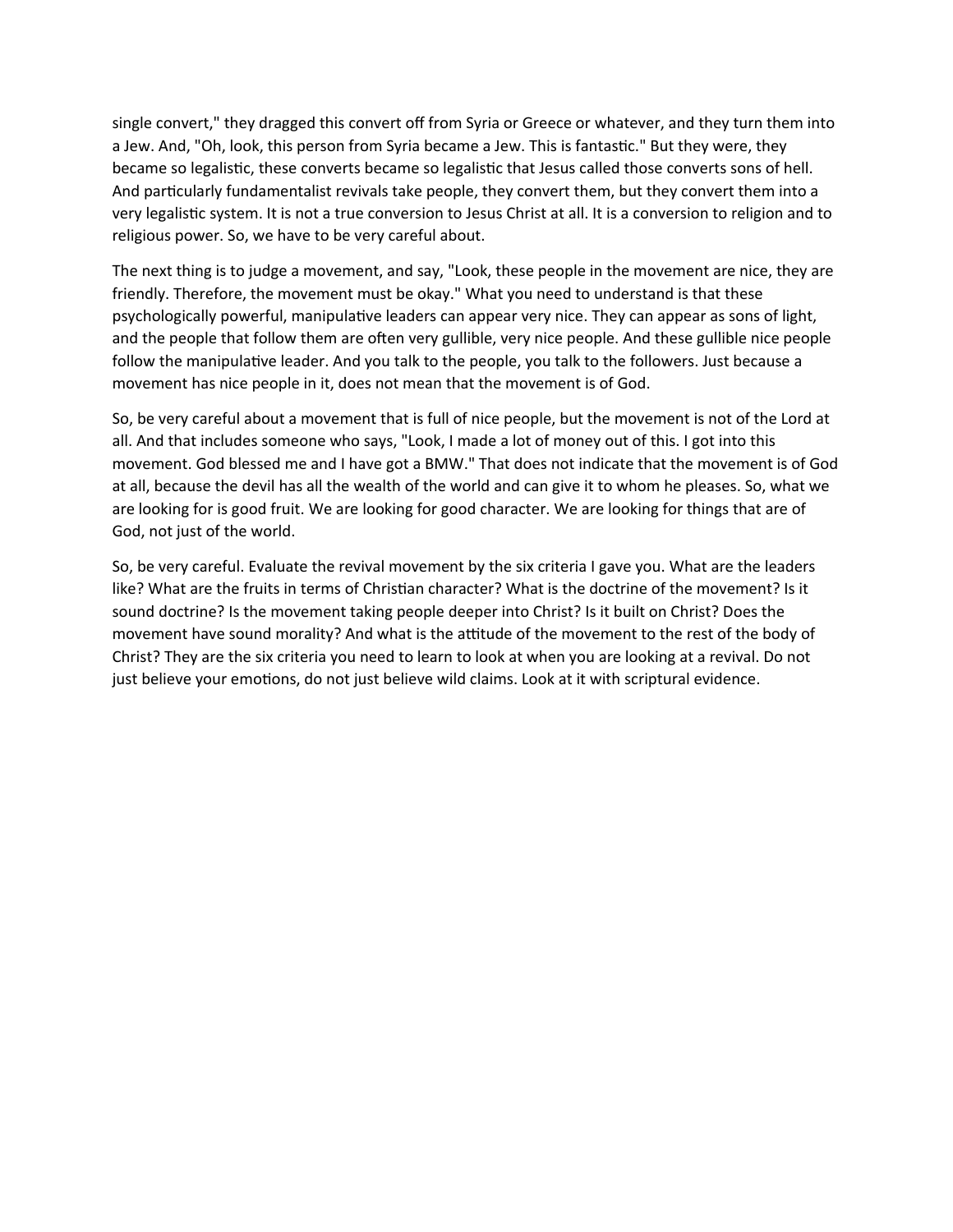single convert," they dragged this convert off from Syria or Greece or whatever, and they turn them into a Jew. And, "Oh, look, this person from Syria became a Jew. This is fantastic." But they were, they became so legalistic, these converts became so legalistic that Jesus called those converts sons of hell. And particularly fundamentalist revivals take people, they convert them, but they convert them into a very legalistic system. It is not a true conversion to Jesus Christ at all. It is a conversion to religion and to religious power. So, we have to be very careful about.

The next thing is to judge a movement, and say, "Look, these people in the movement are nice, they are friendly. Therefore, the movement must be okay." What you need to understand is that these psychologically powerful, manipulative leaders can appear very nice. They can appear as sons of light, and the people that follow them are often very gullible, very nice people. And these gullible nice people follow the manipulative leader. And you talk to the people, you talk to the followers. Just because a movement has nice people in it, does not mean that the movement is of God.

So, be very careful about a movement that is full of nice people, but the movement is not of the Lord at all. And that includes someone who says, "Look, I made a lot of money out of this. I got into this movement. God blessed me and I have got a BMW." That does not indicate that the movement is of God at all, because the devil has all the wealth of the world and can give it to whom he pleases. So, what we are looking for is good fruit. We are looking for good character. We are looking for things that are of God, not just of the world.

So, be very careful. Evaluate the revival movement by the six criteria I gave you. What are the leaders like? What are the fruits in terms of Christian character? What is the doctrine of the movement? Is it sound doctrine? Is the movement taking people deeper into Christ? Is it built on Christ? Does the movement have sound morality? And what is the attitude of the movement to the rest of the body of Christ? They are the six criteria you need to learn to look at when you are looking at a revival. Do not just believe your emotions, do not just believe wild claims. Look at it with scriptural evidence.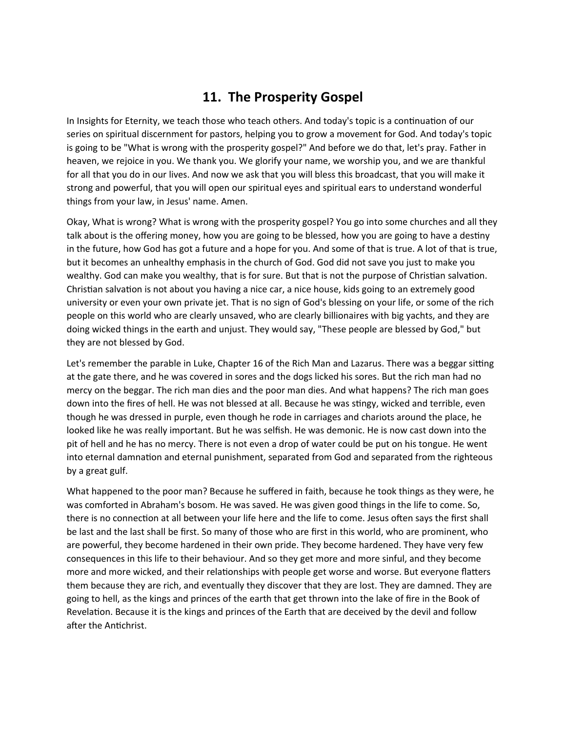# 11. The Prosperity Gospel

In Insights for Eternity, we teach those who teach others. And today's topic is a continuation of our series on spiritual discernment for pastors, helping you to grow a movement for God. And today's topic is going to be "What is wrong with the prosperity gospel?" And before we do that, let's pray. Father in heaven, we rejoice in you. We thank you. We glorify your name, we worship you, and we are thankful for all that you do in our lives. And now we ask that you will bless this broadcast, that you will make it strong and powerful, that you will open our spiritual eyes and spiritual ears to understand wonderful things from your law, in Jesus' name. Amen.

Okay, What is wrong? What is wrong with the prosperity gospel? You go into some churches and all they talk about is the offering money, how you are going to be blessed, how you are going to have a destiny in the future, how God has got a future and a hope for you. And some of that is true. A lot of that is true, but it becomes an unhealthy emphasis in the church of God. God did not save you just to make you wealthy. God can make you wealthy, that is for sure. But that is not the purpose of Christian salvation. Christian salvation is not about you having a nice car, a nice house, kids going to an extremely good university or even your own private jet. That is no sign of God's blessing on your life, or some of the rich people on this world who are clearly unsaved, who are clearly billionaires with big yachts, and they are doing wicked things in the earth and unjust. They would say, "These people are blessed by God," but they are not blessed by God.

Let's remember the parable in Luke, Chapter 16 of the Rich Man and Lazarus. There was a beggar sitting at the gate there, and he was covered in sores and the dogs licked his sores. But the rich man had no mercy on the beggar. The rich man dies and the poor man dies. And what happens? The rich man goes down into the fires of hell. He was not blessed at all. Because he was stingy, wicked and terrible, even though he was dressed in purple, even though he rode in carriages and chariots around the place, he looked like he was really important. But he was selfish. He was demonic. He is now cast down into the pit of hell and he has no mercy. There is not even a drop of water could be put on his tongue. He went into eternal damnation and eternal punishment, separated from God and separated from the righteous by a great gulf.

What happened to the poor man? Because he suffered in faith, because he took things as they were, he was comforted in Abraham's bosom. He was saved. He was given good things in the life to come. So, there is no connection at all between your life here and the life to come. Jesus often says the first shall be last and the last shall be first. So many of those who are first in this world, who are prominent, who are powerful, they become hardened in their own pride. They become hardened. They have very few consequences in this life to their behaviour. And so they get more and more sinful, and they become more and more wicked, and their relationships with people get worse and worse. But everyone flatters them because they are rich, and eventually they discover that they are lost. They are damned. They are going to hell, as the kings and princes of the earth that get thrown into the lake of fire in the Book of Revelation. Because it is the kings and princes of the Earth that are deceived by the devil and follow after the Antichrist.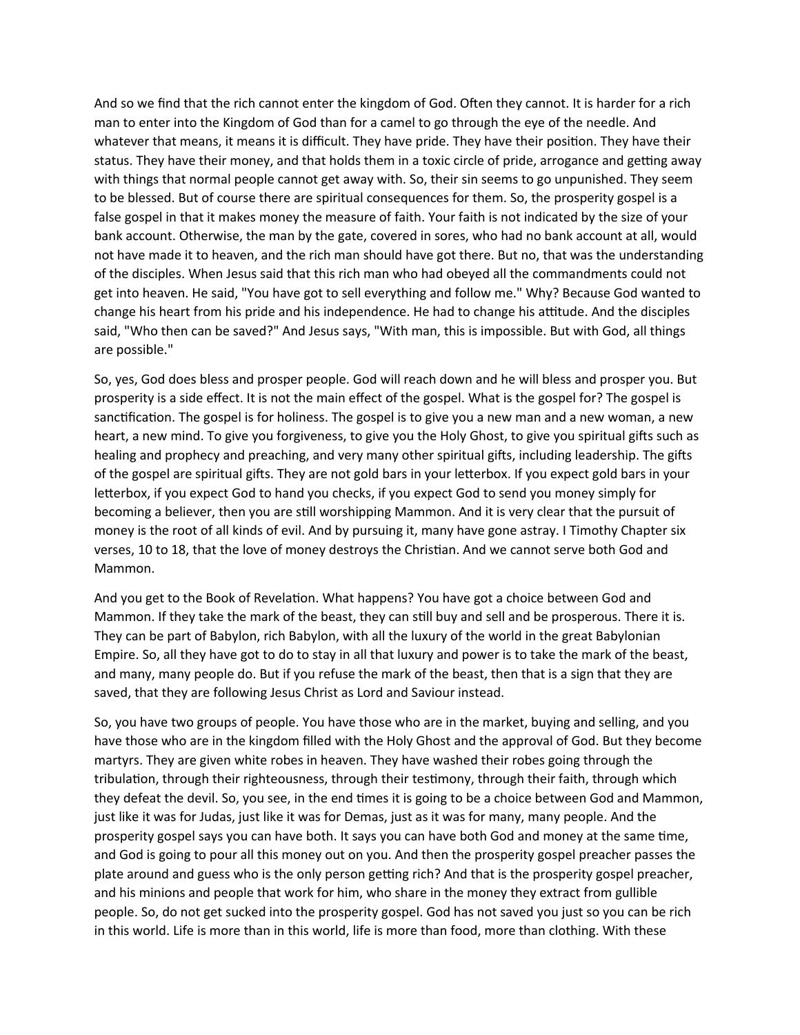And so we find that the rich cannot enter the kingdom of God. Often they cannot. It is harder for a rich man to enter into the Kingdom of God than for a camel to go through the eye of the needle. And whatever that means, it means it is difficult. They have pride. They have their position. They have their status. They have their money, and that holds them in a toxic circle of pride, arrogance and getting away with things that normal people cannot get away with. So, their sin seems to go unpunished. They seem to be blessed. But of course there are spiritual consequences for them. So, the prosperity gospel is a false gospel in that it makes money the measure of faith. Your faith is not indicated by the size of your bank account. Otherwise, the man by the gate, covered in sores, who had no bank account at all, would not have made it to heaven, and the rich man should have got there. But no, that was the understanding of the disciples. When Jesus said that this rich man who had obeyed all the commandments could not get into heaven. He said, "You have got to sell everything and follow me." Why? Because God wanted to change his heart from his pride and his independence. He had to change his attitude. And the disciples said, "Who then can be saved?" And Jesus says, "With man, this is impossible. But with God, all things are possible."

So, yes, God does bless and prosper people. God will reach down and he will bless and prosper you. But prosperity is a side effect. It is not the main effect of the gospel. What is the gospel for? The gospel is sanctification. The gospel is for holiness. The gospel is to give you a new man and a new woman, a new heart, a new mind. To give you forgiveness, to give you the Holy Ghost, to give you spiritual gifts such as healing and prophecy and preaching, and very many other spiritual gifts, including leadership. The gifts of the gospel are spiritual gifts. They are not gold bars in your letterbox. If you expect gold bars in your letterbox, if you expect God to hand you checks, if you expect God to send you money simply for becoming a believer, then you are still worshipping Mammon. And it is very clear that the pursuit of money is the root of all kinds of evil. And by pursuing it, many have gone astray. I Timothy Chapter six verses, 10 to 18, that the love of money destroys the Christian. And we cannot serve both God and Mammon.

And you get to the Book of Revelation. What happens? You have got a choice between God and Mammon. If they take the mark of the beast, they can still buy and sell and be prosperous. There it is. They can be part of Babylon, rich Babylon, with all the luxury of the world in the great Babylonian Empire. So, all they have got to do to stay in all that luxury and power is to take the mark of the beast, and many, many people do. But if you refuse the mark of the beast, then that is a sign that they are saved, that they are following Jesus Christ as Lord and Saviour instead.

So, you have two groups of people. You have those who are in the market, buying and selling, and you have those who are in the kingdom filled with the Holy Ghost and the approval of God. But they become martyrs. They are given white robes in heaven. They have washed their robes going through the tribulation, through their righteousness, through their testimony, through their faith, through which they defeat the devil. So, you see, in the end times it is going to be a choice between God and Mammon, just like it was for Judas, just like it was for Demas, just as it was for many, many people. And the prosperity gospel says you can have both. It says you can have both God and money at the same time, and God is going to pour all this money out on you. And then the prosperity gospel preacher passes the plate around and guess who is the only person getting rich? And that is the prosperity gospel preacher, and his minions and people that work for him, who share in the money they extract from gullible people. So, do not get sucked into the prosperity gospel. God has not saved you just so you can be rich in this world. Life is more than in this world, life is more than food, more than clothing. With these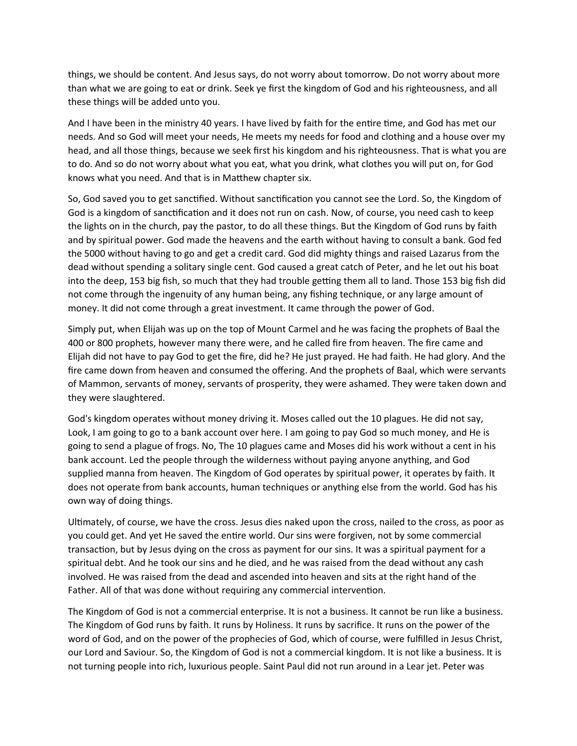things, we should be content. And Jesus says, do not worry about tomorrow. Do not worry about more than what we are going to eat or drink. Seek ye first the kingdom of God and his righteousness, and all these things will be added unto you.

And I have been in the ministry 40 years. I have lived by faith for the entire time, and God has met our needs. And so God will meet your needs, He meets my needs for food and clothing and a house over my head, and all those things, because we seek first his kingdom and his righteousness. That is what you are to do. And so do not worry about what you eat, what you drink, what clothes you will put on, for God knows what you need. And that is in Matthew chapter six.

So, God saved you to get sanctified. Without sanctification you cannot see the Lord. So, the Kingdom of God is a kingdom of sanctification and it does not run on cash. Now, of course, you need cash to keep the lights on in the church, pay the pastor, to do all these things. But the Kingdom of God runs by faith and by spiritual power. God made the heavens and the earth without having to consult a bank. God fed the 5000 without having to go and get a credit card. God did mighty things and raised Lazarus from the dead without spending a solitary single cent. God caused a great catch of Peter, and he let out his boat into the deep, 153 big fish, so much that they had trouble getting them all to land. Those 153 big fish did not come through the ingenuity of any human being, any fishing technique, or any large amount of money. It did not come through a great investment. It came through the power of God.

Simply put, when Elijah was up on the top of Mount Carmel and he was facing the prophets of Baal the 400 or 800 prophets, however many there were, and he called fire from heaven. The fire came and Elijah did not have to pay God to get the fire, did he? He just prayed. He had faith. He had glory. And the fire came down from heaven and consumed the offering. And the prophets of Baal, which were servants of Mammon, servants of money, servants of prosperity, they were ashamed. They were taken down and they were slaughtered.

God's kingdom operates without money driving it. Moses called out the 10 plagues. He did not say, Look, I am going to go to a bank account over here. I am going to pay God so much money, and He is going to send a plague of frogs. No, The 10 plagues came and Moses did his work without a cent in his bank account. Led the people through the wilderness without paying anyone anything, and God supplied manna from heaven. The Kingdom of God operates by spiritual power, it operates by faith. It does not operate from bank accounts, human techniques or anything else from the world. God has his own way of doing things.

Ultimately, of course, we have the cross. Jesus dies naked upon the cross, nailed to the cross, as poor as you could get. And yet He saved the entire world. Our sins were forgiven, not by some commercial transaction, but by Jesus dying on the cross as payment for our sins. It was a spiritual payment for a spiritual debt. And he took our sins and he died, and he was raised from the dead without any cash involved. He was raised from the dead and ascended into heaven and sits at the right hand of the Father. All of that was done without requiring any commercial intervention.

The Kingdom of God is not a commercial enterprise. It is not a business. It cannot be run like a business. The Kingdom of God runs by faith. It runs by Holiness. It runs by sacrifice. It runs on the power of the word of God, and on the power of the prophecies of God, which of course, were fulfilled in Jesus Christ, our Lord and Saviour. So, the Kingdom of God is not a commercial kingdom. It is not like a business. It is not turning people into rich, luxurious people. Saint Paul did not run around in a Lear jet. Peter was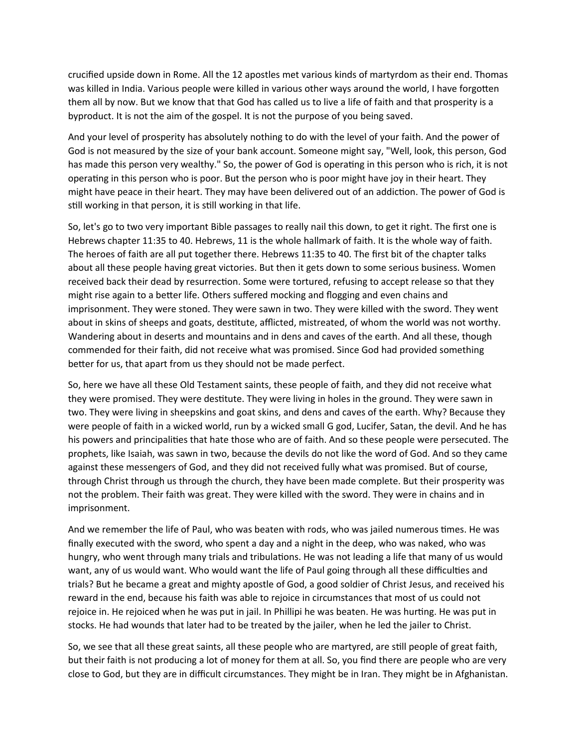crucified upside down in Rome. All the 12 apostles met various kinds of martyrdom as their end. Thomas was killed in India. Various people were killed in various other ways around the world, I have forgotten them all by now. But we know that that God has called us to live a life of faith and that prosperity is a byproduct. It is not the aim of the gospel. It is not the purpose of you being saved.

And your level of prosperity has absolutely nothing to do with the level of your faith. And the power of God is not measured by the size of your bank account. Someone might say, "Well, look, this person, God has made this person very wealthy." So, the power of God is operating in this person who is rich, it is not operating in this person who is poor. But the person who is poor might have joy in their heart. They might have peace in their heart. They may have been delivered out of an addiction. The power of God is still working in that person, it is still working in that life.

So, let's go to two very important Bible passages to really nail this down, to get it right. The first one is Hebrews chapter 11:35 to 40. Hebrews, 11 is the whole hallmark of faith. It is the whole way of faith. The heroes of faith are all put together there. Hebrews 11:35 to 40. The first bit of the chapter talks about all these people having great victories. But then it gets down to some serious business. Women received back their dead by resurrection. Some were tortured, refusing to accept release so that they might rise again to a better life. Others suffered mocking and flogging and even chains and imprisonment. They were stoned. They were sawn in two. They were killed with the sword. They went about in skins of sheeps and goats, destitute, afflicted, mistreated, of whom the world was not worthy. Wandering about in deserts and mountains and in dens and caves of the earth. And all these, though commended for their faith, did not receive what was promised. Since God had provided something better for us, that apart from us they should not be made perfect.

So, here we have all these Old Testament saints, these people of faith, and they did not receive what they were promised. They were destitute. They were living in holes in the ground. They were sawn in two. They were living in sheepskins and goat skins, and dens and caves of the earth. Why? Because they were people of faith in a wicked world, run by a wicked small G god, Lucifer, Satan, the devil. And he has his powers and principalities that hate those who are of faith. And so these people were persecuted. The prophets, like Isaiah, was sawn in two, because the devils do not like the word of God. And so they came against these messengers of God, and they did not received fully what was promised. But of course, through Christ through us through the church, they have been made complete. But their prosperity was not the problem. Their faith was great. They were killed with the sword. They were in chains and in imprisonment.

And we remember the life of Paul, who was beaten with rods, who was jailed numerous times. He was finally executed with the sword, who spent a day and a night in the deep, who was naked, who was hungry, who went through many trials and tribulations. He was not leading a life that many of us would want, any of us would want. Who would want the life of Paul going through all these difficulties and trials? But he became a great and mighty apostle of God, a good soldier of Christ Jesus, and received his reward in the end, because his faith was able to rejoice in circumstances that most of us could not rejoice in. He rejoiced when he was put in jail. In Phillipi he was beaten. He was hurting. He was put in stocks. He had wounds that later had to be treated by the jailer, when he led the jailer to Christ.

So, we see that all these great saints, all these people who are martyred, are still people of great faith, but their faith is not producing a lot of money for them at all. So, you find there are people who are very close to God, but they are in difficult circumstances. They might be in Iran. They might be in Afghanistan.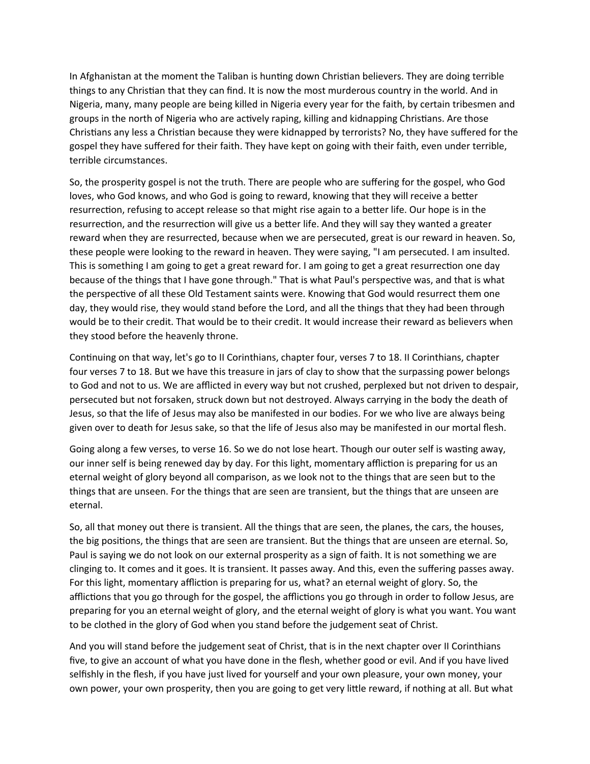In Afghanistan at the moment the Taliban is hunting down Christian believers. They are doing terrible things to any Christian that they can find. It is now the most murderous country in the world. And in Nigeria, many, many people are being killed in Nigeria every year for the faith, by certain tribesmen and groups in the north of Nigeria who are actively raping, killing and kidnapping Christians. Are those Christians any less a Christian because they were kidnapped by terrorists? No, they have suffered for the gospel they have suffered for their faith. They have kept on going with their faith, even under terrible, terrible circumstances.

So, the prosperity gospel is not the truth. There are people who are suffering for the gospel, who God loves, who God knows, and who God is going to reward, knowing that they will receive a better resurrection, refusing to accept release so that might rise again to a better life. Our hope is in the resurrection, and the resurrection will give us a better life. And they will say they wanted a greater reward when they are resurrected, because when we are persecuted, great is our reward in heaven. So, these people were looking to the reward in heaven. They were saying, "I am persecuted. I am insulted. This is something I am going to get a great reward for. I am going to get a great resurrection one day because of the things that I have gone through." That is what Paul's perspective was, and that is what the perspective of all these Old Testament saints were. Knowing that God would resurrect them one day, they would rise, they would stand before the Lord, and all the things that they had been through would be to their credit. That would be to their credit. It would increase their reward as believers when they stood before the heavenly throne.

Continuing on that way, let's go to II Corinthians, chapter four, verses 7 to 18. II Corinthians, chapter four verses 7 to 18. But we have this treasure in jars of clay to show that the surpassing power belongs to God and not to us. We are afflicted in every way but not crushed, perplexed but not driven to despair, persecuted but not forsaken, struck down but not destroyed. Always carrying in the body the death of Jesus, so that the life of Jesus may also be manifested in our bodies. For we who live are always being given over to death for Jesus sake, so that the life of Jesus also may be manifested in our mortal flesh.

Going along a few verses, to verse 16. So we do not lose heart. Though our outer self is wasting away, our inner self is being renewed day by day. For this light, momentary affliction is preparing for us an eternal weight of glory beyond all comparison, as we look not to the things that are seen but to the things that are unseen. For the things that are seen are transient, but the things that are unseen are eternal.

So, all that money out there is transient. All the things that are seen, the planes, the cars, the houses, the big positions, the things that are seen are transient. But the things that are unseen are eternal. So, Paul is saying we do not look on our external prosperity as a sign of faith. It is not something we are clinging to. It comes and it goes. It is transient. It passes away. And this, even the suffering passes away. For this light, momentary affliction is preparing for us, what? an eternal weight of glory. So, the afflictions that you go through for the gospel, the afflictions you go through in order to follow Jesus, are preparing for you an eternal weight of glory, and the eternal weight of glory is what you want. You want to be clothed in the glory of God when you stand before the judgement seat of Christ.

And you will stand before the judgement seat of Christ, that is in the next chapter over II Corinthians five, to give an account of what you have done in the flesh, whether good or evil. And if you have lived selfishly in the flesh, if you have just lived for yourself and your own pleasure, your own money, your own power, your own prosperity, then you are going to get very little reward, if nothing at all. But what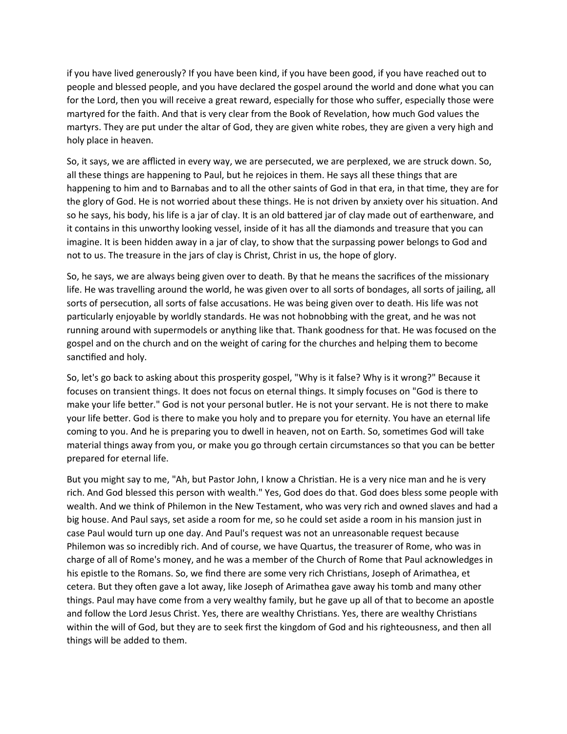if you have lived generously? If you have been kind, if you have been good, if you have reached out to people and blessed people, and you have declared the gospel around the world and done what you can for the Lord, then you will receive a great reward, especially for those who suffer, especially those were martyred for the faith. And that is very clear from the Book of Revelation, how much God values the martyrs. They are put under the altar of God, they are given white robes, they are given a very high and holy place in heaven.

So, it says, we are afflicted in every way, we are persecuted, we are perplexed, we are struck down. So, all these things are happening to Paul, but he rejoices in them. He says all these things that are happening to him and to Barnabas and to all the other saints of God in that era, in that time, they are for the glory of God. He is not worried about these things. He is not driven by anxiety over his situation. And so he says, his body, his life is a jar of clay. It is an old battered jar of clay made out of earthenware, and it contains in this unworthy looking vessel, inside of it has all the diamonds and treasure that you can imagine. It is been hidden away in a jar of clay, to show that the surpassing power belongs to God and not to us. The treasure in the jars of clay is Christ, Christ in us, the hope of glory.

So, he says, we are always being given over to death. By that he means the sacrifices of the missionary life. He was travelling around the world, he was given over to all sorts of bondages, all sorts of jailing, all sorts of persecution, all sorts of false accusations. He was being given over to death. His life was not particularly enjoyable by worldly standards. He was not hobnobbing with the great, and he was not running around with supermodels or anything like that. Thank goodness for that. He was focused on the gospel and on the church and on the weight of caring for the churches and helping them to become sanctified and holy.

So, let's go back to asking about this prosperity gospel, "Why is it false? Why is it wrong?" Because it focuses on transient things. It does not focus on eternal things. It simply focuses on "God is there to make your life better." God is not your personal butler. He is not your servant. He is not there to make your life better. God is there to make you holy and to prepare you for eternity. You have an eternal life coming to you. And he is preparing you to dwell in heaven, not on Earth. So, sometimes God will take material things away from you, or make you go through certain circumstances so that you can be better prepared for eternal life.

But you might say to me, "Ah, but Pastor John, I know a Christian. He is a very nice man and he is very rich. And God blessed this person with wealth." Yes, God does do that. God does bless some people with wealth. And we think of Philemon in the New Testament, who was very rich and owned slaves and had a big house. And Paul says, set aside a room for me, so he could set aside a room in his mansion just in case Paul would turn up one day. And Paul's request was not an unreasonable request because Philemon was so incredibly rich. And of course, we have Quartus, the treasurer of Rome, who was in charge of all of Rome's money, and he was a member of the Church of Rome that Paul acknowledges in his epistle to the Romans. So, we find there are some very rich Christians, Joseph of Arimathea, et cetera. But they often gave a lot away, like Joseph of Arimathea gave away his tomb and many other things. Paul may have come from a very wealthy family, but he gave up all of that to become an apostle and follow the Lord Jesus Christ. Yes, there are wealthy Christians. Yes, there are wealthy Christians within the will of God, but they are to seek first the kingdom of God and his righteousness, and then all things will be added to them.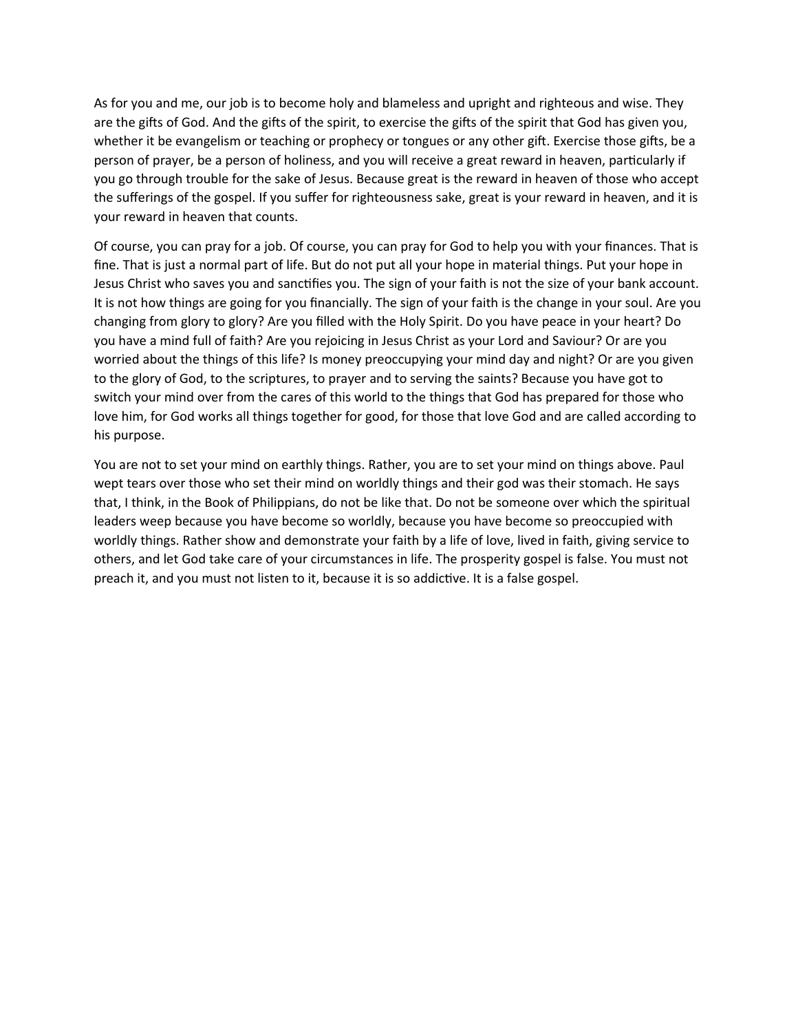As for you and me, our job is to become holy and blameless and upright and righteous and wise. They are the gifts of God. And the gifts of the spirit, to exercise the gifts of the spirit that God has given you, whether it be evangelism or teaching or prophecy or tongues or any other gift. Exercise those gifts, be a person of prayer, be a person of holiness, and you will receive a great reward in heaven, particularly if you go through trouble for the sake of Jesus. Because great is the reward in heaven of those who accept the sufferings of the gospel. If you suffer for righteousness sake, great is your reward in heaven, and it is your reward in heaven that counts.

Of course, you can pray for a job. Of course, you can pray for God to help you with your finances. That is fine. That is just a normal part of life. But do not put all your hope in material things. Put your hope in Jesus Christ who saves you and sanctifies you. The sign of your faith is not the size of your bank account. It is not how things are going for you financially. The sign of your faith is the change in your soul. Are you changing from glory to glory? Are you filled with the Holy Spirit. Do you have peace in your heart? Do you have a mind full of faith? Are you rejoicing in Jesus Christ as your Lord and Saviour? Or are you worried about the things of this life? Is money preoccupying your mind day and night? Or are you given to the glory of God, to the scriptures, to prayer and to serving the saints? Because you have got to switch your mind over from the cares of this world to the things that God has prepared for those who love him, for God works all things together for good, for those that love God and are called according to his purpose.

You are not to set your mind on earthly things. Rather, you are to set your mind on things above. Paul wept tears over those who set their mind on worldly things and their god was their stomach. He says that, I think, in the Book of Philippians, do not be like that. Do not be someone over which the spiritual leaders weep because you have become so worldly, because you have become so preoccupied with worldly things. Rather show and demonstrate your faith by a life of love, lived in faith, giving service to others, and let God take care of your circumstances in life. The prosperity gospel is false. You must not preach it, and you must not listen to it, because it is so addictive. It is a false gospel.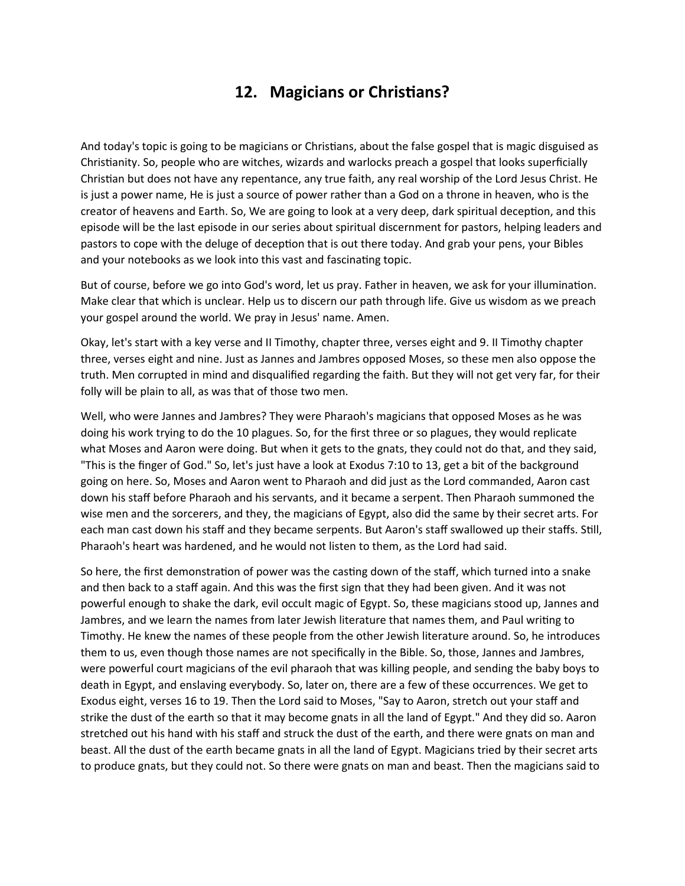## 12. Magicians or Christians?

And today's topic is going to be magicians or Christians, about the false gospel that is magic disguised as Christianity. So, people who are witches, wizards and warlocks preach a gospel that looks superficially Christian but does not have any repentance, any true faith, any real worship of the Lord Jesus Christ. He is just a power name, He is just a source of power rather than a God on a throne in heaven, who is the creator of heavens and Earth. So, We are going to look at a very deep, dark spiritual deception, and this episode will be the last episode in our series about spiritual discernment for pastors, helping leaders and pastors to cope with the deluge of deception that is out there today. And grab your pens, your Bibles and your notebooks as we look into this vast and fascinating topic.

But of course, before we go into God's word, let us pray. Father in heaven, we ask for your illumination. Make clear that which is unclear. Help us to discern our path through life. Give us wisdom as we preach your gospel around the world. We pray in Jesus' name. Amen.

Okay, let's start with a key verse and II Timothy, chapter three, verses eight and 9. II Timothy chapter three, verses eight and nine. Just as Jannes and Jambres opposed Moses, so these men also oppose the truth. Men corrupted in mind and disqualified regarding the faith. But they will not get very far, for their folly will be plain to all, as was that of those two men.

Well, who were Jannes and Jambres? They were Pharaoh's magicians that opposed Moses as he was doing his work trying to do the 10 plagues. So, for the first three or so plagues, they would replicate what Moses and Aaron were doing. But when it gets to the gnats, they could not do that, and they said, "This is the finger of God." So, let's just have a look at Exodus 7:10 to 13, get a bit of the background going on here. So, Moses and Aaron went to Pharaoh and did just as the Lord commanded, Aaron cast down his staff before Pharaoh and his servants, and it became a serpent. Then Pharaoh summoned the wise men and the sorcerers, and they, the magicians of Egypt, also did the same by their secret arts. For each man cast down his staff and they became serpents. But Aaron's staff swallowed up their staffs. Still, Pharaoh's heart was hardened, and he would not listen to them, as the Lord had said.

So here, the first demonstration of power was the casting down of the staff, which turned into a snake and then back to a staff again. And this was the first sign that they had been given. And it was not powerful enough to shake the dark, evil occult magic of Egypt. So, these magicians stood up, Jannes and Jambres, and we learn the names from later Jewish literature that names them, and Paul writing to Timothy. He knew the names of these people from the other Jewish literature around. So, he introduces them to us, even though those names are not specifically in the Bible. So, those, Jannes and Jambres, were powerful court magicians of the evil pharaoh that was killing people, and sending the baby boys to death in Egypt, and enslaving everybody. So, later on, there are a few of these occurrences. We get to Exodus eight, verses 16 to 19. Then the Lord said to Moses, "Say to Aaron, stretch out your staff and strike the dust of the earth so that it may become gnats in all the land of Egypt." And they did so. Aaron stretched out his hand with his staff and struck the dust of the earth, and there were gnats on man and beast. All the dust of the earth became gnats in all the land of Egypt. Magicians tried by their secret arts to produce gnats, but they could not. So there were gnats on man and beast. Then the magicians said to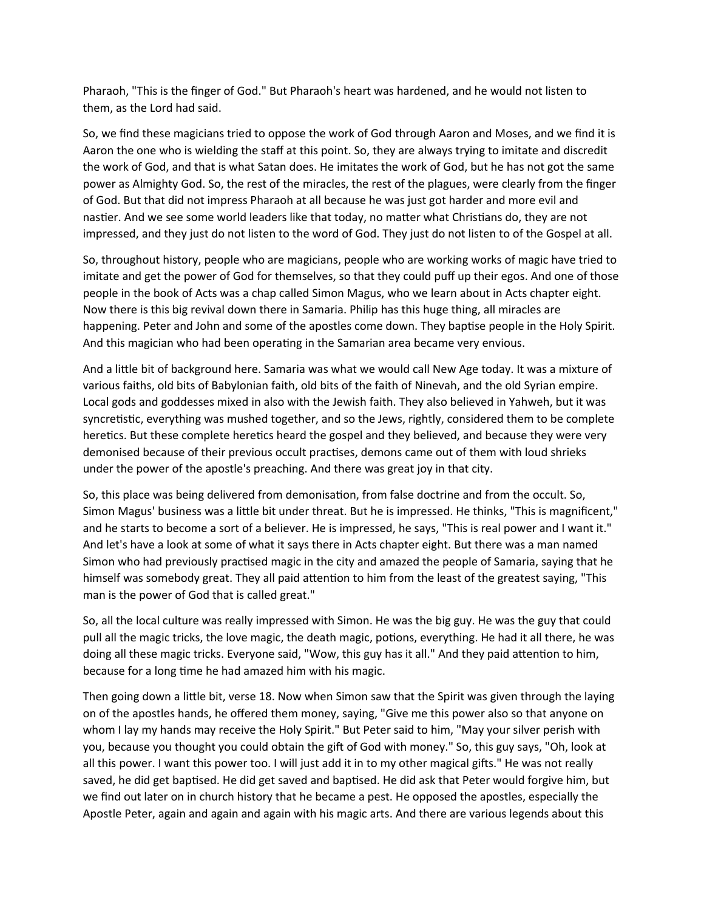Pharaoh, "This is the finger of God." But Pharaoh's heart was hardened, and he would not listen to them, as the Lord had said.

So, we find these magicians tried to oppose the work of God through Aaron and Moses, and we find it is Aaron the one who is wielding the staff at this point. So, they are always trying to imitate and discredit the work of God, and that is what Satan does. He imitates the work of God, but he has not got the same power as Almighty God. So, the rest of the miracles, the rest of the plagues, were clearly from the finger of God. But that did not impress Pharaoh at all because he was just got harder and more evil and nastier. And we see some world leaders like that today, no matter what Christians do, they are not impressed, and they just do not listen to the word of God. They just do not listen to of the Gospel at all.

So, throughout history, people who are magicians, people who are working works of magic have tried to imitate and get the power of God for themselves, so that they could puff up their egos. And one of those people in the book of Acts was a chap called Simon Magus, who we learn about in Acts chapter eight. Now there is this big revival down there in Samaria. Philip has this huge thing, all miracles are happening. Peter and John and some of the apostles come down. They baptise people in the Holy Spirit. And this magician who had been operating in the Samarian area became very envious.

And a little bit of background here. Samaria was what we would call New Age today. It was a mixture of various faiths, old bits of Babylonian faith, old bits of the faith of Nineveh, and the old Syrian empire. Local gods and goddesses mixed in also with the Jewish faith. They also believed in Yahweh, but it was syncretistic, everything was mushed together, and so the Jews, rightly, considered them to be complete heretics. But these complete heretics heard the gospel and they believed, and because they were very demonised because of their previous occult practises, demons came out of them with loud shrieks under the power of the apostle's preaching. And there was great joy in that city.

So, this place was being delivered from demonisation, from false doctrine and from the occult. So, Simon Magus' business was a little bit under threat. But he is impressed. He thinks, "This is magnificent," and he starts to become a sort of a believer. He is impressed, he says, "This is real power and I want it." And let's have a look at some of what it says there in Acts chapter eight. But there was a man named Simon who had previously practised magic in the city and amazed the people of Samaria, saying that he himself was somebody great. They all paid attention to him from the least of the greatest saying, "This man is the power of God that is called great."

So, all the local culture was really impressed with Simon. He was the big guy. He was the guy that could pull all the magic tricks, the love magic, the death magic, potions, everything. He had it all there, he was doing all these magic tricks. Everyone said, "Wow, this guy has it all." And they paid attention to him, because for a long time he had amazed him with his magic.

Then going down a little bit, verse 18. Now when Simon saw that the Spirit was given through the laying on of the apostles hands, he offered them money, saying, "Give me this power also so that anyone on whom I lay my hands may receive the Holy Spirit." But Peter said to him, "May your silver perish with you, because you thought you could obtain the gift of God with money." So, this guy says, "Oh, look at all this power. I want this power too. I will just add it in to my other magical gifts." He was not really saved, he did get baptised. He did get saved and baptised. He did ask that Peter would forgive him, but we find out later on in church history that he became a pest. He opposed the apostles, especially the Apostle Peter, again and again and again with his magic arts. And there are various legends about this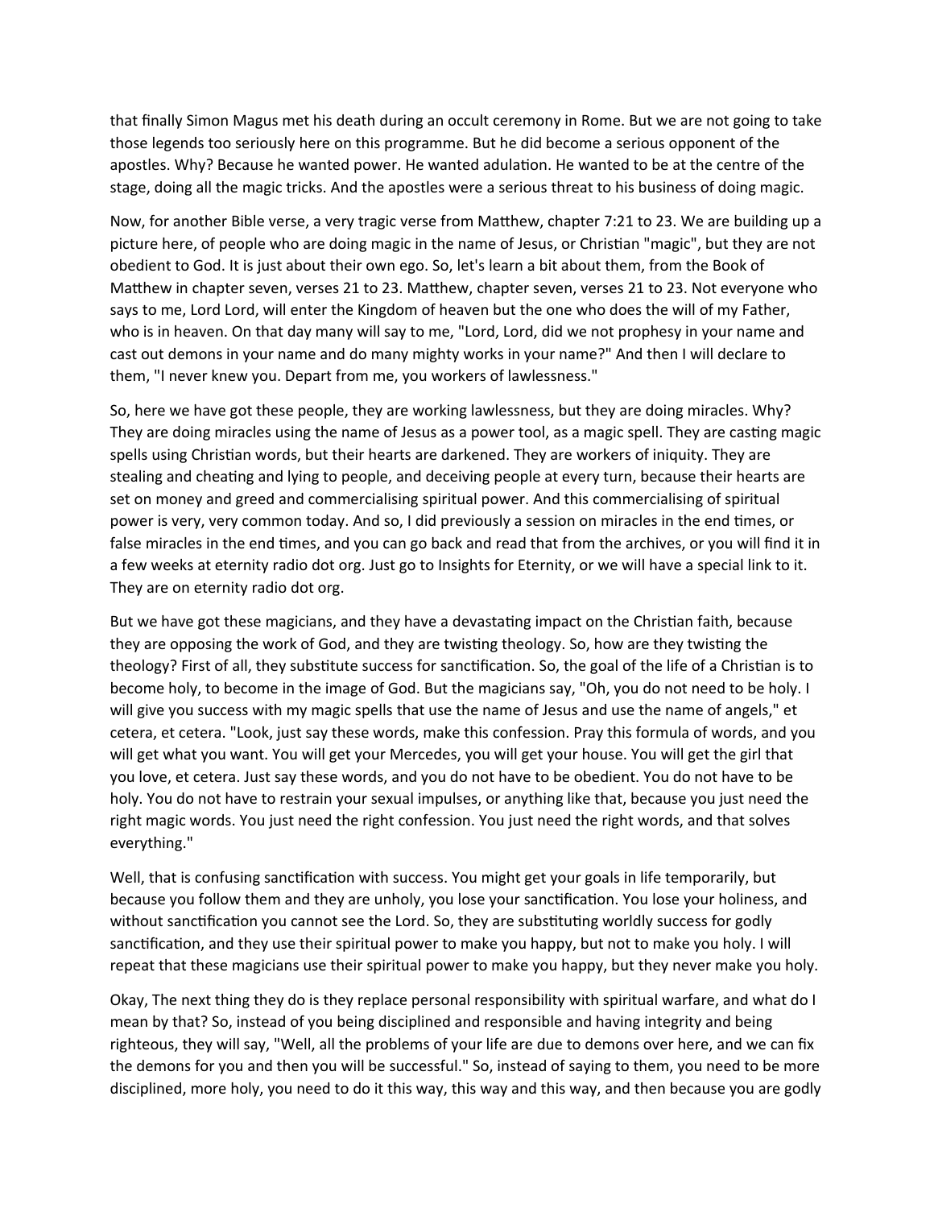that finally Simon Magus met his death during an occult ceremony in Rome. But we are not going to take those legends too seriously here on this programme. But he did become a serious opponent of the apostles. Why? Because he wanted power. He wanted adulation. He wanted to be at the centre of the stage, doing all the magic tricks. And the apostles were a serious threat to his business of doing magic.

Now, for another Bible verse, a very tragic verse from Matthew, chapter 7:21 to 23. We are building up a picture here, of people who are doing magic in the name of Jesus, or Christian "magic", but they are not obedient to God. It is just about their own ego. So, let's learn a bit about them, from the Book of Matthew in chapter seven, verses 21 to 23. Matthew, chapter seven, verses 21 to 23. Not everyone who says to me, Lord Lord, will enter the Kingdom of heaven but the one who does the will of my Father, who is in heaven. On that day many will say to me, "Lord, Lord, did we not prophesy in your name and cast out demons in your name and do many mighty works in your name?" And then I will declare to them, "I never knew you. Depart from me, you workers of lawlessness."

So, here we have got these people, they are working lawlessness, but they are doing miracles. Why? They are doing miracles using the name of Jesus as a power tool, as a magic spell. They are casting magic spells using Christian words, but their hearts are darkened. They are workers of iniquity. They are stealing and cheating and lying to people, and deceiving people at every turn, because their hearts are set on money and greed and commercialising spiritual power. And this commercialising of spiritual power is very, very common today. And so, I did previously a session on miracles in the end times, or false miracles in the end times, and you can go back and read that from the archives, or you will find it in a few weeks at eternity radio dot org. Just go to Insights for Eternity, or we will have a special link to it. They are on eternity radio dot org.

But we have got these magicians, and they have a devastating impact on the Christian faith, because they are opposing the work of God, and they are twisting theology. So, how are they twisting the theology? First of all, they substitute success for sanctification. So, the goal of the life of a Christian is to become holy, to become in the image of God. But the magicians say, "Oh, you do not need to be holy. I will give you success with my magic spells that use the name of Jesus and use the name of angels," et cetera, et cetera. "Look, just say these words, make this confession. Pray this formula of words, and you will get what you want. You will get your Mercedes, you will get your house. You will get the girl that you love, et cetera. Just say these words, and you do not have to be obedient. You do not have to be holy. You do not have to restrain your sexual impulses, or anything like that, because you just need the right magic words. You just need the right confession. You just need the right words, and that solves everything."

Well, that is confusing sanctification with success. You might get your goals in life temporarily, but because you follow them and they are unholy, you lose your sanctification. You lose your holiness, and without sanctification you cannot see the Lord. So, they are substituting worldly success for godly sanctification, and they use their spiritual power to make you happy, but not to make you holy. I will repeat that these magicians use their spiritual power to make you happy, but they never make you holy.

Okay, The next thing they do is they replace personal responsibility with spiritual warfare, and what do I mean by that? So, instead of you being disciplined and responsible and having integrity and being righteous, they will say, "Well, all the problems of your life are due to demons over here, and we can fix the demons for you and then you will be successful." So, instead of saying to them, you need to be more disciplined, more holy, you need to do it this way, this way and this way, and then because you are godly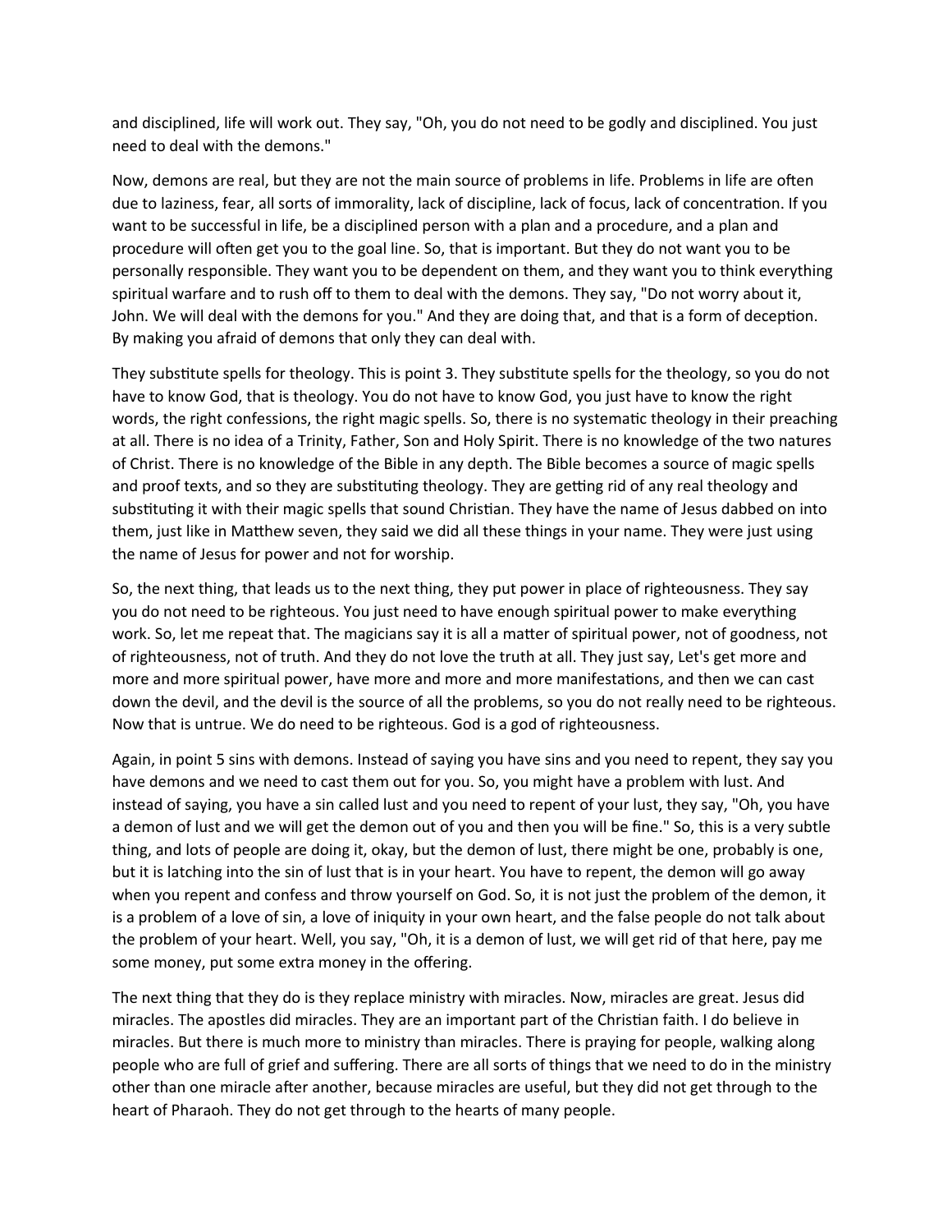and disciplined, life will work out. They say, "Oh, you do not need to be godly and disciplined. You just need to deal with the demons."

Now, demons are real, but they are not the main source of problems in life. Problems in life are often due to laziness, fear, all sorts of immorality, lack of discipline, lack of focus, lack of concentration. If you want to be successful in life, be a disciplined person with a plan and a procedure, and a plan and procedure will often get you to the goal line. So, that is important. But they do not want you to be personally responsible. They want you to be dependent on them, and they want you to think everything spiritual warfare and to rush off to them to deal with the demons. They say, "Do not worry about it, John. We will deal with the demons for you." And they are doing that, and that is a form of deception. By making you afraid of demons that only they can deal with.

They substitute spells for theology. This is point 3. They substitute spells for the theology, so you do not have to know God, that is theology. You do not have to know God, you just have to know the right words, the right confessions, the right magic spells. So, there is no systematic theology in their preaching at all. There is no idea of a Trinity, Father, Son and Holy Spirit. There is no knowledge of the two natures of Christ. There is no knowledge of the Bible in any depth. The Bible becomes a source of magic spells and proof texts, and so they are substituting theology. They are getting rid of any real theology and substituting it with their magic spells that sound Christian. They have the name of Jesus dabbed on into them, just like in Matthew seven, they said we did all these things in your name. They were just using the name of Jesus for power and not for worship.

So, the next thing, that leads us to the next thing, they put power in place of righteousness. They say you do not need to be righteous. You just need to have enough spiritual power to make everything work. So, let me repeat that. The magicians say it is all a matter of spiritual power, not of goodness, not of righteousness, not of truth. And they do not love the truth at all. They just say, Let's get more and more and more spiritual power, have more and more and more manifestations, and then we can cast down the devil, and the devil is the source of all the problems, so you do not really need to be righteous. Now that is untrue. We do need to be righteous. God is a god of righteousness.

Again, in point 5 sins with demons. Instead of saying you have sins and you need to repent, they say you have demons and we need to cast them out for you. So, you might have a problem with lust. And instead of saying, you have a sin called lust and you need to repent of your lust, they say, "Oh, you have a demon of lust and we will get the demon out of you and then you will be fine." So, this is a very subtle thing, and lots of people are doing it, okay, but the demon of lust, there might be one, probably is one, but it is latching into the sin of lust that is in your heart. You have to repent, the demon will go away when you repent and confess and throw yourself on God. So, it is not just the problem of the demon, it is a problem of a love of sin, a love of iniquity in your own heart, and the false people do not talk about the problem of your heart. Well, you say, "Oh, it is a demon of lust, we will get rid of that here, pay me some money, put some extra money in the offering.

The next thing that they do is they replace ministry with miracles. Now, miracles are great. Jesus did miracles. The apostles did miracles. They are an important part of the Christian faith. I do believe in miracles. But there is much more to ministry than miracles. There is praying for people, walking along people who are full of grief and suffering. There are all sorts of things that we need to do in the ministry other than one miracle after another, because miracles are useful, but they did not get through to the heart of Pharaoh. They do not get through to the hearts of many people.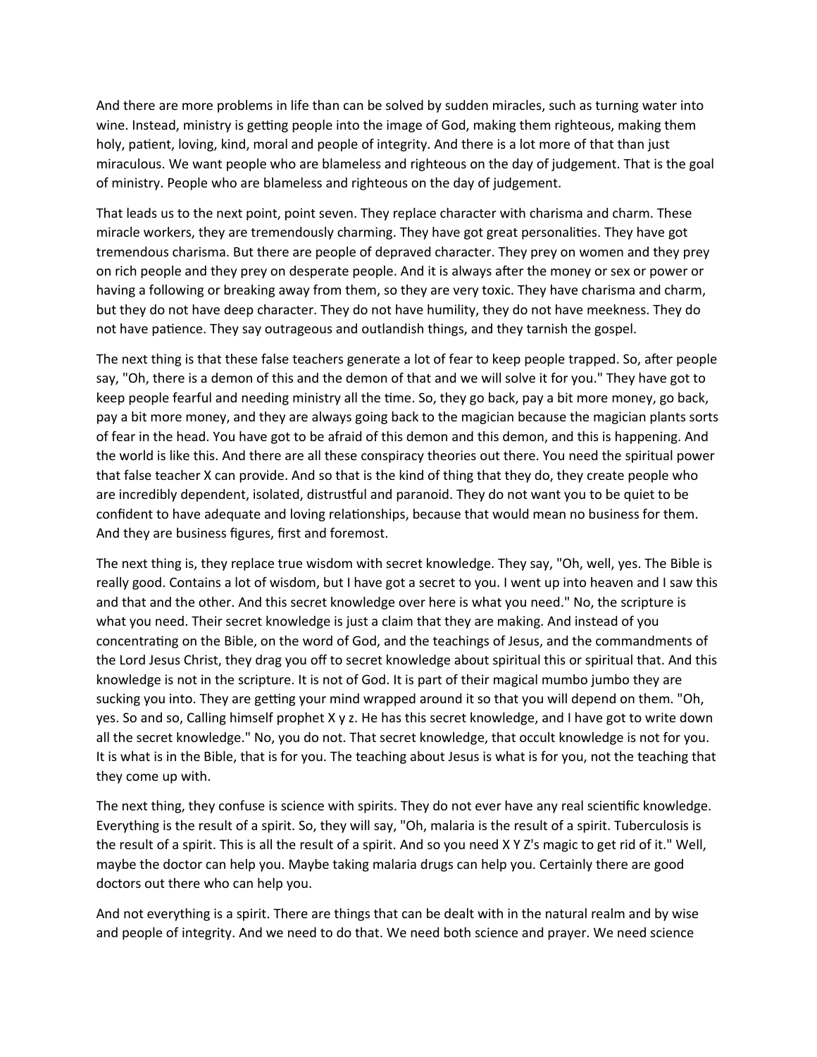And there are more problems in life than can be solved by sudden miracles, such as turning water into wine. Instead, ministry is getting people into the image of God, making them righteous, making them holy, patient, loving, kind, moral and people of integrity. And there is a lot more of that than just miraculous. We want people who are blameless and righteous on the day of judgement. That is the goal of ministry. People who are blameless and righteous on the day of judgement.

That leads us to the next point, point seven. They replace character with charisma and charm. These miracle workers, they are tremendously charming. They have got great personalities. They have got tremendous charisma. But there are people of depraved character. They prey on women and they prey on rich people and they prey on desperate people. And it is always after the money or sex or power or having a following or breaking away from them, so they are very toxic. They have charisma and charm, but they do not have deep character. They do not have humility, they do not have meekness. They do not have patience. They say outrageous and outlandish things, and they tarnish the gospel.

The next thing is that these false teachers generate a lot of fear to keep people trapped. So, after people say, "Oh, there is a demon of this and the demon of that and we will solve it for you." They have got to keep people fearful and needing ministry all the time. So, they go back, pay a bit more money, go back, pay a bit more money, and they are always going back to the magician because the magician plants sorts of fear in the head. You have got to be afraid of this demon and this demon, and this is happening. And the world is like this. And there are all these conspiracy theories out there. You need the spiritual power that false teacher X can provide. And so that is the kind of thing that they do, they create people who are incredibly dependent, isolated, distrustful and paranoid. They do not want you to be quiet to be confident to have adequate and loving relationships, because that would mean no business for them. And they are business figures, first and foremost.

The next thing is, they replace true wisdom with secret knowledge. They say, "Oh, well, yes. The Bible is really good. Contains a lot of wisdom, but I have got a secret to you. I went up into heaven and I saw this and that and the other. And this secret knowledge over here is what you need." No, the scripture is what you need. Their secret knowledge is just a claim that they are making. And instead of you concentrating on the Bible, on the word of God, and the teachings of Jesus, and the commandments of the Lord Jesus Christ, they drag you off to secret knowledge about spiritual this or spiritual that. And this knowledge is not in the scripture. It is not of God. It is part of their magical mumbo jumbo they are sucking you into. They are getting your mind wrapped around it so that you will depend on them. "Oh, yes. So and so, Calling himself prophet X y z. He has this secret knowledge, and I have got to write down all the secret knowledge." No, you do not. That secret knowledge, that occult knowledge is not for you. It is what is in the Bible, that is for you. The teaching about Jesus is what is for you, not the teaching that they come up with.

The next thing, they confuse is science with spirits. They do not ever have any real scientific knowledge. Everything is the result of a spirit. So, they will say, "Oh, malaria is the result of a spirit. Tuberculosis is the result of a spirit. This is all the result of a spirit. And so you need X Y Z's magic to get rid of it." Well, maybe the doctor can help you. Maybe taking malaria drugs can help you. Certainly there are good doctors out there who can help you.

And not everything is a spirit. There are things that can be dealt with in the natural realm and by wise and people of integrity. And we need to do that. We need both science and prayer. We need science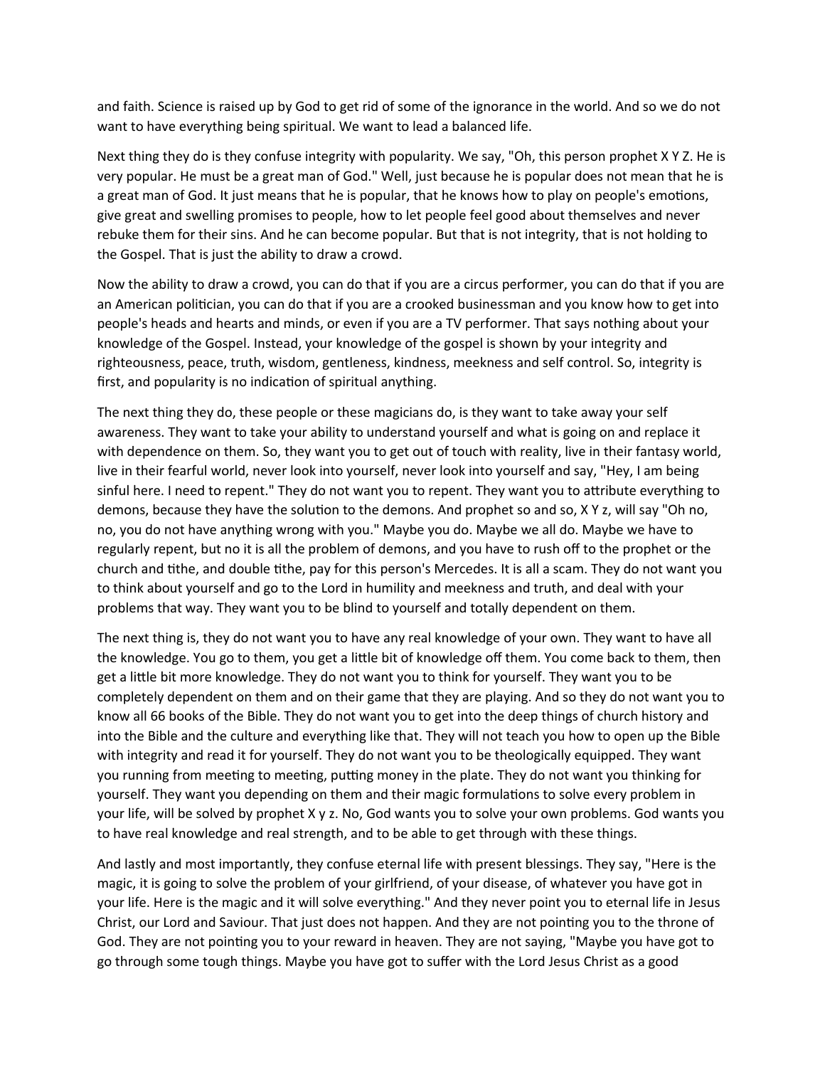and faith. Science is raised up by God to get rid of some of the ignorance in the world. And so we do not want to have everything being spiritual. We want to lead a balanced life.

Next thing they do is they confuse integrity with popularity. We say, "Oh, this person prophet X Y Z. He is very popular. He must be a great man of God." Well, just because he is popular does not mean that he is a great man of God. It just means that he is popular, that he knows how to play on people's emotions, give great and swelling promises to people, how to let people feel good about themselves and never rebuke them for their sins. And he can become popular. But that is not integrity, that is not holding to the Gospel. That is just the ability to draw a crowd.

Now the ability to draw a crowd, you can do that if you are a circus performer, you can do that if you are an American politician, you can do that if you are a crooked businessman and you know how to get into people's heads and hearts and minds, or even if you are a TV performer. That says nothing about your knowledge of the Gospel. Instead, your knowledge of the gospel is shown by your integrity and righteousness, peace, truth, wisdom, gentleness, kindness, meekness and self control. So, integrity is first, and popularity is no indication of spiritual anything.

The next thing they do, these people or these magicians do, is they want to take away your self awareness. They want to take your ability to understand yourself and what is going on and replace it with dependence on them. So, they want you to get out of touch with reality, live in their fantasy world, live in their fearful world, never look into yourself, never look into yourself and say, "Hey, I am being sinful here. I need to repent." They do not want you to repent. They want you to attribute everything to demons, because they have the solution to the demons. And prophet so and so, X Y z, will say "Oh no, no, you do not have anything wrong with you." Maybe you do. Maybe we all do. Maybe we have to regularly repent, but no it is all the problem of demons, and you have to rush off to the prophet or the church and tithe, and double tithe, pay for this person's Mercedes. It is all a scam. They do not want you to think about yourself and go to the Lord in humility and meekness and truth, and deal with your problems that way. They want you to be blind to yourself and totally dependent on them.

The next thing is, they do not want you to have any real knowledge of your own. They want to have all the knowledge. You go to them, you get a little bit of knowledge off them. You come back to them, then get a little bit more knowledge. They do not want you to think for yourself. They want you to be completely dependent on them and on their game that they are playing. And so they do not want you to know all 66 books of the Bible. They do not want you to get into the deep things of church history and into the Bible and the culture and everything like that. They will not teach you how to open up the Bible with integrity and read it for yourself. They do not want you to be theologically equipped. They want you running from meeting to meeting, putting money in the plate. They do not want you thinking for yourself. They want you depending on them and their magic formulations to solve every problem in your life, will be solved by prophet X y z. No, God wants you to solve your own problems. God wants you to have real knowledge and real strength, and to be able to get through with these things.

And lastly and most importantly, they confuse eternal life with present blessings. They say, "Here is the magic, it is going to solve the problem of your girlfriend, of your disease, of whatever you have got in your life. Here is the magic and it will solve everything." And they never point you to eternal life in Jesus Christ, our Lord and Saviour. That just does not happen. And they are not pointing you to the throne of God. They are not pointing you to your reward in heaven. They are not saying, "Maybe you have got to go through some tough things. Maybe you have got to suffer with the Lord Jesus Christ as a good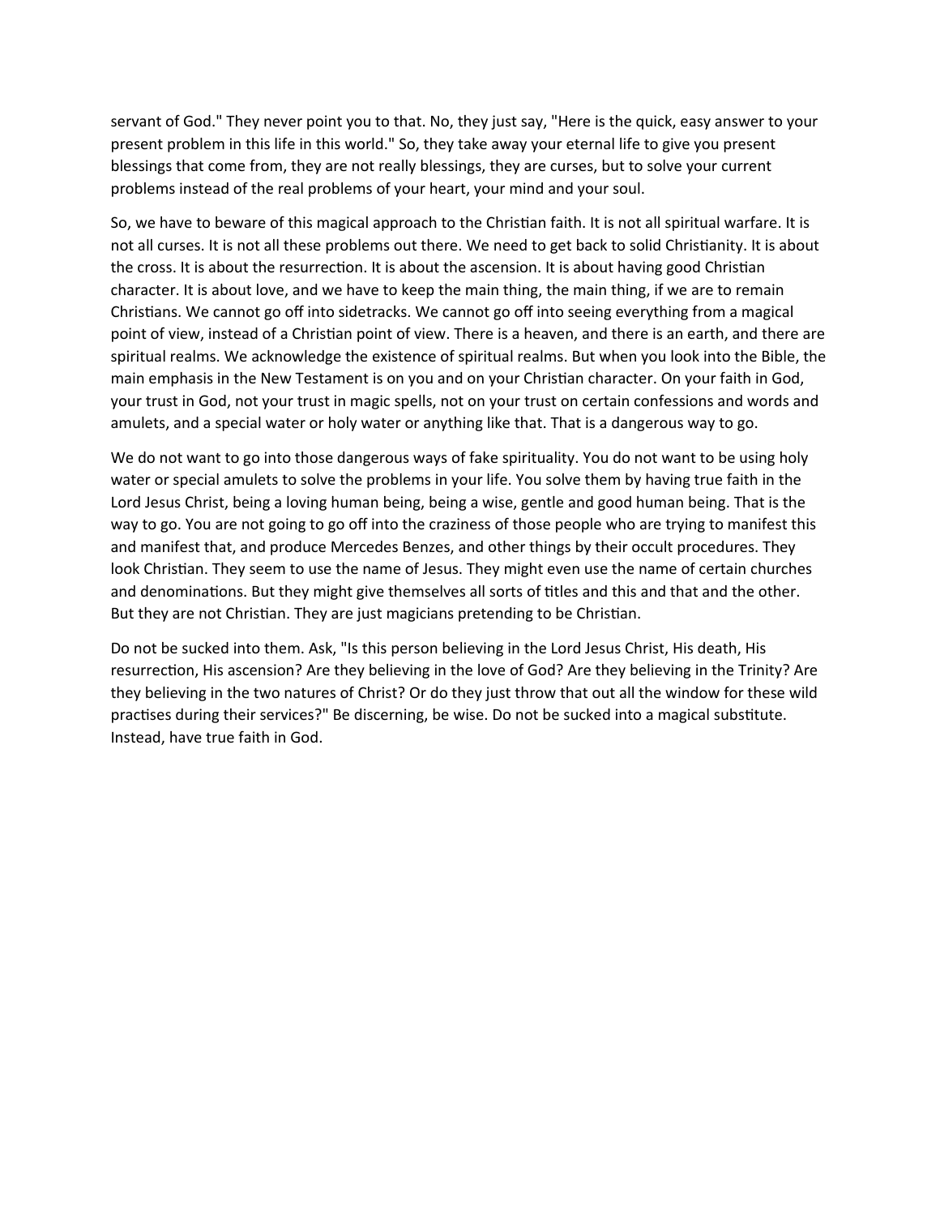servant of God." They never point you to that. No, they just say, "Here is the quick, easy answer to your present problem in this life in this world." So, they take away your eternal life to give you present blessings that come from, they are not really blessings, they are curses, but to solve your current problems instead of the real problems of your heart, your mind and your soul.

So, we have to beware of this magical approach to the Christian faith. It is not all spiritual warfare. It is not all curses. It is not all these problems out there. We need to get back to solid Christianity. It is about the cross. It is about the resurrection. It is about the ascension. It is about having good Christian character. It is about love, and we have to keep the main thing, the main thing, if we are to remain Christians. We cannot go off into sidetracks. We cannot go off into seeing everything from a magical point of view, instead of a Christian point of view. There is a heaven, and there is an earth, and there are spiritual realms. We acknowledge the existence of spiritual realms. But when you look into the Bible, the main emphasis in the New Testament is on you and on your Christian character. On your faith in God, your trust in God, not your trust in magic spells, not on your trust on certain confessions and words and amulets, and a special water or holy water or anything like that. That is a dangerous way to go.

We do not want to go into those dangerous ways of fake spirituality. You do not want to be using holy water or special amulets to solve the problems in your life. You solve them by having true faith in the Lord Jesus Christ, being a loving human being, being a wise, gentle and good human being. That is the way to go. You are not going to go off into the craziness of those people who are trying to manifest this and manifest that, and produce Mercedes Benzes, and other things by their occult procedures. They look Christian. They seem to use the name of Jesus. They might even use the name of certain churches and denominations. But they might give themselves all sorts of titles and this and that and the other. But they are not Christian. They are just magicians pretending to be Christian.

Do not be sucked into them. Ask, "Is this person believing in the Lord Jesus Christ, His death, His resurrection, His ascension? Are they believing in the love of God? Are they believing in the Trinity? Are they believing in the two natures of Christ? Or do they just throw that out all the window for these wild practises during their services?" Be discerning, be wise. Do not be sucked into a magical substitute. Instead, have true faith in God.